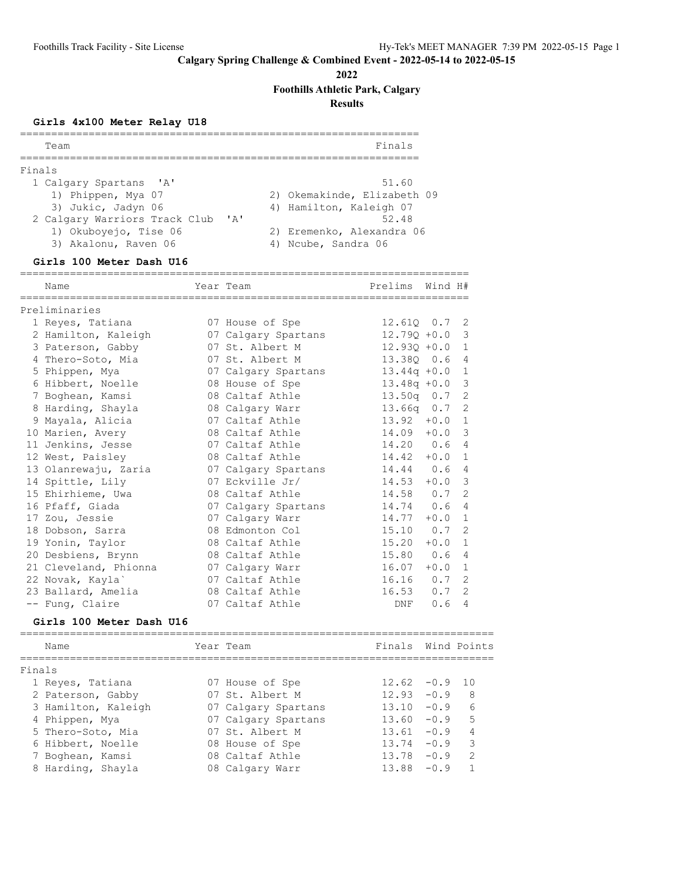# Calgary Spring Challenge & Combined Event - 2022-05-14 to 2022-05-15

## 2022

## Foothills Athletic Park, Calgary

## Results

### Girls 4x100 Meter Relay U18

| | Team | Finals |
|---|---|---|
| **Finals** | | |
| 1 | Calgary Spartans 'A' | 51.60 |
| | 1) Phippen, Mya 07; 2) Okemakinde, Elizabeth 09; 3) Jukic, Jadyn 06; 4) Hamilton, Kaleigh 07 | |
| 2 | Calgary Warriors Track Club 'A' | 52.48 |
| | 1) Okuboyejo, Tise 06; 2) Eremenko, Alexandra 06; 3) Akalonu, Raven 06; 4) Ncube, Sandra 06 | |

### Girls 100 Meter Dash U16

| | Name | Year | Team | Prelims | Wind | H# |
|---|---|---|---|---|---|---|
| **Preliminaries** | | | | | | |
| 1 | Reyes, Tatiana | 07 | House of Spe | 12.61Q | 0.7 | 2 |
| 2 | Hamilton, Kaleigh | 07 | Calgary Spartans | 12.79Q | +0.0 | 3 |
| 3 | Paterson, Gabby | 07 | St. Albert M | 12.93Q | +0.0 | 1 |
| 4 | Thero-Soto, Mia | 07 | St. Albert M | 13.38Q | 0.6 | 4 |
| 5 | Phippen, Mya | 07 | Calgary Spartans | 13.44q | +0.0 | 1 |
| 6 | Hibbert, Noelle | 08 | House of Spe | 13.48q | +0.0 | 3 |
| 7 | Boghean, Kamsi | 08 | Caltaf Athle | 13.50q | 0.7 | 2 |
| 8 | Harding, Shayla | 08 | Calgary Warr | 13.66q | 0.7 | 2 |
| 9 | Mayala, Alicia | 07 | Caltaf Athle | 13.92 | +0.0 | 1 |
| 10 | Marien, Avery | 08 | Caltaf Athle | 14.09 | +0.0 | 3 |
| 11 | Jenkins, Jesse | 07 | Caltaf Athle | 14.20 | 0.6 | 4 |
| 12 | West, Paisley | 08 | Caltaf Athle | 14.42 | +0.0 | 1 |
| 13 | Olanrewaju, Zaria | 07 | Calgary Spartans | 14.44 | 0.6 | 4 |
| 14 | Spittle, Lily | 07 | Eckville Jr/ | 14.53 | +0.0 | 3 |
| 15 | Ehirhieme, Uwa | 08 | Caltaf Athle | 14.58 | 0.7 | 2 |
| 16 | Pfaff, Giada | 07 | Calgary Spartans | 14.74 | 0.6 | 4 |
| 17 | Zou, Jessie | 07 | Calgary Warr | 14.77 | +0.0 | 1 |
| 18 | Dobson, Sarra | 08 | Edmonton Col | 15.10 | 0.7 | 2 |
| 19 | Yonin, Taylor | 08 | Caltaf Athle | 15.20 | +0.0 | 1 |
| 20 | Desbiens, Brynn | 08 | Caltaf Athle | 15.80 | 0.6 | 4 |
| 21 | Cleveland, Phionna | 07 | Calgary Warr | 16.07 | +0.0 | 1 |
| 22 | Novak, Kayla` | 07 | Caltaf Athle | 16.16 | 0.7 | 2 |
| 23 | Ballard, Amelia | 08 | Caltaf Athle | 16.53 | 0.7 | 2 |
| -- | Fung, Claire | 07 | Caltaf Athle | DNF | 0.6 | 4 |

### Girls 100 Meter Dash U16

| | Name | Year | Team | Finals | Wind | Points |
|---|---|---|---|---|---|---|
| **Finals** | | | | | | |
| 1 | Reyes, Tatiana | 07 | House of Spe | 12.62 | -0.9 | 10 |
| 2 | Paterson, Gabby | 07 | St. Albert M | 12.93 | -0.9 | 8 |
| 3 | Hamilton, Kaleigh | 07 | Calgary Spartans | 13.10 | -0.9 | 6 |
| 4 | Phippen, Mya | 07 | Calgary Spartans | 13.60 | -0.9 | 5 |
| 5 | Thero-Soto, Mia | 07 | St. Albert M | 13.61 | -0.9 | 4 |
| 6 | Hibbert, Noelle | 08 | House of Spe | 13.74 | -0.9 | 3 |
| 7 | Boghean, Kamsi | 08 | Caltaf Athle | 13.78 | -0.9 | 2 |
| 8 | Harding, Shayla | 08 | Calgary Warr | 13.88 | -0.9 | 1 |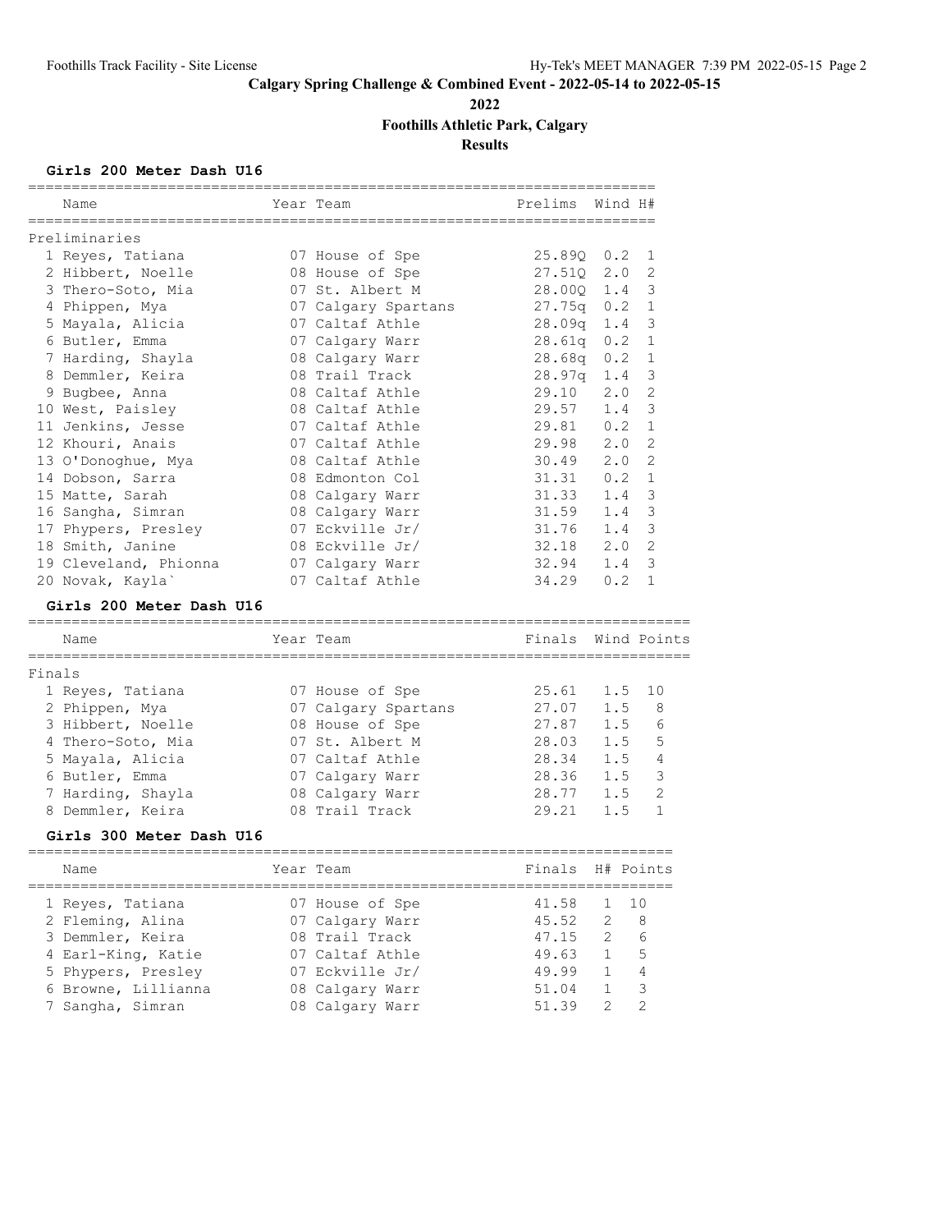# Calgary Spring Challenge & Combined Event - 2022-05-14 to 2022-05-15

## 2022

## Foothills Athletic Park, Calgary

## Results

### Girls 200 Meter Dash U16

| | Name | Year | Team | Prelims | Wind | H# |
|---|---|---|---|---|---|---|
| **Preliminaries** | | | | | | |
| 1 | Reyes, Tatiana | 07 | House of Spe | 25.89Q | 0.2 | 1 |
| 2 | Hibbert, Noelle | 08 | House of Spe | 27.51Q | 2.0 | 2 |
| 3 | Thero-Soto, Mia | 07 | St. Albert M | 28.00Q | 1.4 | 3 |
| 4 | Phippen, Mya | 07 | Calgary Spartans | 27.75q | 0.2 | 1 |
| 5 | Mayala, Alicia | 07 | Caltaf Athle | 28.09q | 1.4 | 3 |
| 6 | Butler, Emma | 07 | Calgary Warr | 28.61q | 0.2 | 1 |
| 7 | Harding, Shayla | 08 | Calgary Warr | 28.68q | 0.2 | 1 |
| 8 | Demmler, Keira | 08 | Trail Track | 28.97q | 1.4 | 3 |
| 9 | Bugbee, Anna | 08 | Caltaf Athle | 29.10 | 2.0 | 2 |
| 10 | West, Paisley | 08 | Caltaf Athle | 29.57 | 1.4 | 3 |
| 11 | Jenkins, Jesse | 07 | Caltaf Athle | 29.81 | 0.2 | 1 |
| 12 | Khouri, Anais | 07 | Caltaf Athle | 29.98 | 2.0 | 2 |
| 13 | O'Donoghue, Mya | 08 | Caltaf Athle | 30.49 | 2.0 | 2 |
| 14 | Dobson, Sarra | 08 | Edmonton Col | 31.31 | 0.2 | 1 |
| 15 | Matte, Sarah | 08 | Calgary Warr | 31.33 | 1.4 | 3 |
| 16 | Sangha, Simran | 08 | Calgary Warr | 31.59 | 1.4 | 3 |
| 17 | Phypers, Presley | 07 | Eckville Jr/ | 31.76 | 1.4 | 3 |
| 18 | Smith, Janine | 08 | Eckville Jr/ | 32.18 | 2.0 | 2 |
| 19 | Cleveland, Phionna | 07 | Calgary Warr | 32.94 | 1.4 | 3 |
| 20 | Novak, Kayla` | 07 | Caltaf Athle | 34.29 | 0.2 | 1 |

### Girls 200 Meter Dash U16

| | Name | Year | Team | Finals | Wind | Points |
|---|---|---|---|---|---|---|
| **Finals** | | | | | | |
| 1 | Reyes, Tatiana | 07 | House of Spe | 25.61 | 1.5 | 10 |
| 2 | Phippen, Mya | 07 | Calgary Spartans | 27.07 | 1.5 | 8 |
| 3 | Hibbert, Noelle | 08 | House of Spe | 27.87 | 1.5 | 6 |
| 4 | Thero-Soto, Mia | 07 | St. Albert M | 28.03 | 1.5 | 5 |
| 5 | Mayala, Alicia | 07 | Caltaf Athle | 28.34 | 1.5 | 4 |
| 6 | Butler, Emma | 07 | Calgary Warr | 28.36 | 1.5 | 3 |
| 7 | Harding, Shayla | 08 | Calgary Warr | 28.77 | 1.5 | 2 |
| 8 | Demmler, Keira | 08 | Trail Track | 29.21 | 1.5 | 1 |

### Girls 300 Meter Dash U16

| | Name | Year | Team | Finals | H# | Points |
|---|---|---|---|---|---|---|
| 1 | Reyes, Tatiana | 07 | House of Spe | 41.58 | 1 | 10 |
| 2 | Fleming, Alina | 07 | Calgary Warr | 45.52 | 2 | 8 |
| 3 | Demmler, Keira | 08 | Trail Track | 47.15 | 2 | 6 |
| 4 | Earl-King, Katie | 07 | Caltaf Athle | 49.63 | 1 | 5 |
| 5 | Phypers, Presley | 07 | Eckville Jr/ | 49.99 | 1 | 4 |
| 6 | Browne, Lillianna | 08 | Calgary Warr | 51.04 | 1 | 3 |
| 7 | Sangha, Simran | 08 | Calgary Warr | 51.39 | 2 | 2 |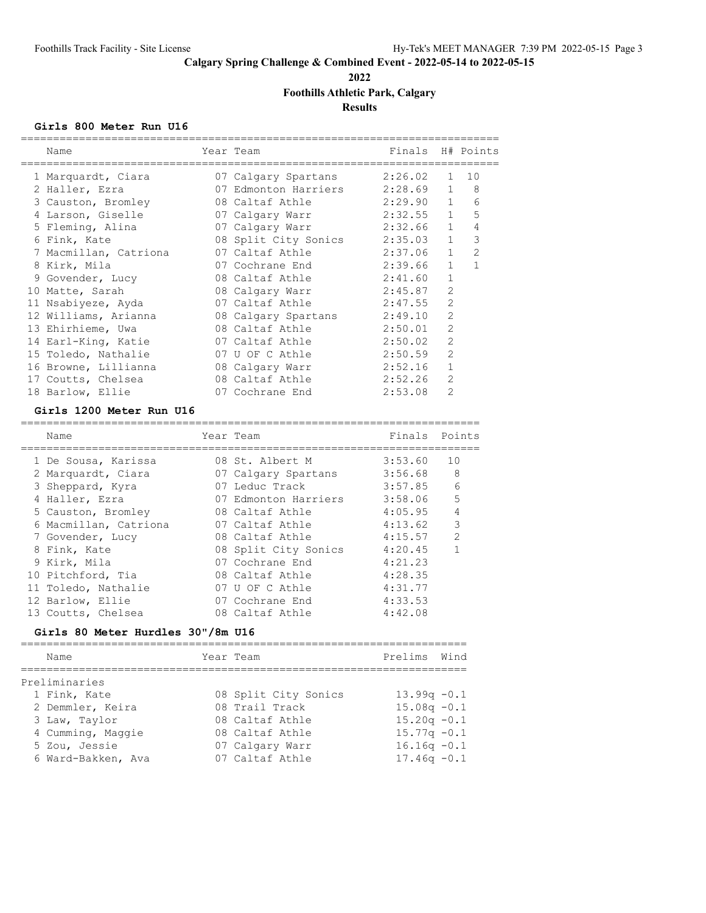# Calgary Spring Challenge & Combined Event - 2022-05-14 to 2022-05-15

**2022**

**Foothills Athletic Park, Calgary**

**Results**

### Girls 800 Meter Run U16

| Name | Year | Team | Finals | H# | Points |
|---|---|---|---|---|---|
| 1 Marquardt, Ciara | 07 | Calgary Spartans | 2:26.02 | 1 | 10 |
| 2 Haller, Ezra | 07 | Edmonton Harriers | 2:28.69 | 1 | 8 |
| 3 Causton, Bromley | 08 | Caltaf Athle | 2:29.90 | 1 | 6 |
| 4 Larson, Giselle | 07 | Calgary Warr | 2:32.55 | 1 | 5 |
| 5 Fleming, Alina | 07 | Calgary Warr | 2:32.66 | 1 | 4 |
| 6 Fink, Kate | 08 | Split City Sonics | 2:35.03 | 1 | 3 |
| 7 Macmillan, Catriona | 07 | Caltaf Athle | 2:37.06 | 1 | 2 |
| 8 Kirk, Mila | 07 | Cochrane End | 2:39.66 | 1 | 1 |
| 9 Govender, Lucy | 08 | Caltaf Athle | 2:41.60 | 1 | |
| 10 Matte, Sarah | 08 | Calgary Warr | 2:45.87 | 2 | |
| 11 Nsabiyeze, Ayda | 07 | Caltaf Athle | 2:47.55 | 2 | |
| 12 Williams, Arianna | 08 | Calgary Spartans | 2:49.10 | 2 | |
| 13 Ehirhieme, Uwa | 08 | Caltaf Athle | 2:50.01 | 2 | |
| 14 Earl-King, Katie | 07 | Caltaf Athle | 2:50.02 | 2 | |
| 15 Toledo, Nathalie | 07 | U OF C Athle | 2:50.59 | 2 | |
| 16 Browne, Lillianna | 08 | Calgary Warr | 2:52.16 | 1 | |
| 17 Coutts, Chelsea | 08 | Caltaf Athle | 2:52.26 | 2 | |
| 18 Barlow, Ellie | 07 | Cochrane End | 2:53.08 | 2 | |

### Girls 1200 Meter Run U16

| Name | Year | Team | Finals | Points |
|---|---|---|---|---|
| 1 De Sousa, Karissa | 08 | St. Albert M | 3:53.60 | 10 |
| 2 Marquardt, Ciara | 07 | Calgary Spartans | 3:56.68 | 8 |
| 3 Sheppard, Kyra | 07 | Leduc Track | 3:57.85 | 6 |
| 4 Haller, Ezra | 07 | Edmonton Harriers | 3:58.06 | 5 |
| 5 Causton, Bromley | 08 | Caltaf Athle | 4:05.95 | 4 |
| 6 Macmillan, Catriona | 07 | Caltaf Athle | 4:13.62 | 3 |
| 7 Govender, Lucy | 08 | Caltaf Athle | 4:15.57 | 2 |
| 8 Fink, Kate | 08 | Split City Sonics | 4:20.45 | 1 |
| 9 Kirk, Mila | 07 | Cochrane End | 4:21.23 | |
| 10 Pitchford, Tia | 08 | Caltaf Athle | 4:28.35 | |
| 11 Toledo, Nathalie | 07 | U OF C Athle | 4:31.77 | |
| 12 Barlow, Ellie | 07 | Cochrane End | 4:33.53 | |
| 13 Coutts, Chelsea | 08 | Caltaf Athle | 4:42.08 | |

### Girls 80 Meter Hurdles 30"/8m U16

| Name | Year | Team | Prelims | Wind |
|---|---|---|---|---|
| **Preliminaries** | | | | |
| 1 Fink, Kate | 08 | Split City Sonics | 13.99q | -0.1 |
| 2 Demmler, Keira | 08 | Trail Track | 15.08q | -0.1 |
| 3 Law, Taylor | 08 | Caltaf Athle | 15.20q | -0.1 |
| 4 Cumming, Maggie | 08 | Caltaf Athle | 15.77q | -0.1 |
| 5 Zou, Jessie | 07 | Calgary Warr | 16.16q | -0.1 |
| 6 Ward-Bakken, Ava | 07 | Caltaf Athle | 17.46q | -0.1 |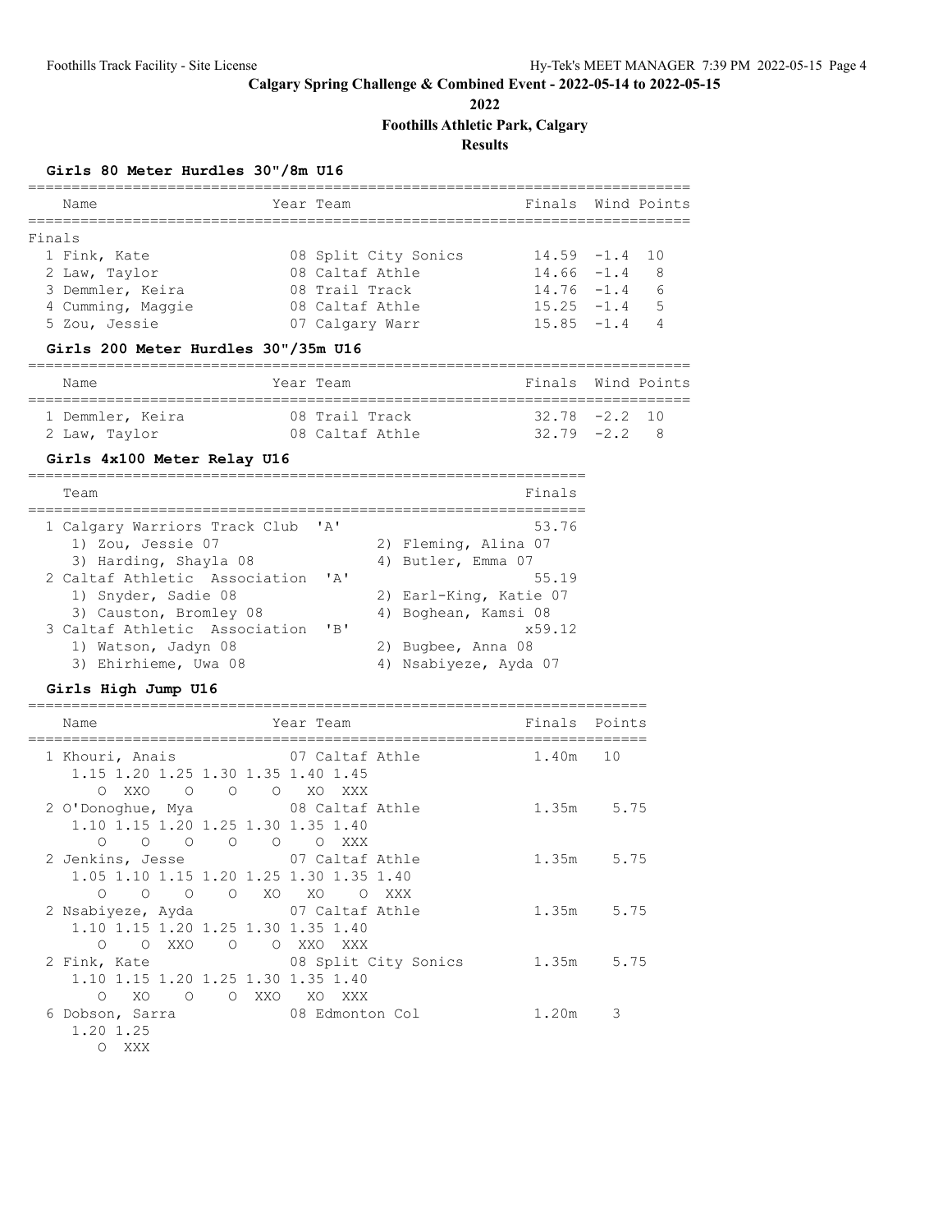# Calgary Spring Challenge & Combined Event - 2022-05-14 to 2022-05-15

## 2022

## Foothills Athletic Park, Calgary

## Results

### Girls 80 Meter Hurdles 30"/8m U16

**Finals**

| Place | Name | Year | Team | Finals | Wind | Points |
|---|---|---|---|---|---|---|
| 1 | Fink, Kate | 08 | Split City Sonics | 14.59 | -1.4 | 10 |
| 2 | Law, Taylor | 08 | Caltaf Athle | 14.66 | -1.4 | 8 |
| 3 | Demmler, Keira | 08 | Trail Track | 14.76 | -1.4 | 6 |
| 4 | Cumming, Maggie | 08 | Caltaf Athle | 15.25 | -1.4 | 5 |
| 5 | Zou, Jessie | 07 | Calgary Warr | 15.85 | -1.4 | 4 |

### Girls 200 Meter Hurdles 30"/35m U16

| Place | Name | Year | Team | Finals | Wind | Points |
|---|---|---|---|---|---|---|
| 1 | Demmler, Keira | 08 | Trail Track | 32.78 | -2.2 | 10 |
| 2 | Law, Taylor | 08 | Caltaf Athle | 32.79 | -2.2 | 8 |

### Girls 4x100 Meter Relay U16

| Place | Team | Finals |
|---|---|---|
| 1 | Calgary Warriors Track Club 'A' | 53.76 |
| | 1) Zou, Jessie 07; 2) Fleming, Alina 07; 3) Harding, Shayla 08; 4) Butler, Emma 07 | |
| 2 | Caltaf Athletic Association 'A' | 55.19 |
| | 1) Snyder, Sadie 08; 2) Earl-King, Katie 07; 3) Causton, Bromley 08; 4) Boghean, Kamsi 08 | |
| 3 | Caltaf Athletic Association 'B' | x59.12 |
| | 1) Watson, Jadyn 08; 2) Bugbee, Anna 08; 3) Ehirhieme, Uwa 08; 4) Nsabiyeze, Ayda 07 | |

### Girls High Jump U16

| Place | Name | Year | Team | Finals | Points |
|---|---|---|---|---|---|
| 1 | Khouri, Anais | 07 | Caltaf Athle | 1.40m | 10 |
| | 1.15 O, 1.20 XXO, 1.25 O, 1.30 O, 1.35 O, 1.40 XO, 1.45 XXX | | | | |
| 2 | O'Donoghue, Mya | 08 | Caltaf Athle | 1.35m | 5.75 |
| | 1.10 O, 1.15 O, 1.20 O, 1.25 O, 1.30 O, 1.35 O, 1.40 XXX | | | | |
| 2 | Jenkins, Jesse | 07 | Caltaf Athle | 1.35m | 5.75 |
| | 1.05 O, 1.10 O, 1.15 O, 1.20 O, 1.25 XO, 1.30 XO, 1.35 O, 1.40 XXX | | | | |
| 2 | Nsabiyeze, Ayda | 07 | Caltaf Athle | 1.35m | 5.75 |
| | 1.10 O, 1.15 O, 1.20 XXO, 1.25 O, 1.30 O, 1.35 XXO, 1.40 XXX | | | | |
| 2 | Fink, Kate | 08 | Split City Sonics | 1.35m | 5.75 |
| | 1.10 O, 1.15 XO, 1.20 O, 1.25 O, 1.30 XXO, 1.35 XO, 1.40 XXX | | | | |
| 6 | Dobson, Sarra | 08 | Edmonton Col | 1.20m | 3 |
| | 1.20 O, 1.25 XXX | | | | |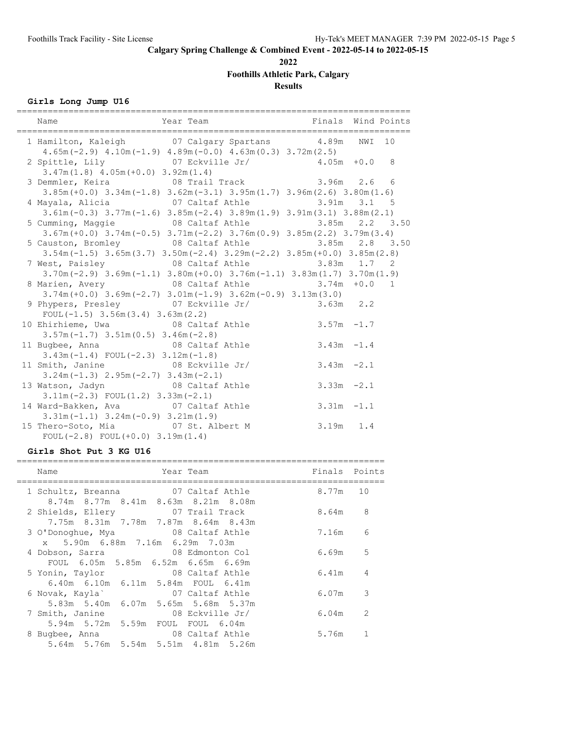# Calgary Spring Challenge & Combined Event - 2022-05-14 to 2022-05-15

## 2022

## Foothills Athletic Park, Calgary

## Results

### Girls Long Jump U16

| Place | Name | Year | Team | Finals | Wind | Points |
|---|---|---|---|---|---|---|
| 1 | Hamilton, Kaleigh | 07 | Calgary Spartans | 4.89m | NWI | 10 |
| | 4.65m(-2.9) 4.10m(-1.9) 4.89m(-0.0) 4.63m(0.3) 3.72m(2.5) | | | | | |
| 2 | Spittle, Lily | 07 | Eckville Jr/ | 4.05m | +0.0 | 8 |
| | 3.47m(1.8) 4.05m(+0.0) 3.92m(1.4) | | | | | |
| 3 | Demmler, Keira | 08 | Trail Track | 3.96m | 2.6 | 6 |
| | 3.85m(+0.0) 3.34m(-1.8) 3.62m(-3.1) 3.95m(1.7) 3.96m(2.6) 3.80m(1.6) | | | | | |
| 4 | Mayala, Alicia | 07 | Caltaf Athle | 3.91m | 3.1 | 5 |
| | 3.61m(-0.3) 3.77m(-1.6) 3.85m(-2.4) 3.89m(1.9) 3.91m(3.1) 3.88m(2.1) | | | | | |
| 5 | Cumming, Maggie | 08 | Caltaf Athle | 3.85m | 2.2 | 3.50 |
| | 3.67m(+0.0) 3.74m(-0.5) 3.71m(-2.2) 3.76m(0.9) 3.85m(2.2) 3.79m(3.4) | | | | | |
| 5 | Causton, Bromley | 08 | Caltaf Athle | 3.85m | 2.8 | 3.50 |
| | 3.54m(-1.5) 3.65m(3.7) 3.50m(-2.4) 3.29m(-2.2) 3.85m(+0.0) 3.85m(2.8) | | | | | |
| 7 | West, Paisley | 08 | Caltaf Athle | 3.83m | 1.7 | 2 |
| | 3.70m(-2.9) 3.69m(-1.1) 3.80m(+0.0) 3.76m(-1.1) 3.83m(1.7) 3.70m(1.9) | | | | | |
| 8 | Marien, Avery | 08 | Caltaf Athle | 3.74m | +0.0 | 1 |
| | 3.74m(+0.0) 3.69m(-2.7) 3.01m(-1.9) 3.62m(-0.9) 3.13m(3.0) | | | | | |
| 9 | Phypers, Presley | 07 | Eckville Jr/ | 3.63m | 2.2 | |
| | FOUL(-1.5) 3.56m(3.4) 3.63m(2.2) | | | | | |
| 10 | Ehirhieme, Uwa | 08 | Caltaf Athle | 3.57m | -1.7 | |
| | 3.57m(-1.7) 3.51m(0.5) 3.46m(-2.8) | | | | | |
| 11 | Bugbee, Anna | 08 | Caltaf Athle | 3.43m | -1.4 | |
| | 3.43m(-1.4) FOUL(-2.3) 3.12m(-1.8) | | | | | |
| 11 | Smith, Janine | 08 | Eckville Jr/ | 3.43m | -2.1 | |
| | 3.24m(-1.3) 2.95m(-2.7) 3.43m(-2.1) | | | | | |
| 13 | Watson, Jadyn | 08 | Caltaf Athle | 3.33m | -2.1 | |
| | 3.11m(-2.3) FOUL(1.2) 3.33m(-2.1) | | | | | |
| 14 | Ward-Bakken, Ava | 07 | Caltaf Athle | 3.31m | -1.1 | |
| | 3.31m(-1.1) 3.24m(-0.9) 3.21m(1.9) | | | | | |
| 15 | Thero-Soto, Mia | 07 | St. Albert M | 3.19m | 1.4 | |
| | FOUL(-2.8) FOUL(+0.0) 3.19m(1.4) | | | | | |

### Girls Shot Put 3 KG U16

| Place | Name | Year | Team | Finals | Points |
|---|---|---|---|---|---|
| 1 | Schultz, Breanna | 07 | Caltaf Athle | 8.77m | 10 |
| | 8.74m 8.77m 8.41m 8.63m 8.21m 8.08m | | | | |
| 2 | Shields, Ellery | 07 | Trail Track | 8.64m | 8 |
| | 7.75m 8.31m 7.78m 7.87m 8.64m 8.43m | | | | |
| 3 | O'Donoghue, Mya | 08 | Caltaf Athle | 7.16m | 6 |
| | x 5.90m 6.88m 7.16m 6.29m 7.03m | | | | |
| 4 | Dobson, Sarra | 08 | Edmonton Col | 6.69m | 5 |
| | FOUL 6.05m 5.85m 6.52m 6.65m 6.69m | | | | |
| 5 | Yonin, Taylor | 08 | Caltaf Athle | 6.41m | 4 |
| | 6.40m 6.10m 6.11m 5.84m FOUL 6.41m | | | | |
| 6 | Novak, Kayla` | 07 | Caltaf Athle | 6.07m | 3 |
| | 5.83m 5.40m 6.07m 5.65m 5.68m 5.37m | | | | |
| 7 | Smith, Janine | 08 | Eckville Jr/ | 6.04m | 2 |
| | 5.94m 5.72m 5.59m FOUL FOUL 6.04m | | | | |
| 8 | Bugbee, Anna | 08 | Caltaf Athle | 5.76m | 1 |
| | 5.64m 5.76m 5.54m 5.51m 4.81m 5.26m | | | | |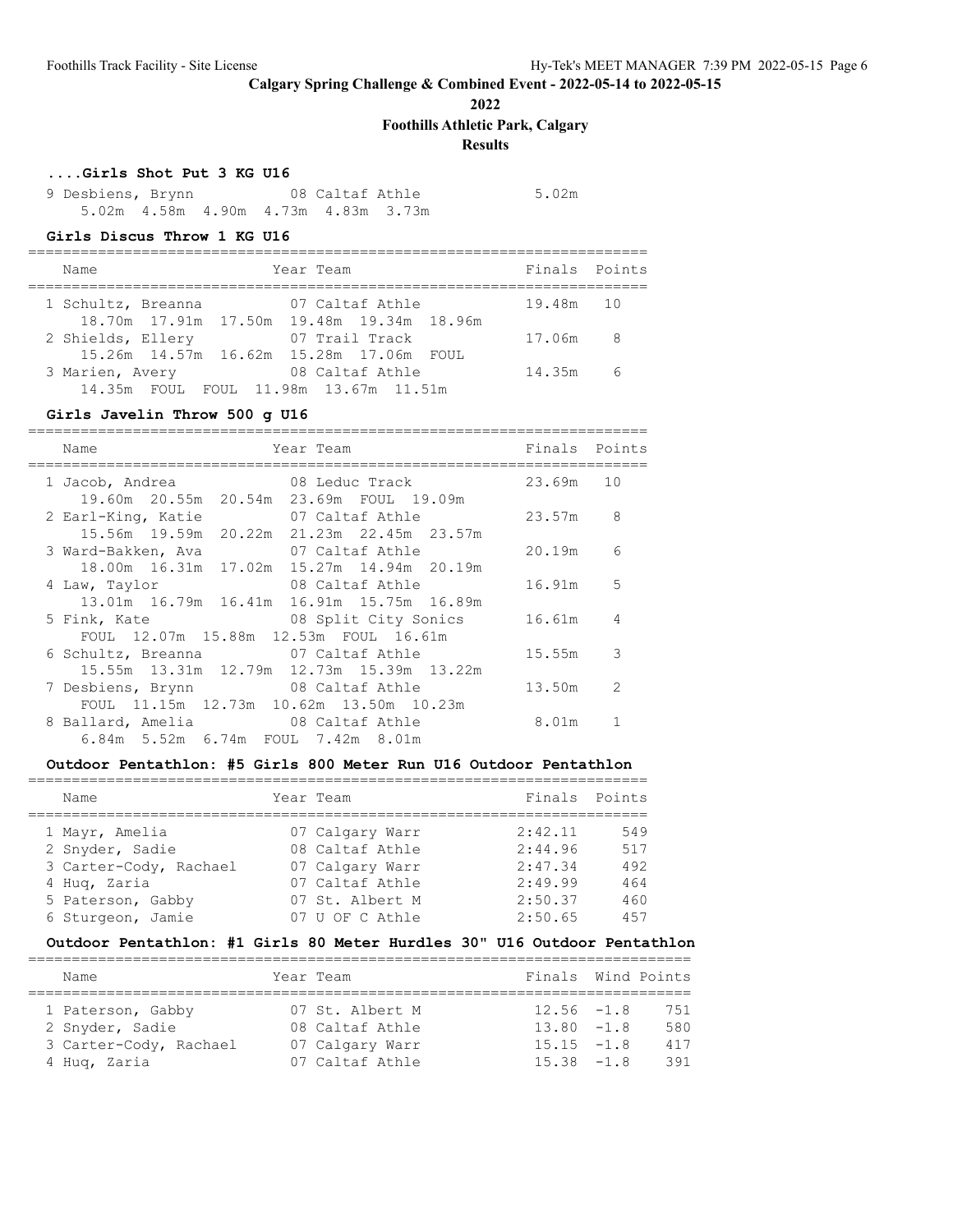## Calgary Spring Challenge & Combined Event - 2022-05-14 to 2022-05-15

**2022**

**Foothills Athletic Park, Calgary**

**Results**

### ....Girls Shot Put 3 KG U16

| Place | Name | Year | Team | Finals |
|---|---|---|---|---|
| 9 | Desbiens, Brynn | 08 | Caltaf Athle | 5.02m |
| | 5.02m 4.58m 4.90m 4.73m 4.83m 3.73m | | | |

### Girls Discus Throw 1 KG U16

| Place | Name | Year | Team | Finals | Points |
|---|---|---|---|---|---|
| 1 | Schultz, Breanna | 07 | Caltaf Athle | 19.48m | 10 |
| | 18.70m 17.91m 17.50m 19.48m 19.34m 18.96m | | | | |
| 2 | Shields, Ellery | 07 | Trail Track | 17.06m | 8 |
| | 15.26m 14.57m 16.62m 15.28m 17.06m FOUL | | | | |
| 3 | Marien, Avery | 08 | Caltaf Athle | 14.35m | 6 |
| | 14.35m FOUL FOUL 11.98m 13.67m 11.51m | | | | |

### Girls Javelin Throw 500 g U16

| Place | Name | Year | Team | Finals | Points |
|---|---|---|---|---|---|
| 1 | Jacob, Andrea | 08 | Leduc Track | 23.69m | 10 |
| | 19.60m 20.55m 20.54m 23.69m FOUL 19.09m | | | | |
| 2 | Earl-King, Katie | 07 | Caltaf Athle | 23.57m | 8 |
| | 15.56m 19.59m 20.22m 21.23m 22.45m 23.57m | | | | |
| 3 | Ward-Bakken, Ava | 07 | Caltaf Athle | 20.19m | 6 |
| | 18.00m 16.31m 17.02m 15.27m 14.94m 20.19m | | | | |
| 4 | Law, Taylor | 08 | Caltaf Athle | 16.91m | 5 |
| | 13.01m 16.79m 16.41m 16.91m 15.75m 16.89m | | | | |
| 5 | Fink, Kate | 08 | Split City Sonics | 16.61m | 4 |
| | FOUL 12.07m 15.88m 12.53m FOUL 16.61m | | | | |
| 6 | Schultz, Breanna | 07 | Caltaf Athle | 15.55m | 3 |
| | 15.55m 13.31m 12.79m 12.73m 15.39m 13.22m | | | | |
| 7 | Desbiens, Brynn | 08 | Caltaf Athle | 13.50m | 2 |
| | FOUL 11.15m 12.73m 10.62m 13.50m 10.23m | | | | |
| 8 | Ballard, Amelia | 08 | Caltaf Athle | 8.01m | 1 |
| | 6.84m 5.52m 6.74m FOUL 7.42m 8.01m | | | | |

### Outdoor Pentathlon: #5 Girls 800 Meter Run U16 Outdoor Pentathlon

| Place | Name | Year | Team | Finals | Points |
|---|---|---|---|---|---|
| 1 | Mayr, Amelia | 07 | Calgary Warr | 2:42.11 | 549 |
| 2 | Snyder, Sadie | 08 | Caltaf Athle | 2:44.96 | 517 |
| 3 | Carter-Cody, Rachael | 07 | Calgary Warr | 2:47.34 | 492 |
| 4 | Huq, Zaria | 07 | Caltaf Athle | 2:49.99 | 464 |
| 5 | Paterson, Gabby | 07 | St. Albert M | 2:50.37 | 460 |
| 6 | Sturgeon, Jamie | 07 | U OF C Athle | 2:50.65 | 457 |

### Outdoor Pentathlon: #1 Girls 80 Meter Hurdles 30" U16 Outdoor Pentathlon

| Place | Name | Year | Team | Finals | Wind | Points |
|---|---|---|---|---|---|---|
| 1 | Paterson, Gabby | 07 | St. Albert M | 12.56 | -1.8 | 751 |
| 2 | Snyder, Sadie | 08 | Caltaf Athle | 13.80 | -1.8 | 580 |
| 3 | Carter-Cody, Rachael | 07 | Calgary Warr | 15.15 | -1.8 | 417 |
| 4 | Huq, Zaria | 07 | Caltaf Athle | 15.38 | -1.8 | 391 |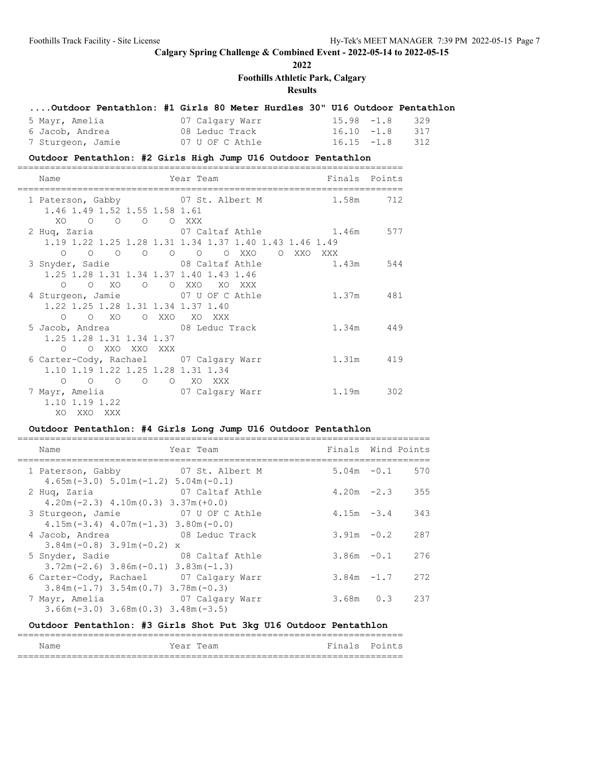# Calgary Spring Challenge & Combined Event - 2022-05-14 to 2022-05-15

**2022**

**Foothills Athletic Park, Calgary**

**Results**

### ....Outdoor Pentathlon: #1 Girls 80 Meter Hurdles 30" U16 Outdoor Pentathlon

| Name | Year | Team | Finals | Wind | Points |
|---|---|---|---|---|---|
| 5 Mayr, Amelia | 07 | Calgary Warr | 15.98 | -1.8 | 329 |
| 6 Jacob, Andrea | 08 | Leduc Track | 16.10 | -1.8 | 317 |
| 7 Sturgeon, Jamie | 07 | U OF C Athle | 16.15 | -1.8 | 312 |

### Outdoor Pentathlon: #2 Girls High Jump U16 Outdoor Pentathlon

| Name | Year | Team | Finals | Points |
|---|---|---|---|---|
| 1 Paterson, Gabby | 07 | St. Albert M | 1.58m | 712 |
| 1.46 1.49 1.52 1.55 1.58 1.61<br>XO O O O O XXX | | | | |
| 2 Huq, Zaria | 07 | Caltaf Athle | 1.46m | 577 |
| 1.19 1.22 1.25 1.28 1.31 1.34 1.37 1.40 1.43 1.46 1.49<br>O O O O O O O XXO O XXO XXX | | | | |
| 3 Snyder, Sadie | 08 | Caltaf Athle | 1.43m | 544 |
| 1.25 1.28 1.31 1.34 1.37 1.40 1.43 1.46<br>O O XO O O XXO XO XXX | | | | |
| 4 Sturgeon, Jamie | 07 | U OF C Athle | 1.37m | 481 |
| 1.22 1.25 1.28 1.31 1.34 1.37 1.40<br>O O XO O XXO XO XXX | | | | |
| 5 Jacob, Andrea | 08 | Leduc Track | 1.34m | 449 |
| 1.25 1.28 1.31 1.34 1.37<br>O O XXO XXO XXX | | | | |
| 6 Carter-Cody, Rachael | 07 | Calgary Warr | 1.31m | 419 |
| 1.10 1.19 1.22 1.25 1.28 1.31 1.34<br>O O O O O XO XXX | | | | |
| 7 Mayr, Amelia | 07 | Calgary Warr | 1.19m | 302 |
| 1.10 1.19 1.22<br>XO XXO XXX | | | | |

### Outdoor Pentathlon: #4 Girls Long Jump U16 Outdoor Pentathlon

| Name | Year | Team | Finals | Wind | Points |
|---|---|---|---|---|---|
| 1 Paterson, Gabby | 07 | St. Albert M | 5.04m | -0.1 | 570 |
| 4.65m(-3.0) 5.01m(-1.2) 5.04m(-0.1) | | | | | |
| 2 Huq, Zaria | 07 | Caltaf Athle | 4.20m | -2.3 | 355 |
| 4.20m(-2.3) 4.10m(0.3) 3.37m(+0.0) | | | | | |
| 3 Sturgeon, Jamie | 07 | U OF C Athle | 4.15m | -3.4 | 343 |
| 4.15m(-3.4) 4.07m(-1.3) 3.80m(-0.0) | | | | | |
| 4 Jacob, Andrea | 08 | Leduc Track | 3.91m | -0.2 | 287 |
| 3.84m(-0.8) 3.91m(-0.2) x | | | | | |
| 5 Snyder, Sadie | 08 | Caltaf Athle | 3.86m | -0.1 | 276 |
| 3.72m(-2.6) 3.86m(-0.1) 3.83m(-1.3) | | | | | |
| 6 Carter-Cody, Rachael | 07 | Calgary Warr | 3.84m | -1.7 | 272 |
| 3.84m(-1.7) 3.54m(0.7) 3.78m(-0.3) | | | | | |
| 7 Mayr, Amelia | 07 | Calgary Warr | 3.68m | 0.3 | 237 |
| 3.66m(-3.0) 3.68m(0.3) 3.48m(-3.5) | | | | | |

### Outdoor Pentathlon: #3 Girls Shot Put 3kg U16 Outdoor Pentathlon

| Name | Year | Team | Finals | Points |
|---|---|---|---|---|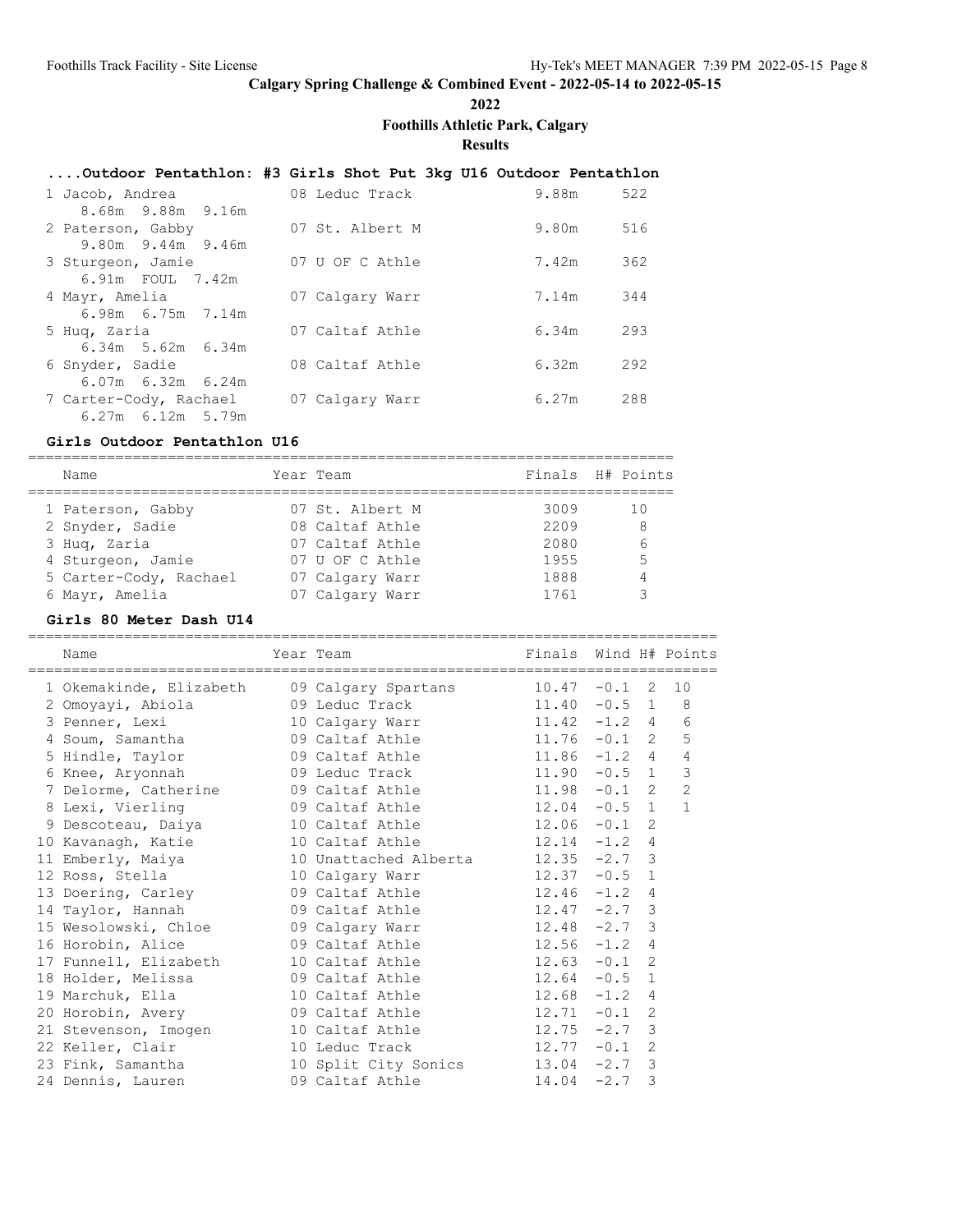# Calgary Spring Challenge & Combined Event - 2022-05-14 to 2022-05-15

**2022**

**Foothills Athletic Park, Calgary**

**Results**

### ....Outdoor Pentathlon: #3 Girls Shot Put 3kg U16 Outdoor Pentathlon

| Place | Name | Year | Team | Finals | Points |
|---|---|---|---|---|---|
| 1 | Jacob, Andrea | 08 | Leduc Track | 9.88m | 522 |
| | 8.68m 9.88m 9.16m | | | | |
| 2 | Paterson, Gabby | 07 | St. Albert M | 9.80m | 516 |
| | 9.80m 9.44m 9.46m | | | | |
| 3 | Sturgeon, Jamie | 07 | U OF C Athle | 7.42m | 362 |
| | 6.91m FOUL 7.42m | | | | |
| 4 | Mayr, Amelia | 07 | Calgary Warr | 7.14m | 344 |
| | 6.98m 6.75m 7.14m | | | | |
| 5 | Huq, Zaria | 07 | Caltaf Athle | 6.34m | 293 |
| | 6.34m 5.62m 6.34m | | | | |
| 6 | Snyder, Sadie | 08 | Caltaf Athle | 6.32m | 292 |
| | 6.07m 6.32m 6.24m | | | | |
| 7 | Carter-Cody, Rachael | 07 | Calgary Warr | 6.27m | 288 |
| | 6.27m 6.12m 5.79m | | | | |

### Girls Outdoor Pentathlon U16

| Place | Name | Year | Team | Finals | H# | Points |
|---|---|---|---|---|---|---|
| 1 | Paterson, Gabby | 07 | St. Albert M | 3009 | | 10 |
| 2 | Snyder, Sadie | 08 | Caltaf Athle | 2209 | | 8 |
| 3 | Huq, Zaria | 07 | Caltaf Athle | 2080 | | 6 |
| 4 | Sturgeon, Jamie | 07 | U OF C Athle | 1955 | | 5 |
| 5 | Carter-Cody, Rachael | 07 | Calgary Warr | 1888 | | 4 |
| 6 | Mayr, Amelia | 07 | Calgary Warr | 1761 | | 3 |

### Girls 80 Meter Dash U14

| Place | Name | Year | Team | Finals | Wind | H# | Points |
|---|---|---|---|---|---|---|---|
| 1 | Okemakinde, Elizabeth | 09 | Calgary Spartans | 10.47 | -0.1 | 2 | 10 |
| 2 | Omoyayi, Abiola | 09 | Leduc Track | 11.40 | -0.5 | 1 | 8 |
| 3 | Penner, Lexi | 10 | Calgary Warr | 11.42 | -1.2 | 4 | 6 |
| 4 | Soum, Samantha | 09 | Caltaf Athle | 11.76 | -0.1 | 2 | 5 |
| 5 | Hindle, Taylor | 09 | Caltaf Athle | 11.86 | -1.2 | 4 | 4 |
| 6 | Knee, Aryonnah | 09 | Leduc Track | 11.90 | -0.5 | 1 | 3 |
| 7 | Delorme, Catherine | 09 | Caltaf Athle | 11.98 | -0.1 | 2 | 2 |
| 8 | Lexi, Vierling | 09 | Caltaf Athle | 12.04 | -0.5 | 1 | 1 |
| 9 | Descoteau, Daiya | 10 | Caltaf Athle | 12.06 | -0.1 | 2 | |
| 10 | Kavanagh, Katie | 10 | Caltaf Athle | 12.14 | -1.2 | 4 | |
| 11 | Emberly, Maiya | 10 | Unattached Alberta | 12.35 | -2.7 | 3 | |
| 12 | Ross, Stella | 10 | Calgary Warr | 12.37 | -0.5 | 1 | |
| 13 | Doering, Carley | 09 | Caltaf Athle | 12.46 | -1.2 | 4 | |
| 14 | Taylor, Hannah | 09 | Caltaf Athle | 12.47 | -2.7 | 3 | |
| 15 | Wesolowski, Chloe | 09 | Calgary Warr | 12.48 | -2.7 | 3 | |
| 16 | Horobin, Alice | 09 | Caltaf Athle | 12.56 | -1.2 | 4 | |
| 17 | Funnell, Elizabeth | 10 | Caltaf Athle | 12.63 | -0.1 | 2 | |
| 18 | Holder, Melissa | 09 | Caltaf Athle | 12.64 | -0.5 | 1 | |
| 19 | Marchuk, Ella | 10 | Caltaf Athle | 12.68 | -1.2 | 4 | |
| 20 | Horobin, Avery | 09 | Caltaf Athle | 12.71 | -0.1 | 2 | |
| 21 | Stevenson, Imogen | 10 | Caltaf Athle | 12.75 | -2.7 | 3 | |
| 22 | Keller, Clair | 10 | Leduc Track | 12.77 | -0.1 | 2 | |
| 23 | Fink, Samantha | 10 | Split City Sonics | 13.04 | -2.7 | 3 | |
| 24 | Dennis, Lauren | 09 | Caltaf Athle | 14.04 | -2.7 | 3 | |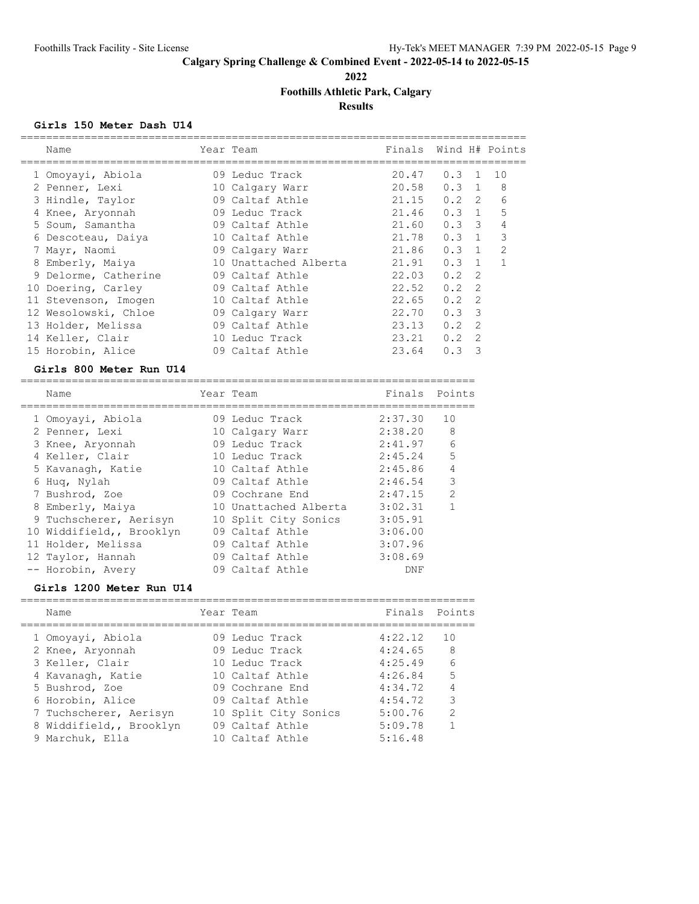# Calgary Spring Challenge & Combined Event - 2022-05-14 to 2022-05-15

**2022**

**Foothills Athletic Park, Calgary**

**Results**

### Girls 150 Meter Dash U14

| | Name | Year | Team | Finals | Wind | H# | Points |
|---|---|---|---|---|---|---|---|
| 1 | Omoyayi, Abiola | 09 | Leduc Track | 20.47 | 0.3 | 1 | 10 |
| 2 | Penner, Lexi | 10 | Calgary Warr | 20.58 | 0.3 | 1 | 8 |
| 3 | Hindle, Taylor | 09 | Caltaf Athle | 21.15 | 0.2 | 2 | 6 |
| 4 | Knee, Aryonnah | 09 | Leduc Track | 21.46 | 0.3 | 1 | 5 |
| 5 | Soum, Samantha | 09 | Caltaf Athle | 21.60 | 0.3 | 3 | 4 |
| 6 | Descoteau, Daiya | 10 | Caltaf Athle | 21.78 | 0.3 | 1 | 3 |
| 7 | Mayr, Naomi | 09 | Calgary Warr | 21.86 | 0.3 | 1 | 2 |
| 8 | Emberly, Maiya | 10 | Unattached Alberta | 21.91 | 0.3 | 1 | 1 |
| 9 | Delorme, Catherine | 09 | Caltaf Athle | 22.03 | 0.2 | 2 | |
| 10 | Doering, Carley | 09 | Caltaf Athle | 22.52 | 0.2 | 2 | |
| 11 | Stevenson, Imogen | 10 | Caltaf Athle | 22.65 | 0.2 | 2 | |
| 12 | Wesolowski, Chloe | 09 | Calgary Warr | 22.70 | 0.3 | 3 | |
| 13 | Holder, Melissa | 09 | Caltaf Athle | 23.13 | 0.2 | 2 | |
| 14 | Keller, Clair | 10 | Leduc Track | 23.21 | 0.2 | 2 | |
| 15 | Horobin, Alice | 09 | Caltaf Athle | 23.64 | 0.3 | 3 | |

### Girls 800 Meter Run U14

| | Name | Year | Team | Finals | Points |
|---|---|---|---|---|---|
| 1 | Omoyayi, Abiola | 09 | Leduc Track | 2:37.30 | 10 |
| 2 | Penner, Lexi | 10 | Calgary Warr | 2:38.20 | 8 |
| 3 | Knee, Aryonnah | 09 | Leduc Track | 2:41.97 | 6 |
| 4 | Keller, Clair | 10 | Leduc Track | 2:45.24 | 5 |
| 5 | Kavanagh, Katie | 10 | Caltaf Athle | 2:45.86 | 4 |
| 6 | Huq, Nylah | 09 | Caltaf Athle | 2:46.54 | 3 |
| 7 | Bushrod, Zoe | 09 | Cochrane End | 2:47.15 | 2 |
| 8 | Emberly, Maiya | 10 | Unattached Alberta | 3:02.31 | 1 |
| 9 | Tuchscherer, Aerisyn | 10 | Split City Sonics | 3:05.91 | |
| 10 | Widdifield,, Brooklyn | 09 | Caltaf Athle | 3:06.00 | |
| 11 | Holder, Melissa | 09 | Caltaf Athle | 3:07.96 | |
| 12 | Taylor, Hannah | 09 | Caltaf Athle | 3:08.69 | |
| -- | Horobin, Avery | 09 | Caltaf Athle | DNF | |

### Girls 1200 Meter Run U14

| | Name | Year | Team | Finals | Points |
|---|---|---|---|---|---|
| 1 | Omoyayi, Abiola | 09 | Leduc Track | 4:22.12 | 10 |
| 2 | Knee, Aryonnah | 09 | Leduc Track | 4:24.65 | 8 |
| 3 | Keller, Clair | 10 | Leduc Track | 4:25.49 | 6 |
| 4 | Kavanagh, Katie | 10 | Caltaf Athle | 4:26.84 | 5 |
| 5 | Bushrod, Zoe | 09 | Cochrane End | 4:34.72 | 4 |
| 6 | Horobin, Alice | 09 | Caltaf Athle | 4:54.72 | 3 |
| 7 | Tuchscherer, Aerisyn | 10 | Split City Sonics | 5:00.76 | 2 |
| 8 | Widdifield,, Brooklyn | 09 | Caltaf Athle | 5:09.78 | 1 |
| 9 | Marchuk, Ella | 10 | Caltaf Athle | 5:16.48 | |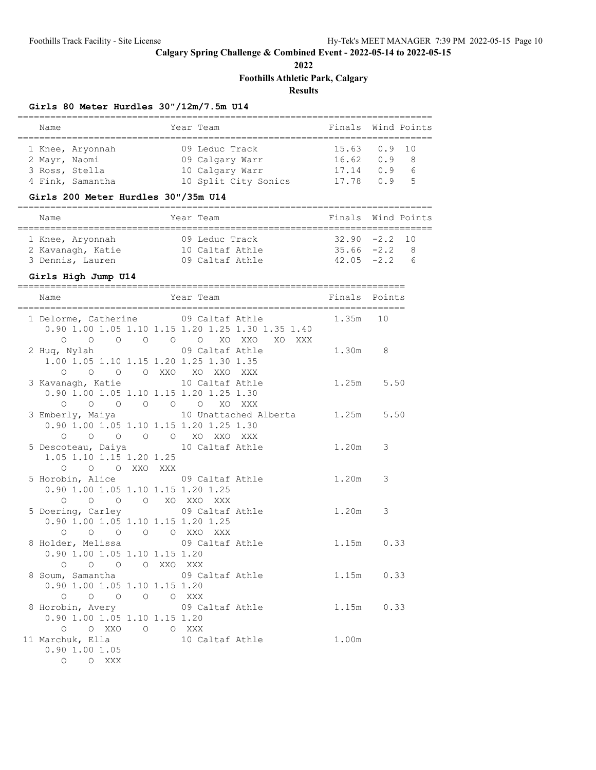# Calgary Spring Challenge & Combined Event - 2022-05-14 to 2022-05-15

## 2022

## Foothills Athletic Park, Calgary

## Results

### Girls 80 Meter Hurdles 30"/12m/7.5m U14

| Name | Year | Team | Finals | Wind | Points |
|---|---|---|---|---|---|
| 1 Knee, Aryonnah | 09 | Leduc Track | 15.63 | 0.9 | 10 |
| 2 Mayr, Naomi | 09 | Calgary Warr | 16.62 | 0.9 | 8 |
| 3 Ross, Stella | 10 | Calgary Warr | 17.14 | 0.9 | 6 |
| 4 Fink, Samantha | 10 | Split City Sonics | 17.78 | 0.9 | 5 |

### Girls 200 Meter Hurdles 30"/35m U14

| Name | Year | Team | Finals | Wind | Points |
|---|---|---|---|---|---|
| 1 Knee, Aryonnah | 09 | Leduc Track | 32.90 | -2.2 | 10 |
| 2 Kavanagh, Katie | 10 | Caltaf Athle | 35.66 | -2.2 | 8 |
| 3 Dennis, Lauren | 09 | Caltaf Athle | 42.05 | -2.2 | 6 |

### Girls High Jump U14

| Name | Year | Team | Finals | Points |
|---|---|---|---|---|
| 1 Delorme, Catherine | 09 | Caltaf Athle | 1.35m | 10 |
| 0.90 1.00 1.05 1.10 1.15 1.20 1.25 1.30 1.35 1.40<br>O O O O O O XO XXO XO XXX | | | | |
| 2 Huq, Nylah | 09 | Caltaf Athle | 1.30m | 8 |
| 1.00 1.05 1.10 1.15 1.20 1.25 1.30 1.35<br>O O O O XXO XO XXO XXX | | | | |
| 3 Kavanagh, Katie | 10 | Caltaf Athle | 1.25m | 5.50 |
| 0.90 1.00 1.05 1.10 1.15 1.20 1.25 1.30<br>O O O O O O XO XXX | | | | |
| 3 Emberly, Maiya | 10 | Unattached Alberta | 1.25m | 5.50 |
| 0.90 1.00 1.05 1.10 1.15 1.20 1.25 1.30<br>O O O O O XO XXO XXX | | | | |
| 5 Descoteau, Daiya | 10 | Caltaf Athle | 1.20m | 3 |
| 1.05 1.10 1.15 1.20 1.25<br>O O O XXO XXX | | | | |
| 5 Horobin, Alice | 09 | Caltaf Athle | 1.20m | 3 |
| 0.90 1.00 1.05 1.10 1.15 1.20 1.25<br>O O O O XO XXO XXX | | | | |
| 5 Doering, Carley | 09 | Caltaf Athle | 1.20m | 3 |
| 0.90 1.00 1.05 1.10 1.15 1.20 1.25<br>O O O O O XXO XXX | | | | |
| 8 Holder, Melissa | 09 | Caltaf Athle | 1.15m | 0.33 |
| 0.90 1.00 1.05 1.10 1.15 1.20<br>O O O O XXO XXX | | | | |
| 8 Soum, Samantha | 09 | Caltaf Athle | 1.15m | 0.33 |
| 0.90 1.00 1.05 1.10 1.15 1.20<br>O O O O O XXX | | | | |
| 8 Horobin, Avery | 09 | Caltaf Athle | 1.15m | 0.33 |
| 0.90 1.00 1.05 1.10 1.15 1.20<br>O O XXO O O XXX | | | | |
| 11 Marchuk, Ella | 10 | Caltaf Athle | 1.00m | |
| 0.90 1.00 1.05<br>O O XXX | | | | |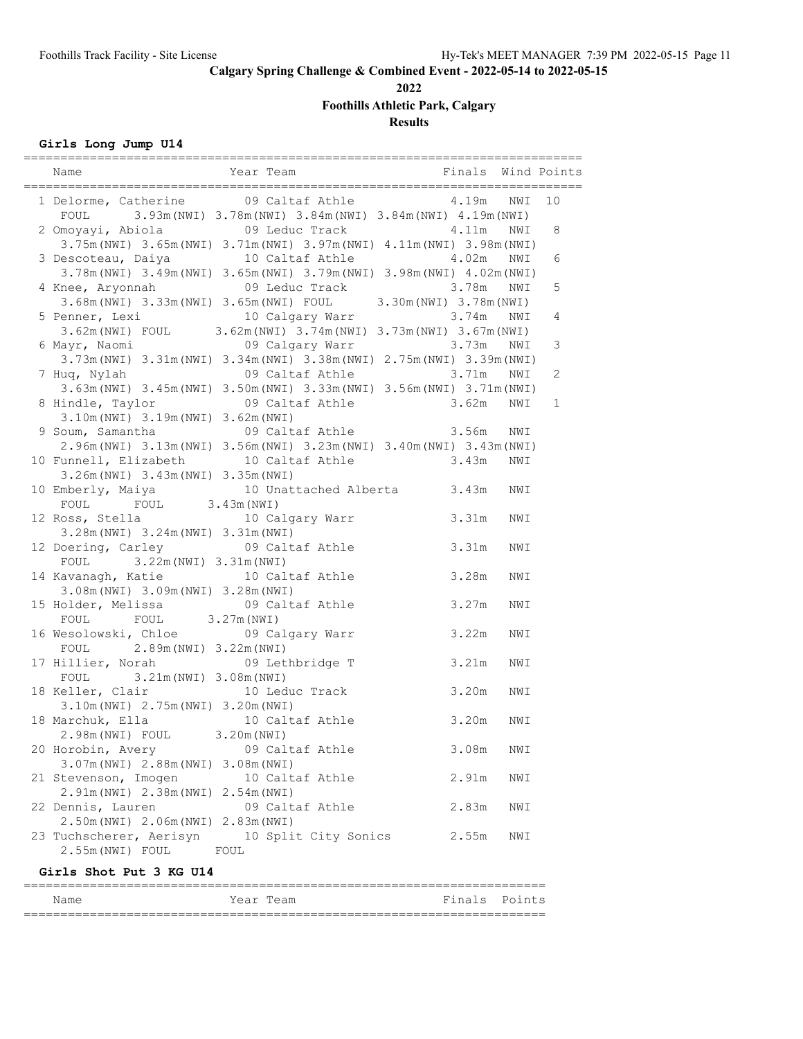# Calgary Spring Challenge & Combined Event - 2022-05-14 to 2022-05-15

## 2022

## Foothills Athletic Park, Calgary

## Results

### Girls Long Jump U14

| Place | Name | Year | Team | Finals | Wind | Points |
|---|---|---|---|---|---|---|
| 1 | Delorme, Catherine | 09 | Caltaf Athle | 4.19m | NWI | 10 |
| | FOUL 3.93m(NWI) 3.78m(NWI) 3.84m(NWI) 3.84m(NWI) 4.19m(NWI) | | | | | |
| 2 | Omoyayi, Abiola | 09 | Leduc Track | 4.11m | NWI | 8 |
| | 3.75m(NWI) 3.65m(NWI) 3.71m(NWI) 3.97m(NWI) 4.11m(NWI) 3.98m(NWI) | | | | | |
| 3 | Descoteau, Daiya | 10 | Caltaf Athle | 4.02m | NWI | 6 |
| | 3.78m(NWI) 3.49m(NWI) 3.65m(NWI) 3.79m(NWI) 3.98m(NWI) 4.02m(NWI) | | | | | |
| 4 | Knee, Aryonnah | 09 | Leduc Track | 3.78m | NWI | 5 |
| | 3.68m(NWI) 3.33m(NWI) 3.65m(NWI) FOUL 3.30m(NWI) 3.78m(NWI) | | | | | |
| 5 | Penner, Lexi | 10 | Calgary Warr | 3.74m | NWI | 4 |
| | 3.62m(NWI) FOUL 3.62m(NWI) 3.74m(NWI) 3.73m(NWI) 3.67m(NWI) | | | | | |
| 6 | Mayr, Naomi | 09 | Calgary Warr | 3.73m | NWI | 3 |
| | 3.73m(NWI) 3.31m(NWI) 3.34m(NWI) 3.38m(NWI) 2.75m(NWI) 3.39m(NWI) | | | | | |
| 7 | Huq, Nylah | 09 | Caltaf Athle | 3.71m | NWI | 2 |
| | 3.63m(NWI) 3.45m(NWI) 3.50m(NWI) 3.33m(NWI) 3.56m(NWI) 3.71m(NWI) | | | | | |
| 8 | Hindle, Taylor | 09 | Caltaf Athle | 3.62m | NWI | 1 |
| | 3.10m(NWI) 3.19m(NWI) 3.62m(NWI) | | | | | |
| 9 | Soum, Samantha | 09 | Caltaf Athle | 3.56m | NWI | |
| | 2.96m(NWI) 3.13m(NWI) 3.56m(NWI) 3.23m(NWI) 3.40m(NWI) 3.43m(NWI) | | | | | |
| 10 | Funnell, Elizabeth | 10 | Caltaf Athle | 3.43m | NWI | |
| | 3.26m(NWI) 3.43m(NWI) 3.35m(NWI) | | | | | |
| 10 | Emberly, Maiya | 10 | Unattached Alberta | 3.43m | NWI | |
| | FOUL FOUL 3.43m(NWI) | | | | | |
| 12 | Ross, Stella | 10 | Calgary Warr | 3.31m | NWI | |
| | 3.28m(NWI) 3.24m(NWI) 3.31m(NWI) | | | | | |
| 12 | Doering, Carley | 09 | Caltaf Athle | 3.31m | NWI | |
| | FOUL 3.22m(NWI) 3.31m(NWI) | | | | | |
| 14 | Kavanagh, Katie | 10 | Caltaf Athle | 3.28m | NWI | |
| | 3.08m(NWI) 3.09m(NWI) 3.28m(NWI) | | | | | |
| 15 | Holder, Melissa | 09 | Caltaf Athle | 3.27m | NWI | |
| | FOUL FOUL 3.27m(NWI) | | | | | |
| 16 | Wesolowski, Chloe | 09 | Calgary Warr | 3.22m | NWI | |
| | FOUL 2.89m(NWI) 3.22m(NWI) | | | | | |
| 17 | Hillier, Norah | 09 | Lethbridge T | 3.21m | NWI | |
| | FOUL 3.21m(NWI) 3.08m(NWI) | | | | | |
| 18 | Keller, Clair | 10 | Leduc Track | 3.20m | NWI | |
| | 3.10m(NWI) 2.75m(NWI) 3.20m(NWI) | | | | | |
| 18 | Marchuk, Ella | 10 | Caltaf Athle | 3.20m | NWI | |
| | 2.98m(NWI) FOUL 3.20m(NWI) | | | | | |
| 20 | Horobin, Avery | 09 | Caltaf Athle | 3.08m | NWI | |
| | 3.07m(NWI) 2.88m(NWI) 3.08m(NWI) | | | | | |
| 21 | Stevenson, Imogen | 10 | Caltaf Athle | 2.91m | NWI | |
| | 2.91m(NWI) 2.38m(NWI) 2.54m(NWI) | | | | | |
| 22 | Dennis, Lauren | 09 | Caltaf Athle | 2.83m | NWI | |
| | 2.50m(NWI) 2.06m(NWI) 2.83m(NWI) | | | | | |
| 23 | Tuchscherer, Aerisyn | 10 | Split City Sonics | 2.55m | NWI | |
| | 2.55m(NWI) FOUL FOUL | | | | | |

### Girls Shot Put 3 KG U14

| Name | Year | Team | Finals | Points |
|---|---|---|---|---|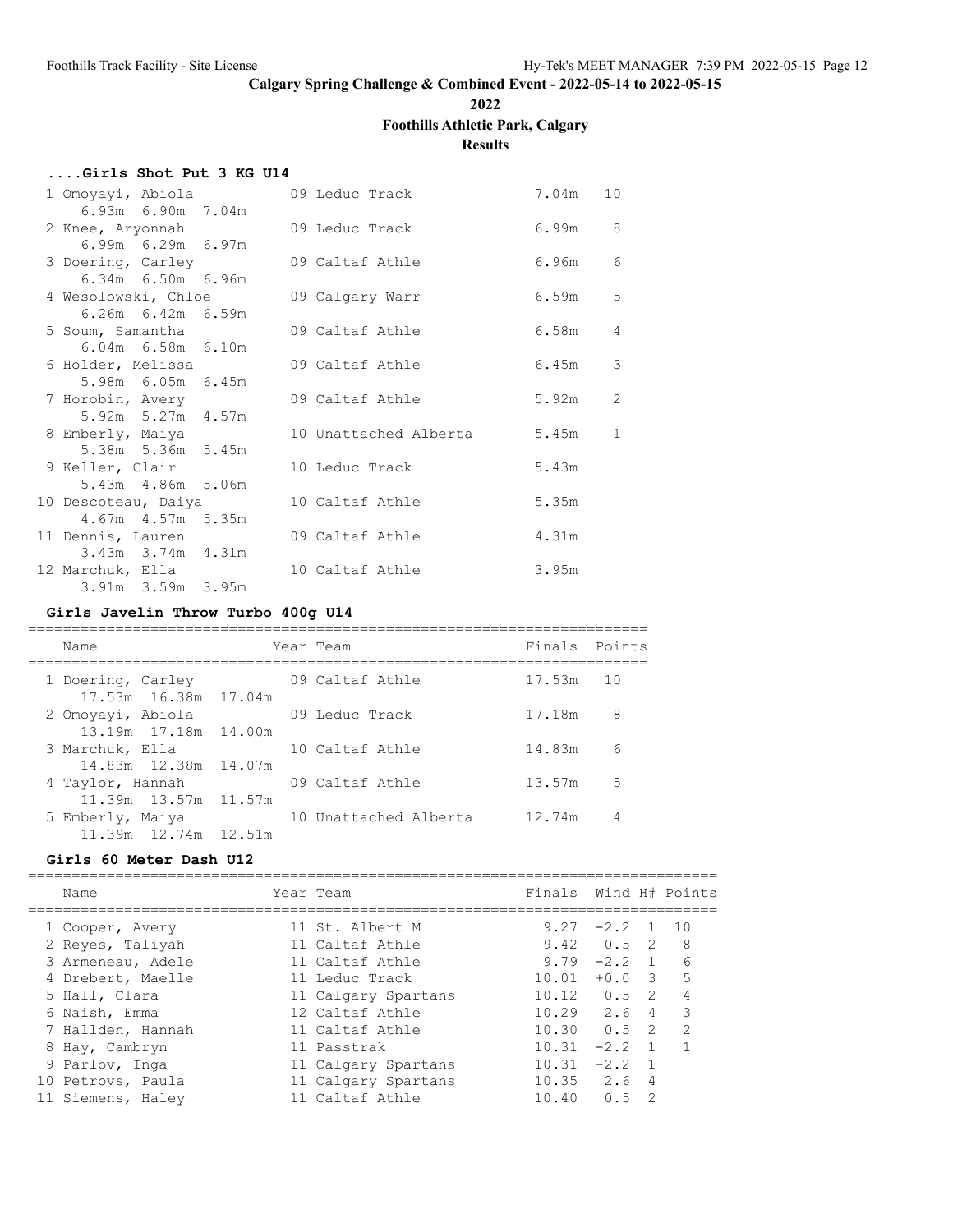**Calgary Spring Challenge & Combined Event - 2022-05-14 to 2022-05-15**

**2022**

**Foothills Athletic Park, Calgary**

**Results**

### ....Girls Shot Put 3 KG U14

| Place | Name | Year | Team | Finals | Points | Attempts |
|---|---|---|---|---|---|---|
| 1 | Omoyayi, Abiola | 09 | Leduc Track | 7.04m | 10 | 6.93m 6.90m 7.04m |
| 2 | Knee, Aryonnah | 09 | Leduc Track | 6.99m | 8 | 6.99m 6.29m 6.97m |
| 3 | Doering, Carley | 09 | Caltaf Athle | 6.96m | 6 | 6.34m 6.50m 6.96m |
| 4 | Wesolowski, Chloe | 09 | Calgary Warr | 6.59m | 5 | 6.26m 6.42m 6.59m |
| 5 | Soum, Samantha | 09 | Caltaf Athle | 6.58m | 4 | 6.04m 6.58m 6.10m |
| 6 | Holder, Melissa | 09 | Caltaf Athle | 6.45m | 3 | 5.98m 6.05m 6.45m |
| 7 | Horobin, Avery | 09 | Caltaf Athle | 5.92m | 2 | 5.92m 5.27m 4.57m |
| 8 | Emberly, Maiya | 10 | Unattached Alberta | 5.45m | 1 | 5.38m 5.36m 5.45m |
| 9 | Keller, Clair | 10 | Leduc Track | 5.43m | | 5.43m 4.86m 5.06m |
| 10 | Descoteau, Daiya | 10 | Caltaf Athle | 5.35m | | 4.67m 4.57m 5.35m |
| 11 | Dennis, Lauren | 09 | Caltaf Athle | 4.31m | | 3.43m 3.74m 4.31m |
| 12 | Marchuk, Ella | 10 | Caltaf Athle | 3.95m | | 3.91m 3.59m 3.95m |

### Girls Javelin Throw Turbo 400g U14

| Place | Name | Year | Team | Finals | Points | Attempts |
|---|---|---|---|---|---|---|
| 1 | Doering, Carley | 09 | Caltaf Athle | 17.53m | 10 | 17.53m 16.38m 17.04m |
| 2 | Omoyayi, Abiola | 09 | Leduc Track | 17.18m | 8 | 13.19m 17.18m 14.00m |
| 3 | Marchuk, Ella | 10 | Caltaf Athle | 14.83m | 6 | 14.83m 12.38m 14.07m |
| 4 | Taylor, Hannah | 09 | Caltaf Athle | 13.57m | 5 | 11.39m 13.57m 11.57m |
| 5 | Emberly, Maiya | 10 | Unattached Alberta | 12.74m | 4 | 11.39m 12.74m 12.51m |

### Girls 60 Meter Dash U12

| Place | Name | Year | Team | Finals | Wind | H# | Points |
|---|---|---|---|---|---|---|---|
| 1 | Cooper, Avery | 11 | St. Albert M | 9.27 | -2.2 | 1 | 10 |
| 2 | Reyes, Taliyah | 11 | Caltaf Athle | 9.42 | 0.5 | 2 | 8 |
| 3 | Armeneau, Adele | 11 | Caltaf Athle | 9.79 | -2.2 | 1 | 6 |
| 4 | Drebert, Maelle | 11 | Leduc Track | 10.01 | +0.0 | 3 | 5 |
| 5 | Hall, Clara | 11 | Calgary Spartans | 10.12 | 0.5 | 2 | 4 |
| 6 | Naish, Emma | 12 | Caltaf Athle | 10.29 | 2.6 | 4 | 3 |
| 7 | Hallden, Hannah | 11 | Caltaf Athle | 10.30 | 0.5 | 2 | 2 |
| 8 | Hay, Cambryn | 11 | Passtrak | 10.31 | -2.2 | 1 | 1 |
| 9 | Parlov, Inga | 11 | Calgary Spartans | 10.31 | -2.2 | 1 | |
| 10 | Petrovs, Paula | 11 | Calgary Spartans | 10.35 | 2.6 | 4 | |
| 11 | Siemens, Haley | 11 | Caltaf Athle | 10.40 | 0.5 | 2 | |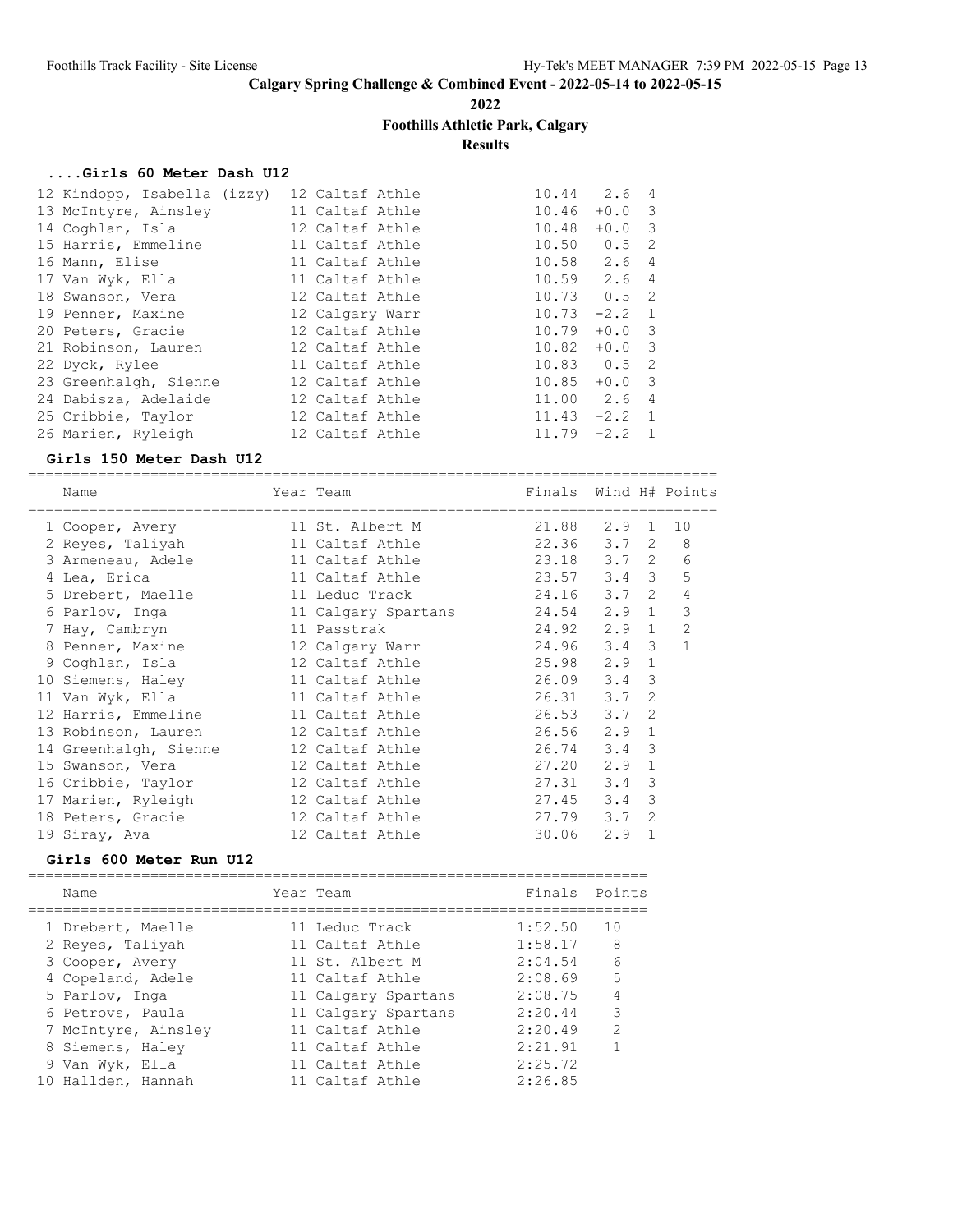# Calgary Spring Challenge & Combined Event - 2022-05-14 to 2022-05-15

**2022**

**Foothills Athletic Park, Calgary**

**Results**

### ....Girls 60 Meter Dash U12

| Place | Name | Year | Team | Finals | Wind | H# |
|---|---|---|---|---|---|---|
| 12 | Kindopp, Isabella (izzy) | 12 | Caltaf Athle | 10.44 | 2.6 | 4 |
| 13 | McIntyre, Ainsley | 11 | Caltaf Athle | 10.46 | +0.0 | 3 |
| 14 | Coghlan, Isla | 12 | Caltaf Athle | 10.48 | +0.0 | 3 |
| 15 | Harris, Emmeline | 11 | Caltaf Athle | 10.50 | 0.5 | 2 |
| 16 | Mann, Elise | 11 | Caltaf Athle | 10.58 | 2.6 | 4 |
| 17 | Van Wyk, Ella | 11 | Caltaf Athle | 10.59 | 2.6 | 4 |
| 18 | Swanson, Vera | 12 | Caltaf Athle | 10.73 | 0.5 | 2 |
| 19 | Penner, Maxine | 12 | Calgary Warr | 10.73 | -2.2 | 1 |
| 20 | Peters, Gracie | 12 | Caltaf Athle | 10.79 | +0.0 | 3 |
| 21 | Robinson, Lauren | 12 | Caltaf Athle | 10.82 | +0.0 | 3 |
| 22 | Dyck, Rylee | 11 | Caltaf Athle | 10.83 | 0.5 | 2 |
| 23 | Greenhalgh, Sienne | 12 | Caltaf Athle | 10.85 | +0.0 | 3 |
| 24 | Dabisza, Adelaide | 12 | Caltaf Athle | 11.00 | 2.6 | 4 |
| 25 | Cribbie, Taylor | 12 | Caltaf Athle | 11.43 | -2.2 | 1 |
| 26 | Marien, Ryleigh | 12 | Caltaf Athle | 11.79 | -2.2 | 1 |

### Girls 150 Meter Dash U12

| Place | Name | Year | Team | Finals | Wind | H# | Points |
|---|---|---|---|---|---|---|---|
| 1 | Cooper, Avery | 11 | St. Albert M | 21.88 | 2.9 | 1 | 10 |
| 2 | Reyes, Taliyah | 11 | Caltaf Athle | 22.36 | 3.7 | 2 | 8 |
| 3 | Armeneau, Adele | 11 | Caltaf Athle | 23.18 | 3.7 | 2 | 6 |
| 4 | Lea, Erica | 11 | Caltaf Athle | 23.57 | 3.4 | 3 | 5 |
| 5 | Drebert, Maelle | 11 | Leduc Track | 24.16 | 3.7 | 2 | 4 |
| 6 | Parlov, Inga | 11 | Calgary Spartans | 24.54 | 2.9 | 1 | 3 |
| 7 | Hay, Cambryn | 11 | Passtrak | 24.92 | 2.9 | 1 | 2 |
| 8 | Penner, Maxine | 12 | Calgary Warr | 24.96 | 3.4 | 3 | 1 |
| 9 | Coghlan, Isla | 12 | Caltaf Athle | 25.98 | 2.9 | 1 | |
| 10 | Siemens, Haley | 11 | Caltaf Athle | 26.09 | 3.4 | 3 | |
| 11 | Van Wyk, Ella | 11 | Caltaf Athle | 26.31 | 3.7 | 2 | |
| 12 | Harris, Emmeline | 11 | Caltaf Athle | 26.53 | 3.7 | 2 | |
| 13 | Robinson, Lauren | 12 | Caltaf Athle | 26.56 | 2.9 | 1 | |
| 14 | Greenhalgh, Sienne | 12 | Caltaf Athle | 26.74 | 3.4 | 3 | |
| 15 | Swanson, Vera | 12 | Caltaf Athle | 27.20 | 2.9 | 1 | |
| 16 | Cribbie, Taylor | 12 | Caltaf Athle | 27.31 | 3.4 | 3 | |
| 17 | Marien, Ryleigh | 12 | Caltaf Athle | 27.45 | 3.4 | 3 | |
| 18 | Peters, Gracie | 12 | Caltaf Athle | 27.79 | 3.7 | 2 | |
| 19 | Siray, Ava | 12 | Caltaf Athle | 30.06 | 2.9 | 1 | |

### Girls 600 Meter Run U12

| Place | Name | Year | Team | Finals | Points |
|---|---|---|---|---|---|
| 1 | Drebert, Maelle | 11 | Leduc Track | 1:52.50 | 10 |
| 2 | Reyes, Taliyah | 11 | Caltaf Athle | 1:58.17 | 8 |
| 3 | Cooper, Avery | 11 | St. Albert M | 2:04.54 | 6 |
| 4 | Copeland, Adele | 11 | Caltaf Athle | 2:08.69 | 5 |
| 5 | Parlov, Inga | 11 | Calgary Spartans | 2:08.75 | 4 |
| 6 | Petrovs, Paula | 11 | Calgary Spartans | 2:20.44 | 3 |
| 7 | McIntyre, Ainsley | 11 | Caltaf Athle | 2:20.49 | 2 |
| 8 | Siemens, Haley | 11 | Caltaf Athle | 2:21.91 | 1 |
| 9 | Van Wyk, Ella | 11 | Caltaf Athle | 2:25.72 | |
| 10 | Hallden, Hannah | 11 | Caltaf Athle | 2:26.85 | |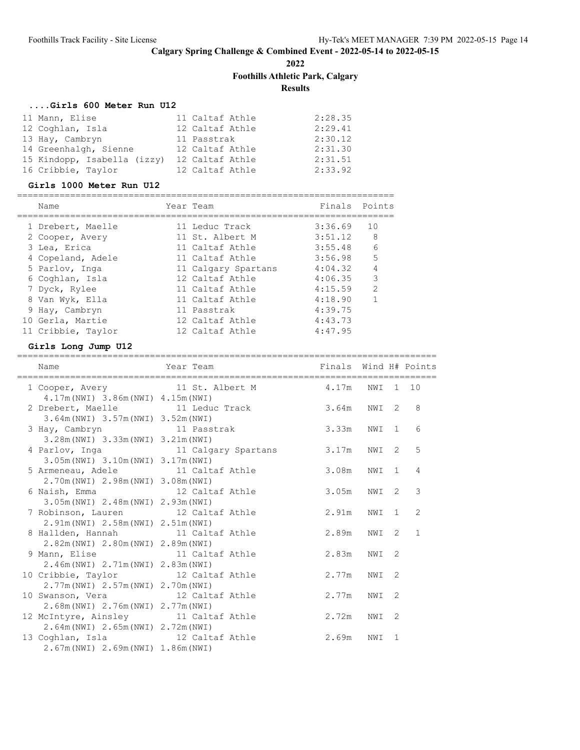## Calgary Spring Challenge & Combined Event - 2022-05-14 to 2022-05-15

**2022**

**Foothills Athletic Park, Calgary**

**Results**

### ....Girls 600 Meter Run U12

| Place | Name | Year | Team | Finals |
|---|---|---|---|---|
| 11 | Mann, Elise | 11 | Caltaf Athle | 2:28.35 |
| 12 | Coghlan, Isla | 12 | Caltaf Athle | 2:29.41 |
| 13 | Hay, Cambryn | 11 | Passtrak | 2:30.12 |
| 14 | Greenhalgh, Sienne | 12 | Caltaf Athle | 2:31.30 |
| 15 | Kindopp, Isabella (izzy) | 12 | Caltaf Athle | 2:31.51 |
| 16 | Cribbie, Taylor | 12 | Caltaf Athle | 2:33.92 |

### Girls 1000 Meter Run U12

| Place | Name | Year | Team | Finals | Points |
|---|---|---|---|---|---|
| 1 | Drebert, Maelle | 11 | Leduc Track | 3:36.69 | 10 |
| 2 | Cooper, Avery | 11 | St. Albert M | 3:51.12 | 8 |
| 3 | Lea, Erica | 11 | Caltaf Athle | 3:55.48 | 6 |
| 4 | Copeland, Adele | 11 | Caltaf Athle | 3:56.98 | 5 |
| 5 | Parlov, Inga | 11 | Calgary Spartans | 4:04.32 | 4 |
| 6 | Coghlan, Isla | 12 | Caltaf Athle | 4:06.35 | 3 |
| 7 | Dyck, Rylee | 11 | Caltaf Athle | 4:15.59 | 2 |
| 8 | Van Wyk, Ella | 11 | Caltaf Athle | 4:18.90 | 1 |
| 9 | Hay, Cambryn | 11 | Passtrak | 4:39.75 | |
| 10 | Gerla, Martie | 12 | Caltaf Athle | 4:43.73 | |
| 11 | Cribbie, Taylor | 12 | Caltaf Athle | 4:47.95 | |

### Girls Long Jump U12

| Place | Name | Year | Team | Finals | Wind | H# | Points |
|---|---|---|---|---|---|---|---|
| 1 | Cooper, Avery | 11 | St. Albert M | 4.17m | NWI | 1 | 10 |
| | 4.17m(NWI) 3.86m(NWI) 4.15m(NWI) | | | | | | |
| 2 | Drebert, Maelle | 11 | Leduc Track | 3.64m | NWI | 2 | 8 |
| | 3.64m(NWI) 3.57m(NWI) 3.52m(NWI) | | | | | | |
| 3 | Hay, Cambryn | 11 | Passtrak | 3.33m | NWI | 1 | 6 |
| | 3.28m(NWI) 3.33m(NWI) 3.21m(NWI) | | | | | | |
| 4 | Parlov, Inga | 11 | Calgary Spartans | 3.17m | NWI | 2 | 5 |
| | 3.05m(NWI) 3.10m(NWI) 3.17m(NWI) | | | | | | |
| 5 | Armeneau, Adele | 11 | Caltaf Athle | 3.08m | NWI | 1 | 4 |
| | 2.70m(NWI) 2.98m(NWI) 3.08m(NWI) | | | | | | |
| 6 | Naish, Emma | 12 | Caltaf Athle | 3.05m | NWI | 2 | 3 |
| | 3.05m(NWI) 2.48m(NWI) 2.93m(NWI) | | | | | | |
| 7 | Robinson, Lauren | 12 | Caltaf Athle | 2.91m | NWI | 1 | 2 |
| | 2.91m(NWI) 2.58m(NWI) 2.51m(NWI) | | | | | | |
| 8 | Hallden, Hannah | 11 | Caltaf Athle | 2.89m | NWI | 2 | 1 |
| | 2.82m(NWI) 2.80m(NWI) 2.89m(NWI) | | | | | | |
| 9 | Mann, Elise | 11 | Caltaf Athle | 2.83m | NWI | 2 | |
| | 2.46m(NWI) 2.71m(NWI) 2.83m(NWI) | | | | | | |
| 10 | Cribbie, Taylor | 12 | Caltaf Athle | 2.77m | NWI | 2 | |
| | 2.77m(NWI) 2.57m(NWI) 2.70m(NWI) | | | | | | |
| 10 | Swanson, Vera | 12 | Caltaf Athle | 2.77m | NWI | 2 | |
| | 2.68m(NWI) 2.76m(NWI) 2.77m(NWI) | | | | | | |
| 12 | McIntyre, Ainsley | 11 | Caltaf Athle | 2.72m | NWI | 2 | |
| | 2.64m(NWI) 2.65m(NWI) 2.72m(NWI) | | | | | | |
| 13 | Coghlan, Isla | 12 | Caltaf Athle | 2.69m | NWI | 1 | |
| | 2.67m(NWI) 2.69m(NWI) 1.86m(NWI) | | | | | | |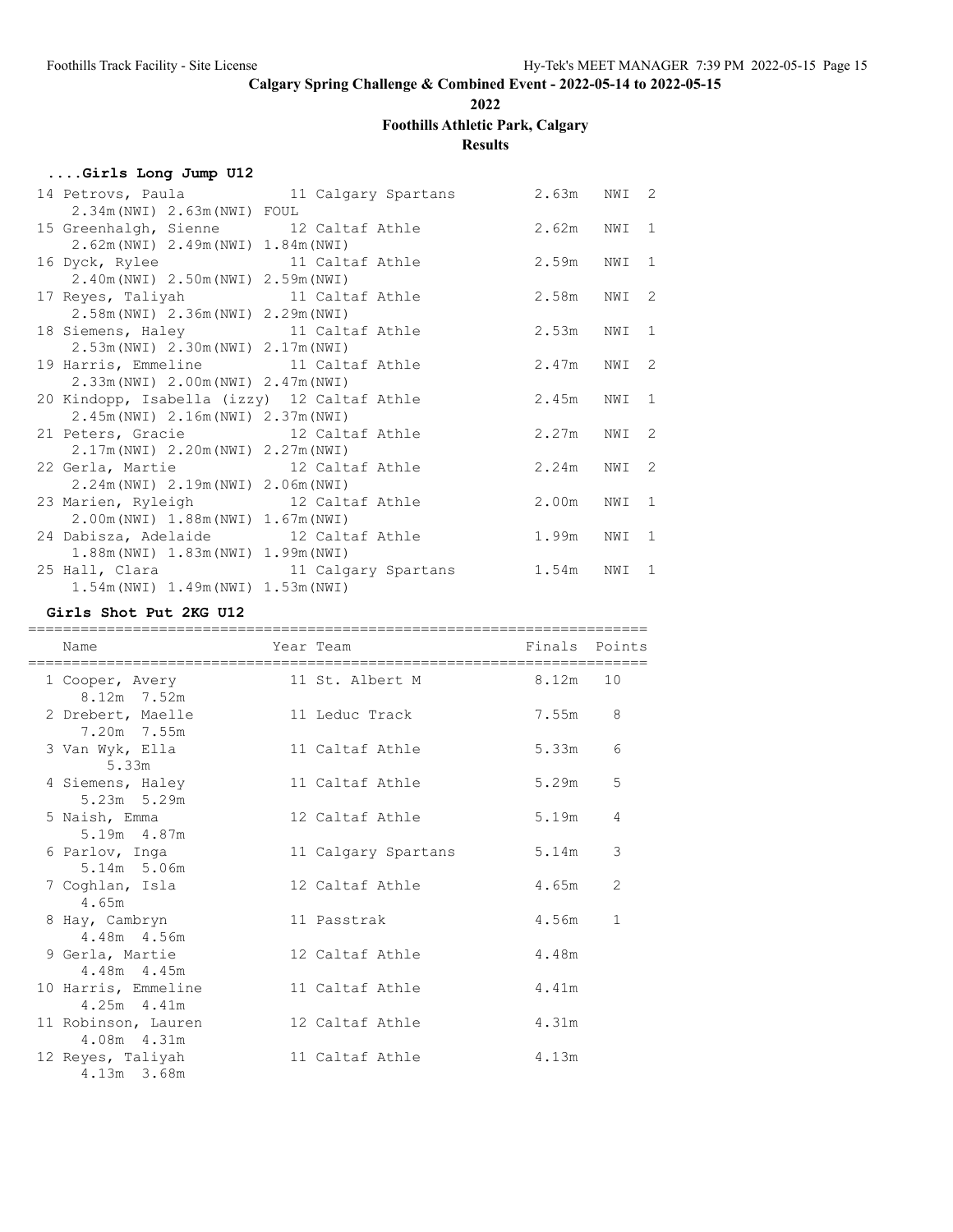## Calgary Spring Challenge & Combined Event - 2022-05-14 to 2022-05-15

**2022**

**Foothills Athletic Park, Calgary**

**Results**

### ....Girls Long Jump U12

| Place | Name | Year | Team | Finals | Wind | H# |
|---|---|---|---|---|---|---|
| 14 | Petrovs, Paula | 11 | Calgary Spartans | 2.63m | NWI | 2 |
| | 2.34m(NWI) 2.63m(NWI) FOUL | | | | | |
| 15 | Greenhalgh, Sienne | 12 | Caltaf Athle | 2.62m | NWI | 1 |
| | 2.62m(NWI) 2.49m(NWI) 1.84m(NWI) | | | | | |
| 16 | Dyck, Rylee | 11 | Caltaf Athle | 2.59m | NWI | 1 |
| | 2.40m(NWI) 2.50m(NWI) 2.59m(NWI) | | | | | |
| 17 | Reyes, Taliyah | 11 | Caltaf Athle | 2.58m | NWI | 2 |
| | 2.58m(NWI) 2.36m(NWI) 2.29m(NWI) | | | | | |
| 18 | Siemens, Haley | 11 | Caltaf Athle | 2.53m | NWI | 1 |
| | 2.53m(NWI) 2.30m(NWI) 2.17m(NWI) | | | | | |
| 19 | Harris, Emmeline | 11 | Caltaf Athle | 2.47m | NWI | 2 |
| | 2.33m(NWI) 2.00m(NWI) 2.47m(NWI) | | | | | |
| 20 | Kindopp, Isabella (izzy) | 12 | Caltaf Athle | 2.45m | NWI | 1 |
| | 2.45m(NWI) 2.16m(NWI) 2.37m(NWI) | | | | | |
| 21 | Peters, Gracie | 12 | Caltaf Athle | 2.27m | NWI | 2 |
| | 2.17m(NWI) 2.20m(NWI) 2.27m(NWI) | | | | | |
| 22 | Gerla, Martie | 12 | Caltaf Athle | 2.24m | NWI | 2 |
| | 2.24m(NWI) 2.19m(NWI) 2.06m(NWI) | | | | | |
| 23 | Marien, Ryleigh | 12 | Caltaf Athle | 2.00m | NWI | 1 |
| | 2.00m(NWI) 1.88m(NWI) 1.67m(NWI) | | | | | |
| 24 | Dabisza, Adelaide | 12 | Caltaf Athle | 1.99m | NWI | 1 |
| | 1.88m(NWI) 1.83m(NWI) 1.99m(NWI) | | | | | |
| 25 | Hall, Clara | 11 | Calgary Spartans | 1.54m | NWI | 1 |
| | 1.54m(NWI) 1.49m(NWI) 1.53m(NWI) | | | | | |

### Girls Shot Put 2KG U12

| Place | Name | Year | Team | Finals | Points |
|---|---|---|---|---|---|
| 1 | Cooper, Avery | 11 | St. Albert M | 8.12m | 10 |
| | 8.12m 7.52m | | | | |
| 2 | Drebert, Maelle | 11 | Leduc Track | 7.55m | 8 |
| | 7.20m 7.55m | | | | |
| 3 | Van Wyk, Ella | 11 | Caltaf Athle | 5.33m | 6 |
| | 5.33m | | | | |
| 4 | Siemens, Haley | 11 | Caltaf Athle | 5.29m | 5 |
| | 5.23m 5.29m | | | | |
| 5 | Naish, Emma | 12 | Caltaf Athle | 5.19m | 4 |
| | 5.19m 4.87m | | | | |
| 6 | Parlov, Inga | 11 | Calgary Spartans | 5.14m | 3 |
| | 5.14m 5.06m | | | | |
| 7 | Coghlan, Isla | 12 | Caltaf Athle | 4.65m | 2 |
| | 4.65m | | | | |
| 8 | Hay, Cambryn | 11 | Passtrak | 4.56m | 1 |
| | 4.48m 4.56m | | | | |
| 9 | Gerla, Martie | 12 | Caltaf Athle | 4.48m | |
| | 4.48m 4.45m | | | | |
| 10 | Harris, Emmeline | 11 | Caltaf Athle | 4.41m | |
| | 4.25m 4.41m | | | | |
| 11 | Robinson, Lauren | 12 | Caltaf Athle | 4.31m | |
| | 4.08m 4.31m | | | | |
| 12 | Reyes, Taliyah | 11 | Caltaf Athle | 4.13m | |
| | 4.13m 3.68m | | | | |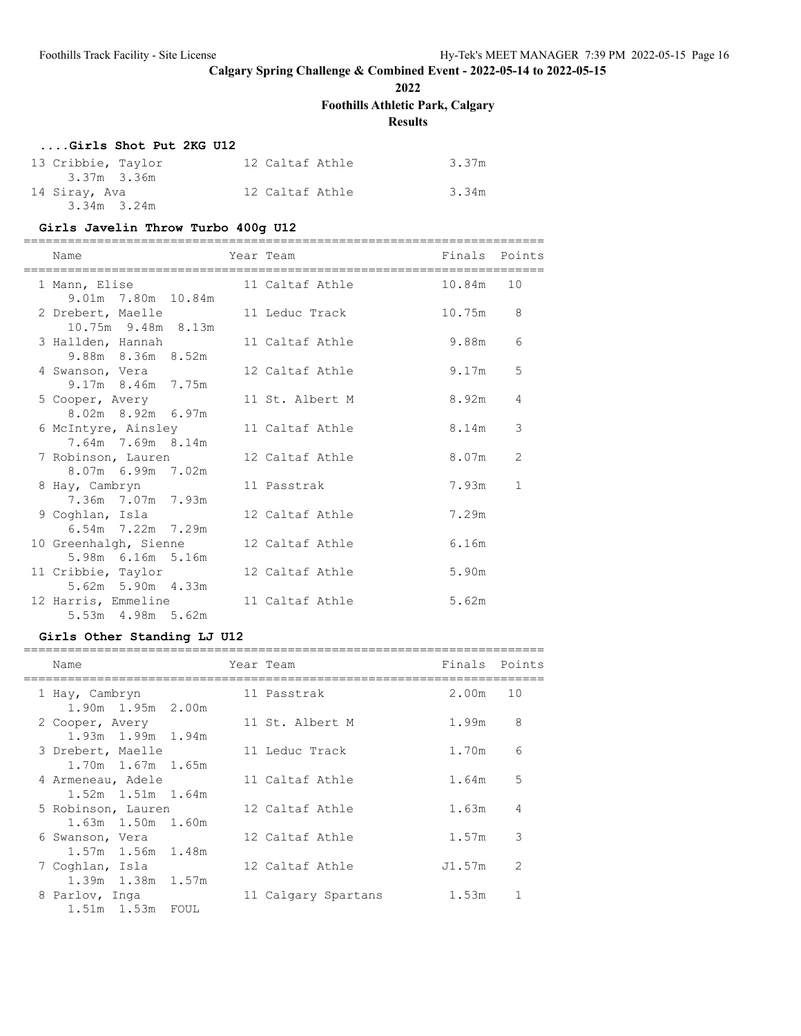## Calgary Spring Challenge & Combined Event - 2022-05-14 to 2022-05-15

**2022**

**Foothills Athletic Park, Calgary**

**Results**

### ....Girls Shot Put 2KG U12

| Place | Name | Year | Team | Finals | Points |
|---|---|---|---|---|---|
| 13 | Cribbie, Taylor | 12 | Caltaf Athle | 3.37m | |
| | 3.37m 3.36m | | | | |
| 14 | Siray, Ava | 12 | Caltaf Athle | 3.34m | |
| | 3.34m 3.24m | | | | |

### Girls Javelin Throw Turbo 400g U12

| Place | Name | Year | Team | Finals | Points |
|---|---|---|---|---|---|
| 1 | Mann, Elise | 11 | Caltaf Athle | 10.84m | 10 |
| | 9.01m 7.80m 10.84m | | | | |
| 2 | Drebert, Maelle | 11 | Leduc Track | 10.75m | 8 |
| | 10.75m 9.48m 8.13m | | | | |
| 3 | Hallden, Hannah | 11 | Caltaf Athle | 9.88m | 6 |
| | 9.88m 8.36m 8.52m | | | | |
| 4 | Swanson, Vera | 12 | Caltaf Athle | 9.17m | 5 |
| | 9.17m 8.46m 7.75m | | | | |
| 5 | Cooper, Avery | 11 | St. Albert M | 8.92m | 4 |
| | 8.02m 8.92m 6.97m | | | | |
| 6 | McIntyre, Ainsley | 11 | Caltaf Athle | 8.14m | 3 |
| | 7.64m 7.69m 8.14m | | | | |
| 7 | Robinson, Lauren | 12 | Caltaf Athle | 8.07m | 2 |
| | 8.07m 6.99m 7.02m | | | | |
| 8 | Hay, Cambryn | 11 | Passtrak | 7.93m | 1 |
| | 7.36m 7.07m 7.93m | | | | |
| 9 | Coghlan, Isla | 12 | Caltaf Athle | 7.29m | |
| | 6.54m 7.22m 7.29m | | | | |
| 10 | Greenhalgh, Sienne | 12 | Caltaf Athle | 6.16m | |
| | 5.98m 6.16m 5.16m | | | | |
| 11 | Cribbie, Taylor | 12 | Caltaf Athle | 5.90m | |
| | 5.62m 5.90m 4.33m | | | | |
| 12 | Harris, Emmeline | 11 | Caltaf Athle | 5.62m | |
| | 5.53m 4.98m 5.62m | | | | |

### Girls Other Standing LJ U12

| Place | Name | Year | Team | Finals | Points |
|---|---|---|---|---|---|
| 1 | Hay, Cambryn | 11 | Passtrak | 2.00m | 10 |
| | 1.90m 1.95m 2.00m | | | | |
| 2 | Cooper, Avery | 11 | St. Albert M | 1.99m | 8 |
| | 1.93m 1.99m 1.94m | | | | |
| 3 | Drebert, Maelle | 11 | Leduc Track | 1.70m | 6 |
| | 1.70m 1.67m 1.65m | | | | |
| 4 | Armeneau, Adele | 11 | Caltaf Athle | 1.64m | 5 |
| | 1.52m 1.51m 1.64m | | | | |
| 5 | Robinson, Lauren | 12 | Caltaf Athle | 1.63m | 4 |
| | 1.63m 1.50m 1.60m | | | | |
| 6 | Swanson, Vera | 12 | Caltaf Athle | 1.57m | 3 |
| | 1.57m 1.56m 1.48m | | | | |
| 7 | Coghlan, Isla | 12 | Caltaf Athle | J1.57m | 2 |
| | 1.39m 1.38m 1.57m | | | | |
| 8 | Parlov, Inga | 11 | Calgary Spartans | 1.53m | 1 |
| | 1.51m 1.53m FOUL | | | | |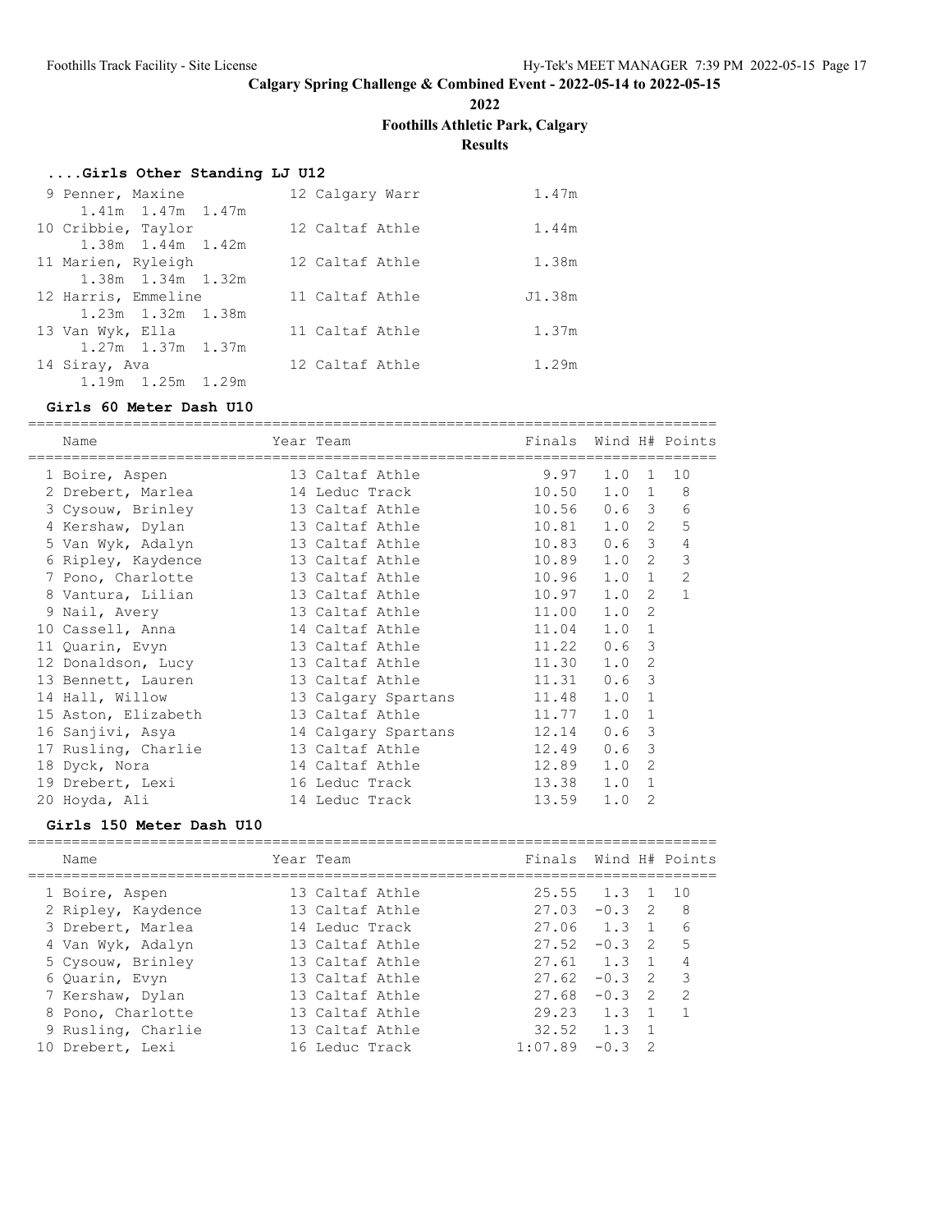## Calgary Spring Challenge & Combined Event - 2022-05-14 to 2022-05-15

**2022**

**Foothills Athletic Park, Calgary**

**Results**

### ....Girls Other Standing LJ U12

| Place | Name | Year | Team | Finals |
|---|---|---|---|---|
| 9 | Penner, Maxine | 12 | Calgary Warr | 1.47m |
| | 1.41m 1.47m 1.47m | | | |
| 10 | Cribbie, Taylor | 12 | Caltaf Athle | 1.44m |
| | 1.38m 1.44m 1.42m | | | |
| 11 | Marien, Ryleigh | 12 | Caltaf Athle | 1.38m |
| | 1.38m 1.34m 1.32m | | | |
| 12 | Harris, Emmeline | 11 | Caltaf Athle | J1.38m |
| | 1.23m 1.32m 1.38m | | | |
| 13 | Van Wyk, Ella | 11 | Caltaf Athle | 1.37m |
| | 1.27m 1.37m 1.37m | | | |
| 14 | Siray, Ava | 12 | Caltaf Athle | 1.29m |
| | 1.19m 1.25m 1.29m | | | |

### Girls 60 Meter Dash U10

| Place | Name | Year | Team | Finals | Wind | H# | Points |
|---|---|---|---|---|---|---|---|
| 1 | Boire, Aspen | 13 | Caltaf Athle | 9.97 | 1.0 | 1 | 10 |
| 2 | Drebert, Marlea | 14 | Leduc Track | 10.50 | 1.0 | 1 | 8 |
| 3 | Cysouw, Brinley | 13 | Caltaf Athle | 10.56 | 0.6 | 3 | 6 |
| 4 | Kershaw, Dylan | 13 | Caltaf Athle | 10.81 | 1.0 | 2 | 5 |
| 5 | Van Wyk, Adalyn | 13 | Caltaf Athle | 10.83 | 0.6 | 3 | 4 |
| 6 | Ripley, Kaydence | 13 | Caltaf Athle | 10.89 | 1.0 | 2 | 3 |
| 7 | Pono, Charlotte | 13 | Caltaf Athle | 10.96 | 1.0 | 1 | 2 |
| 8 | Vantura, Lilian | 13 | Caltaf Athle | 10.97 | 1.0 | 2 | 1 |
| 9 | Nail, Avery | 13 | Caltaf Athle | 11.00 | 1.0 | 2 | |
| 10 | Cassell, Anna | 14 | Caltaf Athle | 11.04 | 1.0 | 1 | |
| 11 | Quarin, Evyn | 13 | Caltaf Athle | 11.22 | 0.6 | 3 | |
| 12 | Donaldson, Lucy | 13 | Caltaf Athle | 11.30 | 1.0 | 2 | |
| 13 | Bennett, Lauren | 13 | Caltaf Athle | 11.31 | 0.6 | 3 | |
| 14 | Hall, Willow | 13 | Calgary Spartans | 11.48 | 1.0 | 1 | |
| 15 | Aston, Elizabeth | 13 | Caltaf Athle | 11.77 | 1.0 | 1 | |
| 16 | Sanjivi, Asya | 14 | Calgary Spartans | 12.14 | 0.6 | 3 | |
| 17 | Rusling, Charlie | 13 | Caltaf Athle | 12.49 | 0.6 | 3 | |
| 18 | Dyck, Nora | 14 | Caltaf Athle | 12.89 | 1.0 | 2 | |
| 19 | Drebert, Lexi | 16 | Leduc Track | 13.38 | 1.0 | 1 | |
| 20 | Hoyda, Ali | 14 | Leduc Track | 13.59 | 1.0 | 2 | |

### Girls 150 Meter Dash U10

| Place | Name | Year | Team | Finals | Wind | H# | Points |
|---|---|---|---|---|---|---|---|
| 1 | Boire, Aspen | 13 | Caltaf Athle | 25.55 | 1.3 | 1 | 10 |
| 2 | Ripley, Kaydence | 13 | Caltaf Athle | 27.03 | -0.3 | 2 | 8 |
| 3 | Drebert, Marlea | 14 | Leduc Track | 27.06 | 1.3 | 1 | 6 |
| 4 | Van Wyk, Adalyn | 13 | Caltaf Athle | 27.52 | -0.3 | 2 | 5 |
| 5 | Cysouw, Brinley | 13 | Caltaf Athle | 27.61 | 1.3 | 1 | 4 |
| 6 | Quarin, Evyn | 13 | Caltaf Athle | 27.62 | -0.3 | 2 | 3 |
| 7 | Kershaw, Dylan | 13 | Caltaf Athle | 27.68 | -0.3 | 2 | 2 |
| 8 | Pono, Charlotte | 13 | Caltaf Athle | 29.23 | 1.3 | 1 | 1 |
| 9 | Rusling, Charlie | 13 | Caltaf Athle | 32.52 | 1.3 | 1 | |
| 10 | Drebert, Lexi | 16 | Leduc Track | 1:07.89 | -0.3 | 2 | |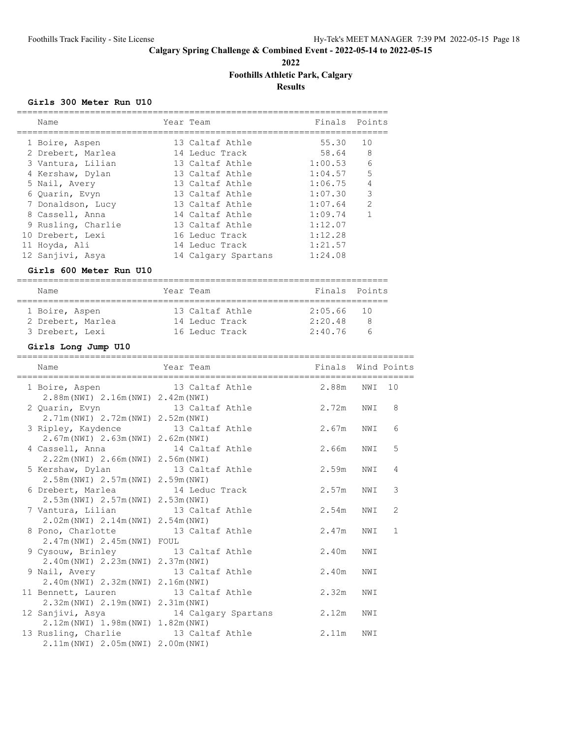# Calgary Spring Challenge & Combined Event - 2022-05-14 to 2022-05-15

**2022**

**Foothills Athletic Park, Calgary**

**Results**

### Girls 300 Meter Run U10

| | Name | Year | Team | Finals | Points |
|---|---|---|---|---|---|
| 1 | Boire, Aspen | 13 | Caltaf Athle | 55.30 | 10 |
| 2 | Drebert, Marlea | 14 | Leduc Track | 58.64 | 8 |
| 3 | Vantura, Lilian | 13 | Caltaf Athle | 1:00.53 | 6 |
| 4 | Kershaw, Dylan | 13 | Caltaf Athle | 1:04.57 | 5 |
| 5 | Nail, Avery | 13 | Caltaf Athle | 1:06.75 | 4 |
| 6 | Quarin, Evyn | 13 | Caltaf Athle | 1:07.30 | 3 |
| 7 | Donaldson, Lucy | 13 | Caltaf Athle | 1:07.64 | 2 |
| 8 | Cassell, Anna | 14 | Caltaf Athle | 1:09.74 | 1 |
| 9 | Rusling, Charlie | 13 | Caltaf Athle | 1:12.07 | |
| 10 | Drebert, Lexi | 16 | Leduc Track | 1:12.28 | |
| 11 | Hoyda, Ali | 14 | Leduc Track | 1:21.57 | |
| 12 | Sanjivi, Asya | 14 | Calgary Spartans | 1:24.08 | |

### Girls 600 Meter Run U10

| | Name | Year | Team | Finals | Points |
|---|---|---|---|---|---|
| 1 | Boire, Aspen | 13 | Caltaf Athle | 2:05.66 | 10 |
| 2 | Drebert, Marlea | 14 | Leduc Track | 2:20.48 | 8 |
| 3 | Drebert, Lexi | 16 | Leduc Track | 2:40.76 | 6 |

### Girls Long Jump U10

| | Name | Year | Team | Finals | Wind | Points |
|---|---|---|---|---|---|---|
| 1 | Boire, Aspen | 13 | Caltaf Athle | 2.88m | NWI | 10 |
| | 2.88m(NWI) 2.16m(NWI) 2.42m(NWI) | | | | | |
| 2 | Quarin, Evyn | 13 | Caltaf Athle | 2.72m | NWI | 8 |
| | 2.71m(NWI) 2.72m(NWI) 2.52m(NWI) | | | | | |
| 3 | Ripley, Kaydence | 13 | Caltaf Athle | 2.67m | NWI | 6 |
| | 2.67m(NWI) 2.63m(NWI) 2.62m(NWI) | | | | | |
| 4 | Cassell, Anna | 14 | Caltaf Athle | 2.66m | NWI | 5 |
| | 2.22m(NWI) 2.66m(NWI) 2.56m(NWI) | | | | | |
| 5 | Kershaw, Dylan | 13 | Caltaf Athle | 2.59m | NWI | 4 |
| | 2.58m(NWI) 2.57m(NWI) 2.59m(NWI) | | | | | |
| 6 | Drebert, Marlea | 14 | Leduc Track | 2.57m | NWI | 3 |
| | 2.53m(NWI) 2.57m(NWI) 2.53m(NWI) | | | | | |
| 7 | Vantura, Lilian | 13 | Caltaf Athle | 2.54m | NWI | 2 |
| | 2.02m(NWI) 2.14m(NWI) 2.54m(NWI) | | | | | |
| 8 | Pono, Charlotte | 13 | Caltaf Athle | 2.47m | NWI | 1 |
| | 2.47m(NWI) 2.45m(NWI) FOUL | | | | | |
| 9 | Cysouw, Brinley | 13 | Caltaf Athle | 2.40m | NWI | |
| | 2.40m(NWI) 2.23m(NWI) 2.37m(NWI) | | | | | |
| 9 | Nail, Avery | 13 | Caltaf Athle | 2.40m | NWI | |
| | 2.40m(NWI) 2.32m(NWI) 2.16m(NWI) | | | | | |
| 11 | Bennett, Lauren | 13 | Caltaf Athle | 2.32m | NWI | |
| | 2.32m(NWI) 2.19m(NWI) 2.31m(NWI) | | | | | |
| 12 | Sanjivi, Asya | 14 | Calgary Spartans | 2.12m | NWI | |
| | 2.12m(NWI) 1.98m(NWI) 1.82m(NWI) | | | | | |
| 13 | Rusling, Charlie | 13 | Caltaf Athle | 2.11m | NWI | |
| | 2.11m(NWI) 2.05m(NWI) 2.00m(NWI) | | | | | |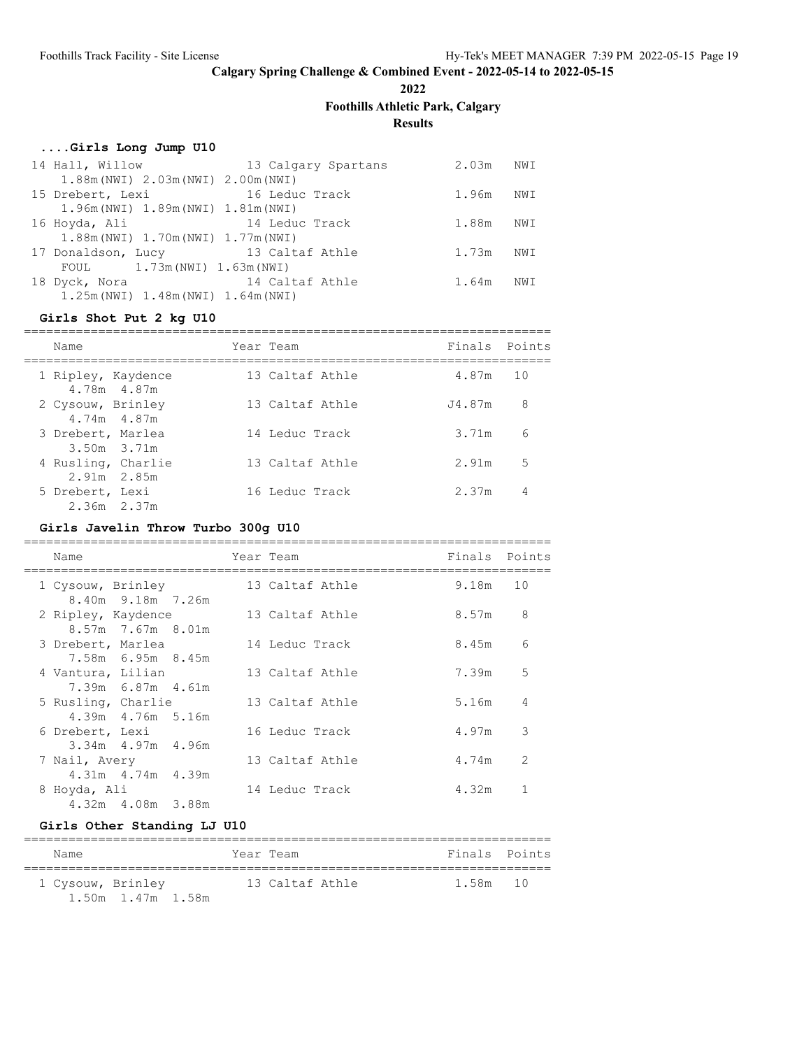**Calgary Spring Challenge & Combined Event - 2022-05-14 to 2022-05-15**

**2022**

**Foothills Athletic Park, Calgary**

**Results**

### ....Girls Long Jump U10

| Place | Name | Year | Team | Finals | |
|---|---|---|---|---|---|
| 14 | Hall, Willow | 13 | Calgary Spartans | 2.03m | NWI |
| | 1.88m(NWI) 2.03m(NWI) 2.00m(NWI) | | | | |
| 15 | Drebert, Lexi | 16 | Leduc Track | 1.96m | NWI |
| | 1.96m(NWI) 1.89m(NWI) 1.81m(NWI) | | | | |
| 16 | Hoyda, Ali | 14 | Leduc Track | 1.88m | NWI |
| | 1.88m(NWI) 1.70m(NWI) 1.77m(NWI) | | | | |
| 17 | Donaldson, Lucy | 13 | Caltaf Athle | 1.73m | NWI |
| | FOUL 1.73m(NWI) 1.63m(NWI) | | | | |
| 18 | Dyck, Nora | 14 | Caltaf Athle | 1.64m | NWI |
| | 1.25m(NWI) 1.48m(NWI) 1.64m(NWI) | | | | |

### Girls Shot Put 2 kg U10

| Place | Name | Year | Team | Finals | Points |
|---|---|---|---|---|---|
| 1 | Ripley, Kaydence | 13 | Caltaf Athle | 4.87m | 10 |
| | 4.78m 4.87m | | | | |
| 2 | Cysouw, Brinley | 13 | Caltaf Athle | J4.87m | 8 |
| | 4.74m 4.87m | | | | |
| 3 | Drebert, Marlea | 14 | Leduc Track | 3.71m | 6 |
| | 3.50m 3.71m | | | | |
| 4 | Rusling, Charlie | 13 | Caltaf Athle | 2.91m | 5 |
| | 2.91m 2.85m | | | | |
| 5 | Drebert, Lexi | 16 | Leduc Track | 2.37m | 4 |
| | 2.36m 2.37m | | | | |

### Girls Javelin Throw Turbo 300g U10

| Place | Name | Year | Team | Finals | Points |
|---|---|---|---|---|---|
| 1 | Cysouw, Brinley | 13 | Caltaf Athle | 9.18m | 10 |
| | 8.40m 9.18m 7.26m | | | | |
| 2 | Ripley, Kaydence | 13 | Caltaf Athle | 8.57m | 8 |
| | 8.57m 7.67m 8.01m | | | | |
| 3 | Drebert, Marlea | 14 | Leduc Track | 8.45m | 6 |
| | 7.58m 6.95m 8.45m | | | | |
| 4 | Vantura, Lilian | 13 | Caltaf Athle | 7.39m | 5 |
| | 7.39m 6.87m 4.61m | | | | |
| 5 | Rusling, Charlie | 13 | Caltaf Athle | 5.16m | 4 |
| | 4.39m 4.76m 5.16m | | | | |
| 6 | Drebert, Lexi | 16 | Leduc Track | 4.97m | 3 |
| | 3.34m 4.97m 4.96m | | | | |
| 7 | Nail, Avery | 13 | Caltaf Athle | 4.74m | 2 |
| | 4.31m 4.74m 4.39m | | | | |
| 8 | Hoyda, Ali | 14 | Leduc Track | 4.32m | 1 |
| | 4.32m 4.08m 3.88m | | | | |

### Girls Other Standing LJ U10

| Place | Name | Year | Team | Finals | Points |
|---|---|---|---|---|---|
| 1 | Cysouw, Brinley | 13 | Caltaf Athle | 1.58m | 10 |
| | 1.50m 1.47m 1.58m | | | | |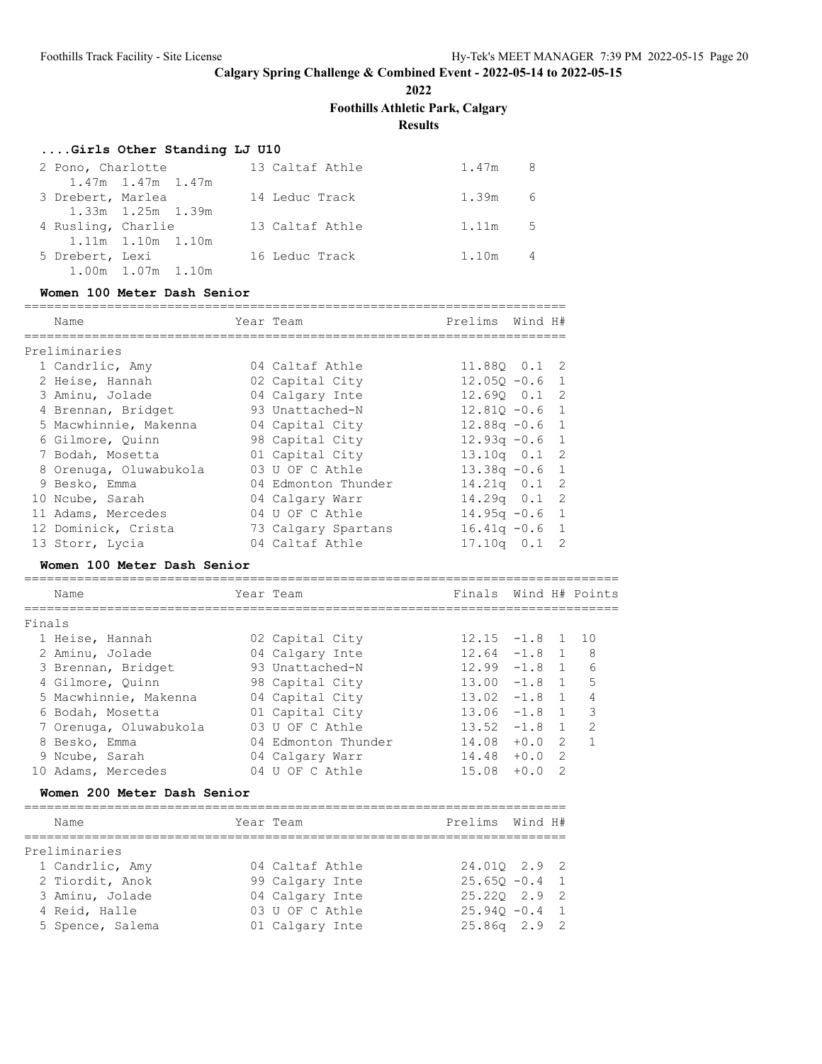# Calgary Spring Challenge & Combined Event - 2022-05-14 to 2022-05-15

**2022**

**Foothills Athletic Park, Calgary**

**Results**

### ....Girls Other Standing LJ U10

| Place | Name | Year | Team | Finals | Points |
|---|---|---|---|---|---|
| 2 | Pono, Charlotte | 13 | Caltaf Athle | 1.47m | 8 |
| | 1.47m 1.47m 1.47m | | | | |
| 3 | Drebert, Marlea | 14 | Leduc Track | 1.39m | 6 |
| | 1.33m 1.25m 1.39m | | | | |
| 4 | Rusling, Charlie | 13 | Caltaf Athle | 1.11m | 5 |
| | 1.11m 1.10m 1.10m | | | | |
| 5 | Drebert, Lexi | 16 | Leduc Track | 1.10m | 4 |
| | 1.00m 1.07m 1.10m | | | | |

### Women 100 Meter Dash Senior

Preliminaries

| Place | Name | Year | Team | Prelims | Wind | H# |
|---|---|---|---|---|---|---|
| 1 | Candrlic, Amy | 04 | Caltaf Athle | 11.88Q | 0.1 | 2 |
| 2 | Heise, Hannah | 02 | Capital City | 12.05Q | -0.6 | 1 |
| 3 | Aminu, Jolade | 04 | Calgary Inte | 12.69Q | 0.1 | 2 |
| 4 | Brennan, Bridget | 93 | Unattached-N | 12.81Q | -0.6 | 1 |
| 5 | Macwhinnie, Makenna | 04 | Capital City | 12.88q | -0.6 | 1 |
| 6 | Gilmore, Quinn | 98 | Capital City | 12.93q | -0.6 | 1 |
| 7 | Bodah, Mosetta | 01 | Capital City | 13.10q | 0.1 | 2 |
| 8 | Orenuga, Oluwabukola | 03 | U OF C Athle | 13.38q | -0.6 | 1 |
| 9 | Besko, Emma | 04 | Edmonton Thunder | 14.21q | 0.1 | 2 |
| 10 | Ncube, Sarah | 04 | Calgary Warr | 14.29q | 0.1 | 2 |
| 11 | Adams, Mercedes | 04 | U OF C Athle | 14.95q | -0.6 | 1 |
| 12 | Dominick, Crista | 73 | Calgary Spartans | 16.41q | -0.6 | 1 |
| 13 | Storr, Lycia | 04 | Caltaf Athle | 17.10q | 0.1 | 2 |

### Women 100 Meter Dash Senior

Finals

| Place | Name | Year | Team | Finals | Wind | H# | Points |
|---|---|---|---|---|---|---|---|
| 1 | Heise, Hannah | 02 | Capital City | 12.15 | -1.8 | 1 | 10 |
| 2 | Aminu, Jolade | 04 | Calgary Inte | 12.64 | -1.8 | 1 | 8 |
| 3 | Brennan, Bridget | 93 | Unattached-N | 12.99 | -1.8 | 1 | 6 |
| 4 | Gilmore, Quinn | 98 | Capital City | 13.00 | -1.8 | 1 | 5 |
| 5 | Macwhinnie, Makenna | 04 | Capital City | 13.02 | -1.8 | 1 | 4 |
| 6 | Bodah, Mosetta | 01 | Capital City | 13.06 | -1.8 | 1 | 3 |
| 7 | Orenuga, Oluwabukola | 03 | U OF C Athle | 13.52 | -1.8 | 1 | 2 |
| 8 | Besko, Emma | 04 | Edmonton Thunder | 14.08 | +0.0 | 2 | 1 |
| 9 | Ncube, Sarah | 04 | Calgary Warr | 14.48 | +0.0 | 2 | |
| 10 | Adams, Mercedes | 04 | U OF C Athle | 15.08 | +0.0 | 2 | |

### Women 200 Meter Dash Senior

Preliminaries

| Place | Name | Year | Team | Prelims | Wind | H# |
|---|---|---|---|---|---|---|
| 1 | Candrlic, Amy | 04 | Caltaf Athle | 24.01Q | 2.9 | 2 |
| 2 | Tiordit, Anok | 99 | Calgary Inte | 25.65Q | -0.4 | 1 |
| 3 | Aminu, Jolade | 04 | Calgary Inte | 25.22Q | 2.9 | 2 |
| 4 | Reid, Halle | 03 | U OF C Athle | 25.94Q | -0.4 | 1 |
| 5 | Spence, Salema | 01 | Calgary Inte | 25.86q | 2.9 | 2 |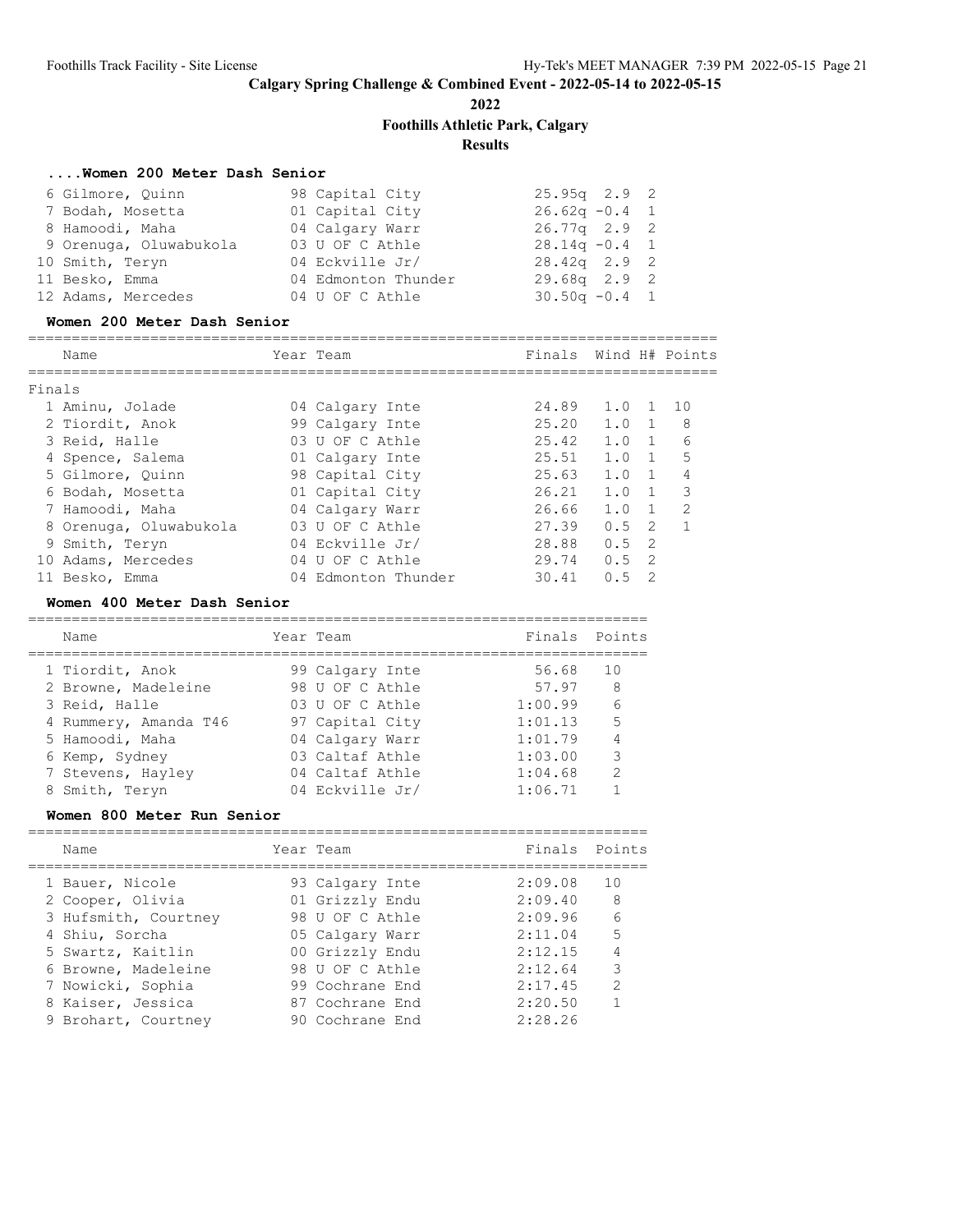**Calgary Spring Challenge & Combined Event - 2022-05-14 to 2022-05-15**

**2022**

**Foothills Athletic Park, Calgary**

**Results**

### ....Women 200 Meter Dash Senior

| Place | Name | Year | Team | Prelims | Wind | H# |
|---|---|---|---|---|---|---|
| 6 | Gilmore, Quinn | 98 | Capital City | 25.95q | 2.9 | 2 |
| 7 | Bodah, Mosetta | 01 | Capital City | 26.62q | -0.4 | 1 |
| 8 | Hamoodi, Maha | 04 | Calgary Warr | 26.77q | 2.9 | 2 |
| 9 | Orenuga, Oluwabukola | 03 | U OF C Athle | 28.14q | -0.4 | 1 |
| 10 | Smith, Teryn | 04 | Eckville Jr/ | 28.42q | 2.9 | 2 |
| 11 | Besko, Emma | 04 | Edmonton Thunder | 29.68q | 2.9 | 2 |
| 12 | Adams, Mercedes | 04 | U OF C Athle | 30.50q | -0.4 | 1 |

### Women 200 Meter Dash Senior

Finals

| Place | Name | Year | Team | Finals | Wind | H# | Points |
|---|---|---|---|---|---|---|---|
| 1 | Aminu, Jolade | 04 | Calgary Inte | 24.89 | 1.0 | 1 | 10 |
| 2 | Tiordit, Anok | 99 | Calgary Inte | 25.20 | 1.0 | 1 | 8 |
| 3 | Reid, Halle | 03 | U OF C Athle | 25.42 | 1.0 | 1 | 6 |
| 4 | Spence, Salema | 01 | Calgary Inte | 25.51 | 1.0 | 1 | 5 |
| 5 | Gilmore, Quinn | 98 | Capital City | 25.63 | 1.0 | 1 | 4 |
| 6 | Bodah, Mosetta | 01 | Capital City | 26.21 | 1.0 | 1 | 3 |
| 7 | Hamoodi, Maha | 04 | Calgary Warr | 26.66 | 1.0 | 1 | 2 |
| 8 | Orenuga, Oluwabukola | 03 | U OF C Athle | 27.39 | 0.5 | 2 | 1 |
| 9 | Smith, Teryn | 04 | Eckville Jr/ | 28.88 | 0.5 | 2 | |
| 10 | Adams, Mercedes | 04 | U OF C Athle | 29.74 | 0.5 | 2 | |
| 11 | Besko, Emma | 04 | Edmonton Thunder | 30.41 | 0.5 | 2 | |

### Women 400 Meter Dash Senior

| Place | Name | Year | Team | Finals | Points |
|---|---|---|---|---|---|
| 1 | Tiordit, Anok | 99 | Calgary Inte | 56.68 | 10 |
| 2 | Browne, Madeleine | 98 | U OF C Athle | 57.97 | 8 |
| 3 | Reid, Halle | 03 | U OF C Athle | 1:00.99 | 6 |
| 4 | Rummery, Amanda T46 | 97 | Capital City | 1:01.13 | 5 |
| 5 | Hamoodi, Maha | 04 | Calgary Warr | 1:01.79 | 4 |
| 6 | Kemp, Sydney | 03 | Caltaf Athle | 1:03.00 | 3 |
| 7 | Stevens, Hayley | 04 | Caltaf Athle | 1:04.68 | 2 |
| 8 | Smith, Teryn | 04 | Eckville Jr/ | 1:06.71 | 1 |

### Women 800 Meter Run Senior

| Place | Name | Year | Team | Finals | Points |
|---|---|---|---|---|---|
| 1 | Bauer, Nicole | 93 | Calgary Inte | 2:09.08 | 10 |
| 2 | Cooper, Olivia | 01 | Grizzly Endu | 2:09.40 | 8 |
| 3 | Hufsmith, Courtney | 98 | U OF C Athle | 2:09.96 | 6 |
| 4 | Shiu, Sorcha | 05 | Calgary Warr | 2:11.04 | 5 |
| 5 | Swartz, Kaitlin | 00 | Grizzly Endu | 2:12.15 | 4 |
| 6 | Browne, Madeleine | 98 | U OF C Athle | 2:12.64 | 3 |
| 7 | Nowicki, Sophia | 99 | Cochrane End | 2:17.45 | 2 |
| 8 | Kaiser, Jessica | 87 | Cochrane End | 2:20.50 | 1 |
| 9 | Brohart, Courtney | 90 | Cochrane End | 2:28.26 | |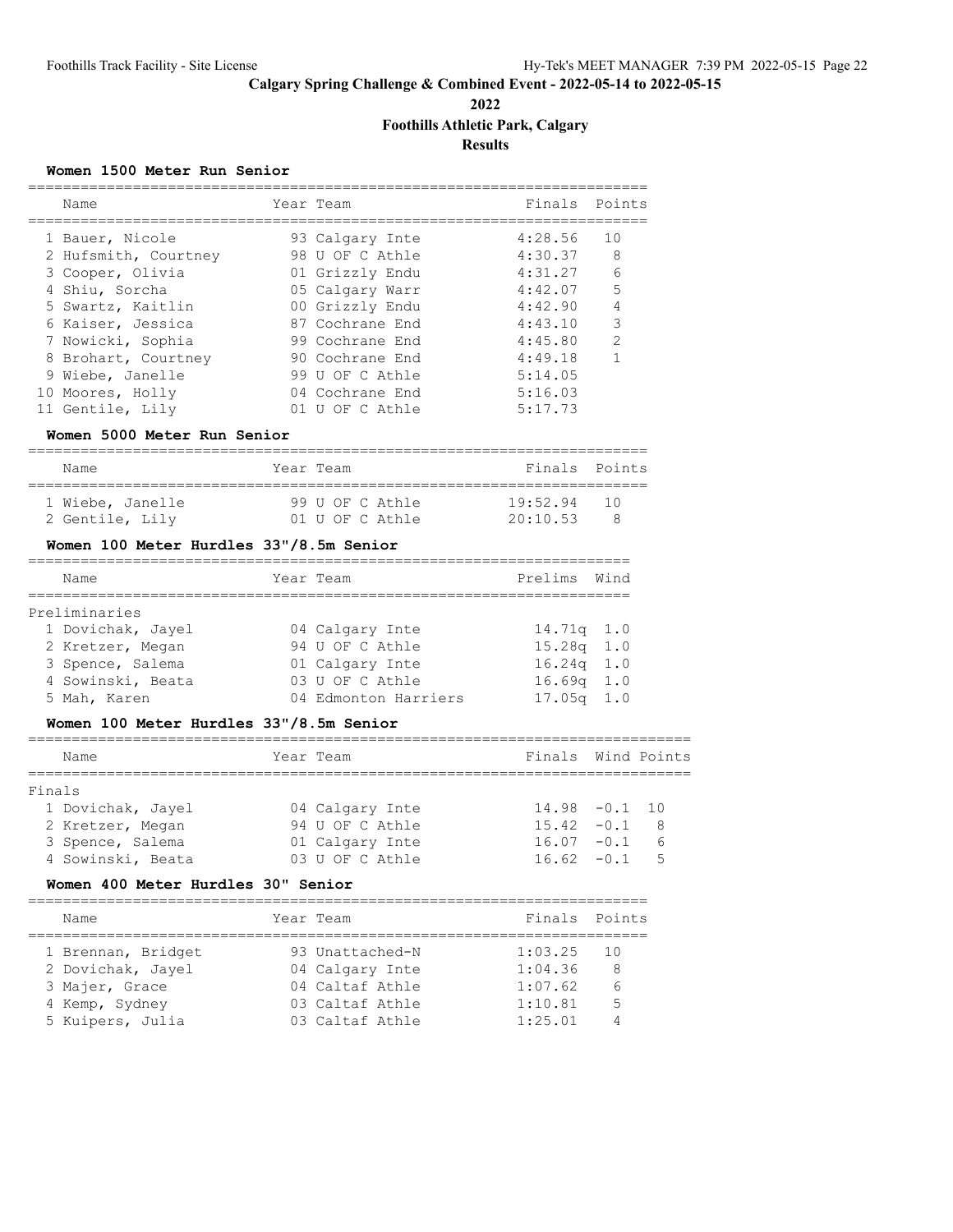# Calgary Spring Challenge & Combined Event - 2022-05-14 to 2022-05-15

## 2022

## Foothills Athletic Park, Calgary

## Results

### Women 1500 Meter Run Senior

| | Name | Year | Team | Finals | Points |
|---|---|---|---|---|---|
| 1 | Bauer, Nicole | 93 | Calgary Inte | 4:28.56 | 10 |
| 2 | Hufsmith, Courtney | 98 | U OF C Athle | 4:30.37 | 8 |
| 3 | Cooper, Olivia | 01 | Grizzly Endu | 4:31.27 | 6 |
| 4 | Shiu, Sorcha | 05 | Calgary Warr | 4:42.07 | 5 |
| 5 | Swartz, Kaitlin | 00 | Grizzly Endu | 4:42.90 | 4 |
| 6 | Kaiser, Jessica | 87 | Cochrane End | 4:43.10 | 3 |
| 7 | Nowicki, Sophia | 99 | Cochrane End | 4:45.80 | 2 |
| 8 | Brohart, Courtney | 90 | Cochrane End | 4:49.18 | 1 |
| 9 | Wiebe, Janelle | 99 | U OF C Athle | 5:14.05 | |
| 10 | Moores, Holly | 04 | Cochrane End | 5:16.03 | |
| 11 | Gentile, Lily | 01 | U OF C Athle | 5:17.73 | |

### Women 5000 Meter Run Senior

| | Name | Year | Team | Finals | Points |
|---|---|---|---|---|---|
| 1 | Wiebe, Janelle | 99 | U OF C Athle | 19:52.94 | 10 |
| 2 | Gentile, Lily | 01 | U OF C Athle | 20:10.53 | 8 |

### Women 100 Meter Hurdles 33"/8.5m Senior

Preliminaries

| | Name | Year | Team | Prelims | Wind |
|---|---|---|---|---|---|
| 1 | Dovichak, Jayel | 04 | Calgary Inte | 14.71q | 1.0 |
| 2 | Kretzer, Megan | 94 | U OF C Athle | 15.28q | 1.0 |
| 3 | Spence, Salema | 01 | Calgary Inte | 16.24q | 1.0 |
| 4 | Sowinski, Beata | 03 | U OF C Athle | 16.69q | 1.0 |
| 5 | Mah, Karen | 04 | Edmonton Harriers | 17.05q | 1.0 |

### Women 100 Meter Hurdles 33"/8.5m Senior

Finals

| | Name | Year | Team | Finals | Wind | Points |
|---|---|---|---|---|---|---|
| 1 | Dovichak, Jayel | 04 | Calgary Inte | 14.98 | -0.1 | 10 |
| 2 | Kretzer, Megan | 94 | U OF C Athle | 15.42 | -0.1 | 8 |
| 3 | Spence, Salema | 01 | Calgary Inte | 16.07 | -0.1 | 6 |
| 4 | Sowinski, Beata | 03 | U OF C Athle | 16.62 | -0.1 | 5 |

### Women 400 Meter Hurdles 30" Senior

| | Name | Year | Team | Finals | Points |
|---|---|---|---|---|---|
| 1 | Brennan, Bridget | 93 | Unattached-N | 1:03.25 | 10 |
| 2 | Dovichak, Jayel | 04 | Calgary Inte | 1:04.36 | 8 |
| 3 | Majer, Grace | 04 | Caltaf Athle | 1:07.62 | 6 |
| 4 | Kemp, Sydney | 03 | Caltaf Athle | 1:10.81 | 5 |
| 5 | Kuipers, Julia | 03 | Caltaf Athle | 1:25.01 | 4 |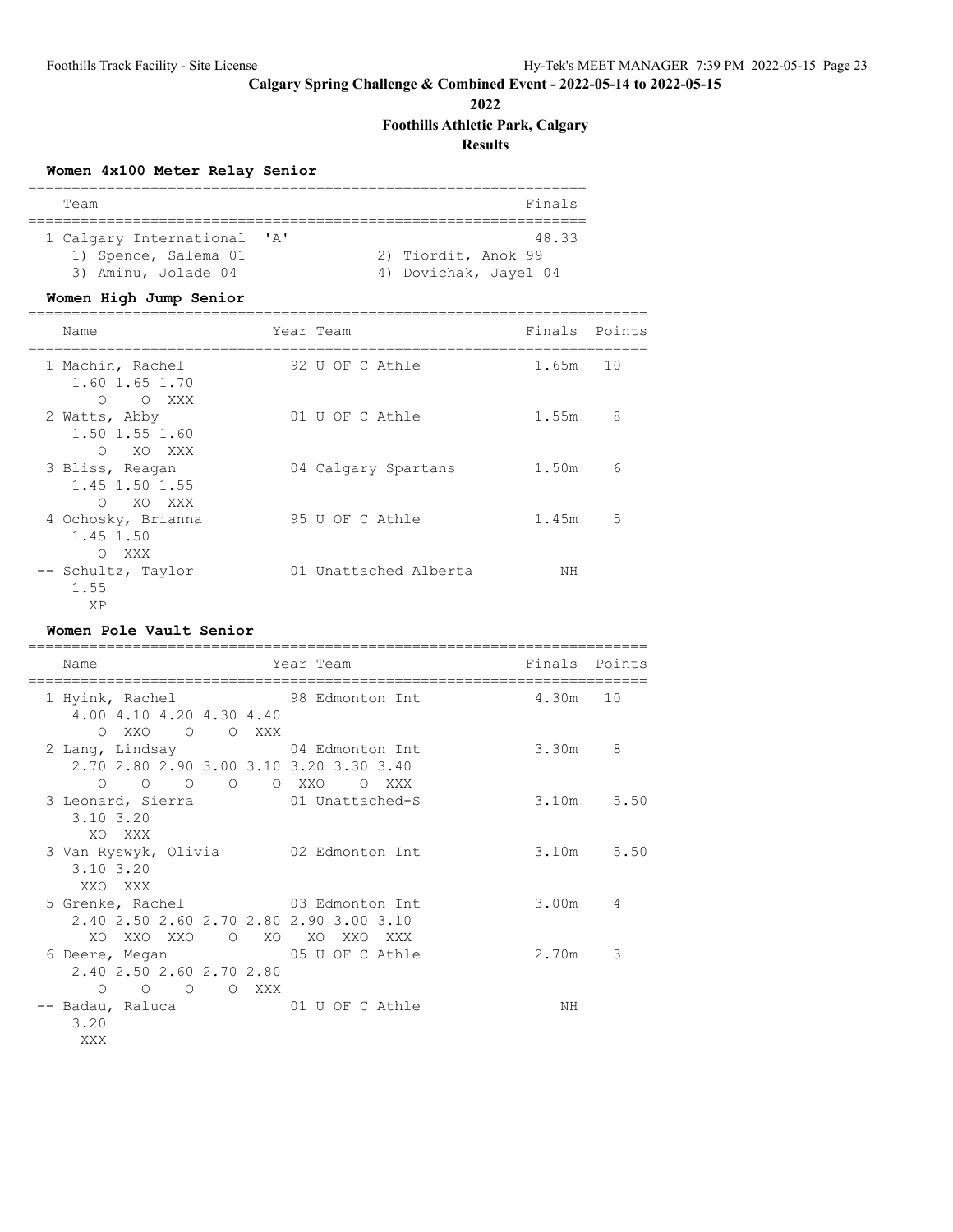**Calgary Spring Challenge & Combined Event - 2022-05-14 to 2022-05-15**

**2022**

**Foothills Athletic Park, Calgary**

**Results**

### Women 4x100 Meter Relay Senior

| Team | Finals |
|---|---|
| 1 Calgary International 'A' | 48.33 |
| 1) Spence, Salema 01; 2) Tiordit, Anok 99; 3) Aminu, Jolade 04; 4) Dovichak, Jayel 04 | |

### Women High Jump Senior

| Name | Year | Team | Finals | Points |
|---|---|---|---|---|
| 1 Machin, Rachel | 92 | U OF C Athle | 1.65m | 10 |
| 1.60 1.65 1.70 / O O XXX | | | | |
| 2 Watts, Abby | 01 | U OF C Athle | 1.55m | 8 |
| 1.50 1.55 1.60 / O XO XXX | | | | |
| 3 Bliss, Reagan | 04 | Calgary Spartans | 1.50m | 6 |
| 1.45 1.50 1.55 / O XO XXX | | | | |
| 4 Ochosky, Brianna | 95 | U OF C Athle | 1.45m | 5 |
| 1.45 1.50 / O XXX | | | | |
| -- Schultz, Taylor | 01 | Unattached Alberta | NH | |
| 1.55 / XP | | | | |

### Women Pole Vault Senior

| Name | Year | Team | Finals | Points |
|---|---|---|---|---|
| 1 Hyink, Rachel | 98 | Edmonton Int | 4.30m | 10 |
| 4.00 4.10 4.20 4.30 4.40 / O XXO O O XXX | | | | |
| 2 Lang, Lindsay | 04 | Edmonton Int | 3.30m | 8 |
| 2.70 2.80 2.90 3.00 3.10 3.20 3.30 3.40 / O O O O O XXO O XXX | | | | |
| 3 Leonard, Sierra | 01 | Unattached-S | 3.10m | 5.50 |
| 3.10 3.20 / XO XXX | | | | |
| 3 Van Ryswyk, Olivia | 02 | Edmonton Int | 3.10m | 5.50 |
| 3.10 3.20 / XXO XXX | | | | |
| 5 Grenke, Rachel | 03 | Edmonton Int | 3.00m | 4 |
| 2.40 2.50 2.60 2.70 2.80 2.90 3.00 3.10 / XO XXO XXO O XO XO XXO XXX | | | | |
| 6 Deere, Megan | 05 | U OF C Athle | 2.70m | 3 |
| 2.40 2.50 2.60 2.70 2.80 / O O O O XXX | | | | |
| -- Badau, Raluca | 01 | U OF C Athle | NH | |
| 3.20 / XXX | | | | |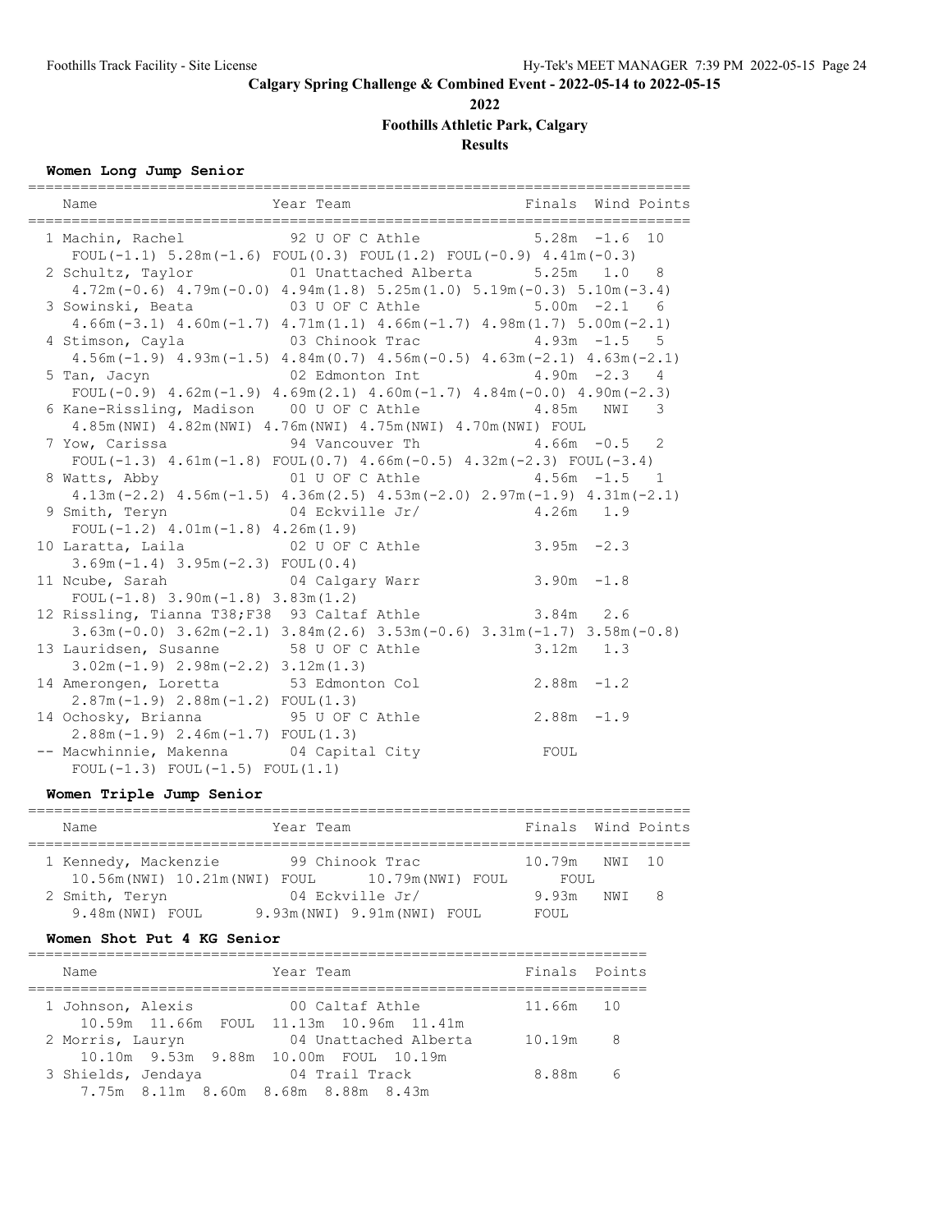## Calgary Spring Challenge & Combined Event - 2022-05-14 to 2022-05-15

**2022**

**Foothills Athletic Park, Calgary**

**Results**

### Women Long Jump Senior

| Place | Name | Year | Team | Finals | Wind | Points |
|---|---|---|---|---|---|---|
| 1 | Machin, Rachel | 92 | U OF C Athle | 5.28m | -1.6 | 10 |
| | FOUL(-1.1) 5.28m(-1.6) FOUL(0.3) FOUL(1.2) FOUL(-0.9) 4.41m(-0.3) | | | | | |
| 2 | Schultz, Taylor | 01 | Unattached Alberta | 5.25m | 1.0 | 8 |
| | 4.72m(-0.6) 4.79m(-0.0) 4.94m(1.8) 5.25m(1.0) 5.19m(-0.3) 5.10m(-3.4) | | | | | |
| 3 | Sowinski, Beata | 03 | U OF C Athle | 5.00m | -2.1 | 6 |
| | 4.66m(-3.1) 4.60m(-1.7) 4.71m(1.1) 4.66m(-1.7) 4.98m(1.7) 5.00m(-2.1) | | | | | |
| 4 | Stimson, Cayla | 03 | Chinook Trac | 4.93m | -1.5 | 5 |
| | 4.56m(-1.9) 4.93m(-1.5) 4.84m(0.7) 4.56m(-0.5) 4.63m(-2.1) 4.63m(-2.1) | | | | | |
| 5 | Tan, Jacyn | 02 | Edmonton Int | 4.90m | -2.3 | 4 |
| | FOUL(-0.9) 4.62m(-1.9) 4.69m(2.1) 4.60m(-1.7) 4.84m(-0.0) 4.90m(-2.3) | | | | | |
| 6 | Kane-Rissling, Madison | 00 | U OF C Athle | 4.85m | NWI | 3 |
| | 4.85m(NWI) 4.82m(NWI) 4.76m(NWI) 4.75m(NWI) 4.70m(NWI) FOUL | | | | | |
| 7 | Yow, Carissa | 94 | Vancouver Th | 4.66m | -0.5 | 2 |
| | FOUL(-1.3) 4.61m(-1.8) FOUL(0.7) 4.66m(-0.5) 4.32m(-2.3) FOUL(-3.4) | | | | | |
| 8 | Watts, Abby | 01 | U OF C Athle | 4.56m | -1.5 | 1 |
| | 4.13m(-2.2) 4.56m(-1.5) 4.36m(2.5) 4.53m(-2.0) 2.97m(-1.9) 4.31m(-2.1) | | | | | |
| 9 | Smith, Teryn | 04 | Eckville Jr/ | 4.26m | 1.9 | |
| | FOUL(-1.2) 4.01m(-1.8) 4.26m(1.9) | | | | | |
| 10 | Laratta, Laila | 02 | U OF C Athle | 3.95m | -2.3 | |
| | 3.69m(-1.4) 3.95m(-2.3) FOUL(0.4) | | | | | |
| 11 | Ncube, Sarah | 04 | Calgary Warr | 3.90m | -1.8 | |
| | FOUL(-1.8) 3.90m(-1.8) 3.83m(1.2) | | | | | |
| 12 | Rissling, Tianna T38;F38 | 93 | Caltaf Athle | 3.84m | 2.6 | |
| | 3.63m(-0.0) 3.62m(-2.1) 3.84m(2.6) 3.53m(-0.6) 3.31m(-1.7) 3.58m(-0.8) | | | | | |
| 13 | Lauridsen, Susanne | 58 | U OF C Athle | 3.12m | 1.3 | |
| | 3.02m(-1.9) 2.98m(-2.2) 3.12m(1.3) | | | | | |
| 14 | Amerongen, Loretta | 53 | Edmonton Col | 2.88m | -1.2 | |
| | 2.87m(-1.9) 2.88m(-1.2) FOUL(1.3) | | | | | |
| 14 | Ochosky, Brianna | 95 | U OF C Athle | 2.88m | -1.9 | |
| | 2.88m(-1.9) 2.46m(-1.7) FOUL(1.3) | | | | | |
| -- | Macwhinnie, Makenna | 04 | Capital City | FOUL | | |
| | FOUL(-1.3) FOUL(-1.5) FOUL(1.1) | | | | | |

### Women Triple Jump Senior

| Place | Name | Year | Team | Finals | Wind | Points |
|---|---|---|---|---|---|---|
| 1 | Kennedy, Mackenzie | 99 | Chinook Trac | 10.79m | NWI | 10 |
| | 10.56m(NWI) 10.21m(NWI) FOUL 10.79m(NWI) FOUL FOUL | | | | | |
| 2 | Smith, Teryn | 04 | Eckville Jr/ | 9.93m | NWI | 8 |
| | 9.48m(NWI) FOUL 9.93m(NWI) 9.91m(NWI) FOUL FOUL | | | | | |

### Women Shot Put 4 KG Senior

| Place | Name | Year | Team | Finals | Points |
|---|---|---|---|---|---|
| 1 | Johnson, Alexis | 00 | Caltaf Athle | 11.66m | 10 |
| | 10.59m 11.66m FOUL 11.13m 10.96m 11.41m | | | | |
| 2 | Morris, Lauryn | 04 | Unattached Alberta | 10.19m | 8 |
| | 10.10m 9.53m 9.88m 10.00m FOUL 10.19m | | | | |
| 3 | Shields, Jendaya | 04 | Trail Track | 8.88m | 6 |
| | 7.75m 8.11m 8.60m 8.68m 8.88m 8.43m | | | | |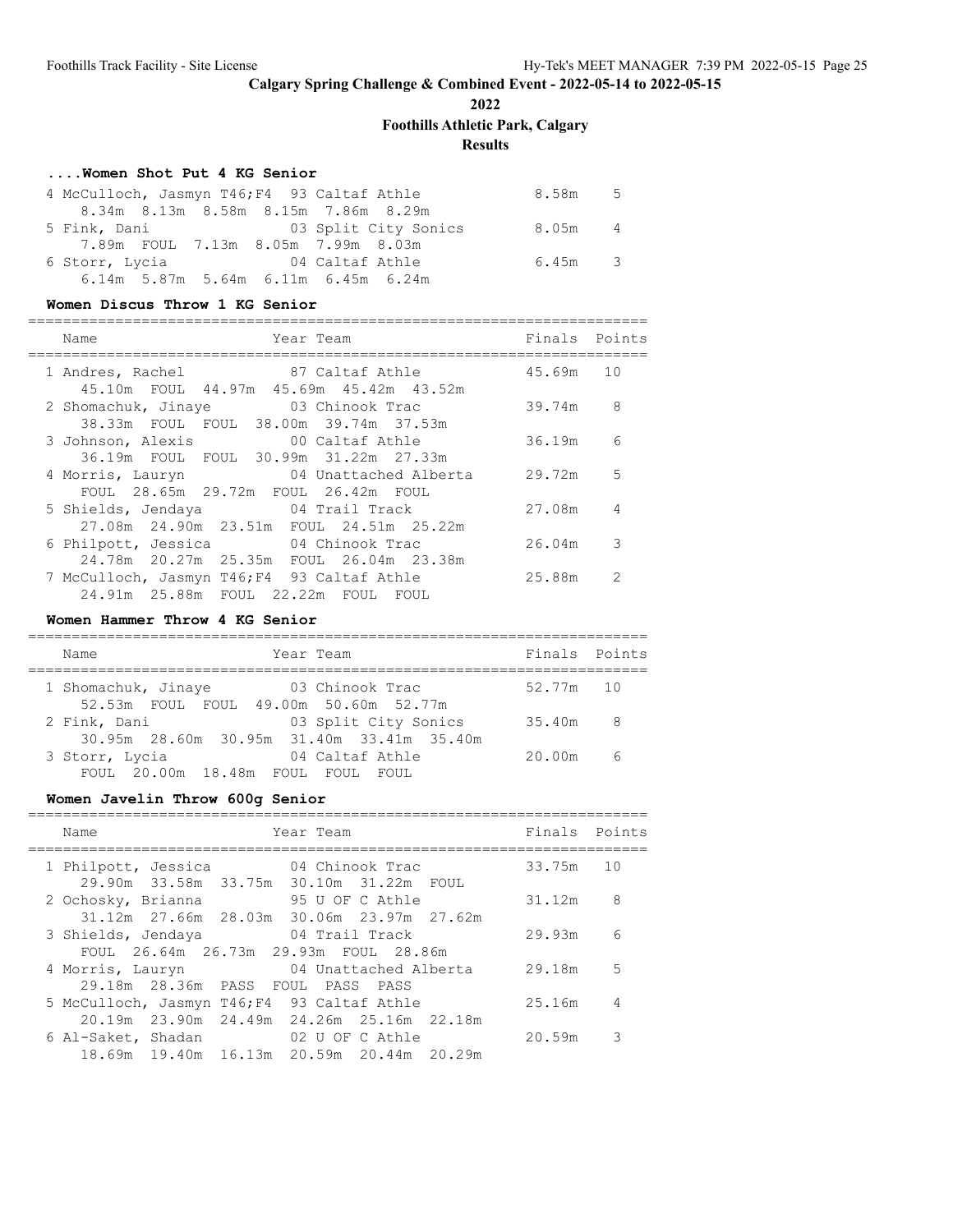# Calgary Spring Challenge & Combined Event - 2022-05-14 to 2022-05-15

## 2022

## Foothills Athletic Park, Calgary

## Results

### ....Women Shot Put 4 KG Senior

| Name | Year | Team | Finals | Points |
|---|---|---|---|---|
| 4 McCulloch, Jasmyn T46;F4 | 93 | Caltaf Athle | 8.58m | 5 |
| 8.34m 8.13m 8.58m 8.15m 7.86m 8.29m | | | | |
| 5 Fink, Dani | 03 | Split City Sonics | 8.05m | 4 |
| 7.89m FOUL 7.13m 8.05m 7.99m 8.03m | | | | |
| 6 Storr, Lycia | 04 | Caltaf Athle | 6.45m | 3 |
| 6.14m 5.87m 5.64m 6.11m 6.45m 6.24m | | | | |

### Women Discus Throw 1 KG Senior

| Name | Year | Team | Finals | Points |
|---|---|---|---|---|
| 1 Andres, Rachel | 87 | Caltaf Athle | 45.69m | 10 |
| 45.10m FOUL 44.97m 45.69m 45.42m 43.52m | | | | |
| 2 Shomachuk, Jinaye | 03 | Chinook Trac | 39.74m | 8 |
| 38.33m FOUL FOUL 38.00m 39.74m 37.53m | | | | |
| 3 Johnson, Alexis | 00 | Caltaf Athle | 36.19m | 6 |
| 36.19m FOUL FOUL 30.99m 31.22m 27.33m | | | | |
| 4 Morris, Lauryn | 04 | Unattached Alberta | 29.72m | 5 |
| FOUL 28.65m 29.72m FOUL 26.42m FOUL | | | | |
| 5 Shields, Jendaya | 04 | Trail Track | 27.08m | 4 |
| 27.08m 24.90m 23.51m FOUL 24.51m 25.22m | | | | |
| 6 Philpott, Jessica | 04 | Chinook Trac | 26.04m | 3 |
| 24.78m 20.27m 25.35m FOUL 26.04m 23.38m | | | | |
| 7 McCulloch, Jasmyn T46;F4 | 93 | Caltaf Athle | 25.88m | 2 |
| 24.91m 25.88m FOUL 22.22m FOUL FOUL | | | | |

### Women Hammer Throw 4 KG Senior

| Name | Year | Team | Finals | Points |
|---|---|---|---|---|
| 1 Shomachuk, Jinaye | 03 | Chinook Trac | 52.77m | 10 |
| 52.53m FOUL FOUL 49.00m 50.60m 52.77m | | | | |
| 2 Fink, Dani | 03 | Split City Sonics | 35.40m | 8 |
| 30.95m 28.60m 30.95m 31.40m 33.41m 35.40m | | | | |
| 3 Storr, Lycia | 04 | Caltaf Athle | 20.00m | 6 |
| FOUL 20.00m 18.48m FOUL FOUL FOUL | | | | |

### Women Javelin Throw 600g Senior

| Name | Year | Team | Finals | Points |
|---|---|---|---|---|
| 1 Philpott, Jessica | 04 | Chinook Trac | 33.75m | 10 |
| 29.90m 33.58m 33.75m 30.10m 31.22m FOUL | | | | |
| 2 Ochosky, Brianna | 95 | U OF C Athle | 31.12m | 8 |
| 31.12m 27.66m 28.03m 30.06m 23.97m 27.62m | | | | |
| 3 Shields, Jendaya | 04 | Trail Track | 29.93m | 6 |
| FOUL 26.64m 26.73m 29.93m FOUL 28.86m | | | | |
| 4 Morris, Lauryn | 04 | Unattached Alberta | 29.18m | 5 |
| 29.18m 28.36m PASS FOUL PASS PASS | | | | |
| 5 McCulloch, Jasmyn T46;F4 | 93 | Caltaf Athle | 25.16m | 4 |
| 20.19m 23.90m 24.49m 24.26m 25.16m 22.18m | | | | |
| 6 Al-Saket, Shadan | 02 | U OF C Athle | 20.59m | 3 |
| 18.69m 19.40m 16.13m 20.59m 20.44m 20.29m | | | | |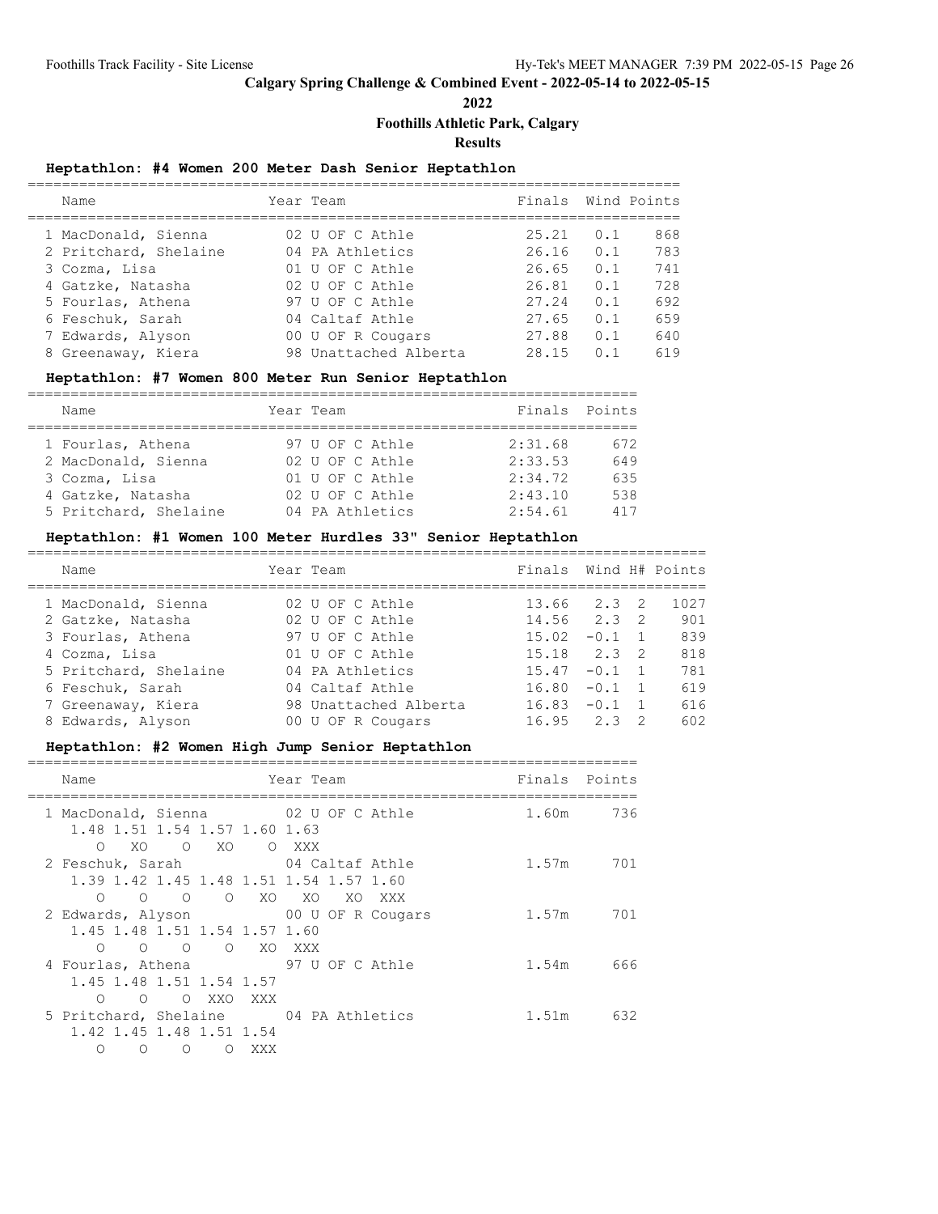## Calgary Spring Challenge & Combined Event - 2022-05-14 to 2022-05-15

**2022**

**Foothills Athletic Park, Calgary**

**Results**

### Heptathlon: #4 Women 200 Meter Dash Senior Heptathlon

| | Name | Year | Team | Finals | Wind | Points |
|---|---|---|---|---|---|---|
| 1 | MacDonald, Sienna | 02 | U OF C Athle | 25.21 | 0.1 | 868 |
| 2 | Pritchard, Shelaine | 04 | PA Athletics | 26.16 | 0.1 | 783 |
| 3 | Cozma, Lisa | 01 | U OF C Athle | 26.65 | 0.1 | 741 |
| 4 | Gatzke, Natasha | 02 | U OF C Athle | 26.81 | 0.1 | 728 |
| 5 | Fourlas, Athena | 97 | U OF C Athle | 27.24 | 0.1 | 692 |
| 6 | Feschuk, Sarah | 04 | Caltaf Athle | 27.65 | 0.1 | 659 |
| 7 | Edwards, Alyson | 00 | U OF R Cougars | 27.88 | 0.1 | 640 |
| 8 | Greenaway, Kiera | 98 | Unattached Alberta | 28.15 | 0.1 | 619 |

### Heptathlon: #7 Women 800 Meter Run Senior Heptathlon

| | Name | Year | Team | Finals | Points |
|---|---|---|---|---|---|
| 1 | Fourlas, Athena | 97 | U OF C Athle | 2:31.68 | 672 |
| 2 | MacDonald, Sienna | 02 | U OF C Athle | 2:33.53 | 649 |
| 3 | Cozma, Lisa | 01 | U OF C Athle | 2:34.72 | 635 |
| 4 | Gatzke, Natasha | 02 | U OF C Athle | 2:43.10 | 538 |
| 5 | Pritchard, Shelaine | 04 | PA Athletics | 2:54.61 | 417 |

### Heptathlon: #1 Women 100 Meter Hurdles 33" Senior Heptathlon

| | Name | Year | Team | Finals | Wind | H# | Points |
|---|---|---|---|---|---|---|---|
| 1 | MacDonald, Sienna | 02 | U OF C Athle | 13.66 | 2.3 | 2 | 1027 |
| 2 | Gatzke, Natasha | 02 | U OF C Athle | 14.56 | 2.3 | 2 | 901 |
| 3 | Fourlas, Athena | 97 | U OF C Athle | 15.02 | -0.1 | 1 | 839 |
| 4 | Cozma, Lisa | 01 | U OF C Athle | 15.18 | 2.3 | 2 | 818 |
| 5 | Pritchard, Shelaine | 04 | PA Athletics | 15.47 | -0.1 | 1 | 781 |
| 6 | Feschuk, Sarah | 04 | Caltaf Athle | 16.80 | -0.1 | 1 | 619 |
| 7 | Greenaway, Kiera | 98 | Unattached Alberta | 16.83 | -0.1 | 1 | 616 |
| 8 | Edwards, Alyson | 00 | U OF R Cougars | 16.95 | 2.3 | 2 | 602 |

### Heptathlon: #2 Women High Jump Senior Heptathlon

| | Name | Year | Team | Finals | Points |
|---|---|---|---|---|---|
| 1 | MacDonald, Sienna | 02 | U OF C Athle | 1.60m | 736 |
| | 1.48 1.51 1.54 1.57 1.60 1.63<br>O XO O XO O XXX | | | | |
| 2 | Feschuk, Sarah | 04 | Caltaf Athle | 1.57m | 701 |
| | 1.39 1.42 1.45 1.48 1.51 1.54 1.57 1.60<br>O O O O XO XO XO XXX | | | | |
| 2 | Edwards, Alyson | 00 | U OF R Cougars | 1.57m | 701 |
| | 1.45 1.48 1.51 1.54 1.57 1.60<br>O O O O XO XXX | | | | |
| 4 | Fourlas, Athena | 97 | U OF C Athle | 1.54m | 666 |
| | 1.45 1.48 1.51 1.54 1.57<br>O O O XXO XXX | | | | |
| 5 | Pritchard, Shelaine | 04 | PA Athletics | 1.51m | 632 |
| | 1.42 1.45 1.48 1.51 1.54<br>O O O O XXX | | | | |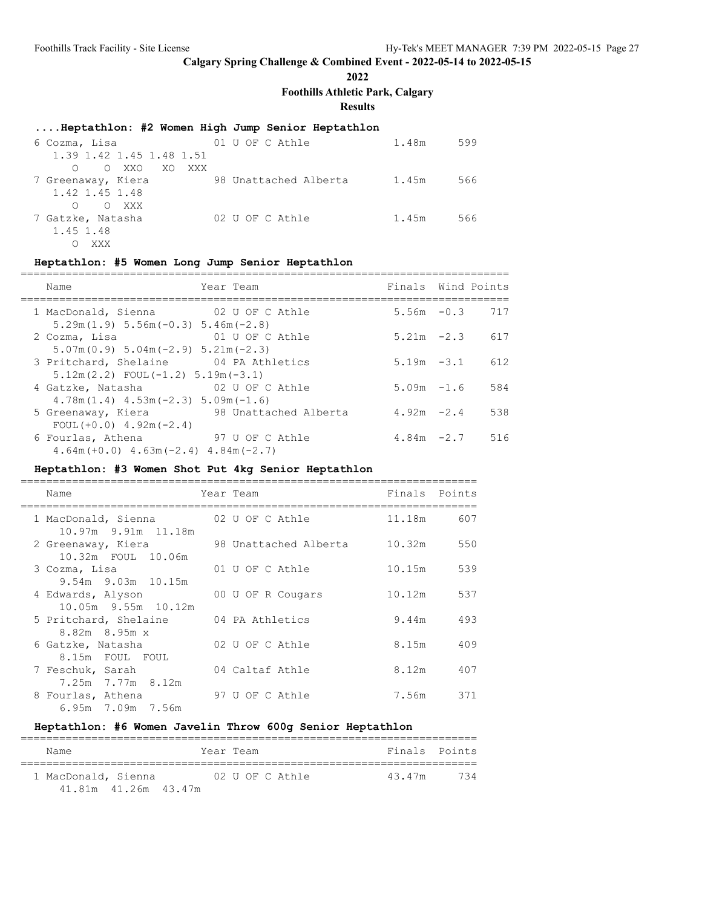**Calgary Spring Challenge & Combined Event - 2022-05-14 to 2022-05-15**

**2022**

**Foothills Athletic Park, Calgary**

**Results**

### ....Heptathlon: #2 Women High Jump Senior Heptathlon

| Name | Year | Team | Finals | Points |
|---|---|---|---|---|
| 6 Cozma, Lisa | 01 | U OF C Athle | 1.48m | 599 |
| 1.39 1.42 1.45 1.48 1.51 | | | | |
| O O XXO XO XXX | | | | |
| 7 Greenaway, Kiera | 98 | Unattached Alberta | 1.45m | 566 |
| 1.42 1.45 1.48 | | | | |
| O O XXX | | | | |
| 7 Gatzke, Natasha | 02 | U OF C Athle | 1.45m | 566 |
| 1.45 1.48 | | | | |
| O XXX | | | | |

### Heptathlon: #5 Women Long Jump Senior Heptathlon

| Name | Year | Team | Finals | Wind | Points |
|---|---|---|---|---|---|
| 1 MacDonald, Sienna | 02 | U OF C Athle | 5.56m | -0.3 | 717 |
| 5.29m(1.9) 5.56m(-0.3) 5.46m(-2.8) | | | | | |
| 2 Cozma, Lisa | 01 | U OF C Athle | 5.21m | -2.3 | 617 |
| 5.07m(0.9) 5.04m(-2.9) 5.21m(-2.3) | | | | | |
| 3 Pritchard, Shelaine | 04 | PA Athletics | 5.19m | -3.1 | 612 |
| 5.12m(2.2) FOUL(-1.2) 5.19m(-3.1) | | | | | |
| 4 Gatzke, Natasha | 02 | U OF C Athle | 5.09m | -1.6 | 584 |
| 4.78m(1.4) 4.53m(-2.3) 5.09m(-1.6) | | | | | |
| 5 Greenaway, Kiera | 98 | Unattached Alberta | 4.92m | -2.4 | 538 |
| FOUL(+0.0) 4.92m(-2.4) | | | | | |
| 6 Fourlas, Athena | 97 | U OF C Athle | 4.84m | -2.7 | 516 |
| 4.64m(+0.0) 4.63m(-2.4) 4.84m(-2.7) | | | | | |

### Heptathlon: #3 Women Shot Put 4kg Senior Heptathlon

| Name | Year | Team | Finals | Points |
|---|---|---|---|---|
| 1 MacDonald, Sienna | 02 | U OF C Athle | 11.18m | 607 |
| 10.97m 9.91m 11.18m | | | | |
| 2 Greenaway, Kiera | 98 | Unattached Alberta | 10.32m | 550 |
| 10.32m FOUL 10.06m | | | | |
| 3 Cozma, Lisa | 01 | U OF C Athle | 10.15m | 539 |
| 9.54m 9.03m 10.15m | | | | |
| 4 Edwards, Alyson | 00 | U OF R Cougars | 10.12m | 537 |
| 10.05m 9.55m 10.12m | | | | |
| 5 Pritchard, Shelaine | 04 | PA Athletics | 9.44m | 493 |
| 8.82m 8.95m x | | | | |
| 6 Gatzke, Natasha | 02 | U OF C Athle | 8.15m | 409 |
| 8.15m FOUL FOUL | | | | |
| 7 Feschuk, Sarah | 04 | Caltaf Athle | 8.12m | 407 |
| 7.25m 7.77m 8.12m | | | | |
| 8 Fourlas, Athena | 97 | U OF C Athle | 7.56m | 371 |
| 6.95m 7.09m 7.56m | | | | |

### Heptathlon: #6 Women Javelin Throw 600g Senior Heptathlon

| Name | Year | Team | Finals | Points |
|---|---|---|---|---|
| 1 MacDonald, Sienna | 02 | U OF C Athle | 43.47m | 734 |
| 41.81m 41.26m 43.47m | | | | |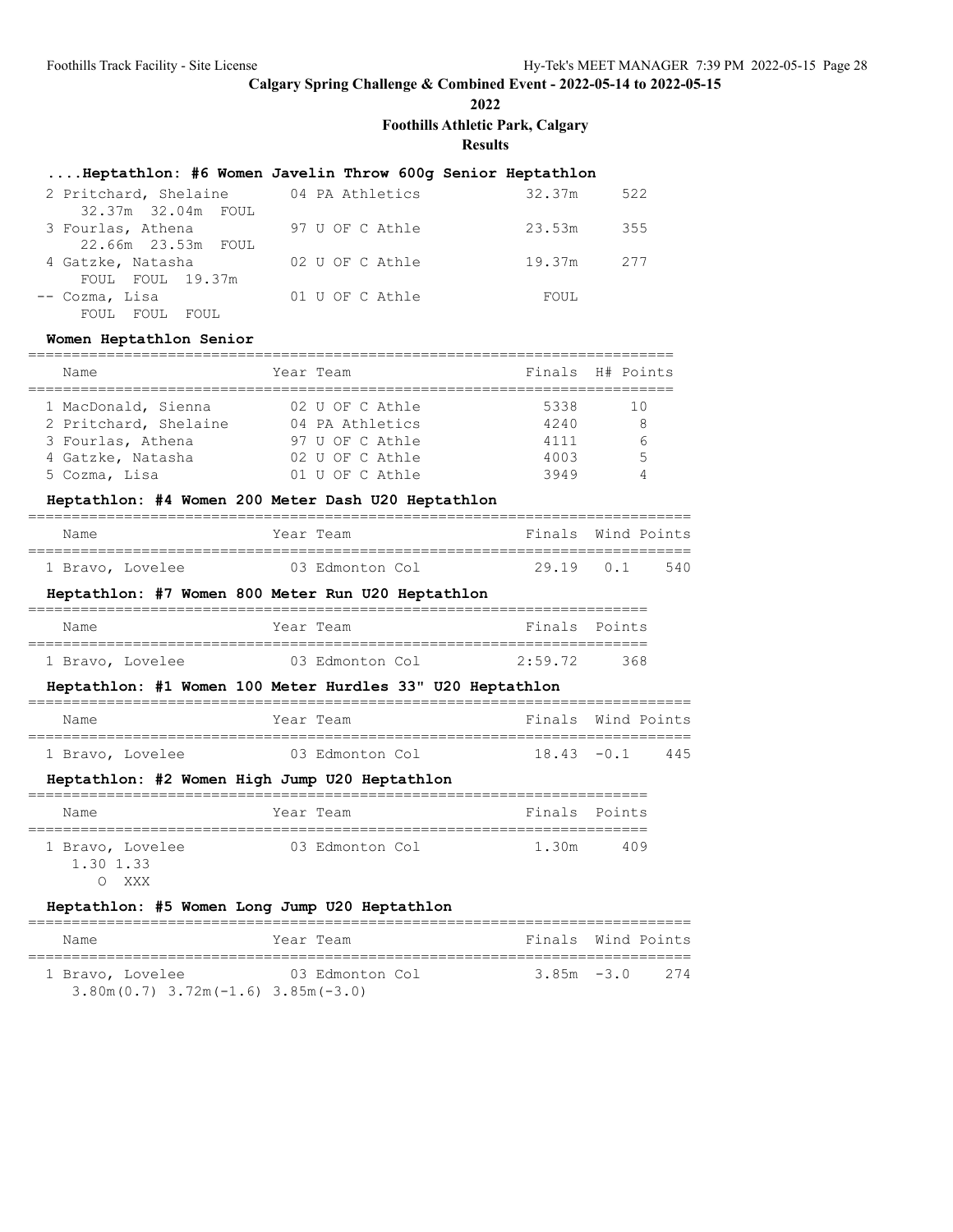## Calgary Spring Challenge & Combined Event - 2022-05-14 to 2022-05-15

**2022**

**Foothills Athletic Park, Calgary**

**Results**

### ....Heptathlon: #6 Women Javelin Throw 600g Senior Heptathlon

| Place | Name | Year | Team | Finals | Points |
|---|---|---|---|---|---|
| 2 | Pritchard, Shelaine | 04 | PA Athletics | 32.37m | 522 |
| | 32.37m 32.04m FOUL | | | | |
| 3 | Fourlas, Athena | 97 | U OF C Athle | 23.53m | 355 |
| | 22.66m 23.53m FOUL | | | | |
| 4 | Gatzke, Natasha | 02 | U OF C Athle | 19.37m | 277 |
| | FOUL FOUL 19.37m | | | | |
| -- | Cozma, Lisa | 01 | U OF C Athle | FOUL | |
| | FOUL FOUL FOUL | | | | |

### Women Heptathlon Senior

| Place | Name | Year | Team | Finals | H# | Points |
|---|---|---|---|---|---|---|
| 1 | MacDonald, Sienna | 02 | U OF C Athle | 5338 | | 10 |
| 2 | Pritchard, Shelaine | 04 | PA Athletics | 4240 | | 8 |
| 3 | Fourlas, Athena | 97 | U OF C Athle | 4111 | | 6 |
| 4 | Gatzke, Natasha | 02 | U OF C Athle | 4003 | | 5 |
| 5 | Cozma, Lisa | 01 | U OF C Athle | 3949 | | 4 |

### Heptathlon: #4 Women 200 Meter Dash U20 Heptathlon

| Place | Name | Year | Team | Finals | Wind | Points |
|---|---|---|---|---|---|---|
| 1 | Bravo, Lovelee | 03 | Edmonton Col | 29.19 | 0.1 | 540 |

### Heptathlon: #7 Women 800 Meter Run U20 Heptathlon

| Place | Name | Year | Team | Finals | Points |
|---|---|---|---|---|---|
| 1 | Bravo, Lovelee | 03 | Edmonton Col | 2:59.72 | 368 |

### Heptathlon: #1 Women 100 Meter Hurdles 33" U20 Heptathlon

| Place | Name | Year | Team | Finals | Wind | Points |
|---|---|---|---|---|---|---|
| 1 | Bravo, Lovelee | 03 | Edmonton Col | 18.43 | -0.1 | 445 |

### Heptathlon: #2 Women High Jump U20 Heptathlon

| Place | Name | Year | Team | Finals | Points |
|---|---|---|---|---|---|
| 1 | Bravo, Lovelee | 03 | Edmonton Col | 1.30m | 409 |
| | 1.30 1.33 | | | | |
| | O XXX | | | | |

### Heptathlon: #5 Women Long Jump U20 Heptathlon

| Place | Name | Year | Team | Finals | Wind | Points |
|---|---|---|---|---|---|---|
| 1 | Bravo, Lovelee | 03 | Edmonton Col | 3.85m | -3.0 | 274 |
| | 3.80m(0.7) 3.72m(-1.6) 3.85m(-3.0) | | | | | |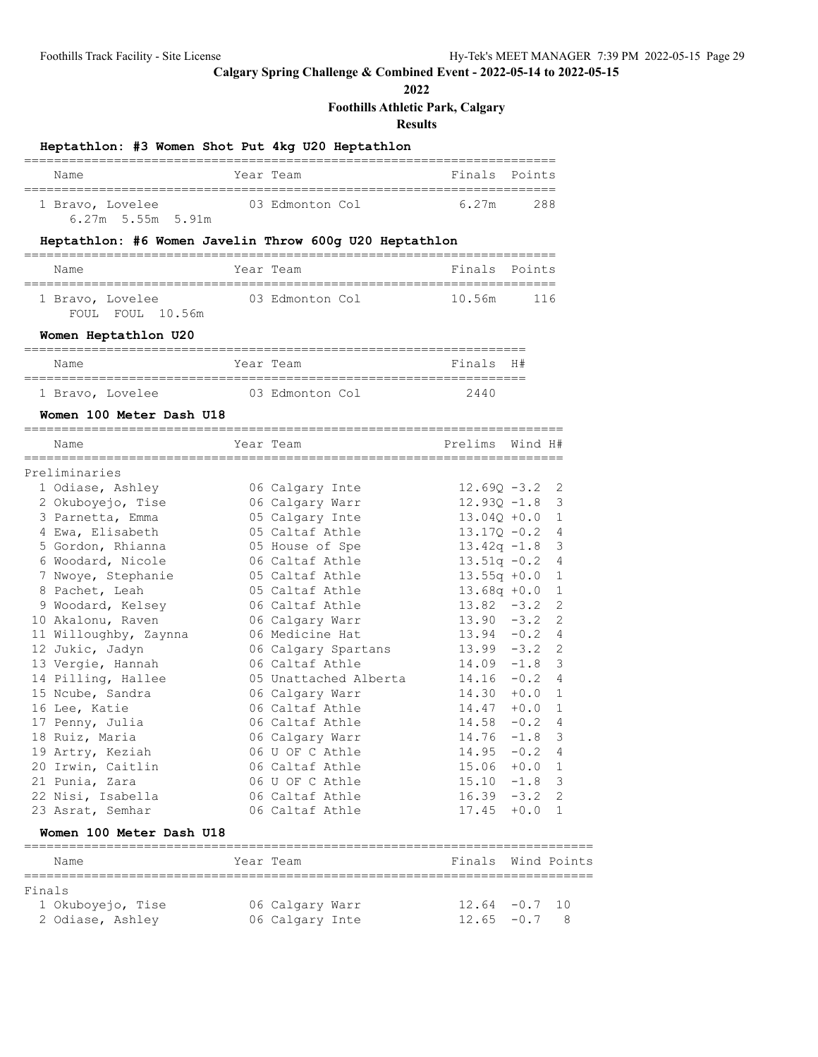**Calgary Spring Challenge & Combined Event - 2022-05-14 to 2022-05-15**

**2022**

**Foothills Athletic Park, Calgary**

**Results**

### Heptathlon: #3 Women Shot Put 4kg U20 Heptathlon

| | Name | Year | Team | Finals | Points |
|---|---|---|---|---|---|
| 1 | Bravo, Lovelee | 03 | Edmonton Col | 6.27m | 288 |
| | 6.27m 5.55m 5.91m | | | | |

### Heptathlon: #6 Women Javelin Throw 600g U20 Heptathlon

| | Name | Year | Team | Finals | Points |
|---|---|---|---|---|---|
| 1 | Bravo, Lovelee | 03 | Edmonton Col | 10.56m | 116 |
| | FOUL FOUL 10.56m | | | | |

### Women Heptathlon U20

| | Name | Year | Team | Finals | H# |
|---|---|---|---|---|---|
| 1 | Bravo, Lovelee | 03 | Edmonton Col | 2440 | |

### Women 100 Meter Dash U18

Preliminaries

| | Name | Year | Team | Prelims | Wind | H# |
|---|---|---|---|---|---|---|
| 1 | Odiase, Ashley | 06 | Calgary Inte | 12.69Q | -3.2 | 2 |
| 2 | Okuboyejo, Tise | 06 | Calgary Warr | 12.93Q | -1.8 | 3 |
| 3 | Parnetta, Emma | 05 | Calgary Inte | 13.04Q | +0.0 | 1 |
| 4 | Ewa, Elisabeth | 05 | Caltaf Athle | 13.17Q | -0.2 | 4 |
| 5 | Gordon, Rhianna | 05 | House of Spe | 13.42q | -1.8 | 3 |
| 6 | Woodard, Nicole | 06 | Caltaf Athle | 13.51q | -0.2 | 4 |
| 7 | Nwoye, Stephanie | 05 | Caltaf Athle | 13.55q | +0.0 | 1 |
| 8 | Pachet, Leah | 05 | Caltaf Athle | 13.68q | +0.0 | 1 |
| 9 | Woodard, Kelsey | 06 | Caltaf Athle | 13.82 | -3.2 | 2 |
| 10 | Akalonu, Raven | 06 | Calgary Warr | 13.90 | -3.2 | 2 |
| 11 | Willoughby, Zaynna | 06 | Medicine Hat | 13.94 | -0.2 | 4 |
| 12 | Jukic, Jadyn | 06 | Calgary Spartans | 13.99 | -3.2 | 2 |
| 13 | Vergie, Hannah | 06 | Caltaf Athle | 14.09 | -1.8 | 3 |
| 14 | Pilling, Hallee | 05 | Unattached Alberta | 14.16 | -0.2 | 4 |
| 15 | Ncube, Sandra | 06 | Calgary Warr | 14.30 | +0.0 | 1 |
| 16 | Lee, Katie | 06 | Caltaf Athle | 14.47 | +0.0 | 1 |
| 17 | Penny, Julia | 06 | Caltaf Athle | 14.58 | -0.2 | 4 |
| 18 | Ruiz, Maria | 06 | Calgary Warr | 14.76 | -1.8 | 3 |
| 19 | Artry, Keziah | 06 | U OF C Athle | 14.95 | -0.2 | 4 |
| 20 | Irwin, Caitlin | 06 | Caltaf Athle | 15.06 | +0.0 | 1 |
| 21 | Punia, Zara | 06 | U OF C Athle | 15.10 | -1.8 | 3 |
| 22 | Nisi, Isabella | 06 | Caltaf Athle | 16.39 | -3.2 | 2 |
| 23 | Asrat, Semhar | 06 | Caltaf Athle | 17.45 | +0.0 | 1 |

### Women 100 Meter Dash U18

Finals

| | Name | Year | Team | Finals | Wind | Points |
|---|---|---|---|---|---|---|
| 1 | Okuboyejo, Tise | 06 | Calgary Warr | 12.64 | -0.7 | 10 |
| 2 | Odiase, Ashley | 06 | Calgary Inte | 12.65 | -0.7 | 8 |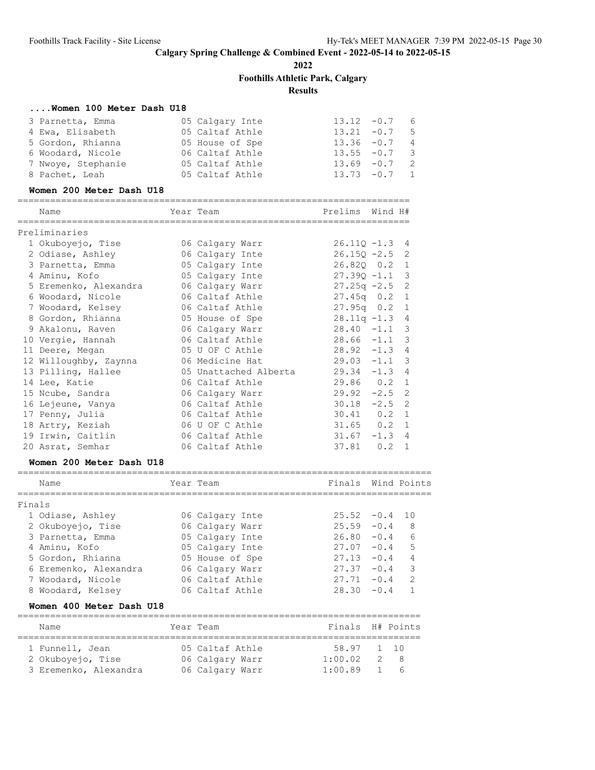## Calgary Spring Challenge & Combined Event - 2022-05-14 to 2022-05-15

**2022**

**Foothills Athletic Park, Calgary**

**Results**

### ....Women 100 Meter Dash U18

| Place | Name | Year | Team | Finals | Wind | Points |
|---|---|---|---|---|---|---|
| 3 | Parnetta, Emma | 05 | Calgary Inte | 13.12 | -0.7 | 6 |
| 4 | Ewa, Elisabeth | 05 | Caltaf Athle | 13.21 | -0.7 | 5 |
| 5 | Gordon, Rhianna | 05 | House of Spe | 13.36 | -0.7 | 4 |
| 6 | Woodard, Nicole | 06 | Caltaf Athle | 13.55 | -0.7 | 3 |
| 7 | Nwoye, Stephanie | 05 | Caltaf Athle | 13.69 | -0.7 | 2 |
| 8 | Pachet, Leah | 05 | Caltaf Athle | 13.73 | -0.7 | 1 |

### Women 200 Meter Dash U18

Preliminaries

| Place | Name | Year | Team | Prelims | Wind | H# |
|---|---|---|---|---|---|---|
| 1 | Okuboyejo, Tise | 06 | Calgary Warr | 26.11Q | -1.3 | 4 |
| 2 | Odiase, Ashley | 06 | Calgary Inte | 26.15Q | -2.5 | 2 |
| 3 | Parnetta, Emma | 05 | Calgary Inte | 26.82Q | 0.2 | 1 |
| 4 | Aminu, Kofo | 05 | Calgary Inte | 27.39Q | -1.1 | 3 |
| 5 | Eremenko, Alexandra | 06 | Calgary Warr | 27.25q | -2.5 | 2 |
| 6 | Woodard, Nicole | 06 | Caltaf Athle | 27.45q | 0.2 | 1 |
| 7 | Woodard, Kelsey | 06 | Caltaf Athle | 27.95q | 0.2 | 1 |
| 8 | Gordon, Rhianna | 05 | House of Spe | 28.11q | -1.3 | 4 |
| 9 | Akalonu, Raven | 06 | Calgary Warr | 28.40 | -1.1 | 3 |
| 10 | Vergie, Hannah | 06 | Caltaf Athle | 28.66 | -1.1 | 3 |
| 11 | Deere, Megan | 05 | U OF C Athle | 28.92 | -1.3 | 4 |
| 12 | Willoughby, Zaynna | 06 | Medicine Hat | 29.03 | -1.1 | 3 |
| 13 | Pilling, Hallee | 05 | Unattached Alberta | 29.34 | -1.3 | 4 |
| 14 | Lee, Katie | 06 | Caltaf Athle | 29.86 | 0.2 | 1 |
| 15 | Ncube, Sandra | 06 | Calgary Warr | 29.92 | -2.5 | 2 |
| 16 | Lejeune, Vanya | 06 | Caltaf Athle | 30.18 | -2.5 | 2 |
| 17 | Penny, Julia | 06 | Caltaf Athle | 30.41 | 0.2 | 1 |
| 18 | Artry, Keziah | 06 | U OF C Athle | 31.65 | 0.2 | 1 |
| 19 | Irwin, Caitlin | 06 | Caltaf Athle | 31.67 | -1.3 | 4 |
| 20 | Asrat, Semhar | 06 | Caltaf Athle | 37.81 | 0.2 | 1 |

### Women 200 Meter Dash U18

Finals

| Place | Name | Year | Team | Finals | Wind | Points |
|---|---|---|---|---|---|---|
| 1 | Odiase, Ashley | 06 | Calgary Inte | 25.52 | -0.4 | 10 |
| 2 | Okuboyejo, Tise | 06 | Calgary Warr | 25.59 | -0.4 | 8 |
| 3 | Parnetta, Emma | 05 | Calgary Inte | 26.80 | -0.4 | 6 |
| 4 | Aminu, Kofo | 05 | Calgary Inte | 27.07 | -0.4 | 5 |
| 5 | Gordon, Rhianna | 05 | House of Spe | 27.13 | -0.4 | 4 |
| 6 | Eremenko, Alexandra | 06 | Calgary Warr | 27.37 | -0.4 | 3 |
| 7 | Woodard, Nicole | 06 | Caltaf Athle | 27.71 | -0.4 | 2 |
| 8 | Woodard, Kelsey | 06 | Caltaf Athle | 28.30 | -0.4 | 1 |

### Women 400 Meter Dash U18

| Place | Name | Year | Team | Finals | H# | Points |
|---|---|---|---|---|---|---|
| 1 | Funnell, Jean | 05 | Caltaf Athle | 58.97 | 1 | 10 |
| 2 | Okuboyejo, Tise | 06 | Calgary Warr | 1:00.02 | 2 | 8 |
| 3 | Eremenko, Alexandra | 06 | Calgary Warr | 1:00.89 | 1 | 6 |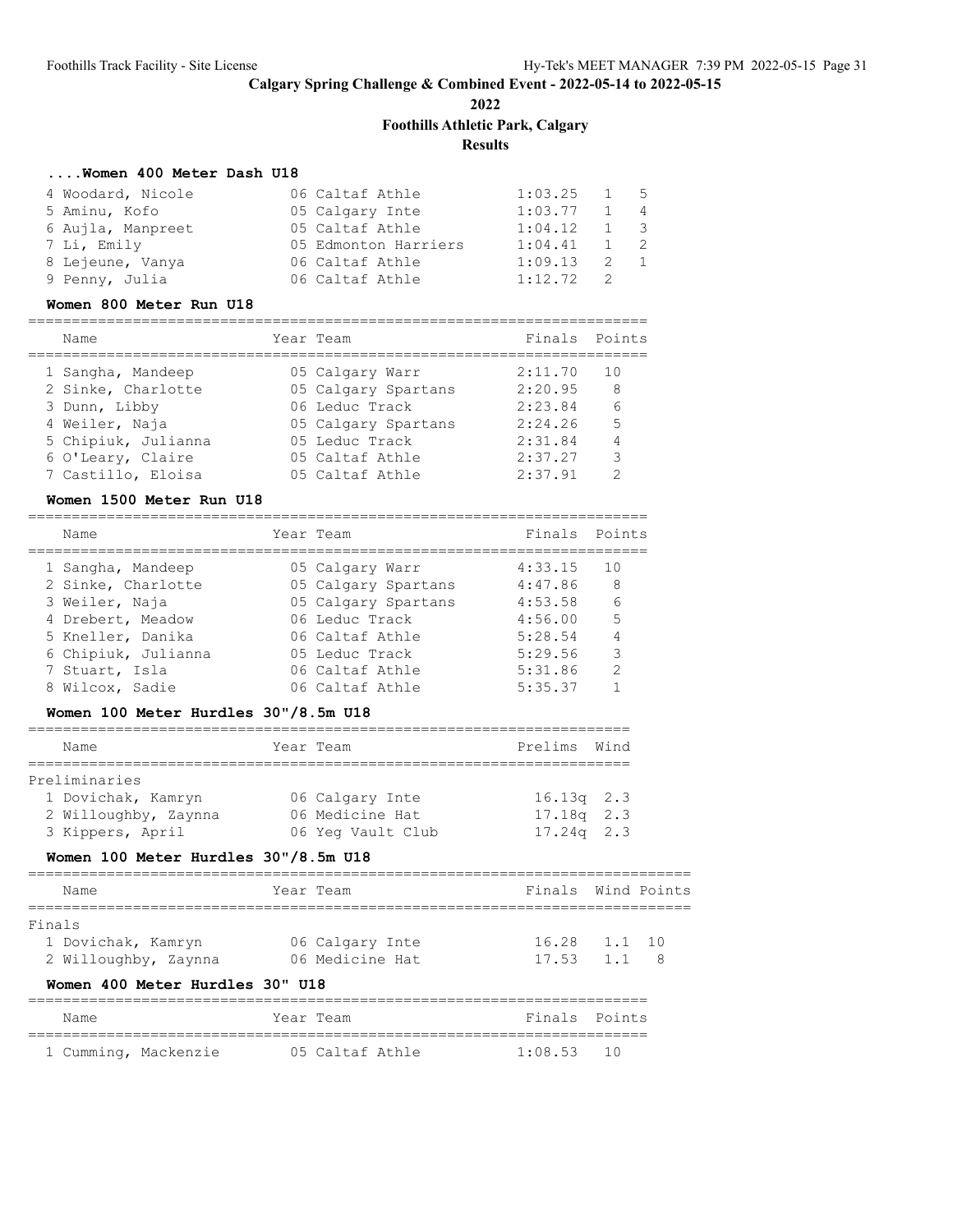# Calgary Spring Challenge & Combined Event - 2022-05-14 to 2022-05-15

**2022**

**Foothills Athletic Park, Calgary**

**Results**

### ....Women 400 Meter Dash U18

| Name | Year | Team | Finals | H# | Points |
|---|---|---|---|---|---|
| 4 Woodard, Nicole | 06 | Caltaf Athle | 1:03.25 | 1 | 5 |
| 5 Aminu, Kofo | 05 | Calgary Inte | 1:03.77 | 1 | 4 |
| 6 Aujla, Manpreet | 05 | Caltaf Athle | 1:04.12 | 1 | 3 |
| 7 Li, Emily | 05 | Edmonton Harriers | 1:04.41 | 1 | 2 |
| 8 Lejeune, Vanya | 06 | Caltaf Athle | 1:09.13 | 2 | 1 |
| 9 Penny, Julia | 06 | Caltaf Athle | 1:12.72 | 2 | |

### Women 800 Meter Run U18

| Name | Year | Team | Finals | Points |
|---|---|---|---|---|
| 1 Sangha, Mandeep | 05 | Calgary Warr | 2:11.70 | 10 |
| 2 Sinke, Charlotte | 05 | Calgary Spartans | 2:20.95 | 8 |
| 3 Dunn, Libby | 06 | Leduc Track | 2:23.84 | 6 |
| 4 Weiler, Naja | 05 | Calgary Spartans | 2:24.26 | 5 |
| 5 Chipiuk, Julianna | 05 | Leduc Track | 2:31.84 | 4 |
| 6 O'Leary, Claire | 05 | Caltaf Athle | 2:37.27 | 3 |
| 7 Castillo, Eloisa | 05 | Caltaf Athle | 2:37.91 | 2 |

### Women 1500 Meter Run U18

| Name | Year | Team | Finals | Points |
|---|---|---|---|---|
| 1 Sangha, Mandeep | 05 | Calgary Warr | 4:33.15 | 10 |
| 2 Sinke, Charlotte | 05 | Calgary Spartans | 4:47.86 | 8 |
| 3 Weiler, Naja | 05 | Calgary Spartans | 4:53.58 | 6 |
| 4 Drebert, Meadow | 06 | Leduc Track | 4:56.00 | 5 |
| 5 Kneller, Danika | 06 | Caltaf Athle | 5:28.54 | 4 |
| 6 Chipiuk, Julianna | 05 | Leduc Track | 5:29.56 | 3 |
| 7 Stuart, Isla | 06 | Caltaf Athle | 5:31.86 | 2 |
| 8 Wilcox, Sadie | 06 | Caltaf Athle | 5:35.37 | 1 |

### Women 100 Meter Hurdles 30"/8.5m U18

| Name | Year | Team | Prelims | Wind |
|---|---|---|---|---|
| **Preliminaries** | | | | |
| 1 Dovichak, Kamryn | 06 | Calgary Inte | 16.13q | 2.3 |
| 2 Willoughby, Zaynna | 06 | Medicine Hat | 17.18q | 2.3 |
| 3 Kippers, April | 06 | Yeg Vault Club | 17.24q | 2.3 |

### Women 100 Meter Hurdles 30"/8.5m U18

| Name | Year | Team | Finals | Wind | Points |
|---|---|---|---|---|---|
| **Finals** | | | | | |
| 1 Dovichak, Kamryn | 06 | Calgary Inte | 16.28 | 1.1 | 10 |
| 2 Willoughby, Zaynna | 06 | Medicine Hat | 17.53 | 1.1 | 8 |

### Women 400 Meter Hurdles 30" U18

| Name | Year | Team | Finals | Points |
|---|---|---|---|---|
| 1 Cumming, Mackenzie | 05 | Caltaf Athle | 1:08.53 | 10 |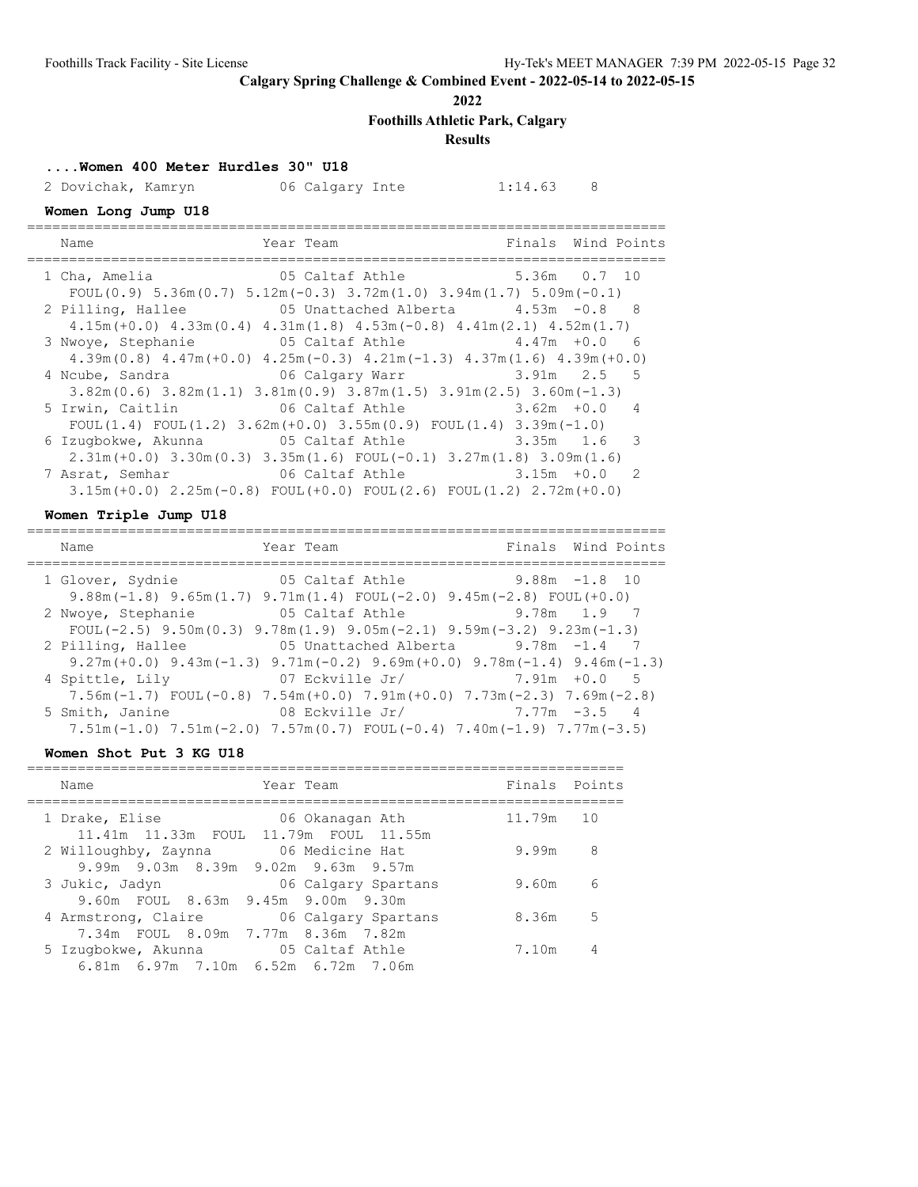**Calgary Spring Challenge & Combined Event - 2022-05-14 to 2022-05-15**

**2022**

**Foothills Athletic Park, Calgary**

**Results**

### ....Women 400 Meter Hurdles 30" U18

| Name | Year | Team | Finals | Points |
|---|---|---|---|---|
| 2 Dovichak, Kamryn | 06 | Calgary Inte | 1:14.63 | 8 |

### Women Long Jump U18

| Name | Year | Team | Finals | Wind | Points |
|---|---|---|---|---|---|
| 1 Cha, Amelia | 05 | Caltaf Athle | 5.36m | 0.7 | 10 |
| FOUL(0.9) 5.36m(0.7) 5.12m(-0.3) 3.72m(1.0) 3.94m(1.7) 5.09m(-0.1) | | | | | |
| 2 Pilling, Hallee | 05 | Unattached Alberta | 4.53m | -0.8 | 8 |
| 4.15m(+0.0) 4.33m(0.4) 4.31m(1.8) 4.53m(-0.8) 4.41m(2.1) 4.52m(1.7) | | | | | |
| 3 Nwoye, Stephanie | 05 | Caltaf Athle | 4.47m | +0.0 | 6 |
| 4.39m(0.8) 4.47m(+0.0) 4.25m(-0.3) 4.21m(-1.3) 4.37m(1.6) 4.39m(+0.0) | | | | | |
| 4 Ncube, Sandra | 06 | Calgary Warr | 3.91m | 2.5 | 5 |
| 3.82m(0.6) 3.82m(1.1) 3.81m(0.9) 3.87m(1.5) 3.91m(2.5) 3.60m(-1.3) | | | | | |
| 5 Irwin, Caitlin | 06 | Caltaf Athle | 3.62m | +0.0 | 4 |
| FOUL(1.4) FOUL(1.2) 3.62m(+0.0) 3.55m(0.9) FOUL(1.4) 3.39m(-1.0) | | | | | |
| 6 Izugbokwe, Akunna | 05 | Caltaf Athle | 3.35m | 1.6 | 3 |
| 2.31m(+0.0) 3.30m(0.3) 3.35m(1.6) FOUL(-0.1) 3.27m(1.8) 3.09m(1.6) | | | | | |
| 7 Asrat, Semhar | 06 | Caltaf Athle | 3.15m | +0.0 | 2 |
| 3.15m(+0.0) 2.25m(-0.8) FOUL(+0.0) FOUL(2.6) FOUL(1.2) 2.72m(+0.0) | | | | | |

### Women Triple Jump U18

| Name | Year | Team | Finals | Wind | Points |
|---|---|---|---|---|---|
| 1 Glover, Sydnie | 05 | Caltaf Athle | 9.88m | -1.8 | 10 |
| 9.88m(-1.8) 9.65m(1.7) 9.71m(1.4) FOUL(-2.0) 9.45m(-2.8) FOUL(+0.0) | | | | | |
| 2 Nwoye, Stephanie | 05 | Caltaf Athle | 9.78m | 1.9 | 7 |
| FOUL(-2.5) 9.50m(0.3) 9.78m(1.9) 9.05m(-2.1) 9.59m(-3.2) 9.23m(-1.3) | | | | | |
| 2 Pilling, Hallee | 05 | Unattached Alberta | 9.78m | -1.4 | 7 |
| 9.27m(+0.0) 9.43m(-1.3) 9.71m(-0.2) 9.69m(+0.0) 9.78m(-1.4) 9.46m(-1.3) | | | | | |
| 4 Spittle, Lily | 07 | Eckville Jr/ | 7.91m | +0.0 | 5 |
| 7.56m(-1.7) FOUL(-0.8) 7.54m(+0.0) 7.91m(+0.0) 7.73m(-2.3) 7.69m(-2.8) | | | | | |
| 5 Smith, Janine | 08 | Eckville Jr/ | 7.77m | -3.5 | 4 |
| 7.51m(-1.0) 7.51m(-2.0) 7.57m(0.7) FOUL(-0.4) 7.40m(-1.9) 7.77m(-3.5) | | | | | |

### Women Shot Put 3 KG U18

| Name | Year | Team | Finals | Points |
|---|---|---|---|---|
| 1 Drake, Elise | 06 | Okanagan Ath | 11.79m | 10 |
| 11.41m 11.33m FOUL 11.79m FOUL 11.55m | | | | |
| 2 Willoughby, Zaynna | 06 | Medicine Hat | 9.99m | 8 |
| 9.99m 9.03m 8.39m 9.02m 9.63m 9.57m | | | | |
| 3 Jukic, Jadyn | 06 | Calgary Spartans | 9.60m | 6 |
| 9.60m FOUL 8.63m 9.45m 9.00m 9.30m | | | | |
| 4 Armstrong, Claire | 06 | Calgary Spartans | 8.36m | 5 |
| 7.34m FOUL 8.09m 7.77m 8.36m 7.82m | | | | |
| 5 Izugbokwe, Akunna | 05 | Caltaf Athle | 7.10m | 4 |
| 6.81m 6.97m 7.10m 6.52m 6.72m 7.06m | | | | |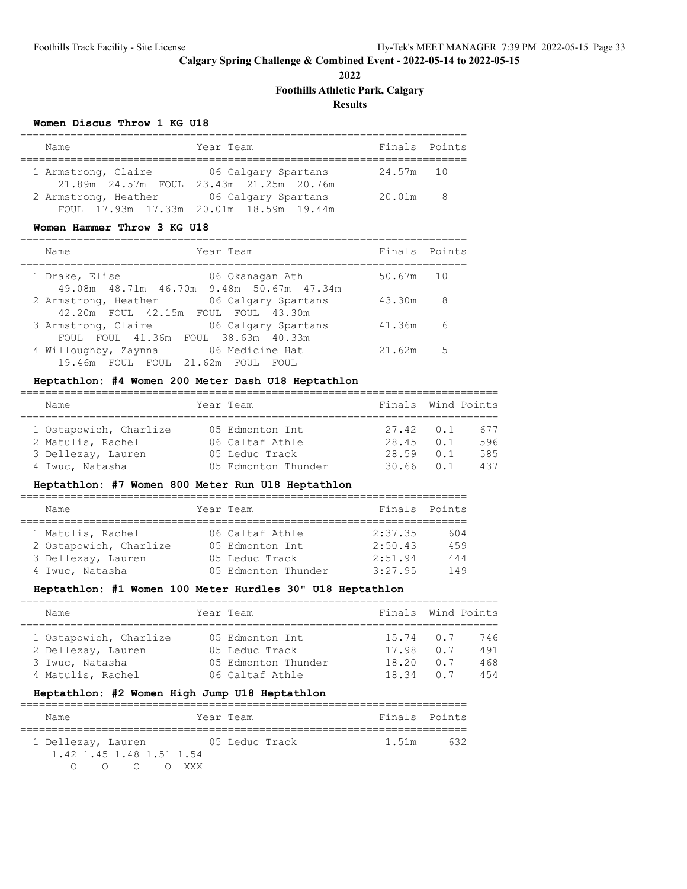**Calgary Spring Challenge & Combined Event - 2022-05-14 to 2022-05-15**

**2022**

**Foothills Athletic Park, Calgary**

**Results**

### Women Discus Throw 1 KG U18

| Name | Year | Team | Finals | Points |
|---|---|---|---|---|
| 1 Armstrong, Claire | 06 | Calgary Spartans | 24.57m | 10 |
| 21.89m 24.57m FOUL 23.43m 21.25m 20.76m | | | | |
| 2 Armstrong, Heather | 06 | Calgary Spartans | 20.01m | 8 |
| FOUL 17.93m 17.33m 20.01m 18.59m 19.44m | | | | |

### Women Hammer Throw 3 KG U18

| Name | Year | Team | Finals | Points |
|---|---|---|---|---|
| 1 Drake, Elise | 06 | Okanagan Ath | 50.67m | 10 |
| 49.08m 48.71m 46.70m 9.48m 50.67m 47.34m | | | | |
| 2 Armstrong, Heather | 06 | Calgary Spartans | 43.30m | 8 |
| 42.20m FOUL 42.15m FOUL FOUL 43.30m | | | | |
| 3 Armstrong, Claire | 06 | Calgary Spartans | 41.36m | 6 |
| FOUL FOUL 41.36m FOUL 38.63m 40.33m | | | | |
| 4 Willoughby, Zaynna | 06 | Medicine Hat | 21.62m | 5 |
| 19.46m FOUL FOUL 21.62m FOUL FOUL | | | | |

### Heptathlon: #4 Women 200 Meter Dash U18 Heptathlon

| Name | Year | Team | Finals | Wind | Points |
|---|---|---|---|---|---|
| 1 Ostapowich, Charlize | 05 | Edmonton Int | 27.42 | 0.1 | 677 |
| 2 Matulis, Rachel | 06 | Caltaf Athle | 28.45 | 0.1 | 596 |
| 3 Dellezay, Lauren | 05 | Leduc Track | 28.59 | 0.1 | 585 |
| 4 Iwuc, Natasha | 05 | Edmonton Thunder | 30.66 | 0.1 | 437 |

### Heptathlon: #7 Women 800 Meter Run U18 Heptathlon

| Name | Year | Team | Finals | Points |
|---|---|---|---|---|
| 1 Matulis, Rachel | 06 | Caltaf Athle | 2:37.35 | 604 |
| 2 Ostapowich, Charlize | 05 | Edmonton Int | 2:50.43 | 459 |
| 3 Dellezay, Lauren | 05 | Leduc Track | 2:51.94 | 444 |
| 4 Iwuc, Natasha | 05 | Edmonton Thunder | 3:27.95 | 149 |

### Heptathlon: #1 Women 100 Meter Hurdles 30" U18 Heptathlon

| Name | Year | Team | Finals | Wind | Points |
|---|---|---|---|---|---|
| 1 Ostapowich, Charlize | 05 | Edmonton Int | 15.74 | 0.7 | 746 |
| 2 Dellezay, Lauren | 05 | Leduc Track | 17.98 | 0.7 | 491 |
| 3 Iwuc, Natasha | 05 | Edmonton Thunder | 18.20 | 0.7 | 468 |
| 4 Matulis, Rachel | 06 | Caltaf Athle | 18.34 | 0.7 | 454 |

### Heptathlon: #2 Women High Jump U18 Heptathlon

| Name | Year | Team | Finals | Points |
|---|---|---|---|---|
| 1 Dellezay, Lauren | 05 | Leduc Track | 1.51m | 632 |
| 1.42 1.45 1.48 1.51 1.54 | | | | |
| O O O O XXX | | | | |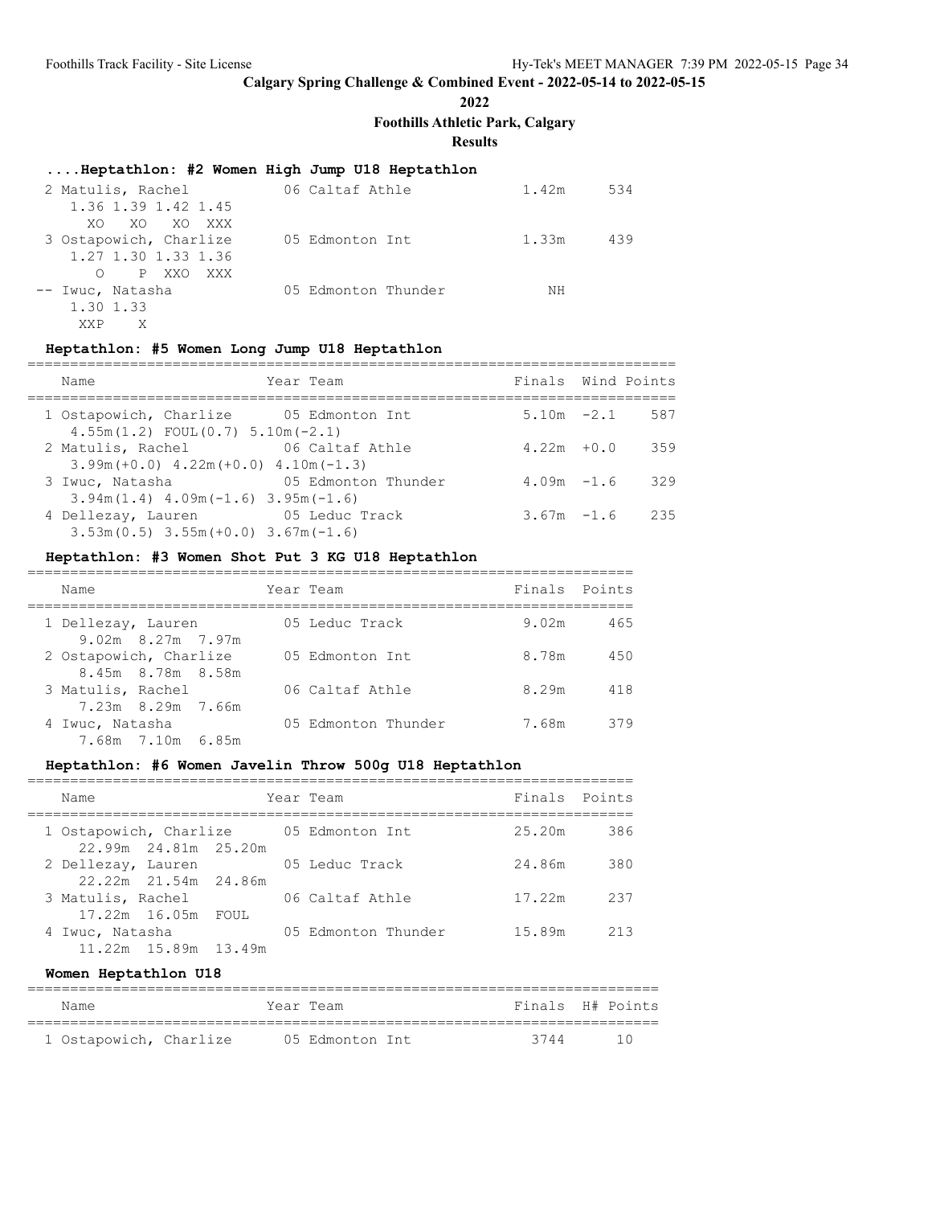## Calgary Spring Challenge & Combined Event - 2022-05-14 to 2022-05-15

**2022**

**Foothills Athletic Park, Calgary**

**Results**

### ....Heptathlon: #2 Women High Jump U18 Heptathlon

| Place | Name | Year | Team | Finals | Points |
|---|---|---|---|---|---|
| 2 | Matulis, Rachel | 06 | Caltaf Athle | 1.42m | 534 |
| | 1.36 1.39 1.42 1.45 | | | | |
| | XO XO XO XXX | | | | |
| 3 | Ostapowich, Charlize | 05 | Edmonton Int | 1.33m | 439 |
| | 1.27 1.30 1.33 1.36 | | | | |
| | O P XXO XXX | | | | |
| -- | Iwuc, Natasha | 05 | Edmonton Thunder | NH | |
| | 1.30 1.33 | | | | |
| | XXP X | | | | |

### Heptathlon: #5 Women Long Jump U18 Heptathlon

| Place | Name | Year | Team | Finals | Wind | Points |
|---|---|---|---|---|---|---|
| 1 | Ostapowich, Charlize | 05 | Edmonton Int | 5.10m | -2.1 | 587 |
| | 4.55m(1.2) FOUL(0.7) 5.10m(-2.1) | | | | | |
| 2 | Matulis, Rachel | 06 | Caltaf Athle | 4.22m | +0.0 | 359 |
| | 3.99m(+0.0) 4.22m(+0.0) 4.10m(-1.3) | | | | | |
| 3 | Iwuc, Natasha | 05 | Edmonton Thunder | 4.09m | -1.6 | 329 |
| | 3.94m(1.4) 4.09m(-1.6) 3.95m(-1.6) | | | | | |
| 4 | Dellezay, Lauren | 05 | Leduc Track | 3.67m | -1.6 | 235 |
| | 3.53m(0.5) 3.55m(+0.0) 3.67m(-1.6) | | | | | |

### Heptathlon: #3 Women Shot Put 3 KG U18 Heptathlon

| Place | Name | Year | Team | Finals | Points |
|---|---|---|---|---|---|
| 1 | Dellezay, Lauren | 05 | Leduc Track | 9.02m | 465 |
| | 9.02m 8.27m 7.97m | | | | |
| 2 | Ostapowich, Charlize | 05 | Edmonton Int | 8.78m | 450 |
| | 8.45m 8.78m 8.58m | | | | |
| 3 | Matulis, Rachel | 06 | Caltaf Athle | 8.29m | 418 |
| | 7.23m 8.29m 7.66m | | | | |
| 4 | Iwuc, Natasha | 05 | Edmonton Thunder | 7.68m | 379 |
| | 7.68m 7.10m 6.85m | | | | |

### Heptathlon: #6 Women Javelin Throw 500g U18 Heptathlon

| Place | Name | Year | Team | Finals | Points |
|---|---|---|---|---|---|
| 1 | Ostapowich, Charlize | 05 | Edmonton Int | 25.20m | 386 |
| | 22.99m 24.81m 25.20m | | | | |
| 2 | Dellezay, Lauren | 05 | Leduc Track | 24.86m | 380 |
| | 22.22m 21.54m 24.86m | | | | |
| 3 | Matulis, Rachel | 06 | Caltaf Athle | 17.22m | 237 |
| | 17.22m 16.05m FOUL | | | | |
| 4 | Iwuc, Natasha | 05 | Edmonton Thunder | 15.89m | 213 |
| | 11.22m 15.89m 13.49m | | | | |

### Women Heptathlon U18

| Place | Name | Year | Team | Finals | H# | Points |
|---|---|---|---|---|---|---|
| 1 | Ostapowich, Charlize | 05 | Edmonton Int | 3744 | | 10 |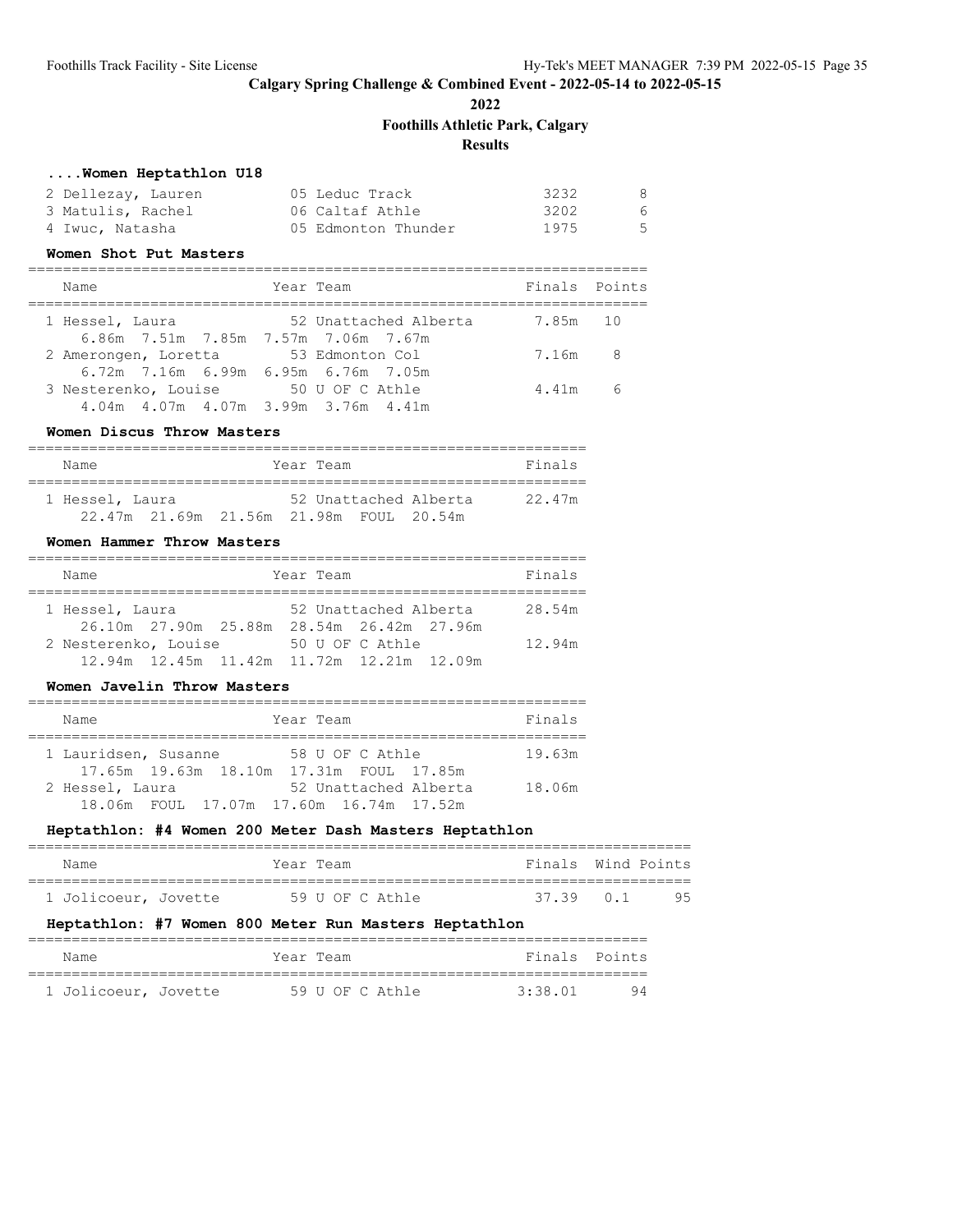# Calgary Spring Challenge & Combined Event - 2022-05-14 to 2022-05-15

**2022**

**Foothills Athletic Park, Calgary**

**Results**

### ....Women Heptathlon U18

| Name | Year Team | Finals | Points |
|---|---|---|---|
| 2 Dellezay, Lauren | 05 Leduc Track | 3232 | 8 |
| 3 Matulis, Rachel | 06 Caltaf Athle | 3202 | 6 |
| 4 Iwuc, Natasha | 05 Edmonton Thunder | 1975 | 5 |

### Women Shot Put Masters

| Name | Year Team | Finals | Points |
|---|---|---|---|
| 1 Hessel, Laura | 52 Unattached Alberta | 7.85m | 10 |
| 6.86m 7.51m 7.85m 7.57m 7.06m 7.67m | | | |
| 2 Amerongen, Loretta | 53 Edmonton Col | 7.16m | 8 |
| 6.72m 7.16m 6.99m 6.95m 6.76m 7.05m | | | |
| 3 Nesterenko, Louise | 50 U OF C Athle | 4.41m | 6 |
| 4.04m 4.07m 4.07m 3.99m 3.76m 4.41m | | | |

### Women Discus Throw Masters

| Name | Year Team | Finals |
|---|---|---|
| 1 Hessel, Laura | 52 Unattached Alberta | 22.47m |
| 22.47m 21.69m 21.56m 21.98m FOUL 20.54m | | |

### Women Hammer Throw Masters

| Name | Year Team | Finals |
|---|---|---|
| 1 Hessel, Laura | 52 Unattached Alberta | 28.54m |
| 26.10m 27.90m 25.88m 28.54m 26.42m 27.96m | | |
| 2 Nesterenko, Louise | 50 U OF C Athle | 12.94m |
| 12.94m 12.45m 11.42m 11.72m 12.21m 12.09m | | |

### Women Javelin Throw Masters

| Name | Year Team | Finals |
|---|---|---|
| 1 Lauridsen, Susanne | 58 U OF C Athle | 19.63m |
| 17.65m 19.63m 18.10m 17.31m FOUL 17.85m | | |
| 2 Hessel, Laura | 52 Unattached Alberta | 18.06m |
| 18.06m FOUL 17.07m 17.60m 16.74m 17.52m | | |

### Heptathlon: #4 Women 200 Meter Dash Masters Heptathlon

| Name | Year Team | Finals | Wind | Points |
|---|---|---|---|---|
| 1 Jolicoeur, Jovette | 59 U OF C Athle | 37.39 | 0.1 | 95 |

### Heptathlon: #7 Women 800 Meter Run Masters Heptathlon

| Name | Year Team | Finals | Points |
|---|---|---|---|
| 1 Jolicoeur, Jovette | 59 U OF C Athle | 3:38.01 | 94 |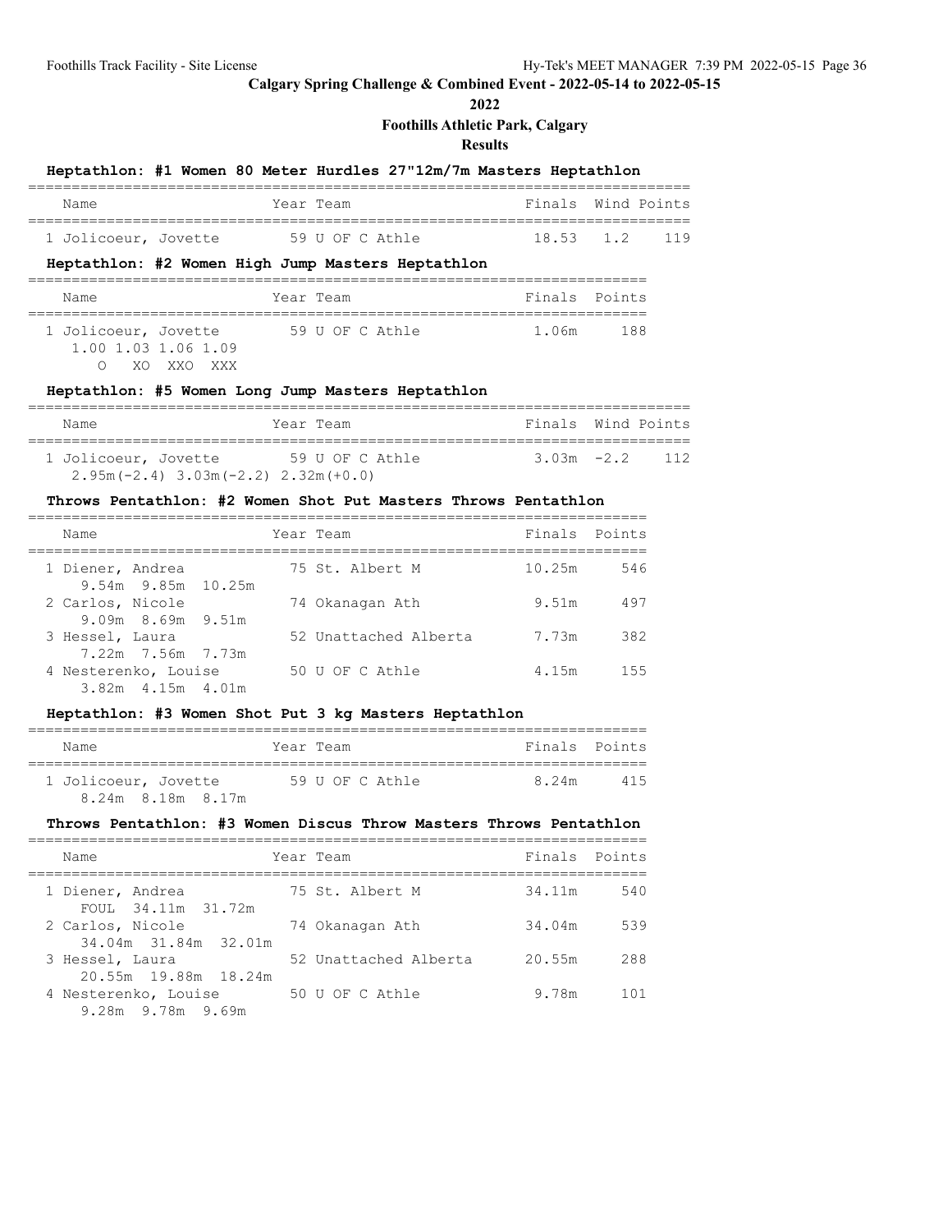## Calgary Spring Challenge & Combined Event - 2022-05-14 to 2022-05-15

**2022**

**Foothills Athletic Park, Calgary**

**Results**

### Heptathlon: #1 Women 80 Meter Hurdles 27"12m/7m Masters Heptathlon

| Name | Year | Team | Finals | Wind | Points |
|---|---|---|---|---|---|
| 1 Jolicoeur, Jovette | 59 | U OF C Athle | 18.53 | 1.2 | 119 |

### Heptathlon: #2 Women High Jump Masters Heptathlon

| Name | Year | Team | Finals | Points |
|---|---|---|---|---|
| 1 Jolicoeur, Jovette | 59 | U OF C Athle | 1.06m | 188 |
| 1.00 1.03 1.06 1.09 | | | | |
| O XO XXO XXX | | | | |

### Heptathlon: #5 Women Long Jump Masters Heptathlon

| Name | Year | Team | Finals | Wind | Points |
|---|---|---|---|---|---|
| 1 Jolicoeur, Jovette | 59 | U OF C Athle | 3.03m | -2.2 | 112 |
| 2.95m(-2.4) 3.03m(-2.2) 2.32m(+0.0) | | | | | |

### Throws Pentathlon: #2 Women Shot Put Masters Throws Pentathlon

| Name | Year | Team | Finals | Points |
|---|---|---|---|---|
| 1 Diener, Andrea | 75 | St. Albert M | 10.25m | 546 |
| 9.54m 9.85m 10.25m | | | | |
| 2 Carlos, Nicole | 74 | Okanagan Ath | 9.51m | 497 |
| 9.09m 8.69m 9.51m | | | | |
| 3 Hessel, Laura | 52 | Unattached Alberta | 7.73m | 382 |
| 7.22m 7.56m 7.73m | | | | |
| 4 Nesterenko, Louise | 50 | U OF C Athle | 4.15m | 155 |
| 3.82m 4.15m 4.01m | | | | |

### Heptathlon: #3 Women Shot Put 3 kg Masters Heptathlon

| Name | Year | Team | Finals | Points |
|---|---|---|---|---|
| 1 Jolicoeur, Jovette | 59 | U OF C Athle | 8.24m | 415 |
| 8.24m 8.18m 8.17m | | | | |

### Throws Pentathlon: #3 Women Discus Throw Masters Throws Pentathlon

| Name | Year | Team | Finals | Points |
|---|---|---|---|---|
| 1 Diener, Andrea | 75 | St. Albert M | 34.11m | 540 |
| FOUL 34.11m 31.72m | | | | |
| 2 Carlos, Nicole | 74 | Okanagan Ath | 34.04m | 539 |
| 34.04m 31.84m 32.01m | | | | |
| 3 Hessel, Laura | 52 | Unattached Alberta | 20.55m | 288 |
| 20.55m 19.88m 18.24m | | | | |
| 4 Nesterenko, Louise | 50 | U OF C Athle | 9.78m | 101 |
| 9.28m 9.78m 9.69m | | | | |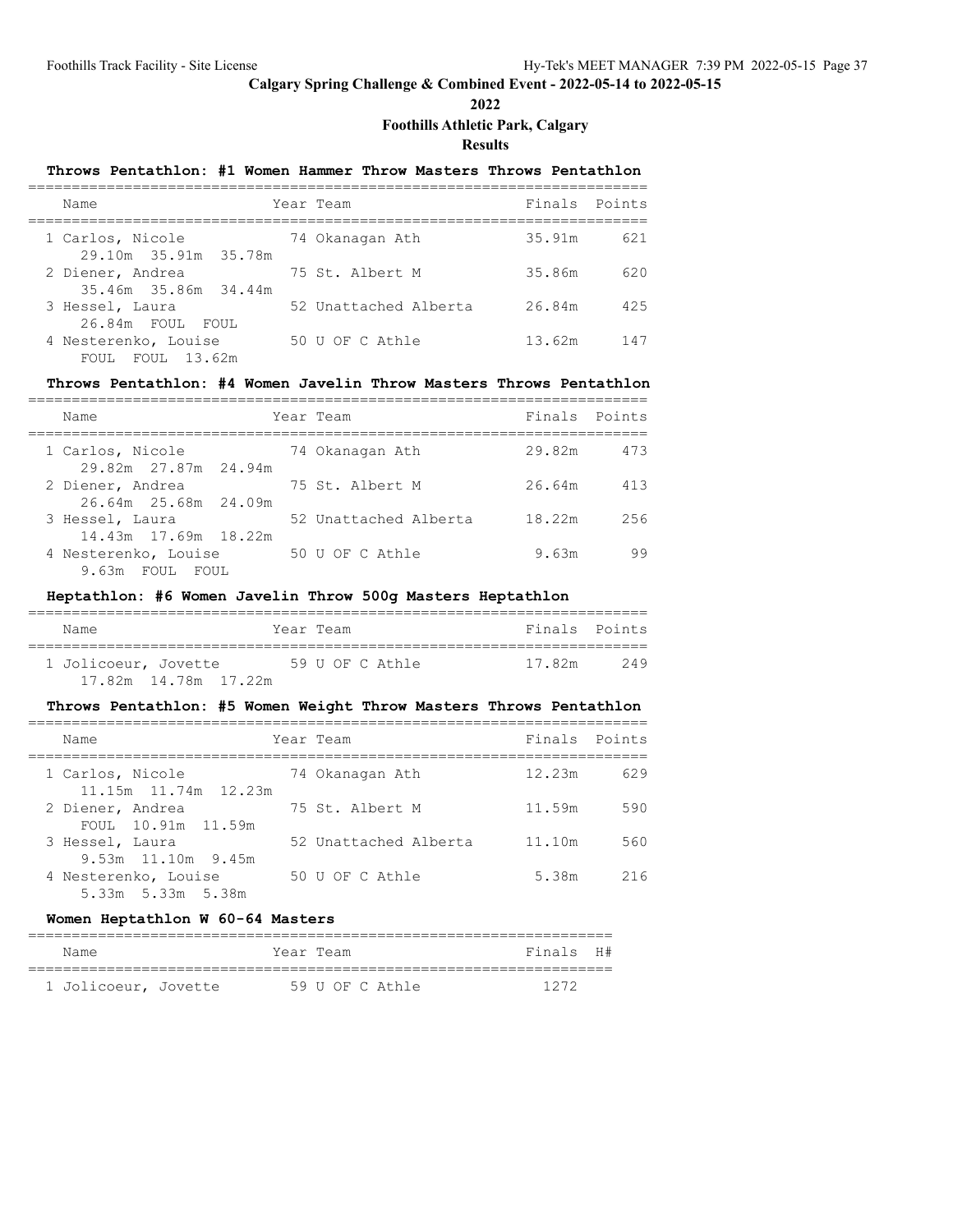# Calgary Spring Challenge & Combined Event - 2022-05-14 to 2022-05-15

**2022**

**Foothills Athletic Park, Calgary**

**Results**

### Throws Pentathlon: #1 Women Hammer Throw Masters Throws Pentathlon

| Name | Year | Team | Finals | Points |
|---|---|---|---|---|
| 1 Carlos, Nicole | 74 | Okanagan Ath | 35.91m | 621 |
| 29.10m 35.91m 35.78m | | | | |
| 2 Diener, Andrea | 75 | St. Albert M | 35.86m | 620 |
| 35.46m 35.86m 34.44m | | | | |
| 3 Hessel, Laura | 52 | Unattached Alberta | 26.84m | 425 |
| 26.84m FOUL FOUL | | | | |
| 4 Nesterenko, Louise | 50 | U OF C Athle | 13.62m | 147 |
| FOUL FOUL 13.62m | | | | |

### Throws Pentathlon: #4 Women Javelin Throw Masters Throws Pentathlon

| Name | Year | Team | Finals | Points |
|---|---|---|---|---|
| 1 Carlos, Nicole | 74 | Okanagan Ath | 29.82m | 473 |
| 29.82m 27.87m 24.94m | | | | |
| 2 Diener, Andrea | 75 | St. Albert M | 26.64m | 413 |
| 26.64m 25.68m 24.09m | | | | |
| 3 Hessel, Laura | 52 | Unattached Alberta | 18.22m | 256 |
| 14.43m 17.69m 18.22m | | | | |
| 4 Nesterenko, Louise | 50 | U OF C Athle | 9.63m | 99 |
| 9.63m FOUL FOUL | | | | |

### Heptathlon: #6 Women Javelin Throw 500g Masters Heptathlon

| Name | Year | Team | Finals | Points |
|---|---|---|---|---|
| 1 Jolicoeur, Jovette | 59 | U OF C Athle | 17.82m | 249 |
| 17.82m 14.78m 17.22m | | | | |

### Throws Pentathlon: #5 Women Weight Throw Masters Throws Pentathlon

| Name | Year | Team | Finals | Points |
|---|---|---|---|---|
| 1 Carlos, Nicole | 74 | Okanagan Ath | 12.23m | 629 |
| 11.15m 11.74m 12.23m | | | | |
| 2 Diener, Andrea | 75 | St. Albert M | 11.59m | 590 |
| FOUL 10.91m 11.59m | | | | |
| 3 Hessel, Laura | 52 | Unattached Alberta | 11.10m | 560 |
| 9.53m 11.10m 9.45m | | | | |
| 4 Nesterenko, Louise | 50 | U OF C Athle | 5.38m | 216 |
| 5.33m 5.33m 5.38m | | | | |

### Women Heptathlon W 60-64 Masters

| Name | Year | Team | Finals | H# |
|---|---|---|---|---|
| 1 Jolicoeur, Jovette | 59 | U OF C Athle | 1272 | |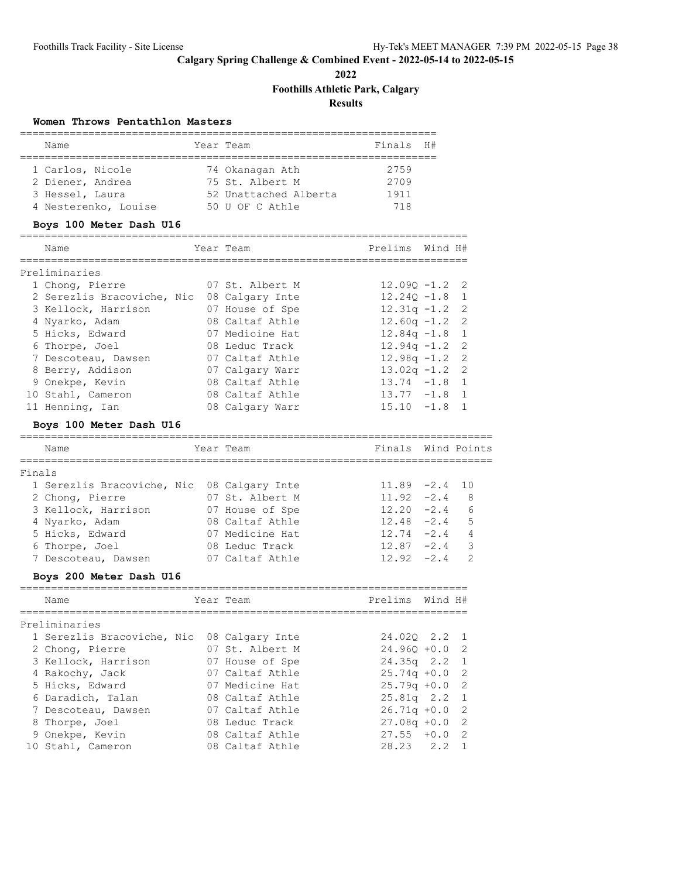## Calgary Spring Challenge & Combined Event - 2022-05-14 to 2022-05-15

**2022**

**Foothills Athletic Park, Calgary**

**Results**

### Women Throws Pentathlon Masters

| | Name | Year | Team | Finals | H# |
|---|---|---|---|---|---|
| 1 | Carlos, Nicole | 74 | Okanagan Ath | 2759 | |
| 2 | Diener, Andrea | 75 | St. Albert M | 2709 | |
| 3 | Hessel, Laura | 52 | Unattached Alberta | 1911 | |
| 4 | Nesterenko, Louise | 50 | U OF C Athle | 718 | |

### Boys 100 Meter Dash U16

Preliminaries

| | Name | Year | Team | Prelims | Wind | H# |
|---|---|---|---|---|---|---|
| 1 | Chong, Pierre | 07 | St. Albert M | 12.09Q | -1.2 | 2 |
| 2 | Serezlis Bracoviche, Nic | 08 | Calgary Inte | 12.24Q | -1.8 | 1 |
| 3 | Kellock, Harrison | 07 | House of Spe | 12.31q | -1.2 | 2 |
| 4 | Nyarko, Adam | 08 | Caltaf Athle | 12.60q | -1.2 | 2 |
| 5 | Hicks, Edward | 07 | Medicine Hat | 12.84q | -1.8 | 1 |
| 6 | Thorpe, Joel | 08 | Leduc Track | 12.94q | -1.2 | 2 |
| 7 | Descoteau, Dawsen | 07 | Caltaf Athle | 12.98q | -1.2 | 2 |
| 8 | Berry, Addison | 07 | Calgary Warr | 13.02q | -1.2 | 2 |
| 9 | Onekpe, Kevin | 08 | Caltaf Athle | 13.74 | -1.8 | 1 |
| 10 | Stahl, Cameron | 08 | Caltaf Athle | 13.77 | -1.8 | 1 |
| 11 | Henning, Ian | 08 | Calgary Warr | 15.10 | -1.8 | 1 |

### Boys 100 Meter Dash U16

Finals

| | Name | Year | Team | Finals | Wind | Points |
|---|---|---|---|---|---|---|
| 1 | Serezlis Bracoviche, Nic | 08 | Calgary Inte | 11.89 | -2.4 | 10 |
| 2 | Chong, Pierre | 07 | St. Albert M | 11.92 | -2.4 | 8 |
| 3 | Kellock, Harrison | 07 | House of Spe | 12.20 | -2.4 | 6 |
| 4 | Nyarko, Adam | 08 | Caltaf Athle | 12.48 | -2.4 | 5 |
| 5 | Hicks, Edward | 07 | Medicine Hat | 12.74 | -2.4 | 4 |
| 6 | Thorpe, Joel | 08 | Leduc Track | 12.87 | -2.4 | 3 |
| 7 | Descoteau, Dawsen | 07 | Caltaf Athle | 12.92 | -2.4 | 2 |

### Boys 200 Meter Dash U16

Preliminaries

| | Name | Year | Team | Prelims | Wind | H# |
|---|---|---|---|---|---|---|
| 1 | Serezlis Bracoviche, Nic | 08 | Calgary Inte | 24.02Q | 2.2 | 1 |
| 2 | Chong, Pierre | 07 | St. Albert M | 24.96Q | +0.0 | 2 |
| 3 | Kellock, Harrison | 07 | House of Spe | 24.35q | 2.2 | 1 |
| 4 | Rakochy, Jack | 07 | Caltaf Athle | 25.74q | +0.0 | 2 |
| 5 | Hicks, Edward | 07 | Medicine Hat | 25.79q | +0.0 | 2 |
| 6 | Daradich, Talan | 08 | Caltaf Athle | 25.81q | 2.2 | 1 |
| 7 | Descoteau, Dawsen | 07 | Caltaf Athle | 26.71q | +0.0 | 2 |
| 8 | Thorpe, Joel | 08 | Leduc Track | 27.08q | +0.0 | 2 |
| 9 | Onekpe, Kevin | 08 | Caltaf Athle | 27.55 | +0.0 | 2 |
| 10 | Stahl, Cameron | 08 | Caltaf Athle | 28.23 | 2.2 | 1 |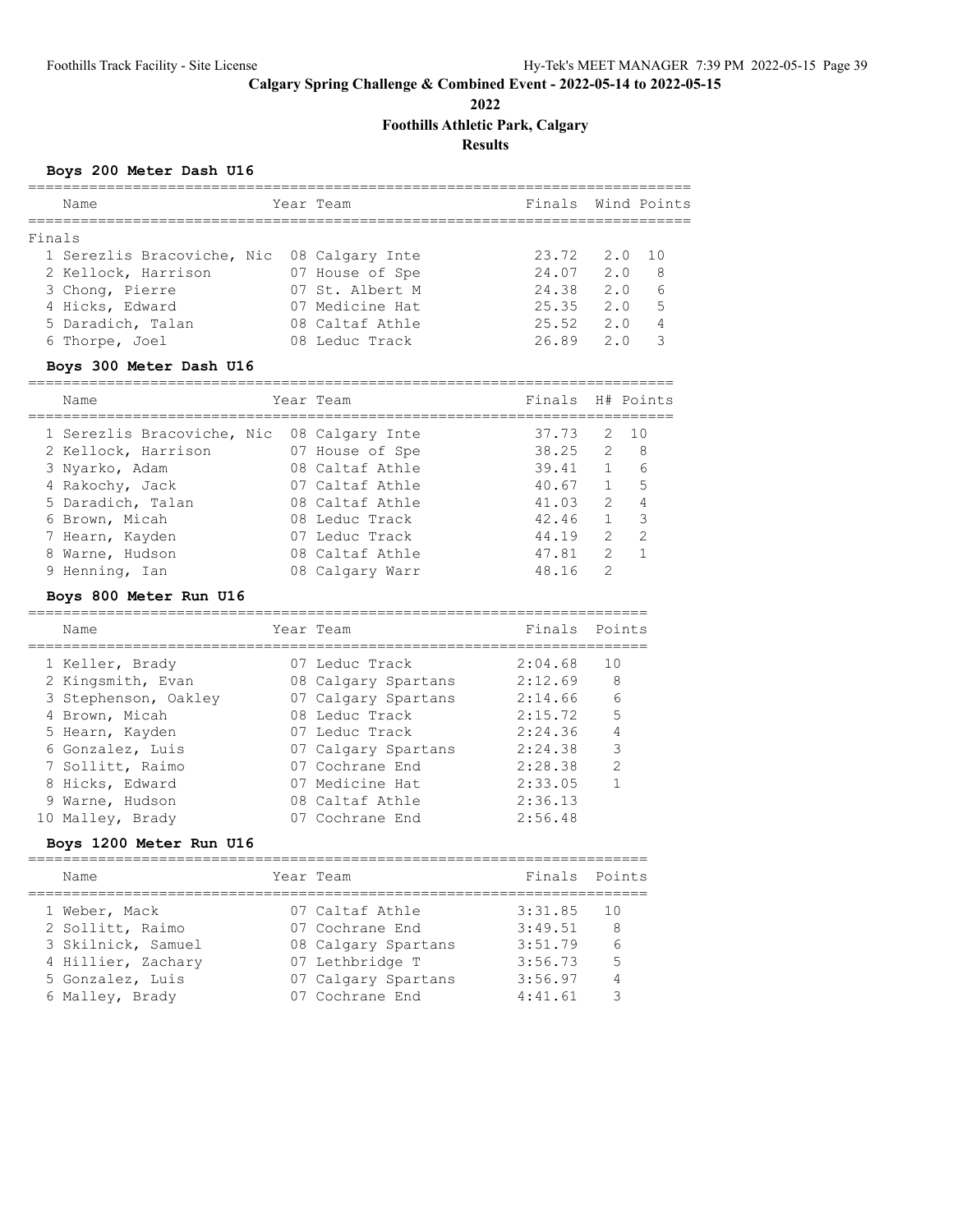# Calgary Spring Challenge & Combined Event - 2022-05-14 to 2022-05-15

## 2022

## Foothills Athletic Park, Calgary

## Results

### Boys 200 Meter Dash U16

Finals

| Place | Name | Year | Team | Finals | Wind | Points |
|---|---|---|---|---|---|---|
| 1 | Serezlis Bracoviche, Nic | 08 | Calgary Inte | 23.72 | 2.0 | 10 |
| 2 | Kellock, Harrison | 07 | House of Spe | 24.07 | 2.0 | 8 |
| 3 | Chong, Pierre | 07 | St. Albert M | 24.38 | 2.0 | 6 |
| 4 | Hicks, Edward | 07 | Medicine Hat | 25.35 | 2.0 | 5 |
| 5 | Daradich, Talan | 08 | Caltaf Athle | 25.52 | 2.0 | 4 |
| 6 | Thorpe, Joel | 08 | Leduc Track | 26.89 | 2.0 | 3 |

### Boys 300 Meter Dash U16

| Place | Name | Year | Team | Finals | H# | Points |
|---|---|---|---|---|---|---|
| 1 | Serezlis Bracoviche, Nic | 08 | Calgary Inte | 37.73 | 2 | 10 |
| 2 | Kellock, Harrison | 07 | House of Spe | 38.25 | 2 | 8 |
| 3 | Nyarko, Adam | 08 | Caltaf Athle | 39.41 | 1 | 6 |
| 4 | Rakochy, Jack | 07 | Caltaf Athle | 40.67 | 1 | 5 |
| 5 | Daradich, Talan | 08 | Caltaf Athle | 41.03 | 2 | 4 |
| 6 | Brown, Micah | 08 | Leduc Track | 42.46 | 1 | 3 |
| 7 | Hearn, Kayden | 07 | Leduc Track | 44.19 | 2 | 2 |
| 8 | Warne, Hudson | 08 | Caltaf Athle | 47.81 | 2 | 1 |
| 9 | Henning, Ian | 08 | Calgary Warr | 48.16 | 2 | |

### Boys 800 Meter Run U16

| Place | Name | Year | Team | Finals | Points |
|---|---|---|---|---|---|
| 1 | Keller, Brady | 07 | Leduc Track | 2:04.68 | 10 |
| 2 | Kingsmith, Evan | 08 | Calgary Spartans | 2:12.69 | 8 |
| 3 | Stephenson, Oakley | 07 | Calgary Spartans | 2:14.66 | 6 |
| 4 | Brown, Micah | 08 | Leduc Track | 2:15.72 | 5 |
| 5 | Hearn, Kayden | 07 | Leduc Track | 2:24.36 | 4 |
| 6 | Gonzalez, Luis | 07 | Calgary Spartans | 2:24.38 | 3 |
| 7 | Sollitt, Raimo | 07 | Cochrane End | 2:28.38 | 2 |
| 8 | Hicks, Edward | 07 | Medicine Hat | 2:33.05 | 1 |
| 9 | Warne, Hudson | 08 | Caltaf Athle | 2:36.13 | |
| 10 | Malley, Brady | 07 | Cochrane End | 2:56.48 | |

### Boys 1200 Meter Run U16

| Place | Name | Year | Team | Finals | Points |
|---|---|---|---|---|---|
| 1 | Weber, Mack | 07 | Caltaf Athle | 3:31.85 | 10 |
| 2 | Sollitt, Raimo | 07 | Cochrane End | 3:49.51 | 8 |
| 3 | Skilnick, Samuel | 08 | Calgary Spartans | 3:51.79 | 6 |
| 4 | Hillier, Zachary | 07 | Lethbridge T | 3:56.73 | 5 |
| 5 | Gonzalez, Luis | 07 | Calgary Spartans | 3:56.97 | 4 |
| 6 | Malley, Brady | 07 | Cochrane End | 4:41.61 | 3 |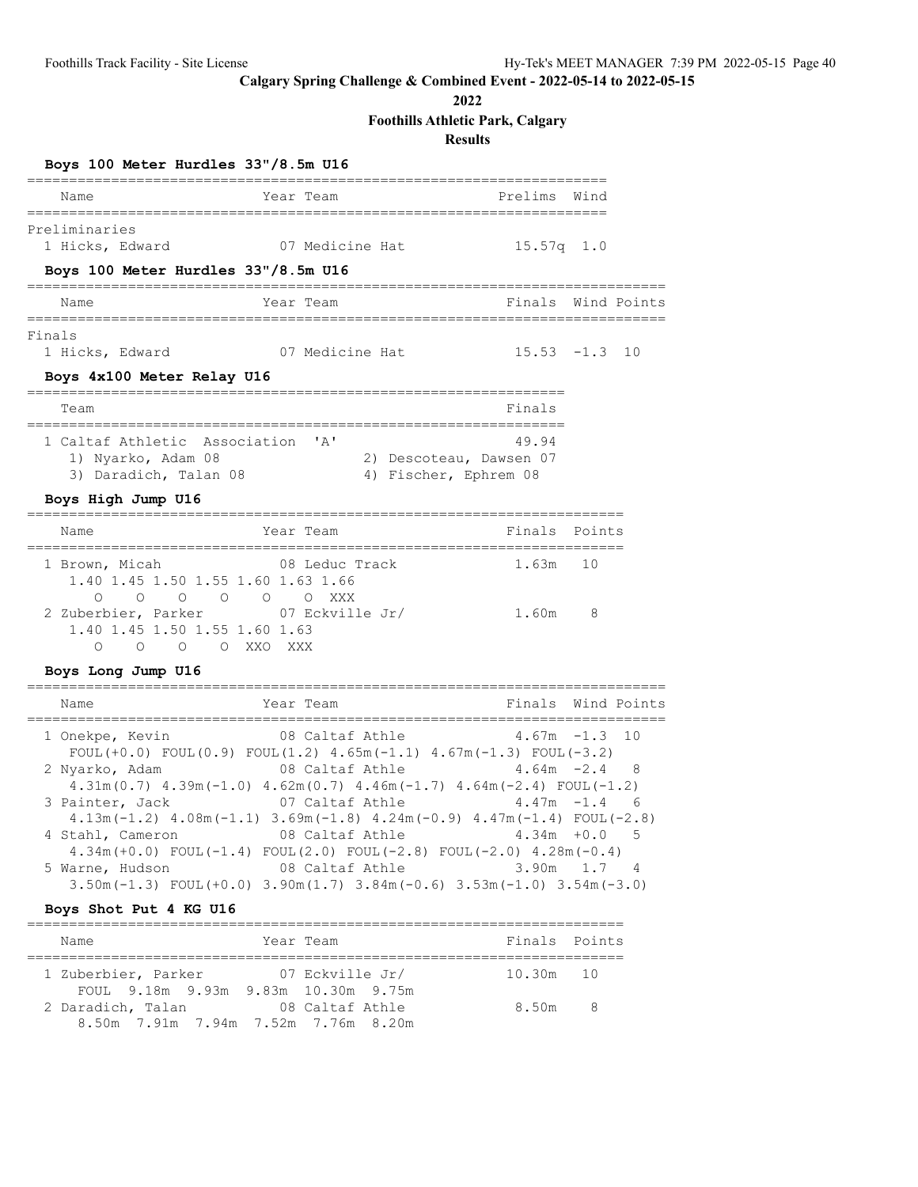**Calgary Spring Challenge & Combined Event - 2022-05-14 to 2022-05-15**

**2022**

**Foothills Athletic Park, Calgary**

**Results**

### Boys 100 Meter Hurdles 33"/8.5m U16

| Name | Year | Team | Prelims | Wind |
|---|---|---|---|---|
| **Preliminaries** | | | | |
| 1 Hicks, Edward | 07 | Medicine Hat | 15.57q | 1.0 |

### Boys 100 Meter Hurdles 33"/8.5m U16

| Name | Year | Team | Finals | Wind | Points |
|---|---|---|---|---|---|
| **Finals** | | | | | |
| 1 Hicks, Edward | 07 | Medicine Hat | 15.53 | -1.3 | 10 |

### Boys 4x100 Meter Relay U16

| Team | Finals |
|---|---|
| 1 Caltaf Athletic Association 'A' | 49.94 |
| 1) Nyarko, Adam 08; 2) Descoteau, Dawsen 07; 3) Daradich, Talan 08; 4) Fischer, Ephrem 08 | |

### Boys High Jump U16

| Name | Year | Team | Finals | Points |
|---|---|---|---|---|
| 1 Brown, Micah | 08 | Leduc Track | 1.63m | 10 |
| 1.40 1.45 1.50 1.55 1.60 1.63 1.66 / O O O O O O XXX | | | | |
| 2 Zuberbier, Parker | 07 | Eckville Jr/ | 1.60m | 8 |
| 1.40 1.45 1.50 1.55 1.60 1.63 / O O O O XXO XXX | | | | |

### Boys Long Jump U16

| Name | Year | Team | Finals | Wind | Points |
|---|---|---|---|---|---|
| 1 Onekpe, Kevin | 08 | Caltaf Athle | 4.67m | -1.3 | 10 |
| FOUL(+0.0) FOUL(0.9) FOUL(1.2) 4.65m(-1.1) 4.67m(-1.3) FOUL(-3.2) | | | | | |
| 2 Nyarko, Adam | 08 | Caltaf Athle | 4.64m | -2.4 | 8 |
| 4.31m(0.7) 4.39m(-1.0) 4.62m(0.7) 4.46m(-1.7) 4.64m(-2.4) FOUL(-1.2) | | | | | |
| 3 Painter, Jack | 07 | Caltaf Athle | 4.47m | -1.4 | 6 |
| 4.13m(-1.2) 4.08m(-1.1) 3.69m(-1.8) 4.24m(-0.9) 4.47m(-1.4) FOUL(-2.8) | | | | | |
| 4 Stahl, Cameron | 08 | Caltaf Athle | 4.34m | +0.0 | 5 |
| 4.34m(+0.0) FOUL(-1.4) FOUL(2.0) FOUL(-2.8) FOUL(-2.0) 4.28m(-0.4) | | | | | |
| 5 Warne, Hudson | 08 | Caltaf Athle | 3.90m | 1.7 | 4 |
| 3.50m(-1.3) FOUL(+0.0) 3.90m(1.7) 3.84m(-0.6) 3.53m(-1.0) 3.54m(-3.0) | | | | | |

### Boys Shot Put 4 KG U16

| Name | Year | Team | Finals | Points |
|---|---|---|---|---|
| 1 Zuberbier, Parker | 07 | Eckville Jr/ | 10.30m | 10 |
| FOUL 9.18m 9.93m 9.83m 10.30m 9.75m | | | | |
| 2 Daradich, Talan | 08 | Caltaf Athle | 8.50m | 8 |
| 8.50m 7.91m 7.94m 7.52m 7.76m 8.20m | | | | |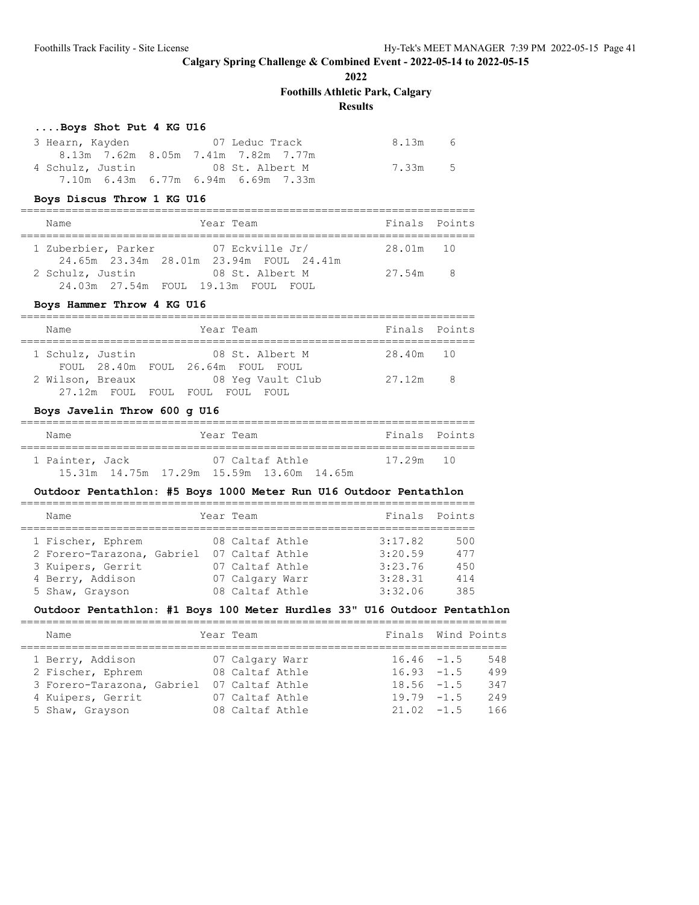**Calgary Spring Challenge & Combined Event - 2022-05-14 to 2022-05-15**

**2022**

**Foothills Athletic Park, Calgary**

**Results**

### ....Boys Shot Put 4 KG U16

| Name | Year | Team | Finals | Points |
|---|---|---|---|---|
| 3 Hearn, Kayden | 07 | Leduc Track | 8.13m | 6 |
| 8.13m 7.62m 8.05m 7.41m 7.82m 7.77m | | | | |
| 4 Schulz, Justin | 08 | St. Albert M | 7.33m | 5 |
| 7.10m 6.43m 6.77m 6.94m 6.69m 7.33m | | | | |

### Boys Discus Throw 1 KG U16

| Name | Year | Team | Finals | Points |
|---|---|---|---|---|
| 1 Zuberbier, Parker | 07 | Eckville Jr/ | 28.01m | 10 |
| 24.65m 23.34m 28.01m 23.94m FOUL 24.41m | | | | |
| 2 Schulz, Justin | 08 | St. Albert M | 27.54m | 8 |
| 24.03m 27.54m FOUL 19.13m FOUL FOUL | | | | |

### Boys Hammer Throw 4 KG U16

| Name | Year | Team | Finals | Points |
|---|---|---|---|---|
| 1 Schulz, Justin | 08 | St. Albert M | 28.40m | 10 |
| FOUL 28.40m FOUL 26.64m FOUL FOUL | | | | |
| 2 Wilson, Breaux | 08 | Yeg Vault Club | 27.12m | 8 |
| 27.12m FOUL FOUL FOUL FOUL FOUL | | | | |

### Boys Javelin Throw 600 g U16

| Name | Year | Team | Finals | Points |
|---|---|---|---|---|
| 1 Painter, Jack | 07 | Caltaf Athle | 17.29m | 10 |
| 15.31m 14.75m 17.29m 15.59m 13.60m 14.65m | | | | |

### Outdoor Pentathlon: #5 Boys 1000 Meter Run U16 Outdoor Pentathlon

| Name | Year | Team | Finals | Points |
|---|---|---|---|---|
| 1 Fischer, Ephrem | 08 | Caltaf Athle | 3:17.82 | 500 |
| 2 Forero-Tarazona, Gabriel | 07 | Caltaf Athle | 3:20.59 | 477 |
| 3 Kuipers, Gerrit | 07 | Caltaf Athle | 3:23.76 | 450 |
| 4 Berry, Addison | 07 | Calgary Warr | 3:28.31 | 414 |
| 5 Shaw, Grayson | 08 | Caltaf Athle | 3:32.06 | 385 |

### Outdoor Pentathlon: #1 Boys 100 Meter Hurdles 33" U16 Outdoor Pentathlon

| Name | Year | Team | Finals | Wind | Points |
|---|---|---|---|---|---|
| 1 Berry, Addison | 07 | Calgary Warr | 16.46 | -1.5 | 548 |
| 2 Fischer, Ephrem | 08 | Caltaf Athle | 16.93 | -1.5 | 499 |
| 3 Forero-Tarazona, Gabriel | 07 | Caltaf Athle | 18.56 | -1.5 | 347 |
| 4 Kuipers, Gerrit | 07 | Caltaf Athle | 19.79 | -1.5 | 249 |
| 5 Shaw, Grayson | 08 | Caltaf Athle | 21.02 | -1.5 | 166 |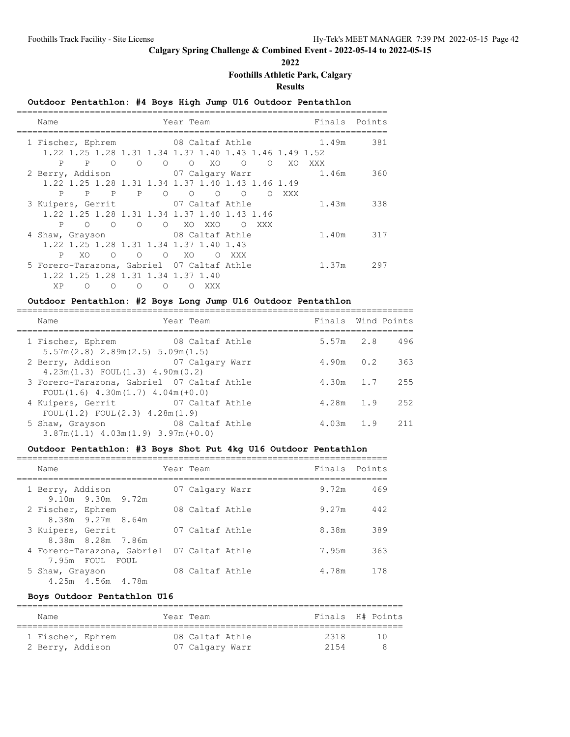## Calgary Spring Challenge & Combined Event - 2022-05-14 to 2022-05-15

**2022**

**Foothills Athletic Park, Calgary**

**Results**

### Outdoor Pentathlon: #4 Boys High Jump U16 Outdoor Pentathlon

| Name | Year | Team | Finals | Points |
|---|---|---|---|---|
| 1 Fischer, Ephrem | 08 | Caltaf Athle | 1.49m | 381 |
| 1.22 1.25 1.28 1.31 1.34 1.37 1.40 1.43 1.46 1.49 1.52 | | | | |
| P P O O O O XO O O XO XXX | | | | |
| 2 Berry, Addison | 07 | Calgary Warr | 1.46m | 360 |
| 1.22 1.25 1.28 1.31 1.34 1.37 1.40 1.43 1.46 1.49 | | | | |
| P P P P O O O O O XXX | | | | |
| 3 Kuipers, Gerrit | 07 | Caltaf Athle | 1.43m | 338 |
| 1.22 1.25 1.28 1.31 1.34 1.37 1.40 1.43 1.46 | | | | |
| P O O O O XO XXO O XXX | | | | |
| 4 Shaw, Grayson | 08 | Caltaf Athle | 1.40m | 317 |
| 1.22 1.25 1.28 1.31 1.34 1.37 1.40 1.43 | | | | |
| P XO O O O XO O XXX | | | | |
| 5 Forero-Tarazona, Gabriel | 07 | Caltaf Athle | 1.37m | 297 |
| 1.22 1.25 1.28 1.31 1.34 1.37 1.40 | | | | |
| XP O O O O O XXX | | | | |

### Outdoor Pentathlon: #2 Boys Long Jump U16 Outdoor Pentathlon

| Name | Year | Team | Finals | Wind | Points |
|---|---|---|---|---|---|
| 1 Fischer, Ephrem | 08 | Caltaf Athle | 5.57m | 2.8 | 496 |
| 5.57m(2.8) 2.89m(2.5) 5.09m(1.5) | | | | | |
| 2 Berry, Addison | 07 | Calgary Warr | 4.90m | 0.2 | 363 |
| 4.23m(1.3) FOUL(1.3) 4.90m(0.2) | | | | | |
| 3 Forero-Tarazona, Gabriel | 07 | Caltaf Athle | 4.30m | 1.7 | 255 |
| FOUL(1.6) 4.30m(1.7) 4.04m(+0.0) | | | | | |
| 4 Kuipers, Gerrit | 07 | Caltaf Athle | 4.28m | 1.9 | 252 |
| FOUL(1.2) FOUL(2.3) 4.28m(1.9) | | | | | |
| 5 Shaw, Grayson | 08 | Caltaf Athle | 4.03m | 1.9 | 211 |
| 3.87m(1.1) 4.03m(1.9) 3.97m(+0.0) | | | | | |

### Outdoor Pentathlon: #3 Boys Shot Put 4kg U16 Outdoor Pentathlon

| Name | Year | Team | Finals | Points |
|---|---|---|---|---|
| 1 Berry, Addison | 07 | Calgary Warr | 9.72m | 469 |
| 9.10m 9.30m 9.72m | | | | |
| 2 Fischer, Ephrem | 08 | Caltaf Athle | 9.27m | 442 |
| 8.38m 9.27m 8.64m | | | | |
| 3 Kuipers, Gerrit | 07 | Caltaf Athle | 8.38m | 389 |
| 8.38m 8.28m 7.86m | | | | |
| 4 Forero-Tarazona, Gabriel | 07 | Caltaf Athle | 7.95m | 363 |
| 7.95m FOUL FOUL | | | | |
| 5 Shaw, Grayson | 08 | Caltaf Athle | 4.78m | 178 |
| 4.25m 4.56m 4.78m | | | | |

### Boys Outdoor Pentathlon U16

| Name | Year | Team | Finals | H# | Points |
|---|---|---|---|---|---|
| 1 Fischer, Ephrem | 08 | Caltaf Athle | 2318 | | 10 |
| 2 Berry, Addison | 07 | Calgary Warr | 2154 | | 8 |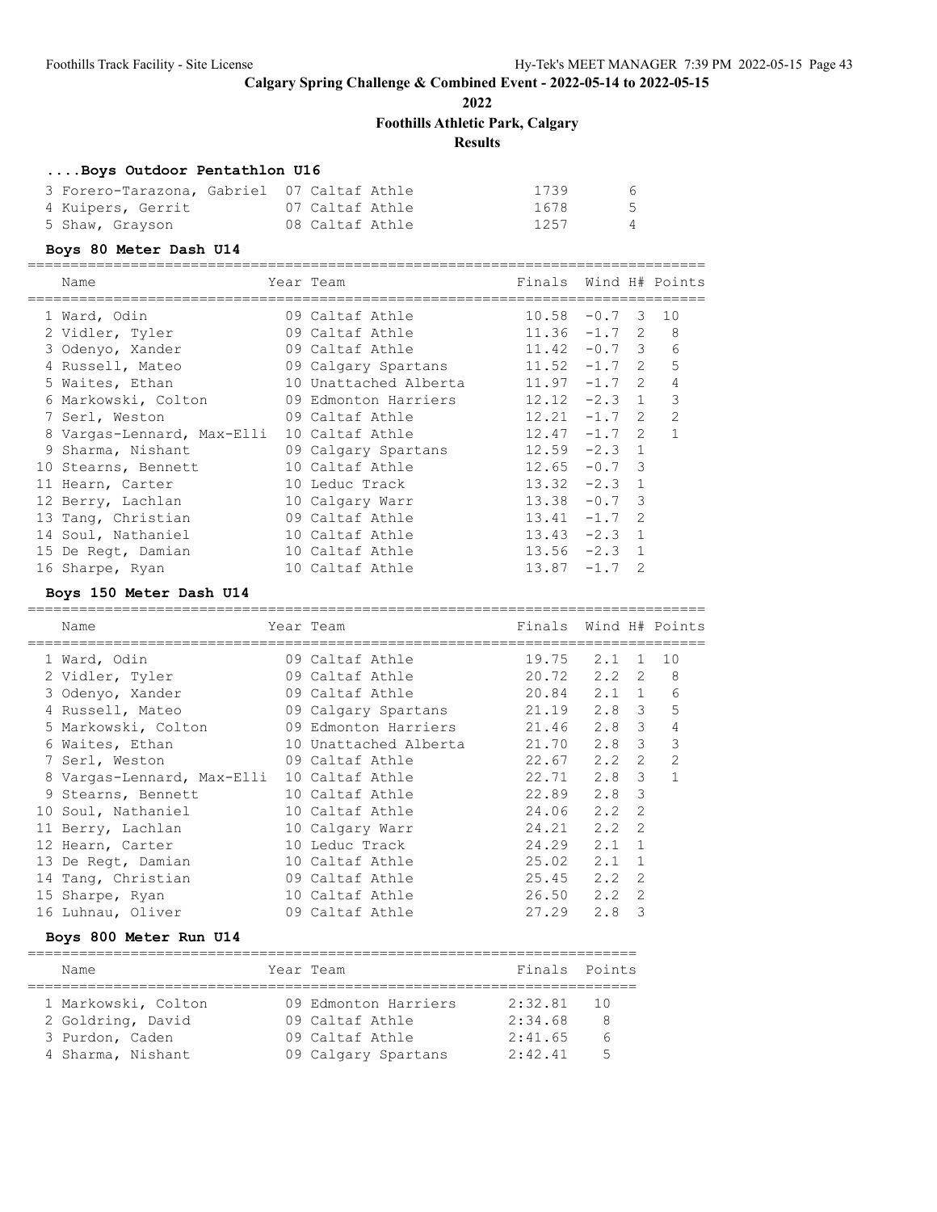**Calgary Spring Challenge & Combined Event - 2022-05-14 to 2022-05-15**

**2022**

**Foothills Athletic Park, Calgary**

**Results**

### ....Boys Outdoor Pentathlon U16

| Name | Year | Team | Finals | Points |
|---|---|---|---|---|
| 3 Forero-Tarazona, Gabriel | 07 | Caltaf Athle | 1739 | 6 |
| 4 Kuipers, Gerrit | 07 | Caltaf Athle | 1678 | 5 |
| 5 Shaw, Grayson | 08 | Caltaf Athle | 1257 | 4 |

### Boys 80 Meter Dash U14

| Name | Year | Team | Finals | Wind | H# | Points |
|---|---|---|---|---|---|---|
| 1 Ward, Odin | 09 | Caltaf Athle | 10.58 | -0.7 | 3 | 10 |
| 2 Vidler, Tyler | 09 | Caltaf Athle | 11.36 | -1.7 | 2 | 8 |
| 3 Odenyo, Xander | 09 | Caltaf Athle | 11.42 | -0.7 | 3 | 6 |
| 4 Russell, Mateo | 09 | Calgary Spartans | 11.52 | -1.7 | 2 | 5 |
| 5 Waites, Ethan | 10 | Unattached Alberta | 11.97 | -1.7 | 2 | 4 |
| 6 Markowski, Colton | 09 | Edmonton Harriers | 12.12 | -2.3 | 1 | 3 |
| 7 Serl, Weston | 09 | Caltaf Athle | 12.21 | -1.7 | 2 | 2 |
| 8 Vargas-Lennard, Max-Elli | 10 | Caltaf Athle | 12.47 | -1.7 | 2 | 1 |
| 9 Sharma, Nishant | 09 | Calgary Spartans | 12.59 | -2.3 | 1 | |
| 10 Stearns, Bennett | 10 | Caltaf Athle | 12.65 | -0.7 | 3 | |
| 11 Hearn, Carter | 10 | Leduc Track | 13.32 | -2.3 | 1 | |
| 12 Berry, Lachlan | 10 | Calgary Warr | 13.38 | -0.7 | 3 | |
| 13 Tang, Christian | 09 | Caltaf Athle | 13.41 | -1.7 | 2 | |
| 14 Soul, Nathaniel | 10 | Caltaf Athle | 13.43 | -2.3 | 1 | |
| 15 De Regt, Damian | 10 | Caltaf Athle | 13.56 | -2.3 | 1 | |
| 16 Sharpe, Ryan | 10 | Caltaf Athle | 13.87 | -1.7 | 2 | |

### Boys 150 Meter Dash U14

| Name | Year | Team | Finals | Wind | H# | Points |
|---|---|---|---|---|---|---|
| 1 Ward, Odin | 09 | Caltaf Athle | 19.75 | 2.1 | 1 | 10 |
| 2 Vidler, Tyler | 09 | Caltaf Athle | 20.72 | 2.2 | 2 | 8 |
| 3 Odenyo, Xander | 09 | Caltaf Athle | 20.84 | 2.1 | 1 | 6 |
| 4 Russell, Mateo | 09 | Calgary Spartans | 21.19 | 2.8 | 3 | 5 |
| 5 Markowski, Colton | 09 | Edmonton Harriers | 21.46 | 2.8 | 3 | 4 |
| 6 Waites, Ethan | 10 | Unattached Alberta | 21.70 | 2.8 | 3 | 3 |
| 7 Serl, Weston | 09 | Caltaf Athle | 22.67 | 2.2 | 2 | 2 |
| 8 Vargas-Lennard, Max-Elli | 10 | Caltaf Athle | 22.71 | 2.8 | 3 | 1 |
| 9 Stearns, Bennett | 10 | Caltaf Athle | 22.89 | 2.8 | 3 | |
| 10 Soul, Nathaniel | 10 | Caltaf Athle | 24.06 | 2.2 | 2 | |
| 11 Berry, Lachlan | 10 | Calgary Warr | 24.21 | 2.2 | 2 | |
| 12 Hearn, Carter | 10 | Leduc Track | 24.29 | 2.1 | 1 | |
| 13 De Regt, Damian | 10 | Caltaf Athle | 25.02 | 2.1 | 1 | |
| 14 Tang, Christian | 09 | Caltaf Athle | 25.45 | 2.2 | 2 | |
| 15 Sharpe, Ryan | 10 | Caltaf Athle | 26.50 | 2.2 | 2 | |
| 16 Luhnau, Oliver | 09 | Caltaf Athle | 27.29 | 2.8 | 3 | |

### Boys 800 Meter Run U14

| Name | Year | Team | Finals | Points |
|---|---|---|---|---|
| 1 Markowski, Colton | 09 | Edmonton Harriers | 2:32.81 | 10 |
| 2 Goldring, David | 09 | Caltaf Athle | 2:34.68 | 8 |
| 3 Purdon, Caden | 09 | Caltaf Athle | 2:41.65 | 6 |
| 4 Sharma, Nishant | 09 | Calgary Spartans | 2:42.41 | 5 |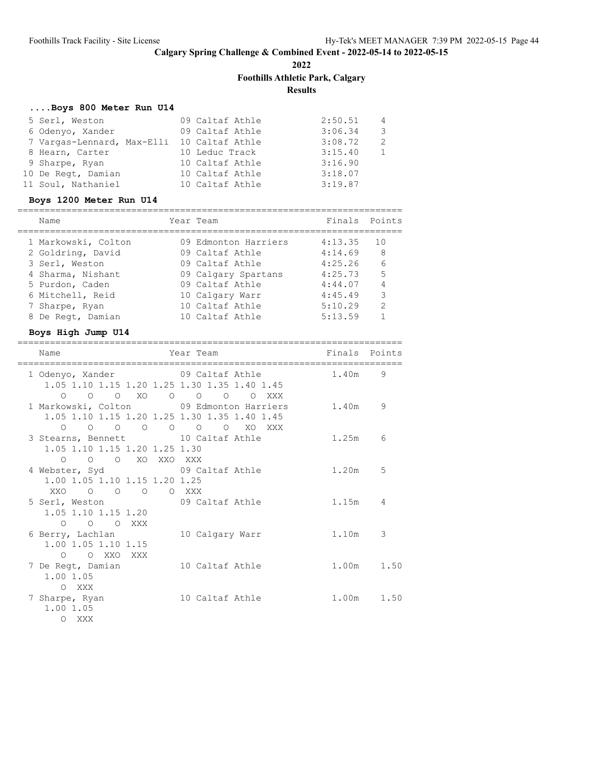**Calgary Spring Challenge & Combined Event - 2022-05-14 to 2022-05-15**

**2022**

**Foothills Athletic Park, Calgary**

**Results**

### ....Boys 800 Meter Run U14

| Place | Name | Year | Team | Finals | Points |
|---|---|---|---|---|---|
| 5 | Serl, Weston | 09 | Caltaf Athle | 2:50.51 | 4 |
| 6 | Odenyo, Xander | 09 | Caltaf Athle | 3:06.34 | 3 |
| 7 | Vargas-Lennard, Max-Elli | 10 | Caltaf Athle | 3:08.72 | 2 |
| 8 | Hearn, Carter | 10 | Leduc Track | 3:15.40 | 1 |
| 9 | Sharpe, Ryan | 10 | Caltaf Athle | 3:16.90 | |
| 10 | De Regt, Damian | 10 | Caltaf Athle | 3:18.07 | |
| 11 | Soul, Nathaniel | 10 | Caltaf Athle | 3:19.87 | |

### Boys 1200 Meter Run U14

| Place | Name | Year | Team | Finals | Points |
|---|---|---|---|---|---|
| 1 | Markowski, Colton | 09 | Edmonton Harriers | 4:13.35 | 10 |
| 2 | Goldring, David | 09 | Caltaf Athle | 4:14.69 | 8 |
| 3 | Serl, Weston | 09 | Caltaf Athle | 4:25.26 | 6 |
| 4 | Sharma, Nishant | 09 | Calgary Spartans | 4:25.73 | 5 |
| 5 | Purdon, Caden | 09 | Caltaf Athle | 4:44.07 | 4 |
| 6 | Mitchell, Reid | 10 | Calgary Warr | 4:45.49 | 3 |
| 7 | Sharpe, Ryan | 10 | Caltaf Athle | 5:10.29 | 2 |
| 8 | De Regt, Damian | 10 | Caltaf Athle | 5:13.59 | 1 |

### Boys High Jump U14

| Place | Name | Year | Team | Finals | Points |
|---|---|---|---|---|---|
| 1 | Odenyo, Xander | 09 | Caltaf Athle | 1.40m | 9 |
| | 1.05 1.10 1.15 1.20 1.25 1.30 1.35 1.40 1.45 | | | | |
| | O O O XO O O O O XXX | | | | |
| 1 | Markowski, Colton | 09 | Edmonton Harriers | 1.40m | 9 |
| | 1.05 1.10 1.15 1.20 1.25 1.30 1.35 1.40 1.45 | | | | |
| | O O O O O O O XO XXX | | | | |
| 3 | Stearns, Bennett | 10 | Caltaf Athle | 1.25m | 6 |
| | 1.05 1.10 1.15 1.20 1.25 1.30 | | | | |
| | O O O XO XXO XXX | | | | |
| 4 | Webster, Syd | 09 | Caltaf Athle | 1.20m | 5 |
| | 1.00 1.05 1.10 1.15 1.20 1.25 | | | | |
| | XXO O O O O XXX | | | | |
| 5 | Serl, Weston | 09 | Caltaf Athle | 1.15m | 4 |
| | 1.05 1.10 1.15 1.20 | | | | |
| | O O O XXX | | | | |
| 6 | Berry, Lachlan | 10 | Calgary Warr | 1.10m | 3 |
| | 1.00 1.05 1.10 1.15 | | | | |
| | O O XXO XXX | | | | |
| 7 | De Regt, Damian | 10 | Caltaf Athle | 1.00m | 1.50 |
| | 1.00 1.05 | | | | |
| | O XXX | | | | |
| 7 | Sharpe, Ryan | 10 | Caltaf Athle | 1.00m | 1.50 |
| | 1.00 1.05 | | | | |
| | O XXX | | | | |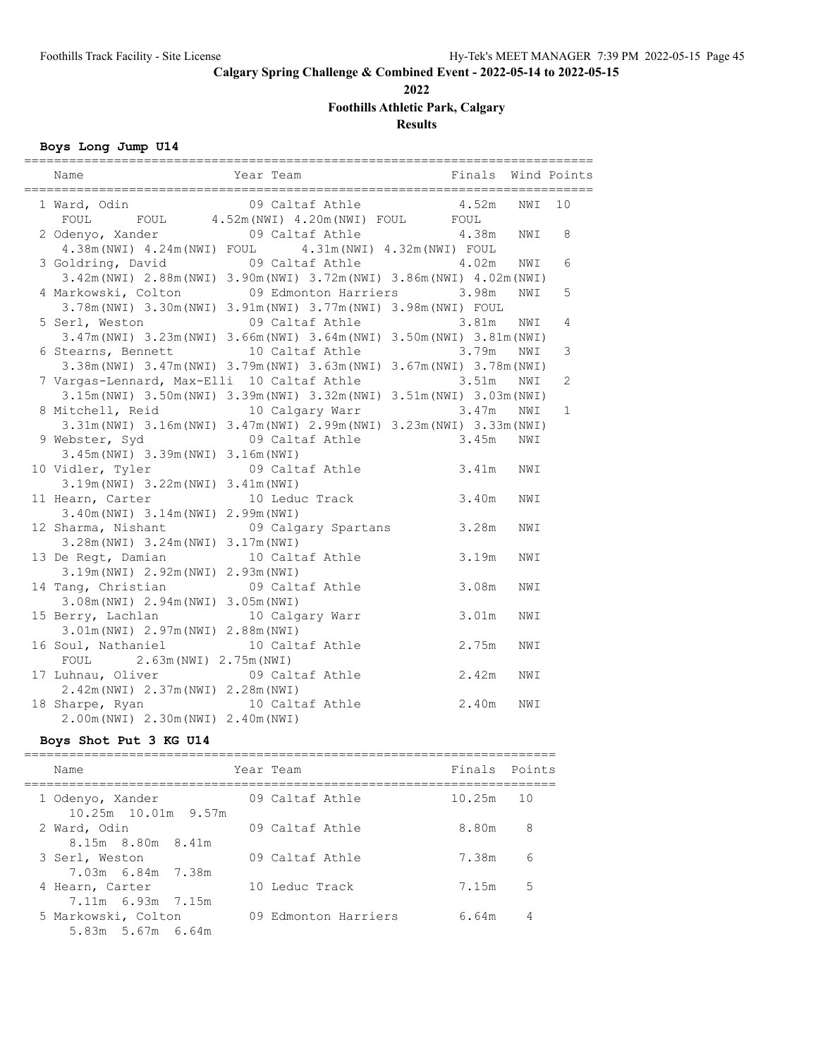# Calgary Spring Challenge & Combined Event - 2022-05-14 to 2022-05-15

**2022**

**Foothills Athletic Park, Calgary**

**Results**

### Boys Long Jump U14

| Name | Year | Team | Finals | Wind | Points |
|---|---|---|---|---|---|
| 1 Ward, Odin | 09 | Caltaf Athle | 4.52m | NWI | 10 |
| FOUL FOUL 4.52m(NWI) 4.20m(NWI) FOUL FOUL | | | | | |
| 2 Odenyo, Xander | 09 | Caltaf Athle | 4.38m | NWI | 8 |
| 4.38m(NWI) 4.24m(NWI) FOUL 4.31m(NWI) 4.32m(NWI) FOUL | | | | | |
| 3 Goldring, David | 09 | Caltaf Athle | 4.02m | NWI | 6 |
| 3.42m(NWI) 2.88m(NWI) 3.90m(NWI) 3.72m(NWI) 3.86m(NWI) 4.02m(NWI) | | | | | |
| 4 Markowski, Colton | 09 | Edmonton Harriers | 3.98m | NWI | 5 |
| 3.78m(NWI) 3.30m(NWI) 3.91m(NWI) 3.77m(NWI) 3.98m(NWI) FOUL | | | | | |
| 5 Serl, Weston | 09 | Caltaf Athle | 3.81m | NWI | 4 |
| 3.47m(NWI) 3.23m(NWI) 3.66m(NWI) 3.64m(NWI) 3.50m(NWI) 3.81m(NWI) | | | | | |
| 6 Stearns, Bennett | 10 | Caltaf Athle | 3.79m | NWI | 3 |
| 3.38m(NWI) 3.47m(NWI) 3.79m(NWI) 3.63m(NWI) 3.67m(NWI) 3.78m(NWI) | | | | | |
| 7 Vargas-Lennard, Max-Elli | 10 | Caltaf Athle | 3.51m | NWI | 2 |
| 3.15m(NWI) 3.50m(NWI) 3.39m(NWI) 3.32m(NWI) 3.51m(NWI) 3.03m(NWI) | | | | | |
| 8 Mitchell, Reid | 10 | Calgary Warr | 3.47m | NWI | 1 |
| 3.31m(NWI) 3.16m(NWI) 3.47m(NWI) 2.99m(NWI) 3.23m(NWI) 3.33m(NWI) | | | | | |
| 9 Webster, Syd | 09 | Caltaf Athle | 3.45m | NWI | |
| 3.45m(NWI) 3.39m(NWI) 3.16m(NWI) | | | | | |
| 10 Vidler, Tyler | 09 | Caltaf Athle | 3.41m | NWI | |
| 3.19m(NWI) 3.22m(NWI) 3.41m(NWI) | | | | | |
| 11 Hearn, Carter | 10 | Leduc Track | 3.40m | NWI | |
| 3.40m(NWI) 3.14m(NWI) 2.99m(NWI) | | | | | |
| 12 Sharma, Nishant | 09 | Calgary Spartans | 3.28m | NWI | |
| 3.28m(NWI) 3.24m(NWI) 3.17m(NWI) | | | | | |
| 13 De Regt, Damian | 10 | Caltaf Athle | 3.19m | NWI | |
| 3.19m(NWI) 2.92m(NWI) 2.93m(NWI) | | | | | |
| 14 Tang, Christian | 09 | Caltaf Athle | 3.08m | NWI | |
| 3.08m(NWI) 2.94m(NWI) 3.05m(NWI) | | | | | |
| 15 Berry, Lachlan | 10 | Calgary Warr | 3.01m | NWI | |
| 3.01m(NWI) 2.97m(NWI) 2.88m(NWI) | | | | | |
| 16 Soul, Nathaniel | 10 | Caltaf Athle | 2.75m | NWI | |
| FOUL 2.63m(NWI) 2.75m(NWI) | | | | | |
| 17 Luhnau, Oliver | 09 | Caltaf Athle | 2.42m | NWI | |
| 2.42m(NWI) 2.37m(NWI) 2.28m(NWI) | | | | | |
| 18 Sharpe, Ryan | 10 | Caltaf Athle | 2.40m | NWI | |
| 2.00m(NWI) 2.30m(NWI) 2.40m(NWI) | | | | | |

### Boys Shot Put 3 KG U14

| Name | Year | Team | Finals | Points |
|---|---|---|---|---|
| 1 Odenyo, Xander | 09 | Caltaf Athle | 10.25m | 10 |
| 10.25m 10.01m 9.57m | | | | |
| 2 Ward, Odin | 09 | Caltaf Athle | 8.80m | 8 |
| 8.15m 8.80m 8.41m | | | | |
| 3 Serl, Weston | 09 | Caltaf Athle | 7.38m | 6 |
| 7.03m 6.84m 7.38m | | | | |
| 4 Hearn, Carter | 10 | Leduc Track | 7.15m | 5 |
| 7.11m 6.93m 7.15m | | | | |
| 5 Markowski, Colton | 09 | Edmonton Harriers | 6.64m | 4 |
| 5.83m 5.67m 6.64m | | | | |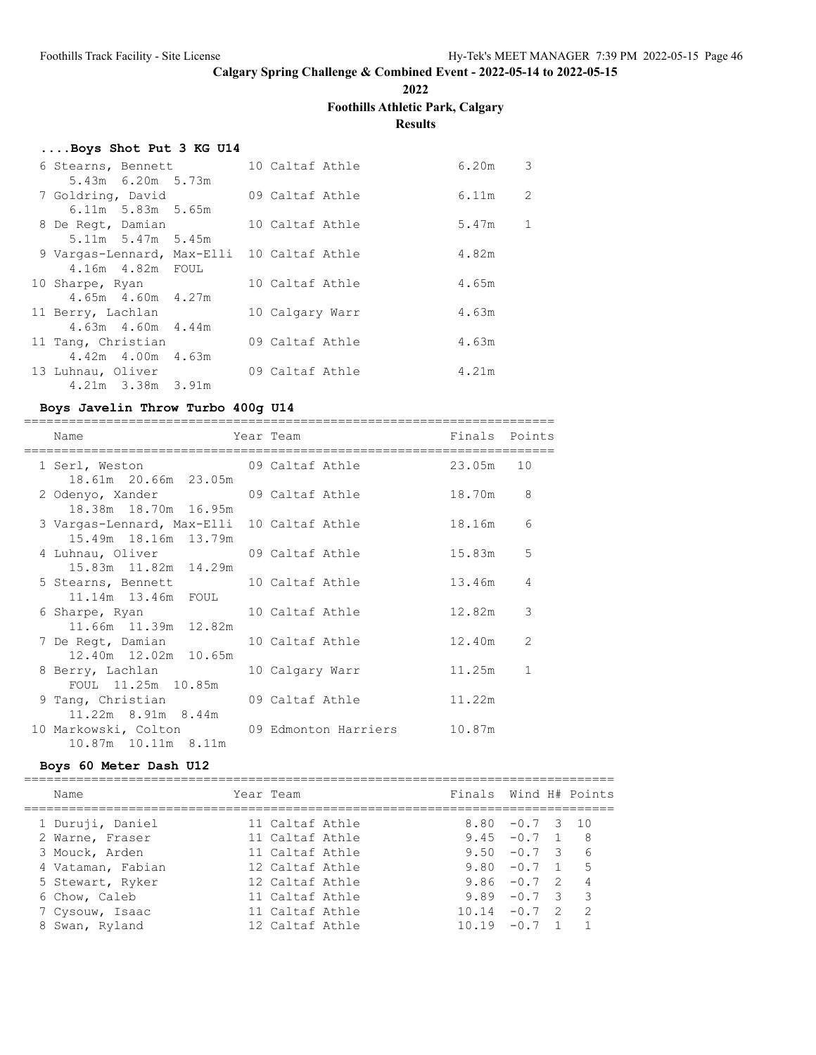**Calgary Spring Challenge & Combined Event - 2022-05-14 to 2022-05-15**

**2022**

**Foothills Athletic Park, Calgary**

**Results**

### ....Boys Shot Put 3 KG U14

| Place | Name | Year | Team | Finals | Points |
|---|---|---|---|---|---|
| 6 | Stearns, Bennett | 10 | Caltaf Athle | 6.20m | 3 |
| | 5.43m 6.20m 5.73m | | | | |
| 7 | Goldring, David | 09 | Caltaf Athle | 6.11m | 2 |
| | 6.11m 5.83m 5.65m | | | | |
| 8 | De Regt, Damian | 10 | Caltaf Athle | 5.47m | 1 |
| | 5.11m 5.47m 5.45m | | | | |
| 9 | Vargas-Lennard, Max-Elli | 10 | Caltaf Athle | 4.82m | |
| | 4.16m 4.82m FOUL | | | | |
| 10 | Sharpe, Ryan | 10 | Caltaf Athle | 4.65m | |
| | 4.65m 4.60m 4.27m | | | | |
| 11 | Berry, Lachlan | 10 | Calgary Warr | 4.63m | |
| | 4.63m 4.60m 4.44m | | | | |
| 11 | Tang, Christian | 09 | Caltaf Athle | 4.63m | |
| | 4.42m 4.00m 4.63m | | | | |
| 13 | Luhnau, Oliver | 09 | Caltaf Athle | 4.21m | |
| | 4.21m 3.38m 3.91m | | | | |

### Boys Javelin Throw Turbo 400g U14

| Place | Name | Year | Team | Finals | Points |
|---|---|---|---|---|---|
| 1 | Serl, Weston | 09 | Caltaf Athle | 23.05m | 10 |
| | 18.61m 20.66m 23.05m | | | | |
| 2 | Odenyo, Xander | 09 | Caltaf Athle | 18.70m | 8 |
| | 18.38m 18.70m 16.95m | | | | |
| 3 | Vargas-Lennard, Max-Elli | 10 | Caltaf Athle | 18.16m | 6 |
| | 15.49m 18.16m 13.79m | | | | |
| 4 | Luhnau, Oliver | 09 | Caltaf Athle | 15.83m | 5 |
| | 15.83m 11.82m 14.29m | | | | |
| 5 | Stearns, Bennett | 10 | Caltaf Athle | 13.46m | 4 |
| | 11.14m 13.46m FOUL | | | | |
| 6 | Sharpe, Ryan | 10 | Caltaf Athle | 12.82m | 3 |
| | 11.66m 11.39m 12.82m | | | | |
| 7 | De Regt, Damian | 10 | Caltaf Athle | 12.40m | 2 |
| | 12.40m 12.02m 10.65m | | | | |
| 8 | Berry, Lachlan | 10 | Calgary Warr | 11.25m | 1 |
| | FOUL 11.25m 10.85m | | | | |
| 9 | Tang, Christian | 09 | Caltaf Athle | 11.22m | |
| | 11.22m 8.91m 8.44m | | | | |
| 10 | Markowski, Colton | 09 | Edmonton Harriers | 10.87m | |
| | 10.87m 10.11m 8.11m | | | | |

### Boys 60 Meter Dash U12

| Place | Name | Year | Team | Finals | Wind | H# | Points |
|---|---|---|---|---|---|---|---|
| 1 | Duruji, Daniel | 11 | Caltaf Athle | 8.80 | -0.7 | 3 | 10 |
| 2 | Warne, Fraser | 11 | Caltaf Athle | 9.45 | -0.7 | 1 | 8 |
| 3 | Mouck, Arden | 11 | Caltaf Athle | 9.50 | -0.7 | 3 | 6 |
| 4 | Vataman, Fabian | 12 | Caltaf Athle | 9.80 | -0.7 | 1 | 5 |
| 5 | Stewart, Ryker | 12 | Caltaf Athle | 9.86 | -0.7 | 2 | 4 |
| 6 | Chow, Caleb | 11 | Caltaf Athle | 9.89 | -0.7 | 3 | 3 |
| 7 | Cysouw, Isaac | 11 | Caltaf Athle | 10.14 | -0.7 | 2 | 2 |
| 8 | Swan, Ryland | 12 | Caltaf Athle | 10.19 | -0.7 | 1 | 1 |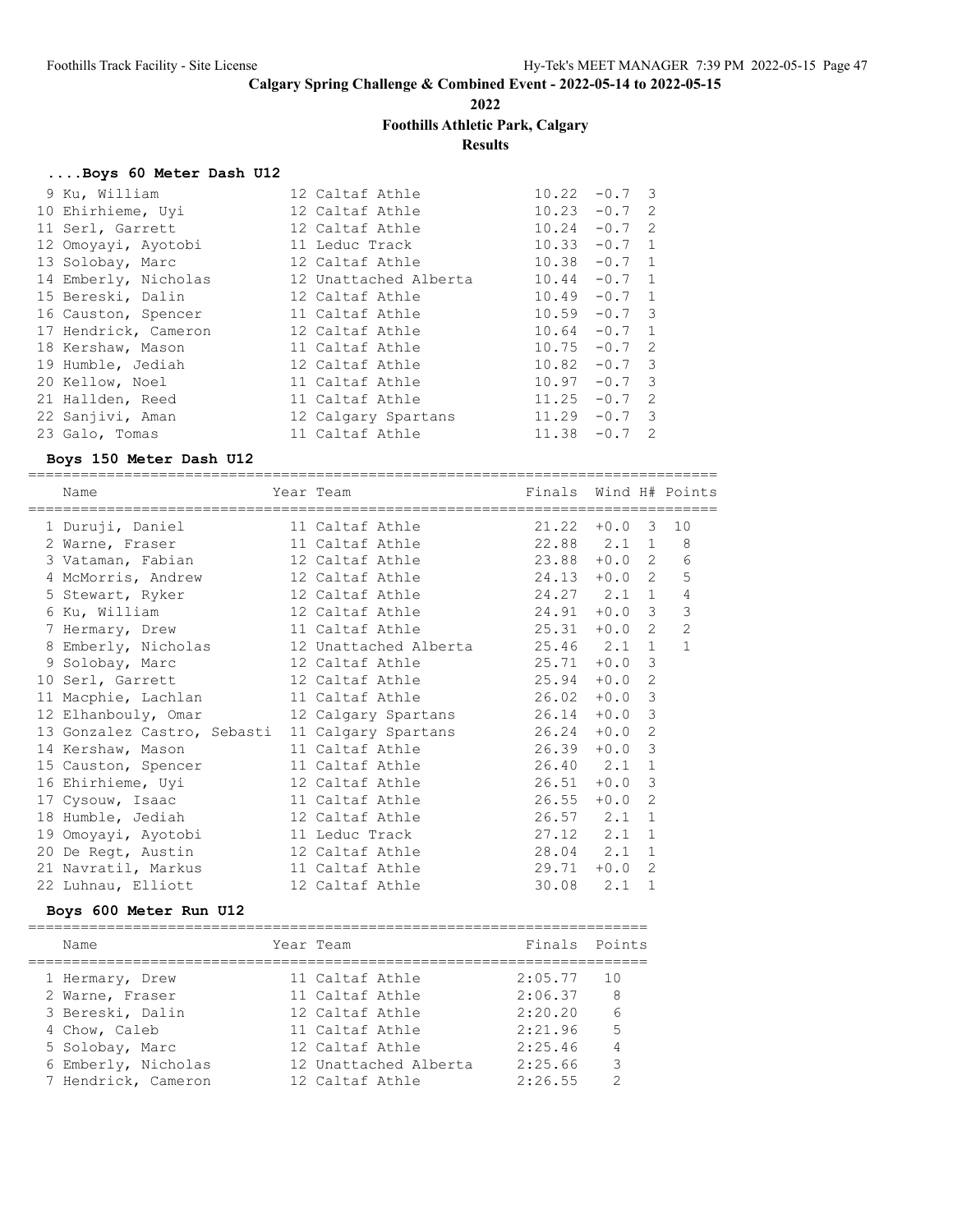# Calgary Spring Challenge & Combined Event - 2022-05-14 to 2022-05-15

**2022**

**Foothills Athletic Park, Calgary**

**Results**

### ....Boys 60 Meter Dash U12

| Place | Name | Year | Team | Finals | Wind | H# |
|---|---|---|---|---|---|---|
| 9 | Ku, William | 12 | Caltaf Athle | 10.22 | -0.7 | 3 |
| 10 | Ehirhieme, Uyi | 12 | Caltaf Athle | 10.23 | -0.7 | 2 |
| 11 | Serl, Garrett | 12 | Caltaf Athle | 10.24 | -0.7 | 2 |
| 12 | Omoyayi, Ayotobi | 11 | Leduc Track | 10.33 | -0.7 | 1 |
| 13 | Solobay, Marc | 12 | Caltaf Athle | 10.38 | -0.7 | 1 |
| 14 | Emberly, Nicholas | 12 | Unattached Alberta | 10.44 | -0.7 | 1 |
| 15 | Bereski, Dalin | 12 | Caltaf Athle | 10.49 | -0.7 | 1 |
| 16 | Causton, Spencer | 11 | Caltaf Athle | 10.59 | -0.7 | 3 |
| 17 | Hendrick, Cameron | 12 | Caltaf Athle | 10.64 | -0.7 | 1 |
| 18 | Kershaw, Mason | 11 | Caltaf Athle | 10.75 | -0.7 | 2 |
| 19 | Humble, Jediah | 12 | Caltaf Athle | 10.82 | -0.7 | 3 |
| 20 | Kellow, Noel | 11 | Caltaf Athle | 10.97 | -0.7 | 3 |
| 21 | Hallden, Reed | 11 | Caltaf Athle | 11.25 | -0.7 | 2 |
| 22 | Sanjivi, Aman | 12 | Calgary Spartans | 11.29 | -0.7 | 3 |
| 23 | Galo, Tomas | 11 | Caltaf Athle | 11.38 | -0.7 | 2 |

### Boys 150 Meter Dash U12

| Place | Name | Year | Team | Finals | Wind | H# | Points |
|---|---|---|---|---|---|---|---|
| 1 | Duruji, Daniel | 11 | Caltaf Athle | 21.22 | +0.0 | 3 | 10 |
| 2 | Warne, Fraser | 11 | Caltaf Athle | 22.88 | 2.1 | 1 | 8 |
| 3 | Vataman, Fabian | 12 | Caltaf Athle | 23.88 | +0.0 | 2 | 6 |
| 4 | McMorris, Andrew | 12 | Caltaf Athle | 24.13 | +0.0 | 2 | 5 |
| 5 | Stewart, Ryker | 12 | Caltaf Athle | 24.27 | 2.1 | 1 | 4 |
| 6 | Ku, William | 12 | Caltaf Athle | 24.91 | +0.0 | 3 | 3 |
| 7 | Hermary, Drew | 11 | Caltaf Athle | 25.31 | +0.0 | 2 | 2 |
| 8 | Emberly, Nicholas | 12 | Unattached Alberta | 25.46 | 2.1 | 1 | 1 |
| 9 | Solobay, Marc | 12 | Caltaf Athle | 25.71 | +0.0 | 3 | |
| 10 | Serl, Garrett | 12 | Caltaf Athle | 25.94 | +0.0 | 2 | |
| 11 | Macphie, Lachlan | 11 | Caltaf Athle | 26.02 | +0.0 | 3 | |
| 12 | Elhanbouly, Omar | 12 | Calgary Spartans | 26.14 | +0.0 | 3 | |
| 13 | Gonzalez Castro, Sebasti | 11 | Calgary Spartans | 26.24 | +0.0 | 2 | |
| 14 | Kershaw, Mason | 11 | Caltaf Athle | 26.39 | +0.0 | 3 | |
| 15 | Causton, Spencer | 11 | Caltaf Athle | 26.40 | 2.1 | 1 | |
| 16 | Ehirhieme, Uyi | 12 | Caltaf Athle | 26.51 | +0.0 | 3 | |
| 17 | Cysouw, Isaac | 11 | Caltaf Athle | 26.55 | +0.0 | 2 | |
| 18 | Humble, Jediah | 12 | Caltaf Athle | 26.57 | 2.1 | 1 | |
| 19 | Omoyayi, Ayotobi | 11 | Leduc Track | 27.12 | 2.1 | 1 | |
| 20 | De Regt, Austin | 12 | Caltaf Athle | 28.04 | 2.1 | 1 | |
| 21 | Navratil, Markus | 11 | Caltaf Athle | 29.71 | +0.0 | 2 | |
| 22 | Luhnau, Elliott | 12 | Caltaf Athle | 30.08 | 2.1 | 1 | |

### Boys 600 Meter Run U12

| Place | Name | Year | Team | Finals | Points |
|---|---|---|---|---|---|
| 1 | Hermary, Drew | 11 | Caltaf Athle | 2:05.77 | 10 |
| 2 | Warne, Fraser | 11 | Caltaf Athle | 2:06.37 | 8 |
| 3 | Bereski, Dalin | 12 | Caltaf Athle | 2:20.20 | 6 |
| 4 | Chow, Caleb | 11 | Caltaf Athle | 2:21.96 | 5 |
| 5 | Solobay, Marc | 12 | Caltaf Athle | 2:25.46 | 4 |
| 6 | Emberly, Nicholas | 12 | Unattached Alberta | 2:25.66 | 3 |
| 7 | Hendrick, Cameron | 12 | Caltaf Athle | 2:26.55 | 2 |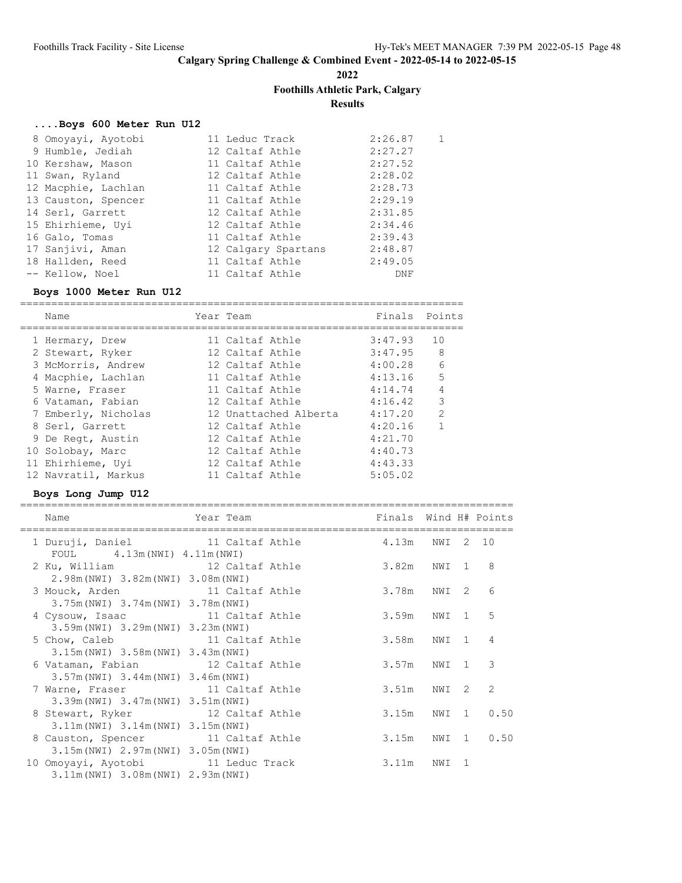# Calgary Spring Challenge & Combined Event - 2022-05-14 to 2022-05-15

## 2022

## Foothills Athletic Park, Calgary

## Results

### ....Boys 600 Meter Run U12

| Place | Name | Year | Team | Finals | Points |
|---|---|---|---|---|---|
| 8 | Omoyayi, Ayotobi | 11 | Leduc Track | 2:26.87 | 1 |
| 9 | Humble, Jediah | 12 | Caltaf Athle | 2:27.27 | |
| 10 | Kershaw, Mason | 11 | Caltaf Athle | 2:27.52 | |
| 11 | Swan, Ryland | 12 | Caltaf Athle | 2:28.02 | |
| 12 | Macphie, Lachlan | 11 | Caltaf Athle | 2:28.73 | |
| 13 | Causton, Spencer | 11 | Caltaf Athle | 2:29.19 | |
| 14 | Serl, Garrett | 12 | Caltaf Athle | 2:31.85 | |
| 15 | Ehirhieme, Uyi | 12 | Caltaf Athle | 2:34.46 | |
| 16 | Galo, Tomas | 11 | Caltaf Athle | 2:39.43 | |
| 17 | Sanjivi, Aman | 12 | Calgary Spartans | 2:48.87 | |
| 18 | Hallden, Reed | 11 | Caltaf Athle | 2:49.05 | |
| -- | Kellow, Noel | 11 | Caltaf Athle | DNF | |

### Boys 1000 Meter Run U12

| Place | Name | Year | Team | Finals | Points |
|---|---|---|---|---|---|
| 1 | Hermary, Drew | 11 | Caltaf Athle | 3:47.93 | 10 |
| 2 | Stewart, Ryker | 12 | Caltaf Athle | 3:47.95 | 8 |
| 3 | McMorris, Andrew | 12 | Caltaf Athle | 4:00.28 | 6 |
| 4 | Macphie, Lachlan | 11 | Caltaf Athle | 4:13.16 | 5 |
| 5 | Warne, Fraser | 11 | Caltaf Athle | 4:14.74 | 4 |
| 6 | Vataman, Fabian | 12 | Caltaf Athle | 4:16.42 | 3 |
| 7 | Emberly, Nicholas | 12 | Unattached Alberta | 4:17.20 | 2 |
| 8 | Serl, Garrett | 12 | Caltaf Athle | 4:20.16 | 1 |
| 9 | De Regt, Austin | 12 | Caltaf Athle | 4:21.70 | |
| 10 | Solobay, Marc | 12 | Caltaf Athle | 4:40.73 | |
| 11 | Ehirhieme, Uyi | 12 | Caltaf Athle | 4:43.33 | |
| 12 | Navratil, Markus | 11 | Caltaf Athle | 5:05.02 | |

### Boys Long Jump U12

| Place | Name | Year | Team | Finals | Wind | H# | Points |
|---|---|---|---|---|---|---|---|
| 1 | Duruji, Daniel | 11 | Caltaf Athle | 4.13m | NWI | 2 | 10 |
| | FOUL 4.13m(NWI) 4.11m(NWI) | | | | | | |
| 2 | Ku, William | 12 | Caltaf Athle | 3.82m | NWI | 1 | 8 |
| | 2.98m(NWI) 3.82m(NWI) 3.08m(NWI) | | | | | | |
| 3 | Mouck, Arden | 11 | Caltaf Athle | 3.78m | NWI | 2 | 6 |
| | 3.75m(NWI) 3.74m(NWI) 3.78m(NWI) | | | | | | |
| 4 | Cysouw, Isaac | 11 | Caltaf Athle | 3.59m | NWI | 1 | 5 |
| | 3.59m(NWI) 3.29m(NWI) 3.23m(NWI) | | | | | | |
| 5 | Chow, Caleb | 11 | Caltaf Athle | 3.58m | NWI | 1 | 4 |
| | 3.15m(NWI) 3.58m(NWI) 3.43m(NWI) | | | | | | |
| 6 | Vataman, Fabian | 12 | Caltaf Athle | 3.57m | NWI | 1 | 3 |
| | 3.57m(NWI) 3.44m(NWI) 3.46m(NWI) | | | | | | |
| 7 | Warne, Fraser | 11 | Caltaf Athle | 3.51m | NWI | 2 | 2 |
| | 3.39m(NWI) 3.47m(NWI) 3.51m(NWI) | | | | | | |
| 8 | Stewart, Ryker | 12 | Caltaf Athle | 3.15m | NWI | 1 | 0.50 |
| | 3.11m(NWI) 3.14m(NWI) 3.15m(NWI) | | | | | | |
| 8 | Causton, Spencer | 11 | Caltaf Athle | 3.15m | NWI | 1 | 0.50 |
| | 3.15m(NWI) 2.97m(NWI) 3.05m(NWI) | | | | | | |
| 10 | Omoyayi, Ayotobi | 11 | Leduc Track | 3.11m | NWI | 1 | |
| | 3.11m(NWI) 3.08m(NWI) 2.93m(NWI) | | | | | | |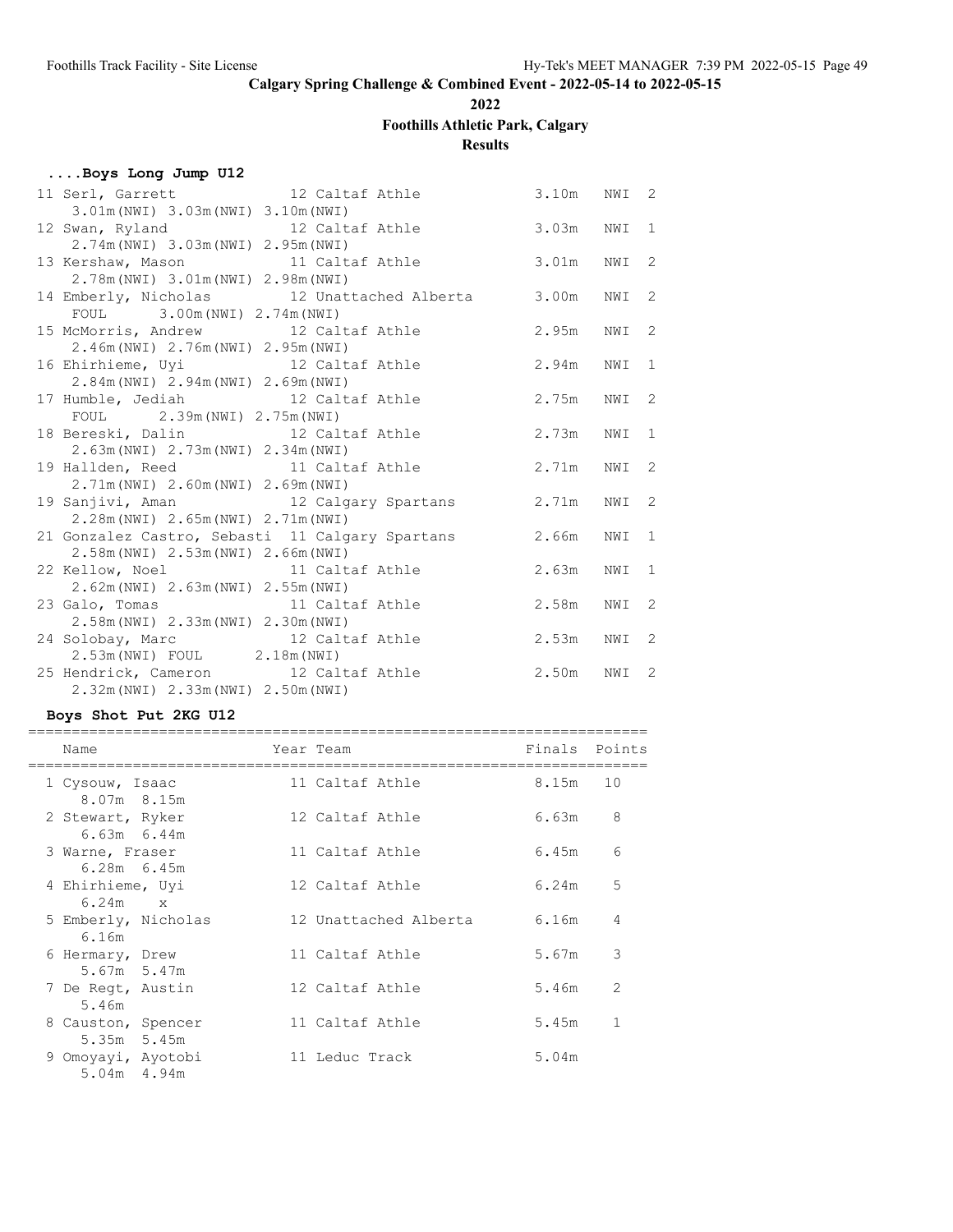# Calgary Spring Challenge & Combined Event - 2022-05-14 to 2022-05-15

**2022**

**Foothills Athletic Park, Calgary**

**Results**

### ....Boys Long Jump U12

| Place | Name | Year | Team | Finals | Wind | Heat |
|---|---|---|---|---|---|---|
| 11 | Serl, Garrett | 12 | Caltaf Athle | 3.10m | NWI | 2 |
| | 3.01m(NWI) 3.03m(NWI) 3.10m(NWI) | | | | | |
| 12 | Swan, Ryland | 12 | Caltaf Athle | 3.03m | NWI | 1 |
| | 2.74m(NWI) 3.03m(NWI) 2.95m(NWI) | | | | | |
| 13 | Kershaw, Mason | 11 | Caltaf Athle | 3.01m | NWI | 2 |
| | 2.78m(NWI) 3.01m(NWI) 2.98m(NWI) | | | | | |
| 14 | Emberly, Nicholas | 12 | Unattached Alberta | 3.00m | NWI | 2 |
| | FOUL 3.00m(NWI) 2.74m(NWI) | | | | | |
| 15 | McMorris, Andrew | 12 | Caltaf Athle | 2.95m | NWI | 2 |
| | 2.46m(NWI) 2.76m(NWI) 2.95m(NWI) | | | | | |
| 16 | Ehirhieme, Uyi | 12 | Caltaf Athle | 2.94m | NWI | 1 |
| | 2.84m(NWI) 2.94m(NWI) 2.69m(NWI) | | | | | |
| 17 | Humble, Jediah | 12 | Caltaf Athle | 2.75m | NWI | 2 |
| | FOUL 2.39m(NWI) 2.75m(NWI) | | | | | |
| 18 | Bereski, Dalin | 12 | Caltaf Athle | 2.73m | NWI | 1 |
| | 2.63m(NWI) 2.73m(NWI) 2.34m(NWI) | | | | | |
| 19 | Hallden, Reed | 11 | Caltaf Athle | 2.71m | NWI | 2 |
| | 2.71m(NWI) 2.60m(NWI) 2.69m(NWI) | | | | | |
| 19 | Sanjivi, Aman | 12 | Calgary Spartans | 2.71m | NWI | 2 |
| | 2.28m(NWI) 2.65m(NWI) 2.71m(NWI) | | | | | |
| 21 | Gonzalez Castro, Sebasti | 11 | Calgary Spartans | 2.66m | NWI | 1 |
| | 2.58m(NWI) 2.53m(NWI) 2.66m(NWI) | | | | | |
| 22 | Kellow, Noel | 11 | Caltaf Athle | 2.63m | NWI | 1 |
| | 2.62m(NWI) 2.63m(NWI) 2.55m(NWI) | | | | | |
| 23 | Galo, Tomas | 11 | Caltaf Athle | 2.58m | NWI | 2 |
| | 2.58m(NWI) 2.33m(NWI) 2.30m(NWI) | | | | | |
| 24 | Solobay, Marc | 12 | Caltaf Athle | 2.53m | NWI | 2 |
| | 2.53m(NWI) FOUL 2.18m(NWI) | | | | | |
| 25 | Hendrick, Cameron | 12 | Caltaf Athle | 2.50m | NWI | 2 |
| | 2.32m(NWI) 2.33m(NWI) 2.50m(NWI) | | | | | |

### Boys Shot Put 2KG U12

| Place | Name | Year | Team | Finals | Points |
|---|---|---|---|---|---|
| 1 | Cysouw, Isaac | 11 | Caltaf Athle | 8.15m | 10 |
| | 8.07m 8.15m | | | | |
| 2 | Stewart, Ryker | 12 | Caltaf Athle | 6.63m | 8 |
| | 6.63m 6.44m | | | | |
| 3 | Warne, Fraser | 11 | Caltaf Athle | 6.45m | 6 |
| | 6.28m 6.45m | | | | |
| 4 | Ehirhieme, Uyi | 12 | Caltaf Athle | 6.24m | 5 |
| | 6.24m x | | | | |
| 5 | Emberly, Nicholas | 12 | Unattached Alberta | 6.16m | 4 |
| | 6.16m | | | | |
| 6 | Hermary, Drew | 11 | Caltaf Athle | 5.67m | 3 |
| | 5.67m 5.47m | | | | |
| 7 | De Regt, Austin | 12 | Caltaf Athle | 5.46m | 2 |
| | 5.46m | | | | |
| 8 | Causton, Spencer | 11 | Caltaf Athle | 5.45m | 1 |
| | 5.35m 5.45m | | | | |
| 9 | Omoyayi, Ayotobi | 11 | Leduc Track | 5.04m | |
| | 5.04m 4.94m | | | | |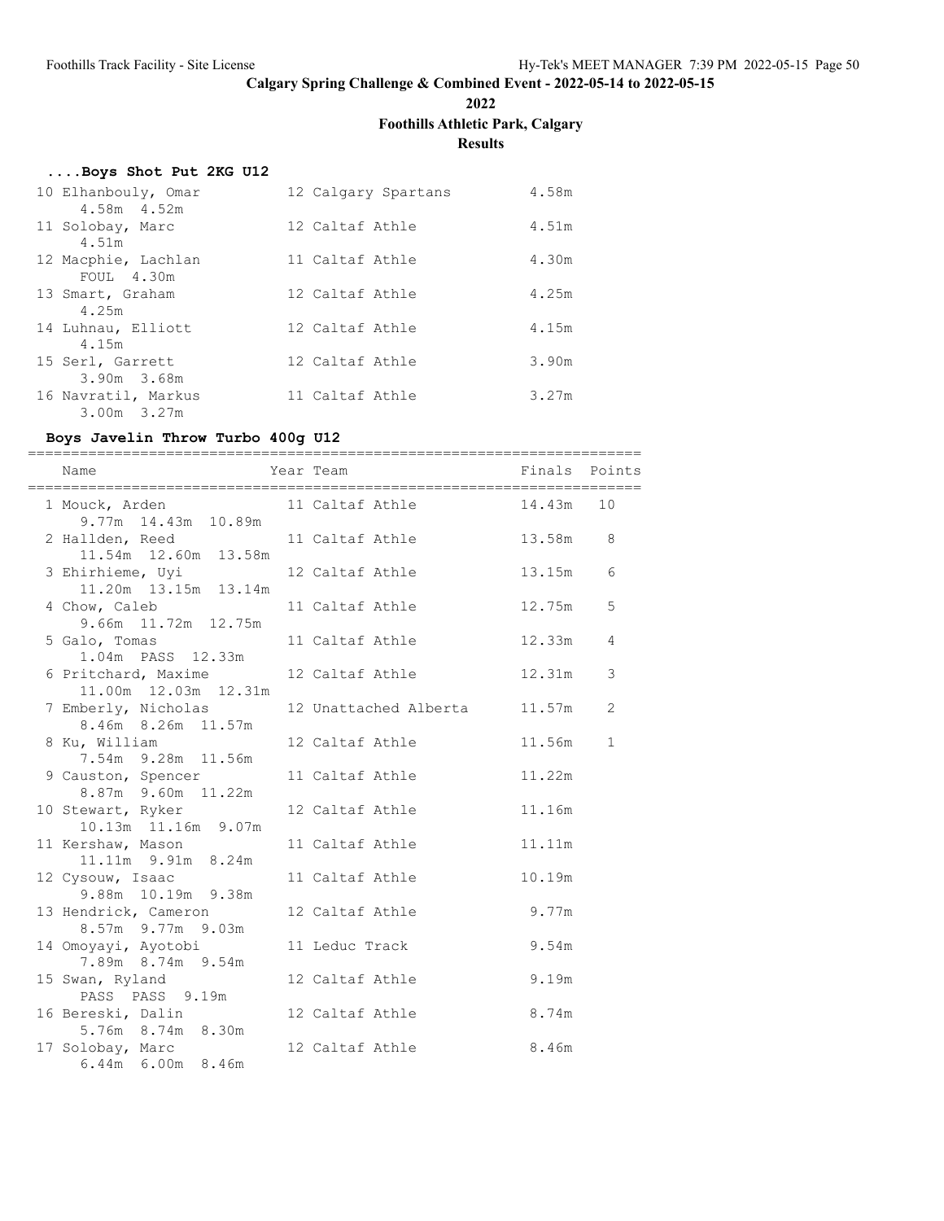## Calgary Spring Challenge & Combined Event - 2022-05-14 to 2022-05-15

**2022**

**Foothills Athletic Park, Calgary**

**Results**

### ....Boys Shot Put 2KG U12

| Place | Name | Year | Team | Finals |
|---|---|---|---|---|
| 10 | Elhanbouly, Omar | 12 | Calgary Spartans | 4.58m |
| | 4.58m 4.52m | | | |
| 11 | Solobay, Marc | 12 | Caltaf Athle | 4.51m |
| | 4.51m | | | |
| 12 | Macphie, Lachlan | 11 | Caltaf Athle | 4.30m |
| | FOUL 4.30m | | | |
| 13 | Smart, Graham | 12 | Caltaf Athle | 4.25m |
| | 4.25m | | | |
| 14 | Luhnau, Elliott | 12 | Caltaf Athle | 4.15m |
| | 4.15m | | | |
| 15 | Serl, Garrett | 12 | Caltaf Athle | 3.90m |
| | 3.90m 3.68m | | | |
| 16 | Navratil, Markus | 11 | Caltaf Athle | 3.27m |
| | 3.00m 3.27m | | | |

### Boys Javelin Throw Turbo 400g U12

| Place | Name | Year | Team | Finals | Points |
|---|---|---|---|---|---|
| 1 | Mouck, Arden | 11 | Caltaf Athle | 14.43m | 10 |
| | 9.77m 14.43m 10.89m | | | | |
| 2 | Hallden, Reed | 11 | Caltaf Athle | 13.58m | 8 |
| | 11.54m 12.60m 13.58m | | | | |
| 3 | Ehirhieme, Uyi | 12 | Caltaf Athle | 13.15m | 6 |
| | 11.20m 13.15m 13.14m | | | | |
| 4 | Chow, Caleb | 11 | Caltaf Athle | 12.75m | 5 |
| | 9.66m 11.72m 12.75m | | | | |
| 5 | Galo, Tomas | 11 | Caltaf Athle | 12.33m | 4 |
| | 1.04m PASS 12.33m | | | | |
| 6 | Pritchard, Maxime | 12 | Caltaf Athle | 12.31m | 3 |
| | 11.00m 12.03m 12.31m | | | | |
| 7 | Emberly, Nicholas | 12 | Unattached Alberta | 11.57m | 2 |
| | 8.46m 8.26m 11.57m | | | | |
| 8 | Ku, William | 12 | Caltaf Athle | 11.56m | 1 |
| | 7.54m 9.28m 11.56m | | | | |
| 9 | Causton, Spencer | 11 | Caltaf Athle | 11.22m | |
| | 8.87m 9.60m 11.22m | | | | |
| 10 | Stewart, Ryker | 12 | Caltaf Athle | 11.16m | |
| | 10.13m 11.16m 9.07m | | | | |
| 11 | Kershaw, Mason | 11 | Caltaf Athle | 11.11m | |
| | 11.11m 9.91m 8.24m | | | | |
| 12 | Cysouw, Isaac | 11 | Caltaf Athle | 10.19m | |
| | 9.88m 10.19m 9.38m | | | | |
| 13 | Hendrick, Cameron | 12 | Caltaf Athle | 9.77m | |
| | 8.57m 9.77m 9.03m | | | | |
| 14 | Omoyayi, Ayotobi | 11 | Leduc Track | 9.54m | |
| | 7.89m 8.74m 9.54m | | | | |
| 15 | Swan, Ryland | 12 | Caltaf Athle | 9.19m | |
| | PASS PASS 9.19m | | | | |
| 16 | Bereski, Dalin | 12 | Caltaf Athle | 8.74m | |
| | 5.76m 8.74m 8.30m | | | | |
| 17 | Solobay, Marc | 12 | Caltaf Athle | 8.46m | |
| | 6.44m 6.00m 8.46m | | | | |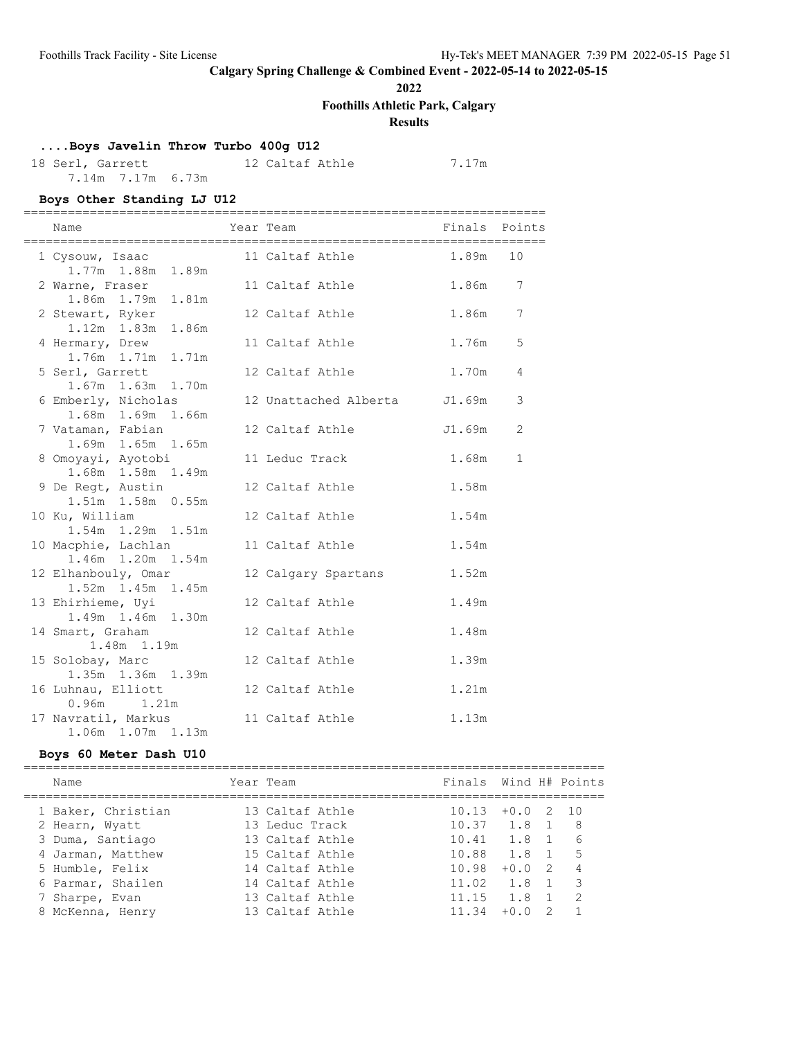# Calgary Spring Challenge & Combined Event - 2022-05-14 to 2022-05-15

**2022**

**Foothills Athletic Park, Calgary**

**Results**

### ....Boys Javelin Throw Turbo 400g U12

| Name | Year | Team | Finals |
|---|---|---|---|
| 18 Serl, Garrett | 12 | Caltaf Athle | 7.17m |
| 7.14m 7.17m 6.73m | | | |

### Boys Other Standing LJ U12

| Name | Year | Team | Finals | Points |
|---|---|---|---|---|
| 1 Cysouw, Isaac | 11 | Caltaf Athle | 1.89m | 10 |
| 1.77m 1.88m 1.89m | | | | |
| 2 Warne, Fraser | 11 | Caltaf Athle | 1.86m | 7 |
| 1.86m 1.79m 1.81m | | | | |
| 2 Stewart, Ryker | 12 | Caltaf Athle | 1.86m | 7 |
| 1.12m 1.83m 1.86m | | | | |
| 4 Hermary, Drew | 11 | Caltaf Athle | 1.76m | 5 |
| 1.76m 1.71m 1.71m | | | | |
| 5 Serl, Garrett | 12 | Caltaf Athle | 1.70m | 4 |
| 1.67m 1.63m 1.70m | | | | |
| 6 Emberly, Nicholas | 12 | Unattached Alberta | J1.69m | 3 |
| 1.68m 1.69m 1.66m | | | | |
| 7 Vataman, Fabian | 12 | Caltaf Athle | J1.69m | 2 |
| 1.69m 1.65m 1.65m | | | | |
| 8 Omoyayi, Ayotobi | 11 | Leduc Track | 1.68m | 1 |
| 1.68m 1.58m 1.49m | | | | |
| 9 De Regt, Austin | 12 | Caltaf Athle | 1.58m | |
| 1.51m 1.58m 0.55m | | | | |
| 10 Ku, William | 12 | Caltaf Athle | 1.54m | |
| 1.54m 1.29m 1.51m | | | | |
| 10 Macphie, Lachlan | 11 | Caltaf Athle | 1.54m | |
| 1.46m 1.20m 1.54m | | | | |
| 12 Elhanbouly, Omar | 12 | Calgary Spartans | 1.52m | |
| 1.52m 1.45m 1.45m | | | | |
| 13 Ehirhieme, Uyi | 12 | Caltaf Athle | 1.49m | |
| 1.49m 1.46m 1.30m | | | | |
| 14 Smart, Graham | 12 | Caltaf Athle | 1.48m | |
| 1.48m 1.19m | | | | |
| 15 Solobay, Marc | 12 | Caltaf Athle | 1.39m | |
| 1.35m 1.36m 1.39m | | | | |
| 16 Luhnau, Elliott | 12 | Caltaf Athle | 1.21m | |
| 0.96m 1.21m | | | | |
| 17 Navratil, Markus | 11 | Caltaf Athle | 1.13m | |
| 1.06m 1.07m 1.13m | | | | |

### Boys 60 Meter Dash U10

| Name | Year | Team | Finals | Wind | H# | Points |
|---|---|---|---|---|---|---|
| 1 Baker, Christian | 13 | Caltaf Athle | 10.13 | +0.0 | 2 | 10 |
| 2 Hearn, Wyatt | 13 | Leduc Track | 10.37 | 1.8 | 1 | 8 |
| 3 Duma, Santiago | 13 | Caltaf Athle | 10.41 | 1.8 | 1 | 6 |
| 4 Jarman, Matthew | 15 | Caltaf Athle | 10.88 | 1.8 | 1 | 5 |
| 5 Humble, Felix | 14 | Caltaf Athle | 10.98 | +0.0 | 2 | 4 |
| 6 Parmar, Shailen | 14 | Caltaf Athle | 11.02 | 1.8 | 1 | 3 |
| 7 Sharpe, Evan | 13 | Caltaf Athle | 11.15 | 1.8 | 1 | 2 |
| 8 McKenna, Henry | 13 | Caltaf Athle | 11.34 | +0.0 | 2 | 1 |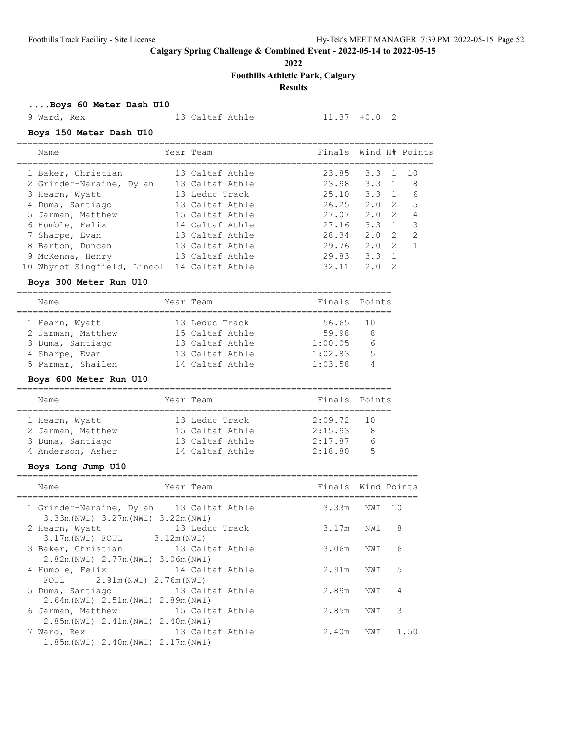## Calgary Spring Challenge & Combined Event - 2022-05-14 to 2022-05-15

**2022**

**Foothills Athletic Park, Calgary**

**Results**

### ....Boys 60 Meter Dash U10

| Place | Name | Year | Team | Finals | Wind | H# |
|---|---|---|---|---|---|---|
| 9 | Ward, Rex | 13 | Caltaf Athle | 11.37 | +0.0 | 2 |

### Boys 150 Meter Dash U10

| Place | Name | Year | Team | Finals | Wind | H# | Points |
|---|---|---|---|---|---|---|---|
| 1 | Baker, Christian | 13 | Caltaf Athle | 23.85 | 3.3 | 1 | 10 |
| 2 | Grinder-Naraine, Dylan | 13 | Caltaf Athle | 23.98 | 3.3 | 1 | 8 |
| 3 | Hearn, Wyatt | 13 | Leduc Track | 25.10 | 3.3 | 1 | 6 |
| 4 | Duma, Santiago | 13 | Caltaf Athle | 26.25 | 2.0 | 2 | 5 |
| 5 | Jarman, Matthew | 15 | Caltaf Athle | 27.07 | 2.0 | 2 | 4 |
| 6 | Humble, Felix | 14 | Caltaf Athle | 27.16 | 3.3 | 1 | 3 |
| 7 | Sharpe, Evan | 13 | Caltaf Athle | 28.34 | 2.0 | 2 | 2 |
| 8 | Barton, Duncan | 13 | Caltaf Athle | 29.76 | 2.0 | 2 | 1 |
| 9 | McKenna, Henry | 13 | Caltaf Athle | 29.83 | 3.3 | 1 | |
| 10 | Whynot Singfield, Lincol | 14 | Caltaf Athle | 32.11 | 2.0 | 2 | |

### Boys 300 Meter Run U10

| Place | Name | Year | Team | Finals | Points |
|---|---|---|---|---|---|
| 1 | Hearn, Wyatt | 13 | Leduc Track | 56.65 | 10 |
| 2 | Jarman, Matthew | 15 | Caltaf Athle | 59.98 | 8 |
| 3 | Duma, Santiago | 13 | Caltaf Athle | 1:00.05 | 6 |
| 4 | Sharpe, Evan | 13 | Caltaf Athle | 1:02.83 | 5 |
| 5 | Parmar, Shailen | 14 | Caltaf Athle | 1:03.58 | 4 |

### Boys 600 Meter Run U10

| Place | Name | Year | Team | Finals | Points |
|---|---|---|---|---|---|
| 1 | Hearn, Wyatt | 13 | Leduc Track | 2:09.72 | 10 |
| 2 | Jarman, Matthew | 15 | Caltaf Athle | 2:15.93 | 8 |
| 3 | Duma, Santiago | 13 | Caltaf Athle | 2:17.87 | 6 |
| 4 | Anderson, Asher | 14 | Caltaf Athle | 2:18.80 | 5 |

### Boys Long Jump U10

| Place | Name | Year | Team | Finals | Wind | Points |
|---|---|---|---|---|---|---|
| 1 | Grinder-Naraine, Dylan | 13 | Caltaf Athle | 3.33m | NWI | 10 |
| | 3.33m(NWI) 3.27m(NWI) 3.22m(NWI) | | | | | |
| 2 | Hearn, Wyatt | 13 | Leduc Track | 3.17m | NWI | 8 |
| | 3.17m(NWI) FOUL 3.12m(NWI) | | | | | |
| 3 | Baker, Christian | 13 | Caltaf Athle | 3.06m | NWI | 6 |
| | 2.82m(NWI) 2.77m(NWI) 3.06m(NWI) | | | | | |
| 4 | Humble, Felix | 14 | Caltaf Athle | 2.91m | NWI | 5 |
| | FOUL 2.91m(NWI) 2.76m(NWI) | | | | | |
| 5 | Duma, Santiago | 13 | Caltaf Athle | 2.89m | NWI | 4 |
| | 2.64m(NWI) 2.51m(NWI) 2.89m(NWI) | | | | | |
| 6 | Jarman, Matthew | 15 | Caltaf Athle | 2.85m | NWI | 3 |
| | 2.85m(NWI) 2.41m(NWI) 2.40m(NWI) | | | | | |
| 7 | Ward, Rex | 13 | Caltaf Athle | 2.40m | NWI | 1.50 |
| | 1.85m(NWI) 2.40m(NWI) 2.17m(NWI) | | | | | |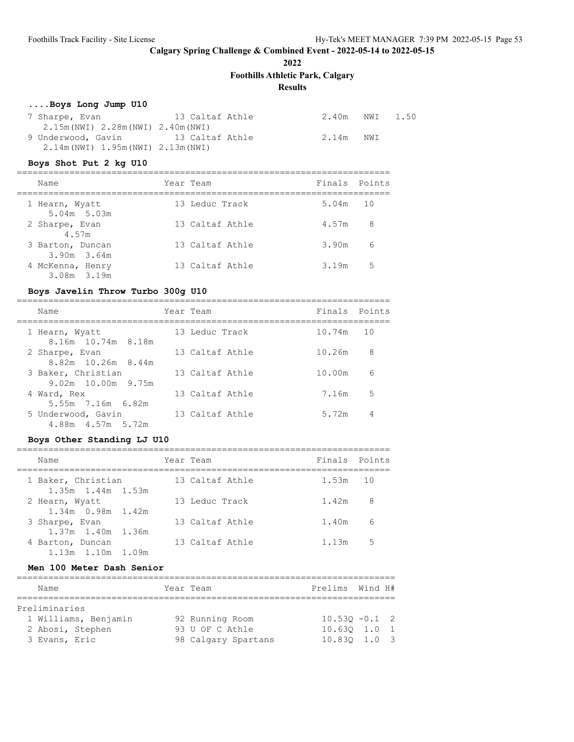# Calgary Spring Challenge & Combined Event - 2022-05-14 to 2022-05-15

**2022**

**Foothills Athletic Park, Calgary**

**Results**

### ....Boys Long Jump U10

| Name | Year | Team | Finals | Wind | |
|---|---|---|---|---|---|
| 7 Sharpe, Evan | 13 | Caltaf Athle | 2.40m | NWI | 1.50 |
| 2.15m(NWI) 2.28m(NWI) 2.40m(NWI) | | | | | |
| 9 Underwood, Gavin | 13 | Caltaf Athle | 2.14m | NWI | |
| 2.14m(NWI) 1.95m(NWI) 2.13m(NWI) | | | | | |

### Boys Shot Put 2 kg U10

| Name | Year | Team | Finals | Points |
|---|---|---|---|---|
| 1 Hearn, Wyatt | 13 | Leduc Track | 5.04m | 10 |
| 5.04m 5.03m | | | | |
| 2 Sharpe, Evan | 13 | Caltaf Athle | 4.57m | 8 |
| 4.57m | | | | |
| 3 Barton, Duncan | 13 | Caltaf Athle | 3.90m | 6 |
| 3.90m 3.64m | | | | |
| 4 McKenna, Henry | 13 | Caltaf Athle | 3.19m | 5 |
| 3.08m 3.19m | | | | |

### Boys Javelin Throw Turbo 300g U10

| Name | Year | Team | Finals | Points |
|---|---|---|---|---|
| 1 Hearn, Wyatt | 13 | Leduc Track | 10.74m | 10 |
| 8.16m 10.74m 8.18m | | | | |
| 2 Sharpe, Evan | 13 | Caltaf Athle | 10.26m | 8 |
| 8.82m 10.26m 8.44m | | | | |
| 3 Baker, Christian | 13 | Caltaf Athle | 10.00m | 6 |
| 9.02m 10.00m 9.75m | | | | |
| 4 Ward, Rex | 13 | Caltaf Athle | 7.16m | 5 |
| 5.55m 7.16m 6.82m | | | | |
| 5 Underwood, Gavin | 13 | Caltaf Athle | 5.72m | 4 |
| 4.88m 4.57m 5.72m | | | | |

### Boys Other Standing LJ U10

| Name | Year | Team | Finals | Points |
|---|---|---|---|---|
| 1 Baker, Christian | 13 | Caltaf Athle | 1.53m | 10 |
| 1.35m 1.44m 1.53m | | | | |
| 2 Hearn, Wyatt | 13 | Leduc Track | 1.42m | 8 |
| 1.34m 0.98m 1.42m | | | | |
| 3 Sharpe, Evan | 13 | Caltaf Athle | 1.40m | 6 |
| 1.37m 1.40m 1.36m | | | | |
| 4 Barton, Duncan | 13 | Caltaf Athle | 1.13m | 5 |
| 1.13m 1.10m 1.09m | | | | |

### Men 100 Meter Dash Senior

| Name | Year | Team | Prelims | Wind | H# |
|---|---|---|---|---|---|
| **Preliminaries** | | | | | |
| 1 Williams, Benjamin | 92 | Running Room | 10.53Q | -0.1 | 2 |
| 2 Abosi, Stephen | 93 | U OF C Athle | 10.63Q | 1.0 | 1 |
| 3 Evans, Eric | 98 | Calgary Spartans | 10.83Q | 1.0 | 3 |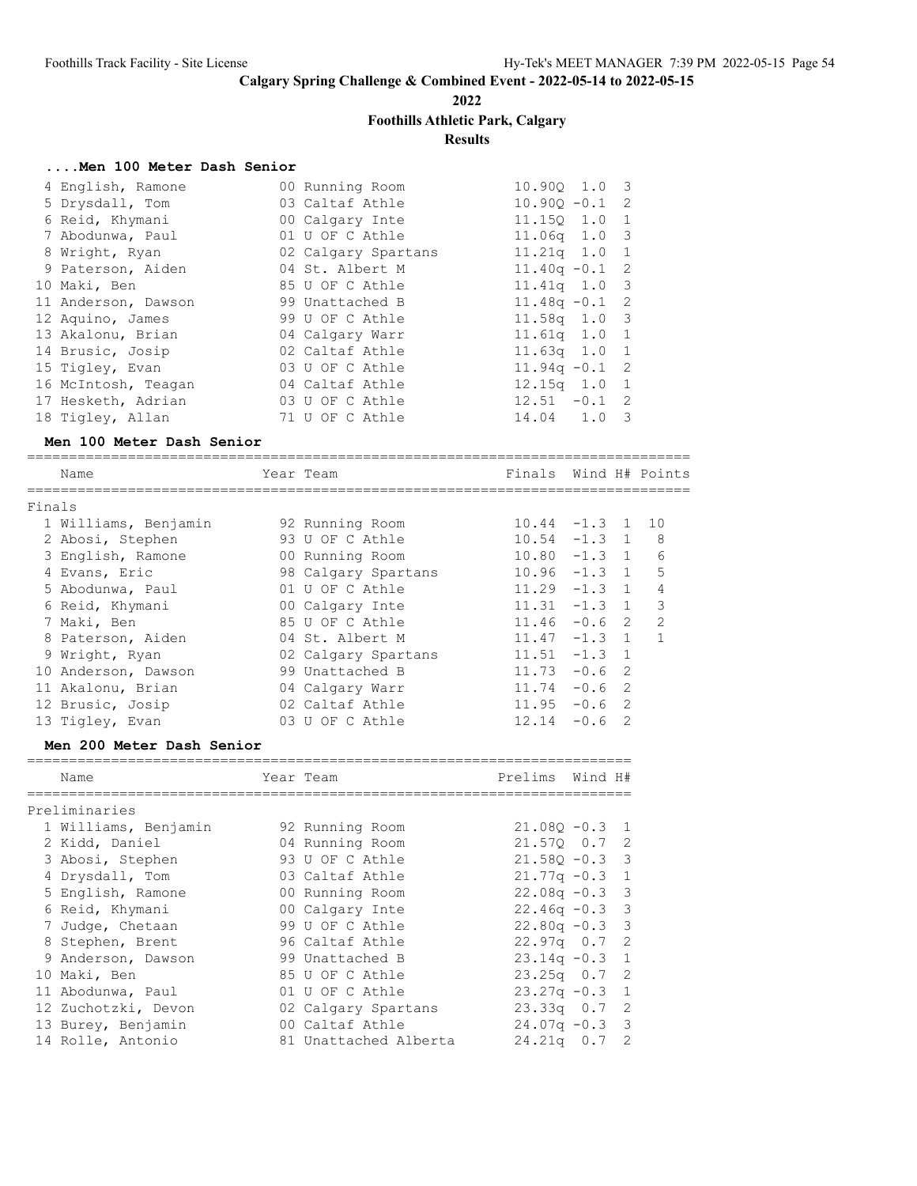# Calgary Spring Challenge & Combined Event - 2022-05-14 to 2022-05-15

**2022**

**Foothills Athletic Park, Calgary**

**Results**

### ....Men 100 Meter Dash Senior

| Place | Name | Year | Team | Prelims | Wind | H# |
|---|---|---|---|---|---|---|
| 4 | English, Ramone | 00 | Running Room | 10.90Q | 1.0 | 3 |
| 5 | Drysdall, Tom | 03 | Caltaf Athle | 10.90Q | -0.1 | 2 |
| 6 | Reid, Khymani | 00 | Calgary Inte | 11.15Q | 1.0 | 1 |
| 7 | Abodunwa, Paul | 01 | U OF C Athle | 11.06q | 1.0 | 3 |
| 8 | Wright, Ryan | 02 | Calgary Spartans | 11.21q | 1.0 | 1 |
| 9 | Paterson, Aiden | 04 | St. Albert M | 11.40q | -0.1 | 2 |
| 10 | Maki, Ben | 85 | U OF C Athle | 11.41q | 1.0 | 3 |
| 11 | Anderson, Dawson | 99 | Unattached B | 11.48q | -0.1 | 2 |
| 12 | Aquino, James | 99 | U OF C Athle | 11.58q | 1.0 | 3 |
| 13 | Akalonu, Brian | 04 | Calgary Warr | 11.61q | 1.0 | 1 |
| 14 | Brusic, Josip | 02 | Caltaf Athle | 11.63q | 1.0 | 1 |
| 15 | Tigley, Evan | 03 | U OF C Athle | 11.94q | -0.1 | 2 |
| 16 | McIntosh, Teagan | 04 | Caltaf Athle | 12.15q | 1.0 | 1 |
| 17 | Hesketh, Adrian | 03 | U OF C Athle | 12.51 | -0.1 | 2 |
| 18 | Tigley, Allan | 71 | U OF C Athle | 14.04 | 1.0 | 3 |

### Men 100 Meter Dash Senior

Finals

| Place | Name | Year | Team | Finals | Wind | H# | Points |
|---|---|---|---|---|---|---|---|
| 1 | Williams, Benjamin | 92 | Running Room | 10.44 | -1.3 | 1 | 10 |
| 2 | Abosi, Stephen | 93 | U OF C Athle | 10.54 | -1.3 | 1 | 8 |
| 3 | English, Ramone | 00 | Running Room | 10.80 | -1.3 | 1 | 6 |
| 4 | Evans, Eric | 98 | Calgary Spartans | 10.96 | -1.3 | 1 | 5 |
| 5 | Abodunwa, Paul | 01 | U OF C Athle | 11.29 | -1.3 | 1 | 4 |
| 6 | Reid, Khymani | 00 | Calgary Inte | 11.31 | -1.3 | 1 | 3 |
| 7 | Maki, Ben | 85 | U OF C Athle | 11.46 | -0.6 | 2 | 2 |
| 8 | Paterson, Aiden | 04 | St. Albert M | 11.47 | -1.3 | 1 | 1 |
| 9 | Wright, Ryan | 02 | Calgary Spartans | 11.51 | -1.3 | 1 | |
| 10 | Anderson, Dawson | 99 | Unattached B | 11.73 | -0.6 | 2 | |
| 11 | Akalonu, Brian | 04 | Calgary Warr | 11.74 | -0.6 | 2 | |
| 12 | Brusic, Josip | 02 | Caltaf Athle | 11.95 | -0.6 | 2 | |
| 13 | Tigley, Evan | 03 | U OF C Athle | 12.14 | -0.6 | 2 | |

### Men 200 Meter Dash Senior

Preliminaries

| Place | Name | Year | Team | Prelims | Wind | H# |
|---|---|---|---|---|---|---|
| 1 | Williams, Benjamin | 92 | Running Room | 21.08Q | -0.3 | 1 |
| 2 | Kidd, Daniel | 04 | Running Room | 21.57Q | 0.7 | 2 |
| 3 | Abosi, Stephen | 93 | U OF C Athle | 21.58Q | -0.3 | 3 |
| 4 | Drysdall, Tom | 03 | Caltaf Athle | 21.77q | -0.3 | 1 |
| 5 | English, Ramone | 00 | Running Room | 22.08q | -0.3 | 3 |
| 6 | Reid, Khymani | 00 | Calgary Inte | 22.46q | -0.3 | 3 |
| 7 | Judge, Chetaan | 99 | U OF C Athle | 22.80q | -0.3 | 3 |
| 8 | Stephen, Brent | 96 | Caltaf Athle | 22.97q | 0.7 | 2 |
| 9 | Anderson, Dawson | 99 | Unattached B | 23.14q | -0.3 | 1 |
| 10 | Maki, Ben | 85 | U OF C Athle | 23.25q | 0.7 | 2 |
| 11 | Abodunwa, Paul | 01 | U OF C Athle | 23.27q | -0.3 | 1 |
| 12 | Zuchotzki, Devon | 02 | Calgary Spartans | 23.33q | 0.7 | 2 |
| 13 | Burey, Benjamin | 00 | Caltaf Athle | 24.07q | -0.3 | 3 |
| 14 | Rolle, Antonio | 81 | Unattached Alberta | 24.21q | 0.7 | 2 |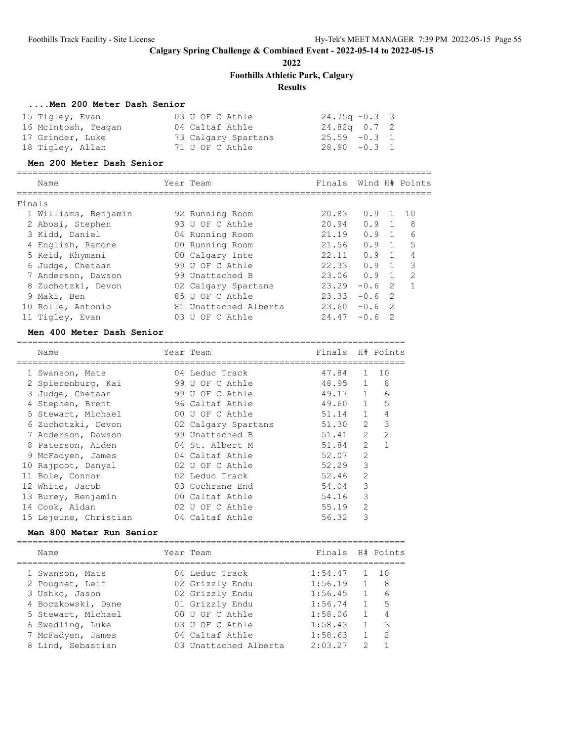# Calgary Spring Challenge & Combined Event - 2022-05-14 to 2022-05-15

**2022**

**Foothills Athletic Park, Calgary**

**Results**

### ....Men 200 Meter Dash Senior

| Name | Year | Team | Prelims | Wind | H# |
|---|---|---|---|---|---|
| 15 Tigley, Evan | 03 | U OF C Athle | 24.75q | -0.3 | 3 |
| 16 McIntosh, Teagan | 04 | Caltaf Athle | 24.82q | 0.7 | 2 |
| 17 Grinder, Luke | 73 | Calgary Spartans | 25.59 | -0.3 | 1 |
| 18 Tigley, Allan | 71 | U OF C Athle | 28.90 | -0.3 | 1 |

### Men 200 Meter Dash Senior

Finals

| Name | Year | Team | Finals | Wind | H# | Points |
|---|---|---|---|---|---|---|
| 1 Williams, Benjamin | 92 | Running Room | 20.83 | 0.9 | 1 | 10 |
| 2 Abosi, Stephen | 93 | U OF C Athle | 20.94 | 0.9 | 1 | 8 |
| 3 Kidd, Daniel | 04 | Running Room | 21.19 | 0.9 | 1 | 6 |
| 4 English, Ramone | 00 | Running Room | 21.56 | 0.9 | 1 | 5 |
| 5 Reid, Khymani | 00 | Calgary Inte | 22.11 | 0.9 | 1 | 4 |
| 6 Judge, Chetaan | 99 | U OF C Athle | 22.33 | 0.9 | 1 | 3 |
| 7 Anderson, Dawson | 99 | Unattached B | 23.06 | 0.9 | 1 | 2 |
| 8 Zuchotzki, Devon | 02 | Calgary Spartans | 23.29 | -0.6 | 2 | 1 |
| 9 Maki, Ben | 85 | U OF C Athle | 23.33 | -0.6 | 2 | |
| 10 Rolle, Antonio | 81 | Unattached Alberta | 23.60 | -0.6 | 2 | |
| 11 Tigley, Evan | 03 | U OF C Athle | 24.47 | -0.6 | 2 | |

### Men 400 Meter Dash Senior

| Name | Year | Team | Finals | H# | Points |
|---|---|---|---|---|---|
| 1 Swanson, Mats | 04 | Leduc Track | 47.84 | 1 | 10 |
| 2 Spierenburg, Kai | 99 | U OF C Athle | 48.95 | 1 | 8 |
| 3 Judge, Chetaan | 99 | U OF C Athle | 49.17 | 1 | 6 |
| 4 Stephen, Brent | 96 | Caltaf Athle | 49.60 | 1 | 5 |
| 5 Stewart, Michael | 00 | U OF C Athle | 51.14 | 1 | 4 |
| 6 Zuchotzki, Devon | 02 | Calgary Spartans | 51.30 | 2 | 3 |
| 7 Anderson, Dawson | 99 | Unattached B | 51.41 | 2 | 2 |
| 8 Paterson, Aiden | 04 | St. Albert M | 51.84 | 2 | 1 |
| 9 McFadyen, James | 04 | Caltaf Athle | 52.07 | 2 | |
| 10 Rajpoot, Danyal | 02 | U OF C Athle | 52.29 | 3 | |
| 11 Bole, Connor | 02 | Leduc Track | 52.46 | 2 | |
| 12 White, Jacob | 03 | Cochrane End | 54.04 | 3 | |
| 13 Burey, Benjamin | 00 | Caltaf Athle | 54.16 | 3 | |
| 14 Cook, Aidan | 02 | U OF C Athle | 55.19 | 2 | |
| 15 Lejeune, Christian | 04 | Caltaf Athle | 56.32 | 3 | |

### Men 800 Meter Run Senior

| Name | Year | Team | Finals | H# | Points |
|---|---|---|---|---|---|
| 1 Swanson, Mats | 04 | Leduc Track | 1:54.47 | 1 | 10 |
| 2 Pougnet, Leif | 02 | Grizzly Endu | 1:56.19 | 1 | 8 |
| 3 Ushko, Jason | 02 | Grizzly Endu | 1:56.45 | 1 | 6 |
| 4 Boczkowski, Dane | 01 | Grizzly Endu | 1:56.74 | 1 | 5 |
| 5 Stewart, Michael | 00 | U OF C Athle | 1:58.06 | 1 | 4 |
| 6 Swadling, Luke | 03 | U OF C Athle | 1:58.43 | 1 | 3 |
| 7 McFadyen, James | 04 | Caltaf Athle | 1:58.63 | 1 | 2 |
| 8 Lind, Sebastian | 03 | Unattached Alberta | 2:03.27 | 2 | 1 |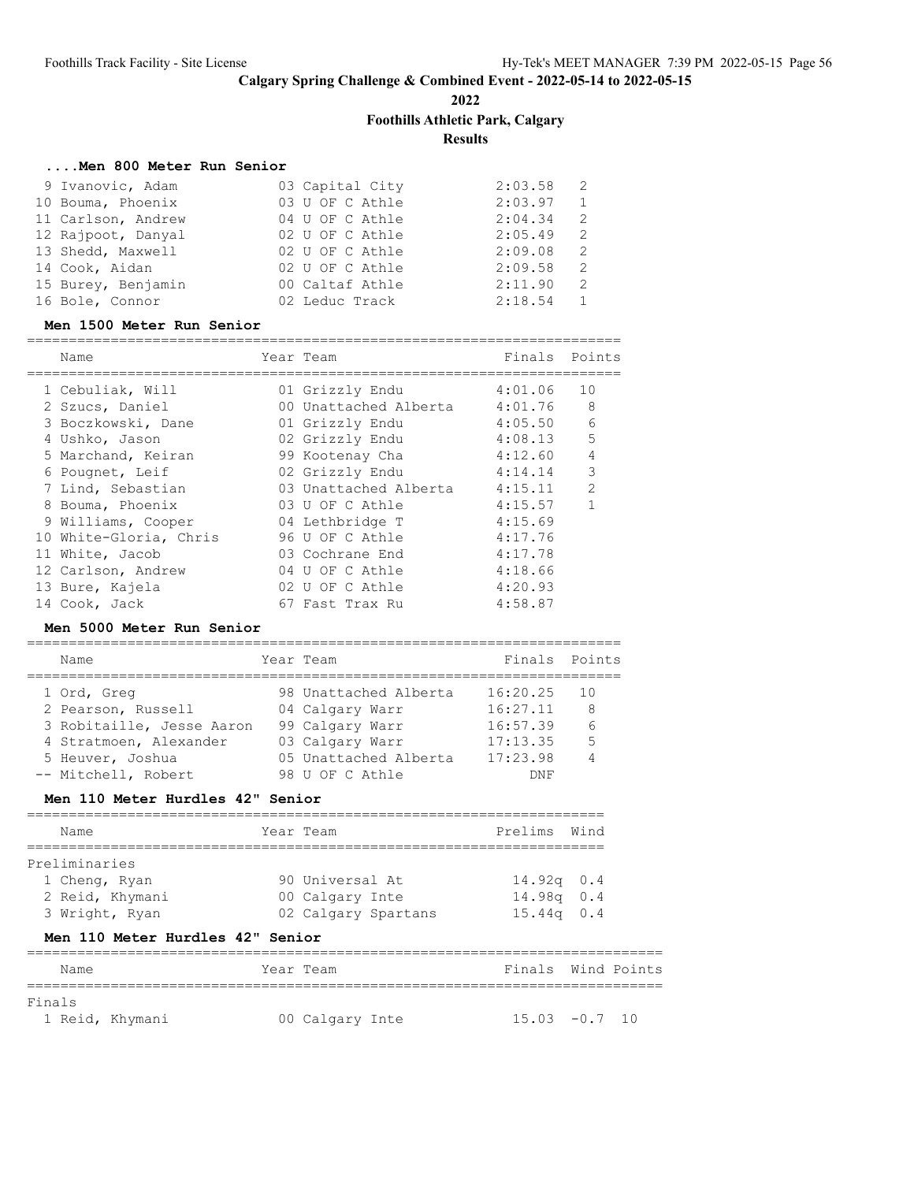# Calgary Spring Challenge & Combined Event - 2022-05-14 to 2022-05-15

## 2022

## Foothills Athletic Park, Calgary

## Results

### ....Men 800 Meter Run Senior

| | Name | Year | Team | Finals | Heat |
|---|---|---|---|---|---|
| 9 | Ivanovic, Adam | 03 | Capital City | 2:03.58 | 2 |
| 10 | Bouma, Phoenix | 03 | U OF C Athle | 2:03.97 | 1 |
| 11 | Carlson, Andrew | 04 | U OF C Athle | 2:04.34 | 2 |
| 12 | Rajpoot, Danyal | 02 | U OF C Athle | 2:05.49 | 2 |
| 13 | Shedd, Maxwell | 02 | U OF C Athle | 2:09.08 | 2 |
| 14 | Cook, Aidan | 02 | U OF C Athle | 2:09.58 | 2 |
| 15 | Burey, Benjamin | 00 | Caltaf Athle | 2:11.90 | 2 |
| 16 | Bole, Connor | 02 | Leduc Track | 2:18.54 | 1 |

### Men 1500 Meter Run Senior

| | Name | Year | Team | Finals | Points |
|---|---|---|---|---|---|
| 1 | Cebuliak, Will | 01 | Grizzly Endu | 4:01.06 | 10 |
| 2 | Szucs, Daniel | 00 | Unattached Alberta | 4:01.76 | 8 |
| 3 | Boczkowski, Dane | 01 | Grizzly Endu | 4:05.50 | 6 |
| 4 | Ushko, Jason | 02 | Grizzly Endu | 4:08.13 | 5 |
| 5 | Marchand, Keiran | 99 | Kootenay Cha | 4:12.60 | 4 |
| 6 | Pougnet, Leif | 02 | Grizzly Endu | 4:14.14 | 3 |
| 7 | Lind, Sebastian | 03 | Unattached Alberta | 4:15.11 | 2 |
| 8 | Bouma, Phoenix | 03 | U OF C Athle | 4:15.57 | 1 |
| 9 | Williams, Cooper | 04 | Lethbridge T | 4:15.69 | |
| 10 | White-Gloria, Chris | 96 | U OF C Athle | 4:17.76 | |
| 11 | White, Jacob | 03 | Cochrane End | 4:17.78 | |
| 12 | Carlson, Andrew | 04 | U OF C Athle | 4:18.66 | |
| 13 | Bure, Kajela | 02 | U OF C Athle | 4:20.93 | |
| 14 | Cook, Jack | 67 | Fast Trax Ru | 4:58.87 | |

### Men 5000 Meter Run Senior

| | Name | Year | Team | Finals | Points |
|---|---|---|---|---|---|
| 1 | Ord, Greg | 98 | Unattached Alberta | 16:20.25 | 10 |
| 2 | Pearson, Russell | 04 | Calgary Warr | 16:27.11 | 8 |
| 3 | Robitaille, Jesse Aaron | 99 | Calgary Warr | 16:57.39 | 6 |
| 4 | Stratmoen, Alexander | 03 | Calgary Warr | 17:13.35 | 5 |
| 5 | Heuver, Joshua | 05 | Unattached Alberta | 17:23.98 | 4 |
| -- | Mitchell, Robert | 98 | U OF C Athle | DNF | |

### Men 110 Meter Hurdles 42" Senior

| | Name | Year | Team | Prelims | Wind |
|---|---|---|---|---|---|
| **Preliminaries** | | | | | |
| 1 | Cheng, Ryan | 90 | Universal At | 14.92q | 0.4 |
| 2 | Reid, Khymani | 00 | Calgary Inte | 14.98q | 0.4 |
| 3 | Wright, Ryan | 02 | Calgary Spartans | 15.44q | 0.4 |

### Men 110 Meter Hurdles 42" Senior

| | Name | Year | Team | Finals | Wind | Points |
|---|---|---|---|---|---|---|
| **Finals** | | | | | | |
| 1 | Reid, Khymani | 00 | Calgary Inte | 15.03 | -0.7 | 10 |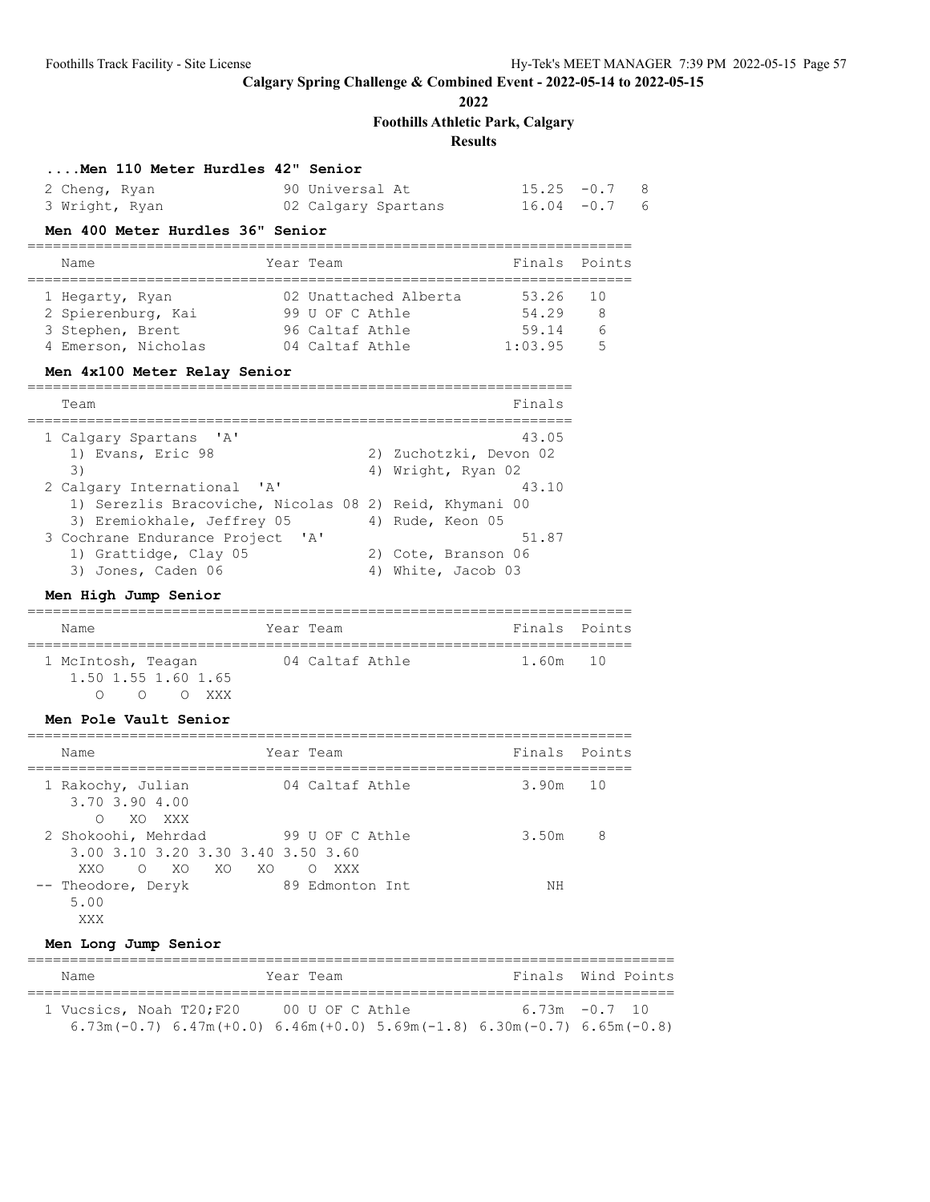# Calgary Spring Challenge & Combined Event - 2022-05-14 to 2022-05-15

**2022**

**Foothills Athletic Park, Calgary**

**Results**

### ....Men 110 Meter Hurdles 42" Senior

| | Name | Year | Team | Finals | Wind | Points |
|---|---|---|---|---|---|---|
| 2 | Cheng, Ryan | 90 | Universal At | 15.25 | -0.7 | 8 |
| 3 | Wright, Ryan | 02 | Calgary Spartans | 16.04 | -0.7 | 6 |

### Men 400 Meter Hurdles 36" Senior

| | Name | Year | Team | Finals | Points |
|---|---|---|---|---|---|
| 1 | Hegarty, Ryan | 02 | Unattached Alberta | 53.26 | 10 |
| 2 | Spierenburg, Kai | 99 | U OF C Athle | 54.29 | 8 |
| 3 | Stephen, Brent | 96 | Caltaf Athle | 59.14 | 6 |
| 4 | Emerson, Nicholas | 04 | Caltaf Athle | 1:03.95 | 5 |

### Men 4x100 Meter Relay Senior

| | Team | Finals |
|---|---|---|
| 1 | Calgary Spartans 'A' | 43.05 |
| | 1) Evans, Eric 98; 2) Zuchotzki, Devon 02; 3); 4) Wright, Ryan 02 | |
| 2 | Calgary International 'A' | 43.10 |
| | 1) Serezlis Bracoviche, Nicolas 08; 2) Reid, Khymani 00; 3) Eremiokhale, Jeffrey 05; 4) Rude, Keon 05 | |
| 3 | Cochrane Endurance Project 'A' | 51.87 |
| | 1) Grattidge, Clay 05; 2) Cote, Branson 06; 3) Jones, Caden 06; 4) White, Jacob 03 | |

### Men High Jump Senior

| | Name | Year | Team | Finals | Points |
|---|---|---|---|---|---|
| 1 | McIntosh, Teagan | 04 | Caltaf Athle | 1.60m | 10 |

```
1.50 1.55 1.60 1.65
  O    O    O  XXX
```

### Men Pole Vault Senior

| | Name | Year | Team | Finals | Points |
|---|---|---|---|---|---|
| 1 | Rakochy, Julian | 04 | Caltaf Athle | 3.90m | 10 |
| 2 | Shokoohi, Mehrdad | 99 | U OF C Athle | 3.50m | 8 |
| -- | Theodore, Deryk | 89 | Edmonton Int | NH | |

```
Rakochy, Julian
3.70 3.90 4.00
  O   XO  XXX

Shokoohi, Mehrdad
3.00 3.10 3.20 3.30 3.40 3.50 3.60
 XXO   O   XO   XO   XO    O  XXX

Theodore, Deryk
5.00
 XXX
```

### Men Long Jump Senior

| | Name | Year | Team | Finals | Wind | Points |
|---|---|---|---|---|---|---|
| 1 | Vucsics, Noah T20;F20 | 00 | U OF C Athle | 6.73m | -0.7 | 10 |

```
6.73m(-0.7) 6.47m(+0.0) 6.46m(+0.0) 5.69m(-1.8) 6.30m(-0.7) 6.65m(-0.8)
```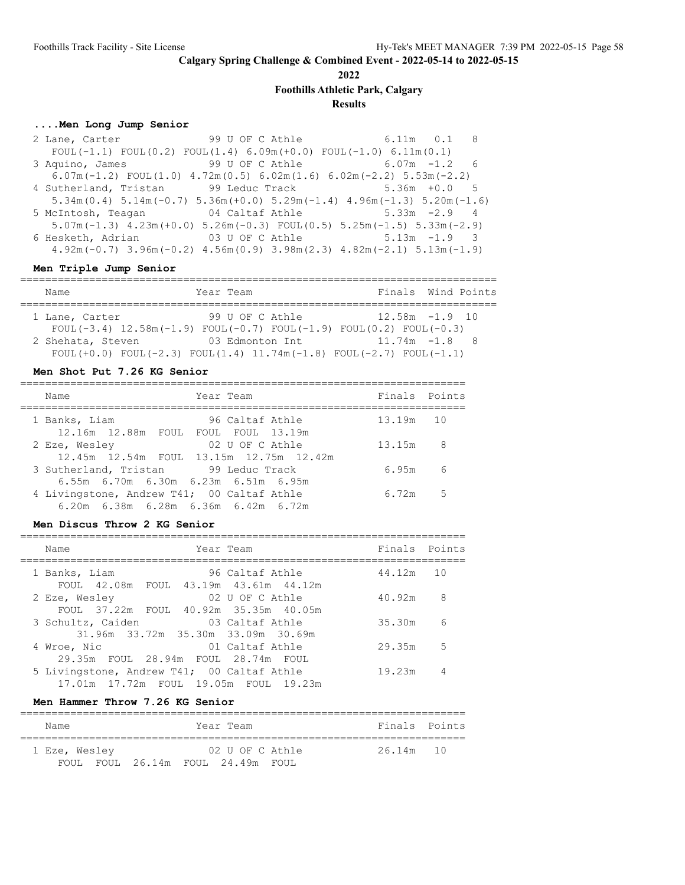## Calgary Spring Challenge & Combined Event - 2022-05-14 to 2022-05-15

**2022**

**Foothills Athletic Park, Calgary**

**Results**

### ....Men Long Jump Senior

| Name | Year | Team | Finals | Wind | Points |
|---|---|---|---|---|---|
| 2 Lane, Carter | 99 | U OF C Athle | 6.11m | 0.1 | 8 |
| FOUL(-1.1) FOUL(0.2) FOUL(1.4) 6.09m(+0.0) FOUL(-1.0) 6.11m(0.1) | | | | | |
| 3 Aquino, James | 99 | U OF C Athle | 6.07m | -1.2 | 6 |
| 6.07m(-1.2) FOUL(1.0) 4.72m(0.5) 6.02m(1.6) 6.02m(-2.2) 5.53m(-2.2) | | | | | |
| 4 Sutherland, Tristan | 99 | Leduc Track | 5.36m | +0.0 | 5 |
| 5.34m(0.4) 5.14m(-0.7) 5.36m(+0.0) 5.29m(-1.4) 4.96m(-1.3) 5.20m(-1.6) | | | | | |
| 5 McIntosh, Teagan | 04 | Caltaf Athle | 5.33m | -2.9 | 4 |
| 5.07m(-1.3) 4.23m(+0.0) 5.26m(-0.3) FOUL(0.5) 5.25m(-1.5) 5.33m(-2.9) | | | | | |
| 6 Hesketh, Adrian | 03 | U OF C Athle | 5.13m | -1.9 | 3 |
| 4.92m(-0.7) 3.96m(-0.2) 4.56m(0.9) 3.98m(2.3) 4.82m(-2.1) 5.13m(-1.9) | | | | | |

### Men Triple Jump Senior

| Name | Year | Team | Finals | Wind | Points |
|---|---|---|---|---|---|
| 1 Lane, Carter | 99 | U OF C Athle | 12.58m | -1.9 | 10 |
| FOUL(-3.4) 12.58m(-1.9) FOUL(-0.7) FOUL(-1.9) FOUL(0.2) FOUL(-0.3) | | | | | |
| 2 Shehata, Steven | 03 | Edmonton Int | 11.74m | -1.8 | 8 |
| FOUL(+0.0) FOUL(-2.3) FOUL(1.4) 11.74m(-1.8) FOUL(-2.7) FOUL(-1.1) | | | | | |

### Men Shot Put 7.26 KG Senior

| Name | Year | Team | Finals | Points |
|---|---|---|---|---|
| 1 Banks, Liam | 96 | Caltaf Athle | 13.19m | 10 |
| 12.16m 12.88m FOUL FOUL FOUL 13.19m | | | | |
| 2 Eze, Wesley | 02 | U OF C Athle | 13.15m | 8 |
| 12.45m 12.54m FOUL 13.15m 12.75m 12.42m | | | | |
| 3 Sutherland, Tristan | 99 | Leduc Track | 6.95m | 6 |
| 6.55m 6.70m 6.30m 6.23m 6.51m 6.95m | | | | |
| 4 Livingstone, Andrew T41; | 00 | Caltaf Athle | 6.72m | 5 |
| 6.20m 6.38m 6.28m 6.36m 6.42m 6.72m | | | | |

### Men Discus Throw 2 KG Senior

| Name | Year | Team | Finals | Points |
|---|---|---|---|---|
| 1 Banks, Liam | 96 | Caltaf Athle | 44.12m | 10 |
| FOUL 42.08m FOUL 43.19m 43.61m 44.12m | | | | |
| 2 Eze, Wesley | 02 | U OF C Athle | 40.92m | 8 |
| FOUL 37.22m FOUL 40.92m 35.35m 40.05m | | | | |
| 3 Schultz, Caiden | 03 | Caltaf Athle | 35.30m | 6 |
| 31.96m 33.72m 35.30m 33.09m 30.69m | | | | |
| 4 Wroe, Nic | 01 | Caltaf Athle | 29.35m | 5 |
| 29.35m FOUL 28.94m FOUL 28.74m FOUL | | | | |
| 5 Livingstone, Andrew T41; | 00 | Caltaf Athle | 19.23m | 4 |
| 17.01m 17.72m FOUL 19.05m FOUL 19.23m | | | | |

### Men Hammer Throw 7.26 KG Senior

| Name | Year | Team | Finals | Points |
|---|---|---|---|---|
| 1 Eze, Wesley | 02 | U OF C Athle | 26.14m | 10 |
| FOUL FOUL 26.14m FOUL 24.49m FOUL | | | | |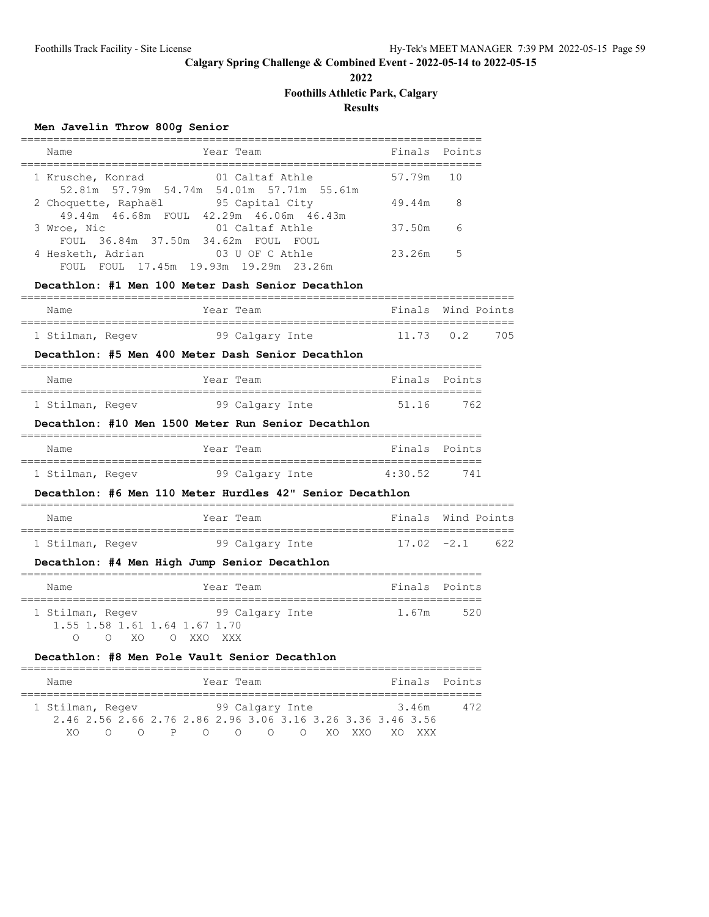## Calgary Spring Challenge & Combined Event - 2022-05-14 to 2022-05-15

**2022**

**Foothills Athletic Park, Calgary**

**Results**

### Men Javelin Throw 800g Senior

| Name | Year | Team | Finals | Points |
|---|---|---|---|---|
| 1 Krusche, Konrad | 01 | Caltaf Athle | 57.79m | 10 |
| 52.81m 57.79m 54.74m 54.01m 57.71m 55.61m | | | | |
| 2 Choquette, Raphaël | 95 | Capital City | 49.44m | 8 |
| 49.44m 46.68m FOUL 42.29m 46.06m 46.43m | | | | |
| 3 Wroe, Nic | 01 | Caltaf Athle | 37.50m | 6 |
| FOUL 36.84m 37.50m 34.62m FOUL FOUL | | | | |
| 4 Hesketh, Adrian | 03 | U OF C Athle | 23.26m | 5 |
| FOUL FOUL 17.45m 19.93m 19.29m 23.26m | | | | |

### Decathlon: #1 Men 100 Meter Dash Senior Decathlon

| Name | Year | Team | Finals | Wind | Points |
|---|---|---|---|---|---|
| 1 Stilman, Regev | 99 | Calgary Inte | 11.73 | 0.2 | 705 |

### Decathlon: #5 Men 400 Meter Dash Senior Decathlon

| Name | Year | Team | Finals | Points |
|---|---|---|---|---|
| 1 Stilman, Regev | 99 | Calgary Inte | 51.16 | 762 |

### Decathlon: #10 Men 1500 Meter Run Senior Decathlon

| Name | Year | Team | Finals | Points |
|---|---|---|---|---|
| 1 Stilman, Regev | 99 | Calgary Inte | 4:30.52 | 741 |

### Decathlon: #6 Men 110 Meter Hurdles 42" Senior Decathlon

| Name | Year | Team | Finals | Wind | Points |
|---|---|---|---|---|---|
| 1 Stilman, Regev | 99 | Calgary Inte | 17.02 | -2.1 | 622 |

### Decathlon: #4 Men High Jump Senior Decathlon

| Name | Year | Team | Finals | Points |
|---|---|---|---|---|
| 1 Stilman, Regev | 99 | Calgary Inte | 1.67m | 520 |

```
1.55 1.58 1.61 1.64 1.67 1.70
  O    O   XO   O  XXO  XXX
```

### Decathlon: #8 Men Pole Vault Senior Decathlon

| Name | Year | Team | Finals | Points |
|---|---|---|---|---|
| 1 Stilman, Regev | 99 | Calgary Inte | 3.46m | 472 |

```
2.46 2.56 2.66 2.76 2.86 2.96 3.06 3.16 3.26 3.36 3.46 3.56
 XO   O    O    P    O    O    O    O    XO  XXO   XO  XXX
```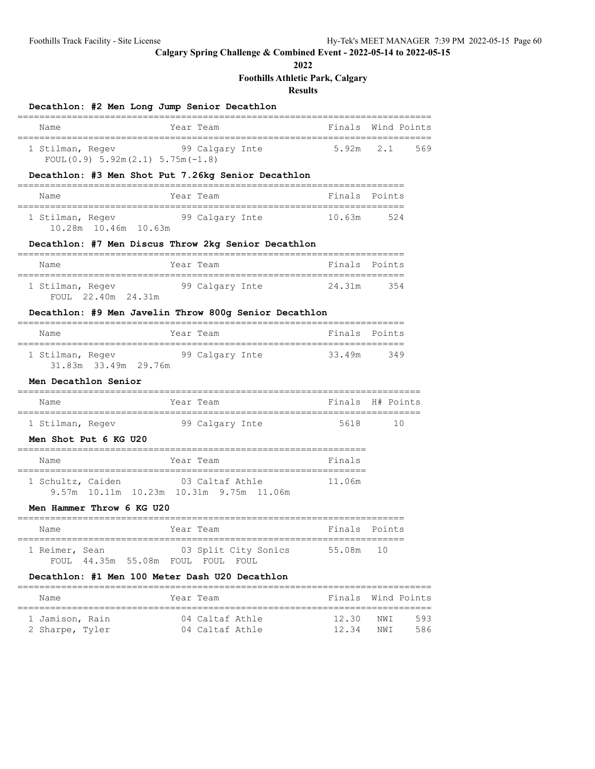# Calgary Spring Challenge & Combined Event - 2022-05-14 to 2022-05-15

**2022**

**Foothills Athletic Park, Calgary**

**Results**

### Decathlon: #2 Men Long Jump Senior Decathlon

| Name | Year | Team | Finals | Wind | Points |
|---|---|---|---|---|---|
| 1 Stilman, Regev | 99 | Calgary Inte | 5.92m | 2.1 | 569 |
| FOUL(0.9) 5.92m(2.1) 5.75m(-1.8) | | | | | |

### Decathlon: #3 Men Shot Put 7.26kg Senior Decathlon

| Name | Year | Team | Finals | Points |
|---|---|---|---|---|
| 1 Stilman, Regev | 99 | Calgary Inte | 10.63m | 524 |
| 10.28m 10.46m 10.63m | | | | |

### Decathlon: #7 Men Discus Throw 2kg Senior Decathlon

| Name | Year | Team | Finals | Points |
|---|---|---|---|---|
| 1 Stilman, Regev | 99 | Calgary Inte | 24.31m | 354 |
| FOUL 22.40m 24.31m | | | | |

### Decathlon: #9 Men Javelin Throw 800g Senior Decathlon

| Name | Year | Team | Finals | Points |
|---|---|---|---|---|
| 1 Stilman, Regev | 99 | Calgary Inte | 33.49m | 349 |
| 31.83m 33.49m 29.76m | | | | |

### Men Decathlon Senior

| Name | Year | Team | Finals | H# | Points |
|---|---|---|---|---|---|
| 1 Stilman, Regev | 99 | Calgary Inte | 5618 | | 10 |

### Men Shot Put 6 KG U20

| Name | Year | Team | Finals |
|---|---|---|---|
| 1 Schultz, Caiden | 03 | Caltaf Athle | 11.06m |
| 9.57m 10.11m 10.23m 10.31m 9.75m 11.06m | | | |

### Men Hammer Throw 6 KG U20

| Name | Year | Team | Finals | Points |
|---|---|---|---|---|
| 1 Reimer, Sean | 03 | Split City Sonics | 55.08m | 10 |
| FOUL 44.35m 55.08m FOUL FOUL FOUL | | | | |

### Decathlon: #1 Men 100 Meter Dash U20 Decathlon

| Name | Year | Team | Finals | Wind | Points |
|---|---|---|---|---|---|
| 1 Jamison, Rain | 04 | Caltaf Athle | 12.30 | NWI | 593 |
| 2 Sharpe, Tyler | 04 | Caltaf Athle | 12.34 | NWI | 586 |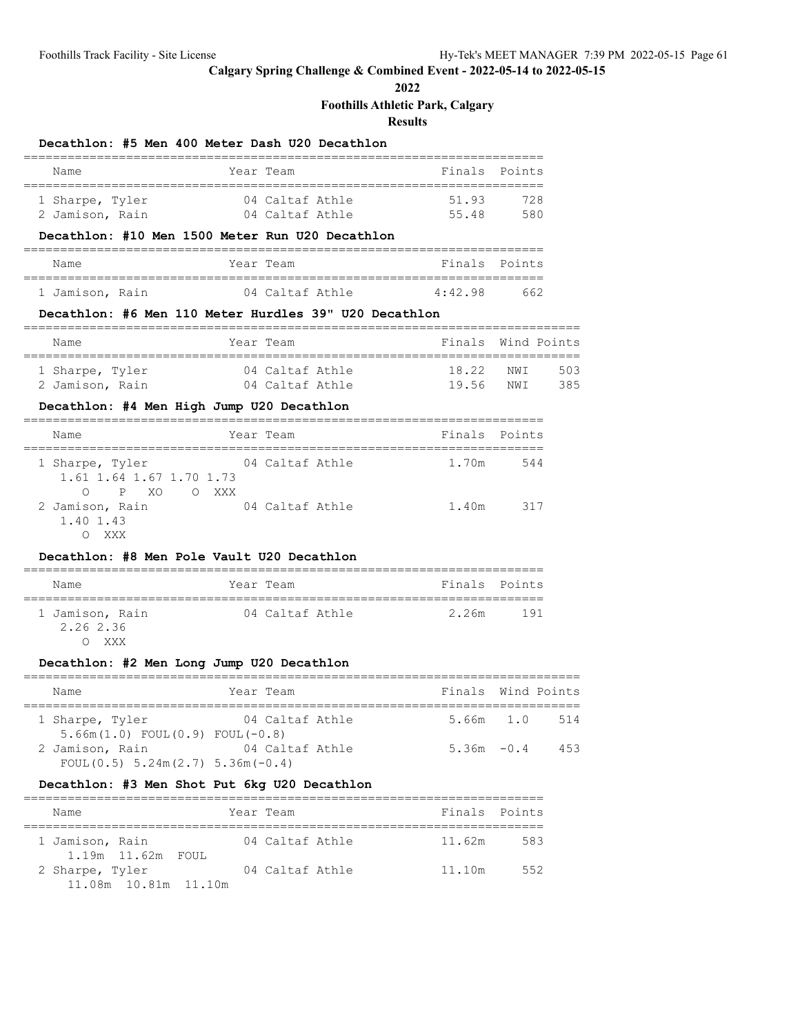# Calgary Spring Challenge & Combined Event - 2022-05-14 to 2022-05-15

## 2022

## Foothills Athletic Park, Calgary

## Results

### Decathlon: #5 Men 400 Meter Dash U20 Decathlon

| Name | Year | Team | Finals | Points |
|---|---|---|---|---|
| 1 Sharpe, Tyler | 04 | Caltaf Athle | 51.93 | 728 |
| 2 Jamison, Rain | 04 | Caltaf Athle | 55.48 | 580 |

### Decathlon: #10 Men 1500 Meter Run U20 Decathlon

| Name | Year | Team | Finals | Points |
|---|---|---|---|---|
| 1 Jamison, Rain | 04 | Caltaf Athle | 4:42.98 | 662 |

### Decathlon: #6 Men 110 Meter Hurdles 39" U20 Decathlon

| Name | Year | Team | Finals | Wind | Points |
|---|---|---|---|---|---|
| 1 Sharpe, Tyler | 04 | Caltaf Athle | 18.22 | NWI | 503 |
| 2 Jamison, Rain | 04 | Caltaf Athle | 19.56 | NWI | 385 |

### Decathlon: #4 Men High Jump U20 Decathlon

| Name | Year | Team | Finals | Points |
|---|---|---|---|---|
| 1 Sharpe, Tyler | 04 | Caltaf Athle | 1.70m | 544 |
| 1.61 1.64 1.67 1.70 1.73<br>O P XO O XXX | | | | |
| 2 Jamison, Rain | 04 | Caltaf Athle | 1.40m | 317 |
| 1.40 1.43<br>O XXX | | | | |

### Decathlon: #8 Men Pole Vault U20 Decathlon

| Name | Year | Team | Finals | Points |
|---|---|---|---|---|
| 1 Jamison, Rain | 04 | Caltaf Athle | 2.26m | 191 |
| 2.26 2.36<br>O XXX | | | | |

### Decathlon: #2 Men Long Jump U20 Decathlon

| Name | Year | Team | Finals | Wind | Points |
|---|---|---|---|---|---|
| 1 Sharpe, Tyler | 04 | Caltaf Athle | 5.66m | 1.0 | 514 |
| 5.66m(1.0) FOUL(0.9) FOUL(-0.8) | | | | | |
| 2 Jamison, Rain | 04 | Caltaf Athle | 5.36m | -0.4 | 453 |
| FOUL(0.5) 5.24m(2.7) 5.36m(-0.4) | | | | | |

### Decathlon: #3 Men Shot Put 6kg U20 Decathlon

| Name | Year | Team | Finals | Points |
|---|---|---|---|---|
| 1 Jamison, Rain | 04 | Caltaf Athle | 11.62m | 583 |
| 1.19m 11.62m FOUL | | | | |
| 2 Sharpe, Tyler | 04 | Caltaf Athle | 11.10m | 552 |
| 11.08m 10.81m 11.10m | | | | |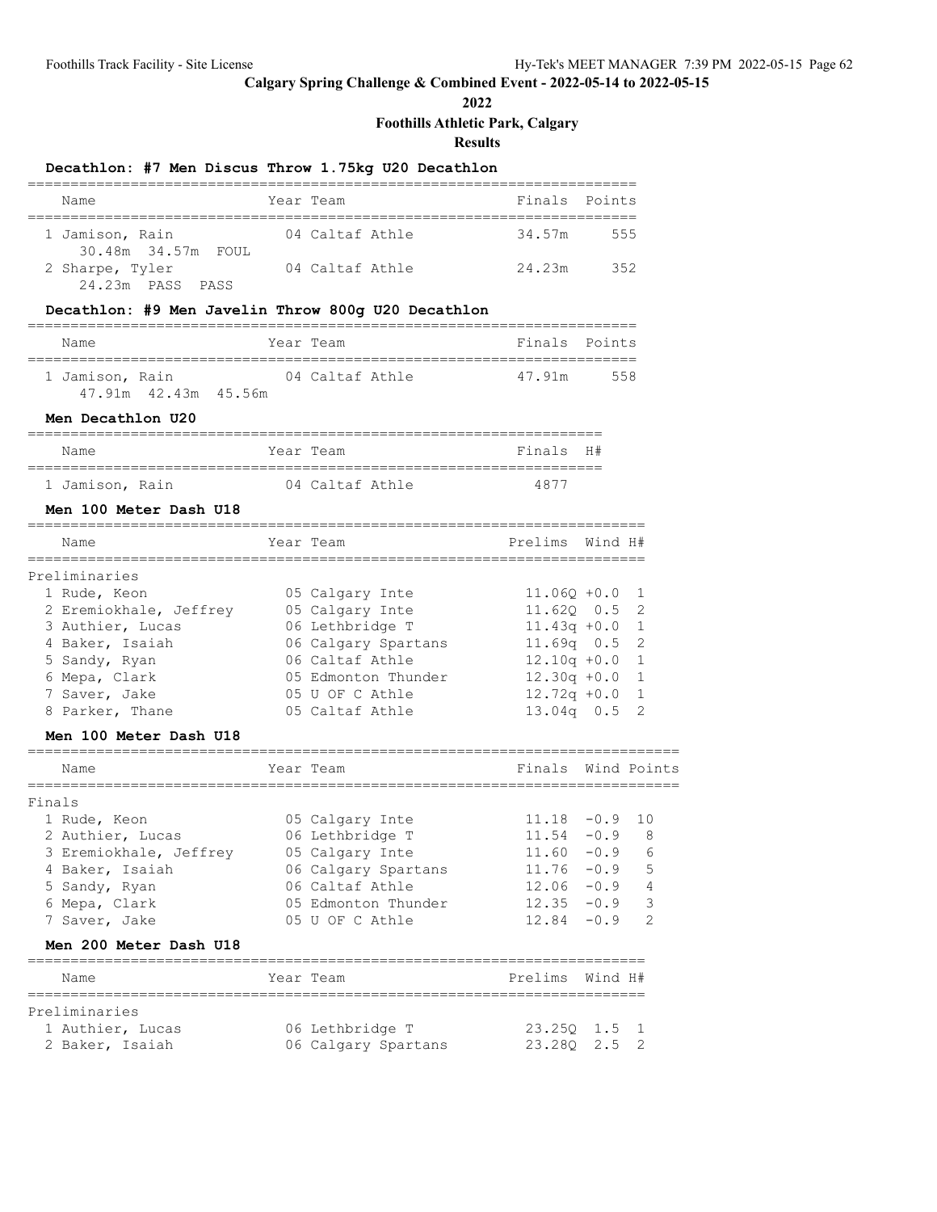**Calgary Spring Challenge & Combined Event - 2022-05-14 to 2022-05-15**

**2022**

**Foothills Athletic Park, Calgary**

**Results**

### Decathlon: #7 Men Discus Throw 1.75kg U20 Decathlon

| Name | Year | Team | Finals | Points |
|---|---|---|---|---|
| 1 Jamison, Rain | 04 | Caltaf Athle | 34.57m | 555 |
| 30.48m 34.57m FOUL | | | | |
| 2 Sharpe, Tyler | 04 | Caltaf Athle | 24.23m | 352 |
| 24.23m PASS PASS | | | | |

### Decathlon: #9 Men Javelin Throw 800g U20 Decathlon

| Name | Year | Team | Finals | Points |
|---|---|---|---|---|
| 1 Jamison, Rain | 04 | Caltaf Athle | 47.91m | 558 |
| 47.91m 42.43m 45.56m | | | | |

### Men Decathlon U20

| Name | Year | Team | Finals | H# |
|---|---|---|---|---|
| 1 Jamison, Rain | 04 | Caltaf Athle | 4877 | |

### Men 100 Meter Dash U18

| Name | Year | Team | Prelims | Wind | H# |
|---|---|---|---|---|---|
| **Preliminaries** | | | | | |
| 1 Rude, Keon | 05 | Calgary Inte | 11.06Q | +0.0 | 1 |
| 2 Eremiokhale, Jeffrey | 05 | Calgary Inte | 11.62Q | 0.5 | 2 |
| 3 Authier, Lucas | 06 | Lethbridge T | 11.43q | +0.0 | 1 |
| 4 Baker, Isaiah | 06 | Calgary Spartans | 11.69q | 0.5 | 2 |
| 5 Sandy, Ryan | 06 | Caltaf Athle | 12.10q | +0.0 | 1 |
| 6 Mepa, Clark | 05 | Edmonton Thunder | 12.30q | +0.0 | 1 |
| 7 Saver, Jake | 05 | U OF C Athle | 12.72q | +0.0 | 1 |
| 8 Parker, Thane | 05 | Caltaf Athle | 13.04q | 0.5 | 2 |

### Men 100 Meter Dash U18

| Name | Year | Team | Finals | Wind | Points |
|---|---|---|---|---|---|
| **Finals** | | | | | |
| 1 Rude, Keon | 05 | Calgary Inte | 11.18 | -0.9 | 10 |
| 2 Authier, Lucas | 06 | Lethbridge T | 11.54 | -0.9 | 8 |
| 3 Eremiokhale, Jeffrey | 05 | Calgary Inte | 11.60 | -0.9 | 6 |
| 4 Baker, Isaiah | 06 | Calgary Spartans | 11.76 | -0.9 | 5 |
| 5 Sandy, Ryan | 06 | Caltaf Athle | 12.06 | -0.9 | 4 |
| 6 Mepa, Clark | 05 | Edmonton Thunder | 12.35 | -0.9 | 3 |
| 7 Saver, Jake | 05 | U OF C Athle | 12.84 | -0.9 | 2 |

### Men 200 Meter Dash U18

| Name | Year | Team | Prelims | Wind | H# |
|---|---|---|---|---|---|
| **Preliminaries** | | | | | |
| 1 Authier, Lucas | 06 | Lethbridge T | 23.25Q | 1.5 | 1 |
| 2 Baker, Isaiah | 06 | Calgary Spartans | 23.28Q | 2.5 | 2 |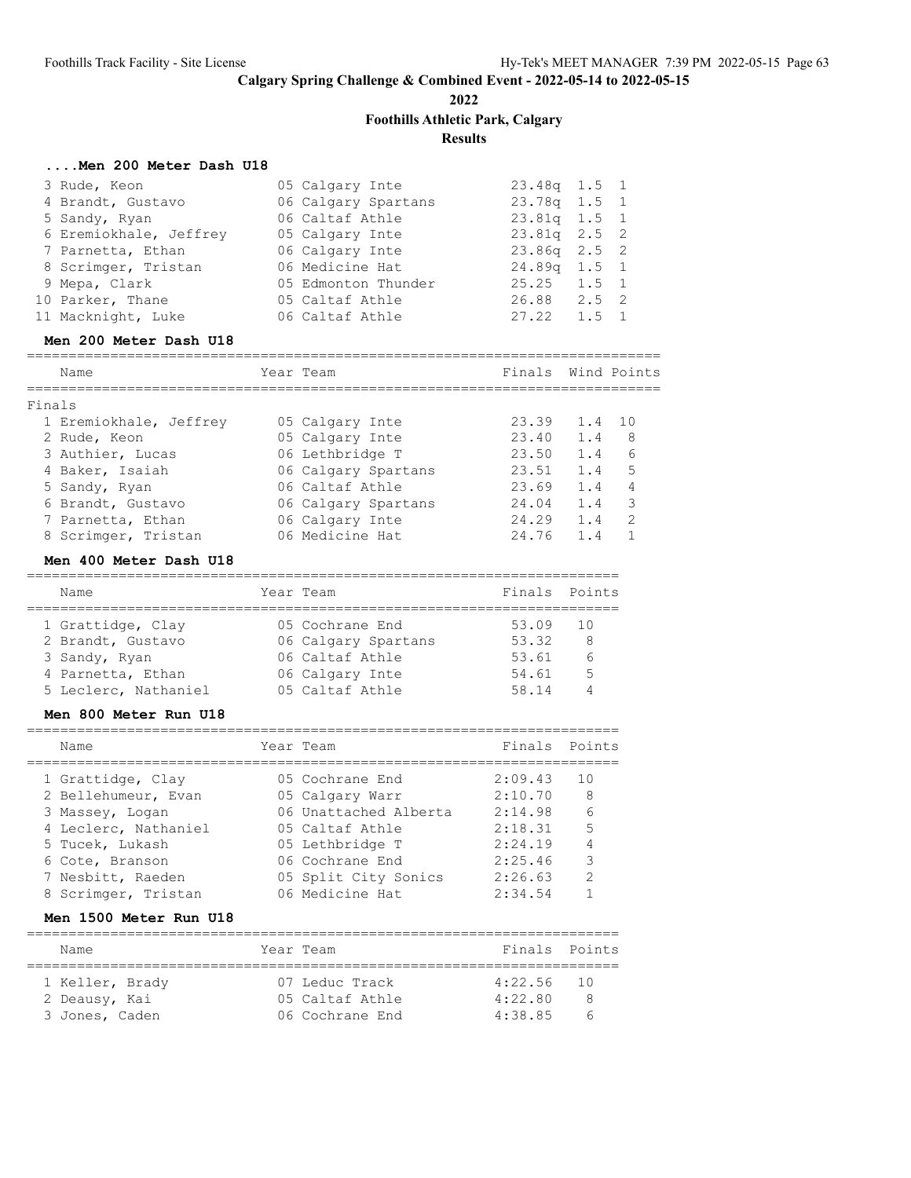# Calgary Spring Challenge & Combined Event - 2022-05-14 to 2022-05-15

**2022**

**Foothills Athletic Park, Calgary**

**Results**

### ....Men 200 Meter Dash U18

| Place | Name | Year | Team | Prelims | Wind | H# |
|---|---|---|---|---|---|---|
| 3 | Rude, Keon | 05 | Calgary Inte | 23.48q | 1.5 | 1 |
| 4 | Brandt, Gustavo | 06 | Calgary Spartans | 23.78q | 1.5 | 1 |
| 5 | Sandy, Ryan | 06 | Caltaf Athle | 23.81q | 1.5 | 1 |
| 6 | Eremiokhale, Jeffrey | 05 | Calgary Inte | 23.81q | 2.5 | 2 |
| 7 | Parnetta, Ethan | 06 | Calgary Inte | 23.86q | 2.5 | 2 |
| 8 | Scrimger, Tristan | 06 | Medicine Hat | 24.89q | 1.5 | 1 |
| 9 | Mepa, Clark | 05 | Edmonton Thunder | 25.25 | 1.5 | 1 |
| 10 | Parker, Thane | 05 | Caltaf Athle | 26.88 | 2.5 | 2 |
| 11 | Macknight, Luke | 06 | Caltaf Athle | 27.22 | 1.5 | 1 |

### Men 200 Meter Dash U18

Finals

| Place | Name | Year | Team | Finals | Wind | Points |
|---|---|---|---|---|---|---|
| 1 | Eremiokhale, Jeffrey | 05 | Calgary Inte | 23.39 | 1.4 | 10 |
| 2 | Rude, Keon | 05 | Calgary Inte | 23.40 | 1.4 | 8 |
| 3 | Authier, Lucas | 06 | Lethbridge T | 23.50 | 1.4 | 6 |
| 4 | Baker, Isaiah | 06 | Calgary Spartans | 23.51 | 1.4 | 5 |
| 5 | Sandy, Ryan | 06 | Caltaf Athle | 23.69 | 1.4 | 4 |
| 6 | Brandt, Gustavo | 06 | Calgary Spartans | 24.04 | 1.4 | 3 |
| 7 | Parnetta, Ethan | 06 | Calgary Inte | 24.29 | 1.4 | 2 |
| 8 | Scrimger, Tristan | 06 | Medicine Hat | 24.76 | 1.4 | 1 |

### Men 400 Meter Dash U18

| Place | Name | Year | Team | Finals | Points |
|---|---|---|---|---|---|
| 1 | Grattidge, Clay | 05 | Cochrane End | 53.09 | 10 |
| 2 | Brandt, Gustavo | 06 | Calgary Spartans | 53.32 | 8 |
| 3 | Sandy, Ryan | 06 | Caltaf Athle | 53.61 | 6 |
| 4 | Parnetta, Ethan | 06 | Calgary Inte | 54.61 | 5 |
| 5 | Leclerc, Nathaniel | 05 | Caltaf Athle | 58.14 | 4 |

### Men 800 Meter Run U18

| Place | Name | Year | Team | Finals | Points |
|---|---|---|---|---|---|
| 1 | Grattidge, Clay | 05 | Cochrane End | 2:09.43 | 10 |
| 2 | Bellehumeur, Evan | 05 | Calgary Warr | 2:10.70 | 8 |
| 3 | Massey, Logan | 06 | Unattached Alberta | 2:14.98 | 6 |
| 4 | Leclerc, Nathaniel | 05 | Caltaf Athle | 2:18.31 | 5 |
| 5 | Tucek, Lukash | 05 | Lethbridge T | 2:24.19 | 4 |
| 6 | Cote, Branson | 06 | Cochrane End | 2:25.46 | 3 |
| 7 | Nesbitt, Raeden | 05 | Split City Sonics | 2:26.63 | 2 |
| 8 | Scrimger, Tristan | 06 | Medicine Hat | 2:34.54 | 1 |

### Men 1500 Meter Run U18

| Place | Name | Year | Team | Finals | Points |
|---|---|---|---|---|---|
| 1 | Keller, Brady | 07 | Leduc Track | 4:22.56 | 10 |
| 2 | Deausy, Kai | 05 | Caltaf Athle | 4:22.80 | 8 |
| 3 | Jones, Caden | 06 | Cochrane End | 4:38.85 | 6 |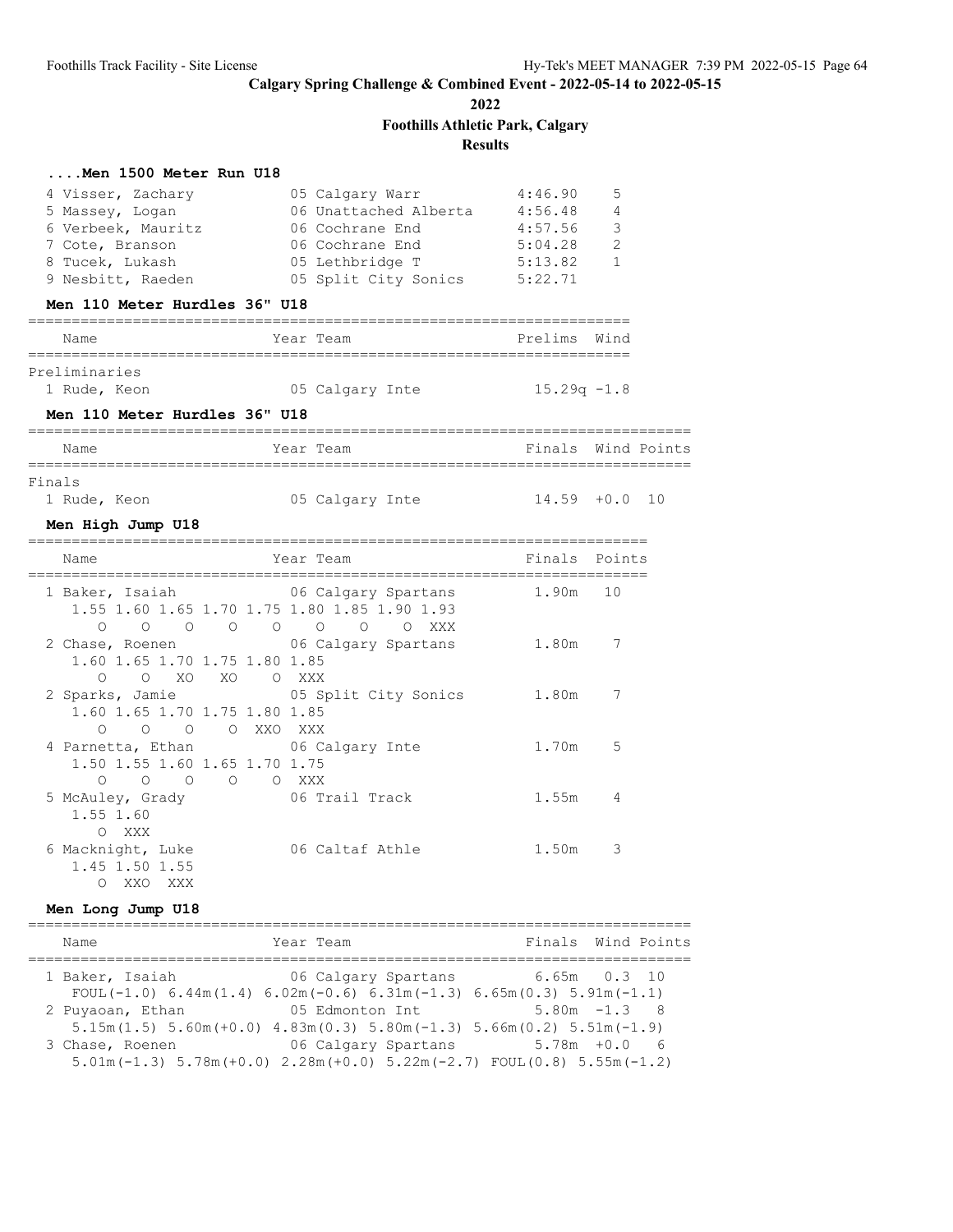## Calgary Spring Challenge & Combined Event - 2022-05-14 to 2022-05-15

**2022**

**Foothills Athletic Park, Calgary**

**Results**

### ....Men 1500 Meter Run U18

| Place | Name | Year | Team | Finals | Points |
|---|---|---|---|---|---|
| 4 | Visser, Zachary | 05 | Calgary Warr | 4:46.90 | 5 |
| 5 | Massey, Logan | 06 | Unattached Alberta | 4:56.48 | 4 |
| 6 | Verbeek, Mauritz | 06 | Cochrane End | 4:57.56 | 3 |
| 7 | Cote, Branson | 06 | Cochrane End | 5:04.28 | 2 |
| 8 | Tucek, Lukash | 05 | Lethbridge T | 5:13.82 | 1 |
| 9 | Nesbitt, Raeden | 05 | Split City Sonics | 5:22.71 | |

### Men 110 Meter Hurdles 36" U18

Preliminaries

| Place | Name | Year | Team | Prelims | Wind |
|---|---|---|---|---|---|
| 1 | Rude, Keon | 05 | Calgary Inte | 15.29q | -1.8 |

### Men 110 Meter Hurdles 36" U18

Finals

| Place | Name | Year | Team | Finals | Wind | Points |
|---|---|---|---|---|---|---|
| 1 | Rude, Keon | 05 | Calgary Inte | 14.59 | +0.0 | 10 |

### Men High Jump U18

| Place | Name | Year | Team | Finals | Points |
|---|---|---|---|---|---|
| 1 | Baker, Isaiah | 06 | Calgary Spartans | 1.90m | 10 |
| 2 | Chase, Roenen | 06 | Calgary Spartans | 1.80m | 7 |
| 2 | Sparks, Jamie | 05 | Split City Sonics | 1.80m | 7 |
| 4 | Parnetta, Ethan | 06 | Calgary Inte | 1.70m | 5 |
| 5 | McAuley, Grady | 06 | Trail Track | 1.55m | 4 |
| 6 | Macknight, Luke | 06 | Caltaf Athle | 1.50m | 3 |

```
1 Baker, Isaiah
   1.55 1.60 1.65 1.70 1.75 1.80 1.85 1.90 1.93
   O    O    O    O    O    O    O    O    XXX
2 Chase, Roenen
   1.60 1.65 1.70 1.75 1.80 1.85
   O    O    XO   XO   O    XXX
2 Sparks, Jamie
   1.60 1.65 1.70 1.75 1.80 1.85
   O    O    O    O    XXO  XXX
4 Parnetta, Ethan
   1.50 1.55 1.60 1.65 1.70 1.75
   O    O    O    O    O    XXX
5 McAuley, Grady
   1.55 1.60
   O    XXX
6 Macknight, Luke
   1.45 1.50 1.55
   O    XXO  XXX
```

### Men Long Jump U18

| Place | Name | Year | Team | Finals | Wind | Points |
|---|---|---|---|---|---|---|
| 1 | Baker, Isaiah | 06 | Calgary Spartans | 6.65m | 0.3 | 10 |
| 2 | Puyaoan, Ethan | 05 | Edmonton Int | 5.80m | -1.3 | 8 |
| 3 | Chase, Roenen | 06 | Calgary Spartans | 5.78m | +0.0 | 6 |

```
1 Baker, Isaiah
   FOUL(-1.0) 6.44m(1.4) 6.02m(-0.6) 6.31m(-1.3) 6.65m(0.3) 5.91m(-1.1)
2 Puyaoan, Ethan
   5.15m(1.5) 5.60m(+0.0) 4.83m(0.3) 5.80m(-1.3) 5.66m(0.2) 5.51m(-1.9)
3 Chase, Roenen
   5.01m(-1.3) 5.78m(+0.0) 2.28m(+0.0) 5.22m(-2.7) FOUL(0.8) 5.55m(-1.2)
```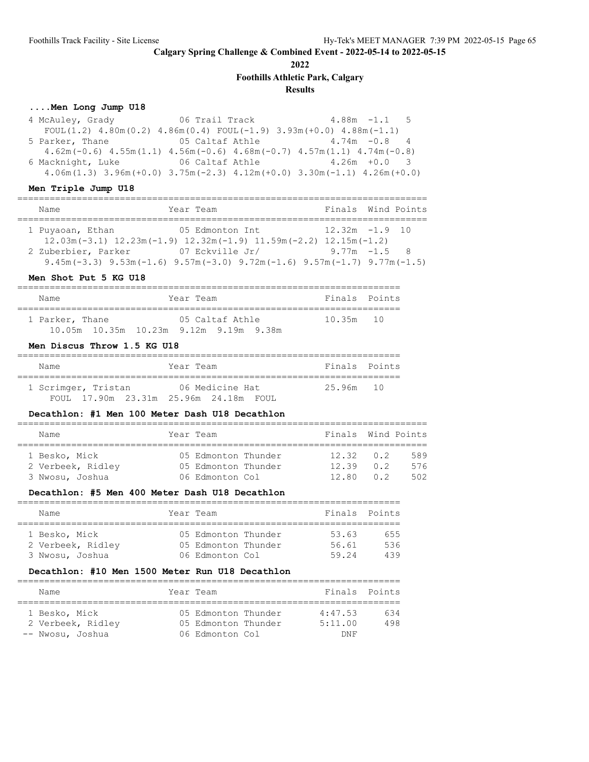# Calgary Spring Challenge & Combined Event - 2022-05-14 to 2022-05-15

**2022**

**Foothills Athletic Park, Calgary**

**Results**

### ....Men Long Jump U18

| Place | Name | Year | Team | Finals | Wind | Points |
|---|---|---|---|---|---|---|
| 4 | McAuley, Grady | 06 | Trail Track | 4.88m | -1.1 | 5 |
| | FOUL(1.2) 4.80m(0.2) 4.86m(0.4) FOUL(-1.9) 3.93m(+0.0) 4.88m(-1.1) | | | | | |
| 5 | Parker, Thane | 05 | Caltaf Athle | 4.74m | -0.8 | 4 |
| | 4.62m(-0.6) 4.55m(1.1) 4.56m(-0.6) 4.68m(-0.7) 4.57m(1.1) 4.74m(-0.8) | | | | | |
| 6 | Macknight, Luke | 06 | Caltaf Athle | 4.26m | +0.0 | 3 |
| | 4.06m(1.3) 3.96m(+0.0) 3.75m(-2.3) 4.12m(+0.0) 3.30m(-1.1) 4.26m(+0.0) | | | | | |

### Men Triple Jump U18

| Place | Name | Year | Team | Finals | Wind | Points |
|---|---|---|---|---|---|---|
| 1 | Puyaoan, Ethan | 05 | Edmonton Int | 12.32m | -1.9 | 10 |
| | 12.03m(-3.1) 12.23m(-1.9) 12.32m(-1.9) 11.59m(-2.2) 12.15m(-1.2) | | | | | |
| 2 | Zuberbier, Parker | 07 | Eckville Jr/ | 9.77m | -1.5 | 8 |
| | 9.45m(-3.3) 9.53m(-1.6) 9.57m(-3.0) 9.72m(-1.6) 9.57m(-1.7) 9.77m(-1.5) | | | | | |

### Men Shot Put 5 KG U18

| Place | Name | Year | Team | Finals | Points |
|---|---|---|---|---|---|
| 1 | Parker, Thane | 05 | Caltaf Athle | 10.35m | 10 |
| | 10.05m 10.35m 10.23m 9.12m 9.19m 9.38m | | | | |

### Men Discus Throw 1.5 KG U18

| Place | Name | Year | Team | Finals | Points |
|---|---|---|---|---|---|
| 1 | Scrimger, Tristan | 06 | Medicine Hat | 25.96m | 10 |
| | FOUL 17.90m 23.31m 25.96m 24.18m FOUL | | | | |

### Decathlon: #1 Men 100 Meter Dash U18 Decathlon

| Place | Name | Year | Team | Finals | Wind | Points |
|---|---|---|---|---|---|---|
| 1 | Besko, Mick | 05 | Edmonton Thunder | 12.32 | 0.2 | 589 |
| 2 | Verbeek, Ridley | 05 | Edmonton Thunder | 12.39 | 0.2 | 576 |
| 3 | Nwosu, Joshua | 06 | Edmonton Col | 12.80 | 0.2 | 502 |

### Decathlon: #5 Men 400 Meter Dash U18 Decathlon

| Place | Name | Year | Team | Finals | Points |
|---|---|---|---|---|---|
| 1 | Besko, Mick | 05 | Edmonton Thunder | 53.63 | 655 |
| 2 | Verbeek, Ridley | 05 | Edmonton Thunder | 56.61 | 536 |
| 3 | Nwosu, Joshua | 06 | Edmonton Col | 59.24 | 439 |

### Decathlon: #10 Men 1500 Meter Run U18 Decathlon

| Place | Name | Year | Team | Finals | Points |
|---|---|---|---|---|---|
| 1 | Besko, Mick | 05 | Edmonton Thunder | 4:47.53 | 634 |
| 2 | Verbeek, Ridley | 05 | Edmonton Thunder | 5:11.00 | 498 |
| -- | Nwosu, Joshua | 06 | Edmonton Col | DNF | |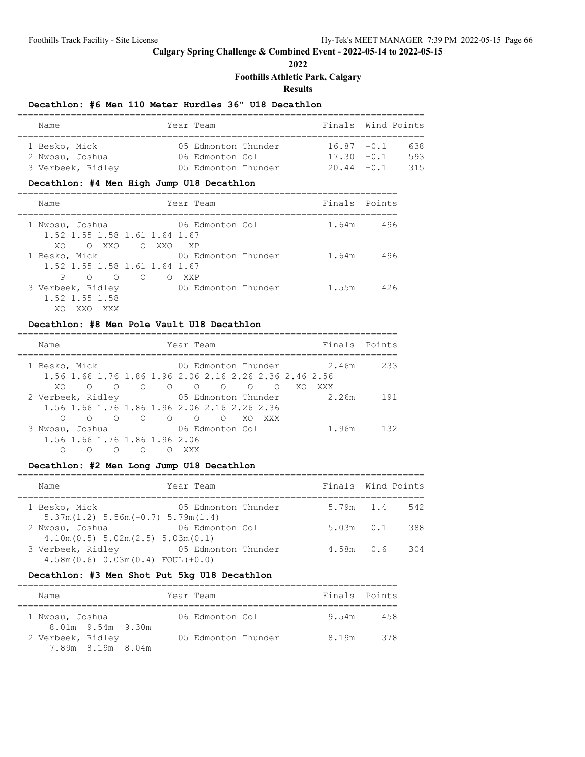## Calgary Spring Challenge & Combined Event - 2022-05-14 to 2022-05-15

**2022**

**Foothills Athletic Park, Calgary**

**Results**

### Decathlon: #6 Men 110 Meter Hurdles 36" U18 Decathlon

| Name | Year | Team | Finals | Wind | Points |
|---|---|---|---|---|---|
| 1 Besko, Mick | 05 | Edmonton Thunder | 16.87 | -0.1 | 638 |
| 2 Nwosu, Joshua | 06 | Edmonton Col | 17.30 | -0.1 | 593 |
| 3 Verbeek, Ridley | 05 | Edmonton Thunder | 20.44 | -0.1 | 315 |

### Decathlon: #4 Men High Jump U18 Decathlon

| Name | Year | Team | Finals | Points |
|---|---|---|---|---|
| 1 Nwosu, Joshua | 06 | Edmonton Col | 1.64m | 496 |
| 1.52 1.55 1.58 1.61 1.64 1.67 | | | | |
| XO O XXO O XXO XP | | | | |
| 1 Besko, Mick | 05 | Edmonton Thunder | 1.64m | 496 |
| 1.52 1.55 1.58 1.61 1.64 1.67 | | | | |
| P O O O O XXP | | | | |
| 3 Verbeek, Ridley | 05 | Edmonton Thunder | 1.55m | 426 |
| 1.52 1.55 1.58 | | | | |
| XO XXO XXX | | | | |

### Decathlon: #8 Men Pole Vault U18 Decathlon

| Name | Year | Team | Finals | Points |
|---|---|---|---|---|
| 1 Besko, Mick | 05 | Edmonton Thunder | 2.46m | 233 |
| 1.56 1.66 1.76 1.86 1.96 2.06 2.16 2.26 2.36 2.46 2.56 | | | | |
| XO O O O O O O O O XO XXX | | | | |
| 2 Verbeek, Ridley | 05 | Edmonton Thunder | 2.26m | 191 |
| 1.56 1.66 1.76 1.86 1.96 2.06 2.16 2.26 2.36 | | | | |
| O O O O O O O XO XXX | | | | |
| 3 Nwosu, Joshua | 06 | Edmonton Col | 1.96m | 132 |
| 1.56 1.66 1.76 1.86 1.96 2.06 | | | | |
| O O O O O XXX | | | | |

### Decathlon: #2 Men Long Jump U18 Decathlon

| Name | Year | Team | Finals | Wind | Points |
|---|---|---|---|---|---|
| 1 Besko, Mick | 05 | Edmonton Thunder | 5.79m | 1.4 | 542 |
| 5.37m(1.2) 5.56m(-0.7) 5.79m(1.4) | | | | | |
| 2 Nwosu, Joshua | 06 | Edmonton Col | 5.03m | 0.1 | 388 |
| 4.10m(0.5) 5.02m(2.5) 5.03m(0.1) | | | | | |
| 3 Verbeek, Ridley | 05 | Edmonton Thunder | 4.58m | 0.6 | 304 |
| 4.58m(0.6) 0.03m(0.4) FOUL(+0.0) | | | | | |

### Decathlon: #3 Men Shot Put 5kg U18 Decathlon

| Name | Year | Team | Finals | Points |
|---|---|---|---|---|
| 1 Nwosu, Joshua | 06 | Edmonton Col | 9.54m | 458 |
| 8.01m 9.54m 9.30m | | | | |
| 2 Verbeek, Ridley | 05 | Edmonton Thunder | 8.19m | 378 |
| 7.89m 8.19m 8.04m | | | | |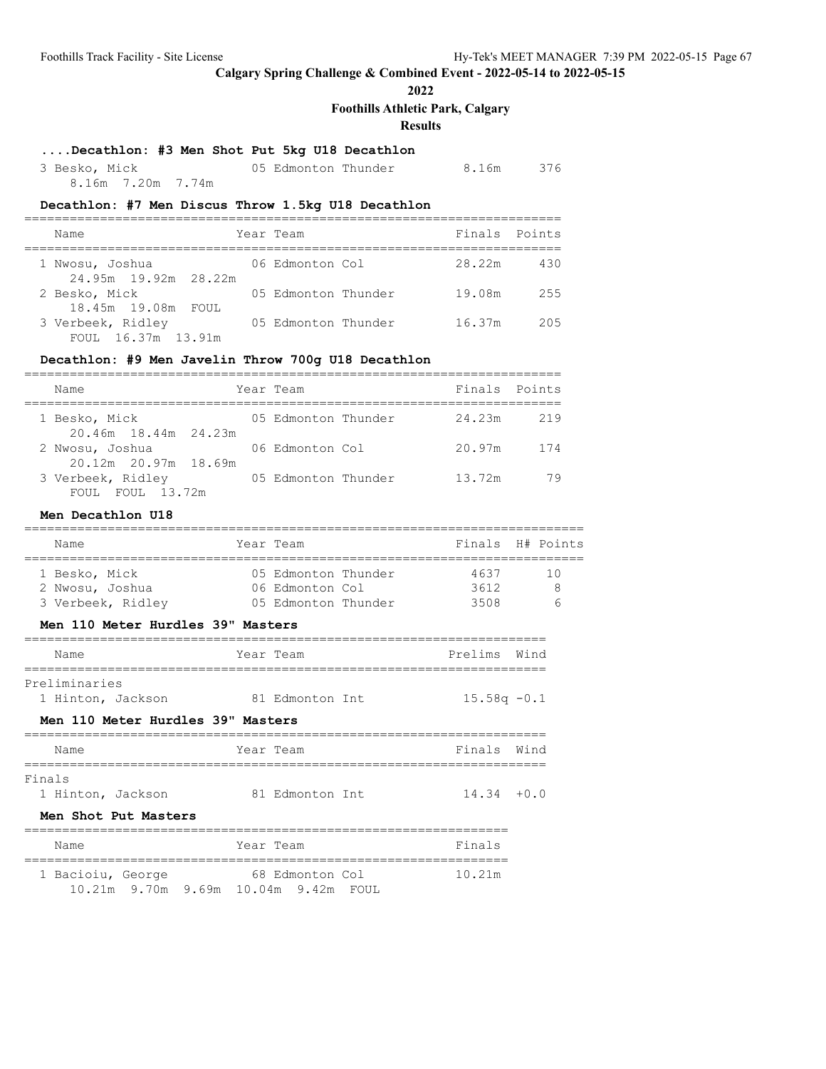## Calgary Spring Challenge & Combined Event - 2022-05-14 to 2022-05-15

**2022**

**Foothills Athletic Park, Calgary**

**Results**

### ....Decathlon: #3 Men Shot Put 5kg U18 Decathlon

| Name | Year | Team | Finals | Points |
|---|---|---|---|---|
| 3 Besko, Mick | 05 | Edmonton Thunder | 8.16m | 376 |
| 8.16m 7.20m 7.74m | | | | |

### Decathlon: #7 Men Discus Throw 1.5kg U18 Decathlon

| Name | Year | Team | Finals | Points |
|---|---|---|---|---|
| 1 Nwosu, Joshua | 06 | Edmonton Col | 28.22m | 430 |
| 24.95m 19.92m 28.22m | | | | |
| 2 Besko, Mick | 05 | Edmonton Thunder | 19.08m | 255 |
| 18.45m 19.08m FOUL | | | | |
| 3 Verbeek, Ridley | 05 | Edmonton Thunder | 16.37m | 205 |
| FOUL 16.37m 13.91m | | | | |

### Decathlon: #9 Men Javelin Throw 700g U18 Decathlon

| Name | Year | Team | Finals | Points |
|---|---|---|---|---|
| 1 Besko, Mick | 05 | Edmonton Thunder | 24.23m | 219 |
| 20.46m 18.44m 24.23m | | | | |
| 2 Nwosu, Joshua | 06 | Edmonton Col | 20.97m | 174 |
| 20.12m 20.97m 18.69m | | | | |
| 3 Verbeek, Ridley | 05 | Edmonton Thunder | 13.72m | 79 |
| FOUL FOUL 13.72m | | | | |

### Men Decathlon U18

| Name | Year | Team | Finals | H# | Points |
|---|---|---|---|---|---|
| 1 Besko, Mick | 05 | Edmonton Thunder | 4637 | | 10 |
| 2 Nwosu, Joshua | 06 | Edmonton Col | 3612 | | 8 |
| 3 Verbeek, Ridley | 05 | Edmonton Thunder | 3508 | | 6 |

### Men 110 Meter Hurdles 39" Masters

| Name | Year | Team | Prelims | Wind |
|---|---|---|---|---|
| **Preliminaries** | | | | |
| 1 Hinton, Jackson | 81 | Edmonton Int | 15.58q | -0.1 |

### Men 110 Meter Hurdles 39" Masters

| Name | Year | Team | Finals | Wind |
|---|---|---|---|---|
| **Finals** | | | | |
| 1 Hinton, Jackson | 81 | Edmonton Int | 14.34 | +0.0 |

### Men Shot Put Masters

| Name | Year | Team | Finals |
|---|---|---|---|
| 1 Bacioiu, George | 68 | Edmonton Col | 10.21m |
| 10.21m 9.70m 9.69m 10.04m 9.42m FOUL | | | |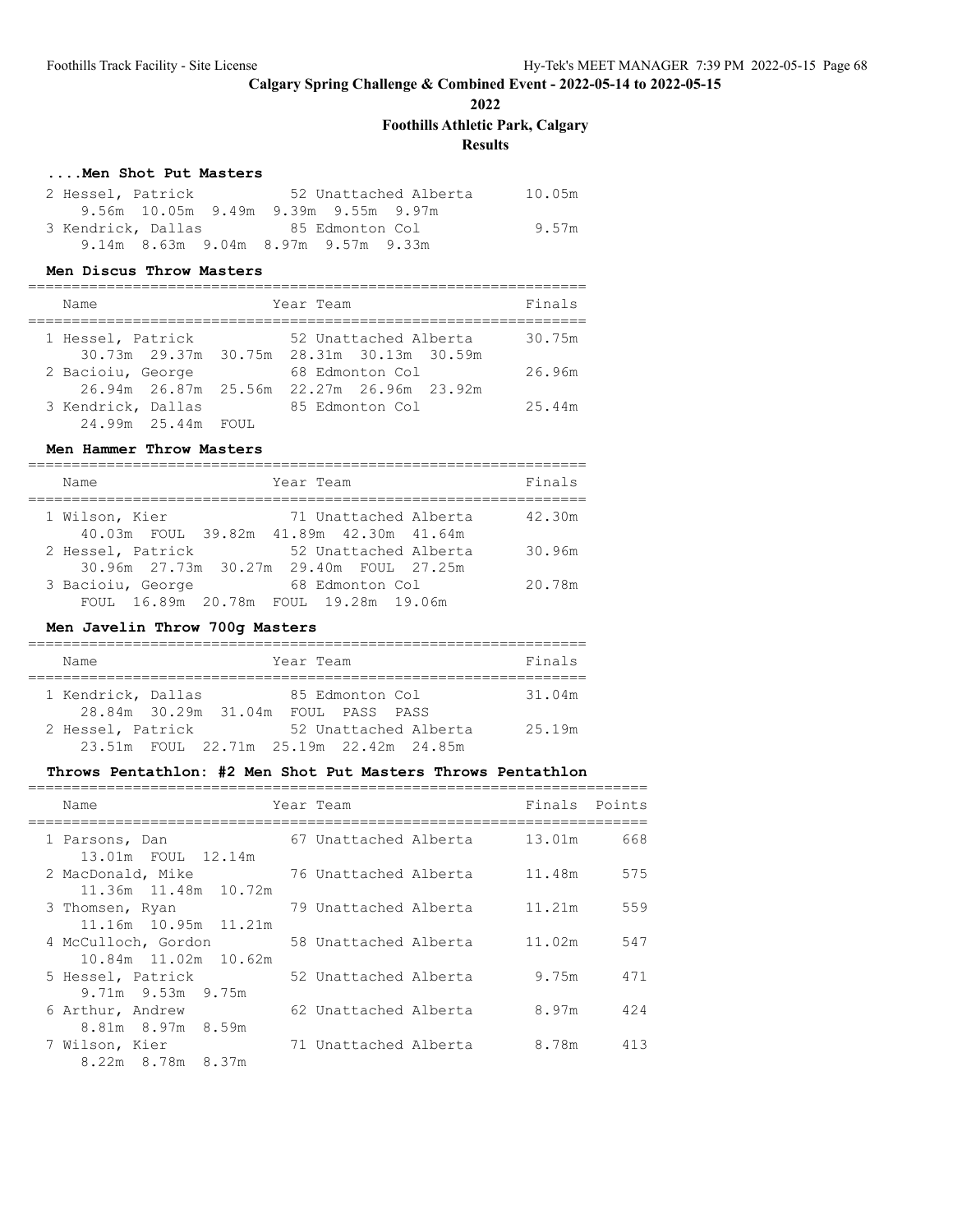# Calgary Spring Challenge & Combined Event - 2022-05-14 to 2022-05-15

**2022**

**Foothills Athletic Park, Calgary**

**Results**

### ....Men Shot Put Masters

| Place | Name | Year | Team | Finals |
|---|---|---|---|---|
| 2 | Hessel, Patrick | 52 | Unattached Alberta | 10.05m |
| | 9.56m 10.05m 9.49m 9.39m 9.55m 9.97m | | | |
| 3 | Kendrick, Dallas | 85 | Edmonton Col | 9.57m |
| | 9.14m 8.63m 9.04m 8.97m 9.57m 9.33m | | | |

### Men Discus Throw Masters

| Place | Name | Year | Team | Finals |
|---|---|---|---|---|
| 1 | Hessel, Patrick | 52 | Unattached Alberta | 30.75m |
| | 30.73m 29.37m 30.75m 28.31m 30.13m 30.59m | | | |
| 2 | Bacioiu, George | 68 | Edmonton Col | 26.96m |
| | 26.94m 26.87m 25.56m 22.27m 26.96m 23.92m | | | |
| 3 | Kendrick, Dallas | 85 | Edmonton Col | 25.44m |
| | 24.99m 25.44m FOUL | | | |

### Men Hammer Throw Masters

| Place | Name | Year | Team | Finals |
|---|---|---|---|---|
| 1 | Wilson, Kier | 71 | Unattached Alberta | 42.30m |
| | 40.03m FOUL 39.82m 41.89m 42.30m 41.64m | | | |
| 2 | Hessel, Patrick | 52 | Unattached Alberta | 30.96m |
| | 30.96m 27.73m 30.27m 29.40m FOUL 27.25m | | | |
| 3 | Bacioiu, George | 68 | Edmonton Col | 20.78m |
| | FOUL 16.89m 20.78m FOUL 19.28m 19.06m | | | |

### Men Javelin Throw 700g Masters

| Place | Name | Year | Team | Finals |
|---|---|---|---|---|
| 1 | Kendrick, Dallas | 85 | Edmonton Col | 31.04m |
| | 28.84m 30.29m 31.04m FOUL PASS PASS | | | |
| 2 | Hessel, Patrick | 52 | Unattached Alberta | 25.19m |
| | 23.51m FOUL 22.71m 25.19m 22.42m 24.85m | | | |

### Throws Pentathlon: #2 Men Shot Put Masters Throws Pentathlon

| Place | Name | Year | Team | Finals | Points |
|---|---|---|---|---|---|
| 1 | Parsons, Dan | 67 | Unattached Alberta | 13.01m | 668 |
| | 13.01m FOUL 12.14m | | | | |
| 2 | MacDonald, Mike | 76 | Unattached Alberta | 11.48m | 575 |
| | 11.36m 11.48m 10.72m | | | | |
| 3 | Thomsen, Ryan | 79 | Unattached Alberta | 11.21m | 559 |
| | 11.16m 10.95m 11.21m | | | | |
| 4 | McCulloch, Gordon | 58 | Unattached Alberta | 11.02m | 547 |
| | 10.84m 11.02m 10.62m | | | | |
| 5 | Hessel, Patrick | 52 | Unattached Alberta | 9.75m | 471 |
| | 9.71m 9.53m 9.75m | | | | |
| 6 | Arthur, Andrew | 62 | Unattached Alberta | 8.97m | 424 |
| | 8.81m 8.97m 8.59m | | | | |
| 7 | Wilson, Kier | 71 | Unattached Alberta | 8.78m | 413 |
| | 8.22m 8.78m 8.37m | | | | |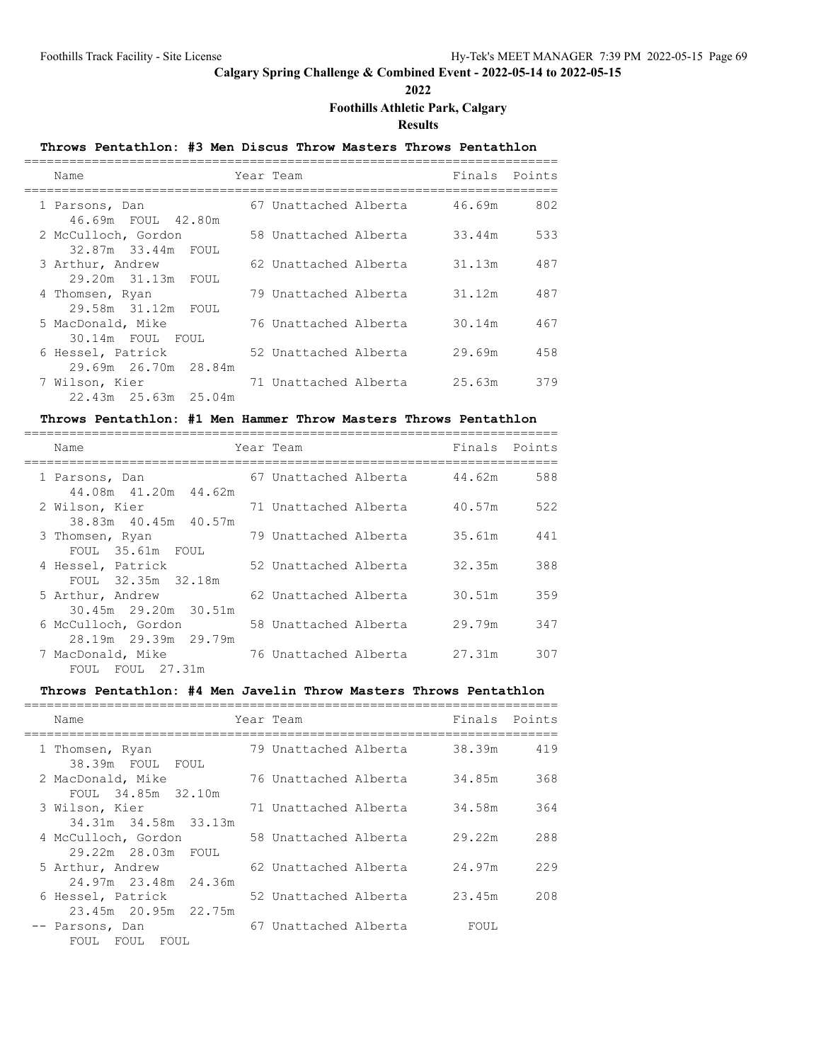# Calgary Spring Challenge & Combined Event - 2022-05-14 to 2022-05-15

**2022**

**Foothills Athletic Park, Calgary**

**Results**

### Throws Pentathlon: #3 Men Discus Throw Masters Throws Pentathlon

| Place | Name | Year | Team | Finals | Points |
|---|---|---|---|---|---|
| 1 | Parsons, Dan | 67 | Unattached Alberta | 46.69m | 802 |
| | 46.69m FOUL 42.80m | | | | |
| 2 | McCulloch, Gordon | 58 | Unattached Alberta | 33.44m | 533 |
| | 32.87m 33.44m FOUL | | | | |
| 3 | Arthur, Andrew | 62 | Unattached Alberta | 31.13m | 487 |
| | 29.20m 31.13m FOUL | | | | |
| 4 | Thomsen, Ryan | 79 | Unattached Alberta | 31.12m | 487 |
| | 29.58m 31.12m FOUL | | | | |
| 5 | MacDonald, Mike | 76 | Unattached Alberta | 30.14m | 467 |
| | 30.14m FOUL FOUL | | | | |
| 6 | Hessel, Patrick | 52 | Unattached Alberta | 29.69m | 458 |
| | 29.69m 26.70m 28.84m | | | | |
| 7 | Wilson, Kier | 71 | Unattached Alberta | 25.63m | 379 |
| | 22.43m 25.63m 25.04m | | | | |

### Throws Pentathlon: #1 Men Hammer Throw Masters Throws Pentathlon

| Place | Name | Year | Team | Finals | Points |
|---|---|---|---|---|---|
| 1 | Parsons, Dan | 67 | Unattached Alberta | 44.62m | 588 |
| | 44.08m 41.20m 44.62m | | | | |
| 2 | Wilson, Kier | 71 | Unattached Alberta | 40.57m | 522 |
| | 38.83m 40.45m 40.57m | | | | |
| 3 | Thomsen, Ryan | 79 | Unattached Alberta | 35.61m | 441 |
| | FOUL 35.61m FOUL | | | | |
| 4 | Hessel, Patrick | 52 | Unattached Alberta | 32.35m | 388 |
| | FOUL 32.35m 32.18m | | | | |
| 5 | Arthur, Andrew | 62 | Unattached Alberta | 30.51m | 359 |
| | 30.45m 29.20m 30.51m | | | | |
| 6 | McCulloch, Gordon | 58 | Unattached Alberta | 29.79m | 347 |
| | 28.19m 29.39m 29.79m | | | | |
| 7 | MacDonald, Mike | 76 | Unattached Alberta | 27.31m | 307 |
| | FOUL FOUL 27.31m | | | | |

### Throws Pentathlon: #4 Men Javelin Throw Masters Throws Pentathlon

| Place | Name | Year | Team | Finals | Points |
|---|---|---|---|---|---|
| 1 | Thomsen, Ryan | 79 | Unattached Alberta | 38.39m | 419 |
| | 38.39m FOUL FOUL | | | | |
| 2 | MacDonald, Mike | 76 | Unattached Alberta | 34.85m | 368 |
| | FOUL 34.85m 32.10m | | | | |
| 3 | Wilson, Kier | 71 | Unattached Alberta | 34.58m | 364 |
| | 34.31m 34.58m 33.13m | | | | |
| 4 | McCulloch, Gordon | 58 | Unattached Alberta | 29.22m | 288 |
| | 29.22m 28.03m FOUL | | | | |
| 5 | Arthur, Andrew | 62 | Unattached Alberta | 24.97m | 229 |
| | 24.97m 23.48m 24.36m | | | | |
| 6 | Hessel, Patrick | 52 | Unattached Alberta | 23.45m | 208 |
| | 23.45m 20.95m 22.75m | | | | |
| -- | Parsons, Dan | 67 | Unattached Alberta | FOUL | |
| | FOUL FOUL FOUL | | | | |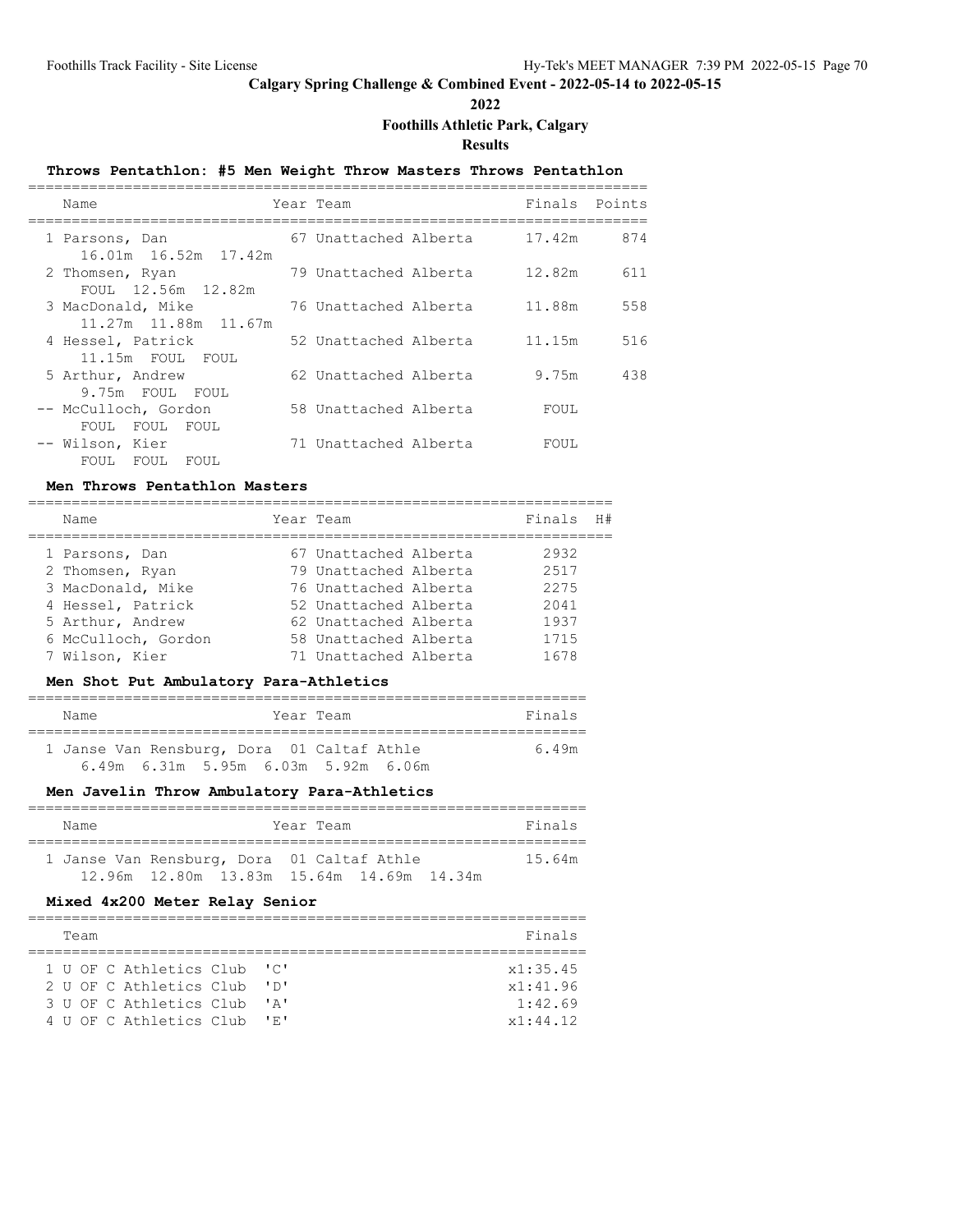# Calgary Spring Challenge & Combined Event - 2022-05-14 to 2022-05-15

**2022**

**Foothills Athletic Park, Calgary**

**Results**

### Throws Pentathlon: #5 Men Weight Throw Masters Throws Pentathlon

| Name | Year | Team | Finals | Points |
|---|---|---|---|---|
| 1 Parsons, Dan | 67 | Unattached Alberta | 17.42m | 874 |
| 16.01m 16.52m 17.42m | | | | |
| 2 Thomsen, Ryan | 79 | Unattached Alberta | 12.82m | 611 |
| FOUL 12.56m 12.82m | | | | |
| 3 MacDonald, Mike | 76 | Unattached Alberta | 11.88m | 558 |
| 11.27m 11.88m 11.67m | | | | |
| 4 Hessel, Patrick | 52 | Unattached Alberta | 11.15m | 516 |
| 11.15m FOUL FOUL | | | | |
| 5 Arthur, Andrew | 62 | Unattached Alberta | 9.75m | 438 |
| 9.75m FOUL FOUL | | | | |
| -- McCulloch, Gordon | 58 | Unattached Alberta | FOUL | |
| FOUL FOUL FOUL | | | | |
| -- Wilson, Kier | 71 | Unattached Alberta | FOUL | |
| FOUL FOUL FOUL | | | | |

### Men Throws Pentathlon Masters

| Name | Year | Team | Finals | H# |
|---|---|---|---|---|
| 1 Parsons, Dan | 67 | Unattached Alberta | 2932 | |
| 2 Thomsen, Ryan | 79 | Unattached Alberta | 2517 | |
| 3 MacDonald, Mike | 76 | Unattached Alberta | 2275 | |
| 4 Hessel, Patrick | 52 | Unattached Alberta | 2041 | |
| 5 Arthur, Andrew | 62 | Unattached Alberta | 1937 | |
| 6 McCulloch, Gordon | 58 | Unattached Alberta | 1715 | |
| 7 Wilson, Kier | 71 | Unattached Alberta | 1678 | |

### Men Shot Put Ambulatory Para-Athletics

| Name | Year | Team | Finals |
|---|---|---|---|
| 1 Janse Van Rensburg, Dora | 01 | Caltaf Athle | 6.49m |
| 6.49m 6.31m 5.95m 6.03m 5.92m 6.06m | | | |

### Men Javelin Throw Ambulatory Para-Athletics

| Name | Year | Team | Finals |
|---|---|---|---|
| 1 Janse Van Rensburg, Dora | 01 | Caltaf Athle | 15.64m |
| 12.96m 12.80m 13.83m 15.64m 14.69m 14.34m | | | |

### Mixed 4x200 Meter Relay Senior

| Team | Finals |
|---|---|
| 1 U OF C Athletics Club 'C' | x1:35.45 |
| 2 U OF C Athletics Club 'D' | x1:41.96 |
| 3 U OF C Athletics Club 'A' | 1:42.69 |
| 4 U OF C Athletics Club 'E' | x1:44.12 |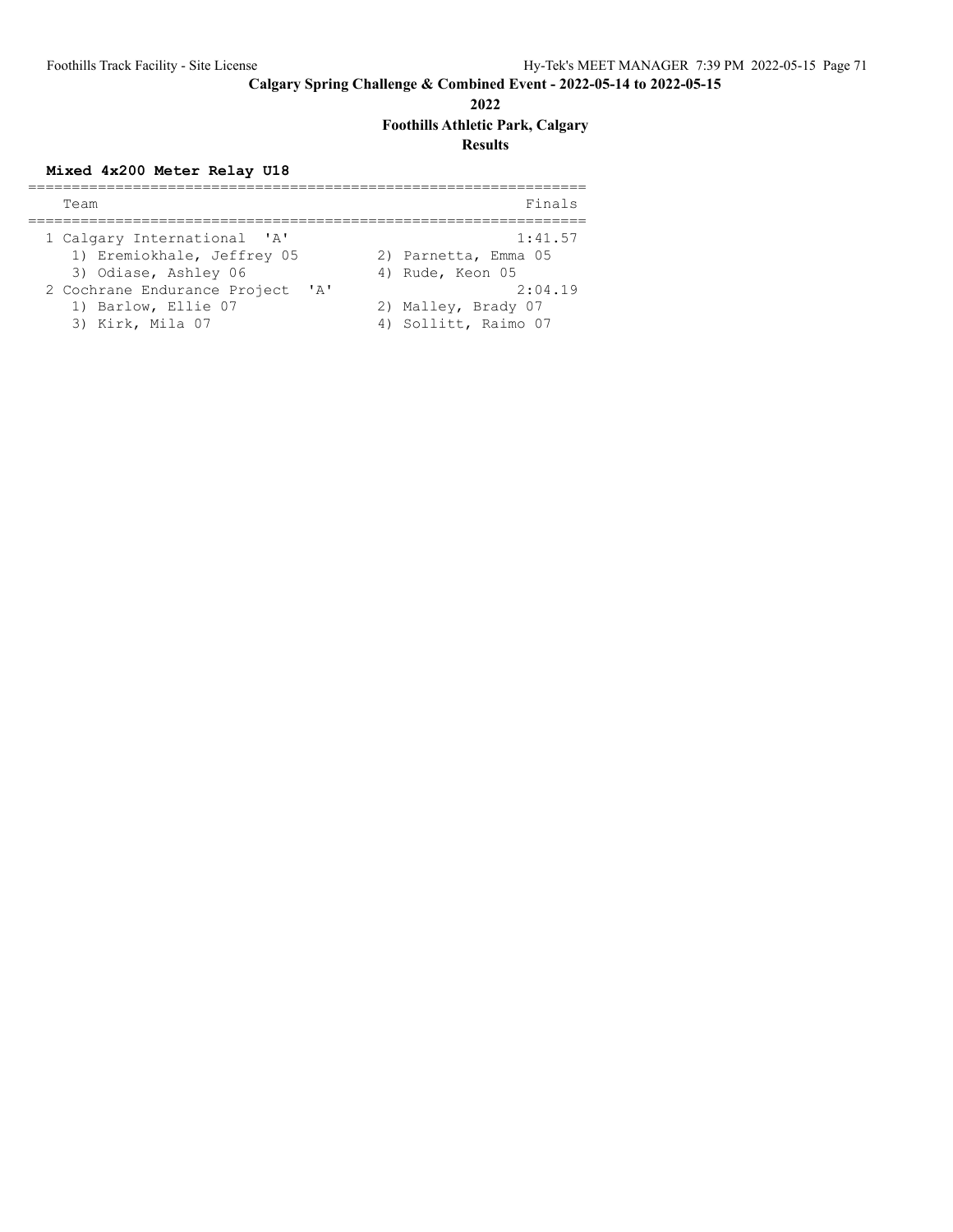## Calgary Spring Challenge & Combined Event - 2022-05-14 to 2022-05-15

**2022**

**Foothills Athletic Park, Calgary**

**Results**

### Mixed 4x200 Meter Relay U18

| Team | | Finals |
|---|---|---|
| 1 Calgary International 'A' | | 1:41.57 |
| 1) Eremiokhale, Jeffrey 05 | 2) Parnetta, Emma 05 | |
| 3) Odiase, Ashley 06 | 4) Rude, Keon 05 | |
| 2 Cochrane Endurance Project 'A' | | 2:04.19 |
| 1) Barlow, Ellie 07 | 2) Malley, Brady 07 | |
| 3) Kirk, Mila 07 | 4) Sollitt, Raimo 07 | |